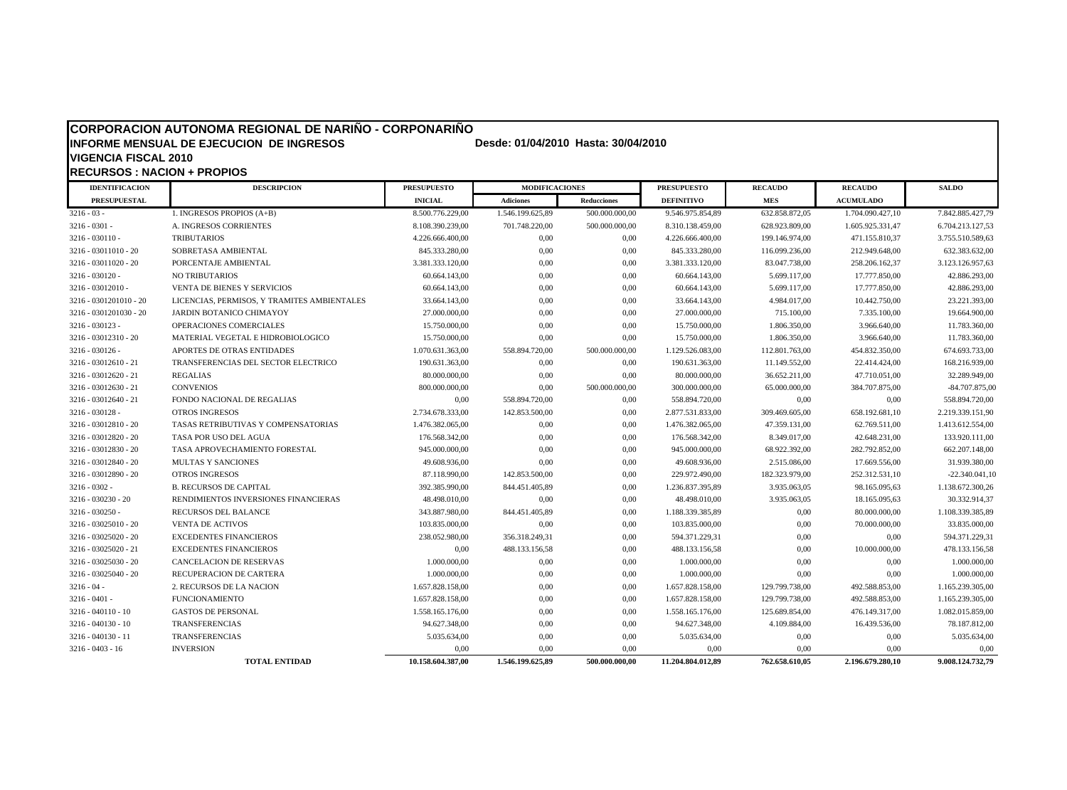# CORPORACION AUTONOMA REGIONAL DE NARIÑO - CORPONARIÑO

**INFORME MENSUAL DE EJECUCION DE INGRESOS** **Desde: 01/04/2010 Hasta: 30/04/2010**

**VIGENCIA FISCAL 2010**

**RECURSOS : NACION + PROPIOS**

| IDENTIFICACION PRESUPUESTAL | DESCRIPCION | PRESUPUESTO INICIAL | MODIFICACIONES | | PRESUPUESTO DEFINITIVO | RECAUDO MES | RECAUDO ACUMULADO | SALDO |
|---|---|---|---|---|---|---|---|---|
| | | | Adiciones | Reducciones | | | | |
| 3216 - 03 - | 1. INGRESOS PROPIOS (A+B) | 8.500.776.229,00 | 1.546.199.625,89 | 500.000.000,00 | 9.546.975.854,89 | 632.858.872,05 | 1.704.090.427,10 | 7.842.885.427,79 |
| 3216 - 0301 - | A. INGRESOS CORRIENTES | 8.108.390.239,00 | 701.748.220,00 | 500.000.000,00 | 8.310.138.459,00 | 628.923.809,00 | 1.605.925.331,47 | 6.704.213.127,53 |
| 3216 - 030110 - | TRIBUTARIOS | 4.226.666.400,00 | 0,00 | 0,00 | 4.226.666.400,00 | 199.146.974,00 | 471.155.810,37 | 3.755.510.589,63 |
| 3216 - 03011010 - 20 | SOBRETASA AMBIENTAL | 845.333.280,00 | 0,00 | 0,00 | 845.333.280,00 | 116.099.236,00 | 212.949.648,00 | 632.383.632,00 |
| 3216 - 03011020 - 20 | PORCENTAJE AMBIENTAL | 3.381.333.120,00 | 0,00 | 0,00 | 3.381.333.120,00 | 83.047.738,00 | 258.206.162,37 | 3.123.126.957,63 |
| 3216 - 030120 - | NO TRIBUTARIOS | 60.664.143,00 | 0,00 | 0,00 | 60.664.143,00 | 5.699.117,00 | 17.777.850,00 | 42.886.293,00 |
| 3216 - 03012010 - | VENTA DE BIENES Y SERVICIOS | 60.664.143,00 | 0,00 | 0,00 | 60.664.143,00 | 5.699.117,00 | 17.777.850,00 | 42.886.293,00 |
| 3216 - 0301201010 - 20 | LICENCIAS, PERMISOS, Y TRAMITES AMBIENTALES | 33.664.143,00 | 0,00 | 0,00 | 33.664.143,00 | 4.984.017,00 | 10.442.750,00 | 23.221.393,00 |
| 3216 - 0301201030 - 20 | JARDIN BOTANICO CHIMAYOY | 27.000.000,00 | 0,00 | 0,00 | 27.000.000,00 | 715.100,00 | 7.335.100,00 | 19.664.900,00 |
| 3216 - 030123 - | OPERACIONES COMERCIALES | 15.750.000,00 | 0,00 | 0,00 | 15.750.000,00 | 1.806.350,00 | 3.966.640,00 | 11.783.360,00 |
| 3216 - 03012310 - 20 | MATERIAL VEGETAL E HIDROBIOLOGICO | 15.750.000,00 | 0,00 | 0,00 | 15.750.000,00 | 1.806.350,00 | 3.966.640,00 | 11.783.360,00 |
| 3216 - 030126 - | APORTES DE OTRAS ENTIDADES | 1.070.631.363,00 | 558.894.720,00 | 500.000.000,00 | 1.129.526.083,00 | 112.801.763,00 | 454.832.350,00 | 674.693.733,00 |
| 3216 - 03012610 - 21 | TRANSFERENCIAS DEL SECTOR ELECTRICO | 190.631.363,00 | 0,00 | 0,00 | 190.631.363,00 | 11.149.552,00 | 22.414.424,00 | 168.216.939,00 |
| 3216 - 03012620 - 21 | REGALIAS | 80.000.000,00 | 0,00 | 0,00 | 80.000.000,00 | 36.652.211,00 | 47.710.051,00 | 32.289.949,00 |
| 3216 - 03012630 - 21 | CONVENIOS | 800.000.000,00 | 0,00 | 500.000.000,00 | 300.000.000,00 | 65.000.000,00 | 384.707.875,00 | -84.707.875,00 |
| 3216 - 03012640 - 21 | FONDO NACIONAL DE REGALIAS | 0,00 | 558.894.720,00 | 0,00 | 558.894.720,00 | 0,00 | 0,00 | 558.894.720,00 |
| 3216 - 030128 - | OTROS INGRESOS | 2.734.678.333,00 | 142.853.500,00 | 0,00 | 2.877.531.833,00 | 309.469.605,00 | 658.192.681,10 | 2.219.339.151,90 |
| 3216 - 03012810 - 20 | TASAS RETRIBUTIVAS Y COMPENSATORIAS | 1.476.382.065,00 | 0,00 | 0,00 | 1.476.382.065,00 | 47.359.131,00 | 62.769.511,00 | 1.413.612.554,00 |
| 3216 - 03012820 - 20 | TASA POR USO DEL AGUA | 176.568.342,00 | 0,00 | 0,00 | 176.568.342,00 | 8.349.017,00 | 42.648.231,00 | 133.920.111,00 |
| 3216 - 03012830 - 20 | TASA APROVECHAMIENTO FORESTAL | 945.000.000,00 | 0,00 | 0,00 | 945.000.000,00 | 68.922.392,00 | 282.792.852,00 | 662.207.148,00 |
| 3216 - 03012840 - 20 | MULTAS Y SANCIONES | 49.608.936,00 | 0,00 | 0,00 | 49.608.936,00 | 2.515.086,00 | 17.669.556,00 | 31.939.380,00 |
| 3216 - 03012890 - 20 | OTROS INGRESOS | 87.118.990,00 | 142.853.500,00 | 0,00 | 229.972.490,00 | 182.323.979,00 | 252.312.531,10 | -22.340.041,10 |
| 3216 - 0302 - | B. RECURSOS DE CAPITAL | 392.385.990,00 | 844.451.405,89 | 0,00 | 1.236.837.395,89 | 3.935.063,05 | 98.165.095,63 | 1.138.672.300,26 |
| 3216 - 030230 - 20 | RENDIMIENTOS INVERSIONES FINANCIERAS | 48.498.010,00 | 0,00 | 0,00 | 48.498.010,00 | 3.935.063,05 | 18.165.095,63 | 30.332.914,37 |
| 3216 - 030250 - | RECURSOS DEL BALANCE | 343.887.980,00 | 844.451.405,89 | 0,00 | 1.188.339.385,89 | 0,00 | 80.000.000,00 | 1.108.339.385,89 |
| 3216 - 03025010 - 20 | VENTA DE ACTIVOS | 103.835.000,00 | 0,00 | 0,00 | 103.835.000,00 | 0,00 | 70.000.000,00 | 33.835.000,00 |
| 3216 - 03025020 - 20 | EXCEDENTES FINANCIEROS | 238.052.980,00 | 356.318.249,31 | 0,00 | 594.371.229,31 | 0,00 | 0,00 | 594.371.229,31 |
| 3216 - 03025020 - 21 | EXCEDENTES FINANCIEROS | 0,00 | 488.133.156,58 | 0,00 | 488.133.156,58 | 0,00 | 10.000.000,00 | 478.133.156,58 |
| 3216 - 03025030 - 20 | CANCELACION DE RESERVAS | 1.000.000,00 | 0,00 | 0,00 | 1.000.000,00 | 0,00 | 0,00 | 1.000.000,00 |
| 3216 - 03025040 - 20 | RECUPERACION DE CARTERA | 1.000.000,00 | 0,00 | 0,00 | 1.000.000,00 | 0,00 | 0,00 | 1.000.000,00 |
| 3216 - 04 - | 2. RECURSOS DE LA NACION | 1.657.828.158,00 | 0,00 | 0,00 | 1.657.828.158,00 | 129.799.738,00 | 492.588.853,00 | 1.165.239.305,00 |
| 3216 - 0401 - | FUNCIONAMIENTO | 1.657.828.158,00 | 0,00 | 0,00 | 1.657.828.158,00 | 129.799.738,00 | 492.588.853,00 | 1.165.239.305,00 |
| 3216 - 040110 - 10 | GASTOS DE PERSONAL | 1.558.165.176,00 | 0,00 | 0,00 | 1.558.165.176,00 | 125.689.854,00 | 476.149.317,00 | 1.082.015.859,00 |
| 3216 - 040130 - 10 | TRANSFERENCIAS | 94.627.348,00 | 0,00 | 0,00 | 94.627.348,00 | 4.109.884,00 | 16.439.536,00 | 78.187.812,00 |
| 3216 - 040130 - 11 | TRANSFERENCIAS | 5.035.634,00 | 0,00 | 0,00 | 5.035.634,00 | 0,00 | 0,00 | 5.035.634,00 |
| 3216 - 0403 - 16 | INVERSION | 0,00 | 0,00 | 0,00 | 0,00 | 0,00 | 0,00 | 0,00 |
| | **TOTAL ENTIDAD** | **10.158.604.387,00** | **1.546.199.625,89** | **500.000.000,00** | **11.204.804.012,89** | **762.658.610,05** | **2.196.679.280,10** | **9.008.124.732,79** |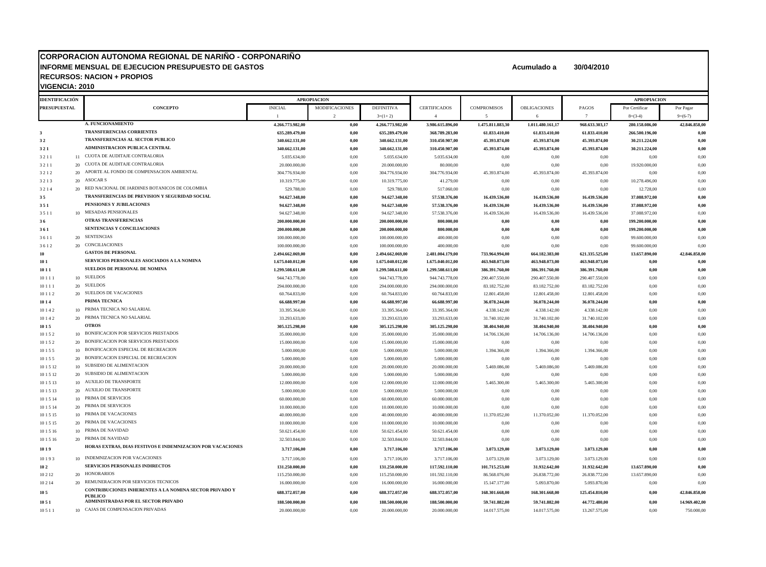# CORPORACION AUTONOMA REGIONAL DE NARIÑO - CORPONARIÑO

**INFORME MENSUAL DE EJECUCION PRESUPUESTO DE GASTOS** — **Acumulado a 30/04/2010**

**RECURSOS: NACION + PROPIOS**

**VIGENCIA: 2010**

| IDENTIFICACIÓN PRESUPUESTAL | | CONCEPTO | APROPIACION | | | CERTIFICADOS | COMPROMISOS | OBLIGACIONES | PAGOS | APROPIACION | |
|---|---|---|---|---|---|---|---|---|---|---|---|
| | | | INICIAL | MODIFICACIONES | DEFINITIVA | | | | | Por Certificar | Por Pagar |
| | | | 1 | 2 | 3=(1+2) | 4 | 5 | 6 | 7 | 8=(3-4) | 9=(6-7) |
| | | **A. FUNCIONAMIENTO** | **4.266.773.982,00** | **0,00** | **4.266.773.982,00** | **3.986.615.896,00** | **1.475.811.883,30** | **1.011.480.161,17** | **968.633.303,17** | **280.158.086,00** | **42.846.858,00** |
| **3** | | **TRANSFERENCIAS CORRIENTES** | **635.289.479,00** | **0,00** | **635.289.479,00** | **368.789.283,00** | **61.833.410,00** | **61.833.410,00** | **61.833.410,00** | **266.500.196,00** | **0,00** |
| **3 2** | | **TRANSFERENCIAS AL SECTOR PUBLICO** | **340.662.131,00** | **0,00** | **340.662.131,00** | **310.450.907,00** | **45.393.874,00** | **45.393.874,00** | **45.393.874,00** | **30.211.224,00** | **0,00** |
| **3 2 1** | | **ADMINISTRACION PUBLICA CENTRAL** | **340.662.131,00** | **0,00** | **340.662.131,00** | **310.450.907,00** | **45.393.874,00** | **45.393.874,00** | **45.393.874,00** | **30.211.224,00** | **0,00** |
| 3 2 1 1 | 11 | CUOTA DE AUDITAJE CONTRALORIA | 5.035.634,00 | 0,00 | 5.035.634,00 | 5.035.634,00 | 0,00 | 0,00 | 0,00 | 0,00 | 0,00 |
| 3 2 1 1 | 20 | CUOTA DE AUDITAJE CONTRALORIA | 20.000.000,00 | 0,00 | 20.000.000,00 | 80.000,00 | 0,00 | 0,00 | 0,00 | 19.920.000,00 | 0,00 |
| 3 2 1 2 | 20 | APORTE AL FONDO DE COMPENSACION AMBIENTAL | 304.776.934,00 | 0,00 | 304.776.934,00 | 304.776.934,00 | 45.393.874,00 | 45.393.874,00 | 45.393.874,00 | 0,00 | 0,00 |
| 3 2 1 3 | 20 | ASOCAR S | 10.319.775,00 | 0,00 | 10.319.775,00 | 41.279,00 | 0,00 | 0,00 | 0,00 | 10.278.496,00 | 0,00 |
| 3 2 1 4 | 20 | RED NACIONAL DE JARDINES BOTANICOS DE COLOMBIA | 529.788,00 | 0,00 | 529.788,00 | 517.060,00 | 0,00 | 0,00 | 0,00 | 12.728,00 | 0,00 |
| **3 5** | | **TRANSFERENCIAS DE PREVISION Y SEGURIDAD SOCIAL** | **94.627.348,00** | **0,00** | **94.627.348,00** | **57.538.376,00** | **16.439.536,00** | **16.439.536,00** | **16.439.536,00** | **37.088.972,00** | **0,00** |
| **3 5 1** | | **PENSIONES Y JUBILACIONES** | **94.627.348,00** | **0,00** | **94.627.348,00** | **57.538.376,00** | **16.439.536,00** | **16.439.536,00** | **16.439.536,00** | **37.088.972,00** | **0,00** |
| 3 5 1 1 | 10 | MESADAS PENSIONALES | 94.627.348,00 | 0,00 | 94.627.348,00 | 57.538.376,00 | 16.439.536,00 | 16.439.536,00 | 16.439.536,00 | 37.088.972,00 | 0,00 |
| **3 6** | | **OTRAS TRANSFERENCIAS** | **200.000.000,00** | **0,00** | **200.000.000,00** | **800.000,00** | **0,00** | **0,00** | **0,00** | **199.200.000,00** | **0,00** |
| **3 6 1** | | **SENTENCIAS Y CONCILIACIONES** | **200.000.000,00** | **0,00** | **200.000.000,00** | **800.000,00** | **0,00** | **0,00** | **0,00** | **199.200.000,00** | **0,00** |
| 3 6 1 1 | 20 | SENTENCIAS | 100.000.000,00 | 0,00 | 100.000.000,00 | 400.000,00 | 0,00 | 0,00 | 0,00 | 99.600.000,00 | 0,00 |
| 3 6 1 2 | 20 | CONCILIACIONES | 100.000.000,00 | 0,00 | 100.000.000,00 | 400.000,00 | 0,00 | 0,00 | 0,00 | 99.600.000,00 | 0,00 |
| **10** | | **GASTOS DE PERSONAL** | **2.494.662.069,00** | **0,00** | **2.494.662.069,00** | **2.481.004.179,00** | **733.964.994,00** | **664.182.383,00** | **621.335.525,00** | **13.657.890,00** | **42.846.858,00** |
| **10 1** | | **SERVICIOS PERSONALES ASOCIADOS A LA NOMINA** | **1.675.040.012,00** | **0,00** | **1.675.040.012,00** | **1.675.040.012,00** | **463.948.073,00** | **463.948.073,00** | **463.948.073,00** | **0,00** | **0,00** |
| **10 1 1** | | **SUELDOS DE PERSONAL DE NOMINA** | **1.299.508.611,00** | **0,00** | **1.299.508.611,00** | **1.299.508.611,00** | **386.391.760,00** | **386.391.760,00** | **386.391.760,00** | **0,00** | **0,00** |
| 10 1 1 1 | 10 | SUELDOS | 944.743.778,00 | 0,00 | 944.743.778,00 | 944.743.778,00 | 290.407.550,00 | 290.407.550,00 | 290.407.550,00 | 0,00 | 0,00 |
| 10 1 1 1 | 20 | SUELDOS | 294.000.000,00 | 0,00 | 294.000.000,00 | 294.000.000,00 | 83.182.752,00 | 83.182.752,00 | 83.182.752,00 | 0,00 | 0,00 |
| 10 1 1 2 | 20 | SUELDOS DE VACACIONES | 60.764.833,00 | 0,00 | 60.764.833,00 | 60.764.833,00 | 12.801.458,00 | 12.801.458,00 | 12.801.458,00 | 0,00 | 0,00 |
| **10 1 4** | | **PRIMA TECNICA** | **66.688.997,00** | **0,00** | **66.688.997,00** | **66.688.997,00** | **36.078.244,00** | **36.078.244,00** | **36.078.244,00** | **0,00** | **0,00** |
| 10 1 4 2 | 10 | PRIMA TECNICA NO SALARIAL | 33.395.364,00 | 0,00 | 33.395.364,00 | 33.395.364,00 | 4.338.142,00 | 4.338.142,00 | 4.338.142,00 | 0,00 | 0,00 |
| 10 1 4 2 | 20 | PRIMA TECNICA NO SALARIAL | 33.293.633,00 | 0,00 | 33.293.633,00 | 33.293.633,00 | 31.740.102,00 | 31.740.102,00 | 31.740.102,00 | 0,00 | 0,00 |
| **10 1 5** | | **OTROS** | **305.125.298,00** | **0,00** | **305.125.298,00** | **305.125.298,00** | **38.404.940,00** | **38.404.940,00** | **38.404.940,00** | **0,00** | **0,00** |
| 10 1 5 2 | 10 | BONIFICACION POR SERVICIOS PRESTADOS | 35.000.000,00 | 0,00 | 35.000.000,00 | 35.000.000,00 | 14.706.136,00 | 14.706.136,00 | 14.706.136,00 | 0,00 | 0,00 |
| 10 1 5 2 | 20 | BONIFICACION POR SERVICIOS PRESTADOS | 15.000.000,00 | 0,00 | 15.000.000,00 | 15.000.000,00 | 0,00 | 0,00 | 0,00 | 0,00 | 0,00 |
| 10 1 5 5 | 10 | BONIFICACION ESPECIAL DE RECREACION | 5.000.000,00 | 0,00 | 5.000.000,00 | 5.000.000,00 | 1.394.366,00 | 1.394.366,00 | 1.394.366,00 | 0,00 | 0,00 |
| 10 1 5 5 | 20 | BONIFICACION ESPECIAL DE RECREACION | 5.000.000,00 | 0,00 | 5.000.000,00 | 5.000.000,00 | 0,00 | 0,00 | 0,00 | 0,00 | 0,00 |
| 10 1 5 12 | 10 | SUBSIDIO DE ALIMENTACION | 20.000.000,00 | 0,00 | 20.000.000,00 | 20.000.000,00 | 5.469.086,00 | 5.469.086,00 | 5.469.086,00 | 0,00 | 0,00 |
| 10 1 5 12 | 20 | SUBSIDIO DE ALIMENTACION | 5.000.000,00 | 0,00 | 5.000.000,00 | 5.000.000,00 | 0,00 | 0,00 | 0,00 | 0,00 | 0,00 |
| 10 1 5 13 | 10 | AUXILIO DE TRANSPORTE | 12.000.000,00 | 0,00 | 12.000.000,00 | 12.000.000,00 | 5.465.300,00 | 5.465.300,00 | 5.465.300,00 | 0,00 | 0,00 |
| 10 1 5 13 | 20 | AUXILIO DE TRANSPORTE | 5.000.000,00 | 0,00 | 5.000.000,00 | 5.000.000,00 | 0,00 | 0,00 | 0,00 | 0,00 | 0,00 |
| 10 1 5 14 | 10 | PRIMA DE SERVICIOS | 60.000.000,00 | 0,00 | 60.000.000,00 | 60.000.000,00 | 0,00 | 0,00 | 0,00 | 0,00 | 0,00 |
| 10 1 5 14 | 20 | PRIMA DE SERVICIOS | 10.000.000,00 | 0,00 | 10.000.000,00 | 10.000.000,00 | 0,00 | 0,00 | 0,00 | 0,00 | 0,00 |
| 10 1 5 15 | 10 | PRIMA DE VACACIONES | 40.000.000,00 | 0,00 | 40.000.000,00 | 40.000.000,00 | 11.370.052,00 | 11.370.052,00 | 11.370.052,00 | 0,00 | 0,00 |
| 10 1 5 15 | 20 | PRIMA DE VACACIONES | 10.000.000,00 | 0,00 | 10.000.000,00 | 10.000.000,00 | 0,00 | 0,00 | 0,00 | 0,00 | 0,00 |
| 10 1 5 16 | 10 | PRIMA DE NAVIDAD | 50.621.454,00 | 0,00 | 50.621.454,00 | 50.621.454,00 | 0,00 | 0,00 | 0,00 | 0,00 | 0,00 |
| 10 1 5 16 | 20 | PRIMA DE NAVIDAD | 32.503.844,00 | 0,00 | 32.503.844,00 | 32.503.844,00 | 0,00 | 0,00 | 0,00 | 0,00 | 0,00 |
| **10 1 9** | | **HORAS EXTRAS, DIAS FESTIVOS E INDEMNIZACION POR VACACIONES** | **3.717.106,00** | **0,00** | **3.717.106,00** | **3.717.106,00** | **3.073.129,00** | **3.073.129,00** | **3.073.129,00** | **0,00** | **0,00** |
| 10 1 9 3 | 10 | INDEMNIZACION POR VACACIONES | 3.717.106,00 | 0,00 | 3.717.106,00 | 3.717.106,00 | 3.073.129,00 | 3.073.129,00 | 3.073.129,00 | 0,00 | 0,00 |
| **10 2** | | **SERVICIOS PERSONALES INDIRECTOS** | **131.250.000,00** | **0,00** | **131.250.000,00** | **117.592.110,00** | **101.715.253,00** | **31.932.642,00** | **31.932.642,00** | **13.657.890,00** | **0,00** |
| 10 2 12 | 20 | HONORARIOS | 115.250.000,00 | 0,00 | 115.250.000,00 | 101.592.110,00 | 86.568.076,00 | 26.838.772,00 | 26.838.772,00 | 13.657.890,00 | 0,00 |
| 10 2 14 | 20 | REMUNERACION POR SERVICIOS TECNICOS | 16.000.000,00 | 0,00 | 16.000.000,00 | 16.000.000,00 | 15.147.177,00 | 5.093.870,00 | 5.093.870,00 | 0,00 | 0,00 |
| **10 5** | | **CONTRIBUCIONES INHERENTES A LA NOMINA SECTOR PRIVADO Y PUBLICO** | **688.372.057,00** | **0,00** | **688.372.057,00** | **688.372.057,00** | **168.301.668,00** | **168.301.668,00** | **125.454.810,00** | **0,00** | **42.846.858,00** |
| **10 5 1** | | **ADMINISTRADAS POR EL SECTOR PRIVADO** | **188.500.000,00** | **0,00** | **188.500.000,00** | **188.500.000,00** | **59.741.882,00** | **59.741.882,00** | **44.772.480,00** | **0,00** | **14.969.402,00** |
| 10 5 1 1 | 10 | CAJAS DE COMPENSACION PRIVADAS | 20.000.000,00 | 0,00 | 20.000.000,00 | 20.000.000,00 | 14.017.575,00 | 14.017.575,00 | 13.267.575,00 | 0,00 | 750.000,00 |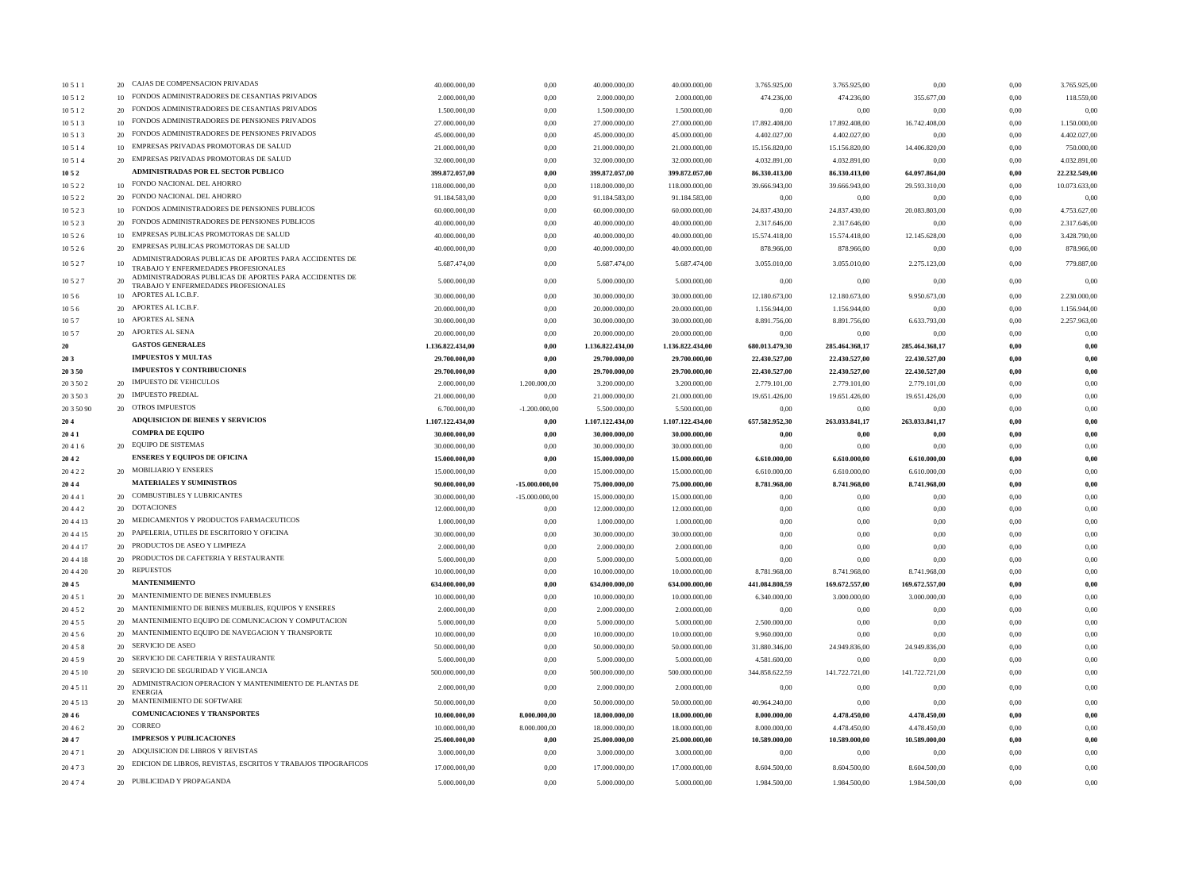| | | | | | | | | | | |
|---|---|---|---|---|---|---|---|---|---|---|
| 10 5 1 1 | 20 | CAJAS DE COMPENSACION PRIVADAS | 40.000.000,00 | 0,00 | 40.000.000,00 | 40.000.000,00 | 3.765.925,00 | 3.765.925,00 | 0,00 | 0,00 | 3.765.925,00 |
| 10 5 1 2 | 10 | FONDOS ADMINISTRADORES DE CESANTIAS PRIVADOS | 2.000.000,00 | 0,00 | 2.000.000,00 | 2.000.000,00 | 474.236,00 | 474.236,00 | 355.677,00 | 0,00 | 118.559,00 |
| 10 5 1 2 | 20 | FONDOS ADMINISTRADORES DE CESANTIAS PRIVADOS | 1.500.000,00 | 0,00 | 1.500.000,00 | 1.500.000,00 | 0,00 | 0,00 | 0,00 | 0,00 | 0,00 |
| 10 5 1 3 | 10 | FONDOS ADMINISTRADORES DE PENSIONES PRIVADOS | 27.000.000,00 | 0,00 | 27.000.000,00 | 27.000.000,00 | 17.892.408,00 | 17.892.408,00 | 16.742.408,00 | 0,00 | 1.150.000,00 |
| 10 5 1 3 | 20 | FONDOS ADMINISTRADORES DE PENSIONES PRIVADOS | 45.000.000,00 | 0,00 | 45.000.000,00 | 45.000.000,00 | 4.402.027,00 | 4.402.027,00 | 0,00 | 0,00 | 4.402.027,00 |
| 10 5 1 4 | 10 | EMPRESAS PRIVADAS PROMOTORAS DE SALUD | 21.000.000,00 | 0,00 | 21.000.000,00 | 21.000.000,00 | 15.156.820,00 | 15.156.820,00 | 14.406.820,00 | 0,00 | 750.000,00 |
| 10 5 1 4 | 20 | EMPRESAS PRIVADAS PROMOTORAS DE SALUD | 32.000.000,00 | 0,00 | 32.000.000,00 | 32.000.000,00 | 4.032.891,00 | 4.032.891,00 | 0,00 | 0,00 | 4.032.891,00 |
| **10 5 2** | | **ADMINISTRADAS POR EL SECTOR PUBLICO** | **399.872.057,00** | **0,00** | **399.872.057,00** | **399.872.057,00** | **86.330.413,00** | **86.330.413,00** | **64.097.864,00** | **0,00** | **22.232.549,00** |
| 10 5 2 2 | 10 | FONDO NACIONAL DEL AHORRO | 118.000.000,00 | 0,00 | 118.000.000,00 | 118.000.000,00 | 39.666.943,00 | 39.666.943,00 | 29.593.310,00 | 0,00 | 10.073.633,00 |
| 10 5 2 2 | 20 | FONDO NACIONAL DEL AHORRO | 91.184.583,00 | 0,00 | 91.184.583,00 | 91.184.583,00 | 0,00 | 0,00 | 0,00 | 0,00 | 0,00 |
| 10 5 2 3 | 10 | FONDOS ADMINISTRADORES DE PENSIONES PUBLICOS | 60.000.000,00 | 0,00 | 60.000.000,00 | 60.000.000,00 | 24.837.430,00 | 24.837.430,00 | 20.083.803,00 | 0,00 | 4.753.627,00 |
| 10 5 2 3 | 20 | FONDOS ADMINISTRADORES DE PENSIONES PUBLICOS | 40.000.000,00 | 0,00 | 40.000.000,00 | 40.000.000,00 | 2.317.646,00 | 2.317.646,00 | 0,00 | 0,00 | 2.317.646,00 |
| 10 5 2 6 | 10 | EMPRESAS PUBLICAS PROMOTORAS DE SALUD | 40.000.000,00 | 0,00 | 40.000.000,00 | 40.000.000,00 | 15.574.418,00 | 15.574.418,00 | 12.145.628,00 | 0,00 | 3.428.790,00 |
| 10 5 2 6 | 20 | EMPRESAS PUBLICAS PROMOTORAS DE SALUD | 40.000.000,00 | 0,00 | 40.000.000,00 | 40.000.000,00 | 878.966,00 | 878.966,00 | 0,00 | 0,00 | 878.966,00 |
| 10 5 2 7 | 10 | ADMINISTRADORAS PUBLICAS DE APORTES PARA ACCIDENTES DE TRABAJO Y ENFERMEDADES PROFESIONALES | 5.687.474,00 | 0,00 | 5.687.474,00 | 5.687.474,00 | 3.055.010,00 | 3.055.010,00 | 2.275.123,00 | 0,00 | 779.887,00 |
| 10 5 2 7 | 20 | ADMINISTRADORAS PUBLICAS DE APORTES PARA ACCIDENTES DE TRABAJO Y ENFERMEDADES PROFESIONALES | 5.000.000,00 | 0,00 | 5.000.000,00 | 5.000.000,00 | 0,00 | 0,00 | 0,00 | 0,00 | 0,00 |
| 10 5 6 | 10 | APORTES AL I.C.B.F. | 30.000.000,00 | 0,00 | 30.000.000,00 | 30.000.000,00 | 12.180.673,00 | 12.180.673,00 | 9.950.673,00 | 0,00 | 2.230.000,00 |
| 10 5 6 | 20 | APORTES AL I.C.B.F. | 20.000.000,00 | 0,00 | 20.000.000,00 | 20.000.000,00 | 1.156.944,00 | 1.156.944,00 | 0,00 | 0,00 | 1.156.944,00 |
| 10 5 7 | 10 | APORTES AL SENA | 30.000.000,00 | 0,00 | 30.000.000,00 | 30.000.000,00 | 8.891.756,00 | 8.891.756,00 | 6.633.793,00 | 0,00 | 2.257.963,00 |
| 10 5 7 | 20 | APORTES AL SENA | 20.000.000,00 | 0,00 | 20.000.000,00 | 20.000.000,00 | 0,00 | 0,00 | 0,00 | 0,00 | 0,00 |
| **20** | | **GASTOS GENERALES** | **1.136.822.434,00** | **0,00** | **1.136.822.434,00** | **1.136.822.434,00** | **680.013.479,30** | **285.464.368,17** | **285.464.368,17** | **0,00** | **0,00** |
| **20 3** | | **IMPUESTOS Y MULTAS** | **29.700.000,00** | **0,00** | **29.700.000,00** | **29.700.000,00** | **22.430.527,00** | **22.430.527,00** | **22.430.527,00** | **0,00** | **0,00** |
| **20 3 50** | | **IMPUESTOS Y CONTRIBUCIONES** | **29.700.000,00** | **0,00** | **29.700.000,00** | **29.700.000,00** | **22.430.527,00** | **22.430.527,00** | **22.430.527,00** | **0,00** | **0,00** |
| 20 3 50 2 | 20 | IMPUESTO DE VEHICULOS | 2.000.000,00 | 1.200.000,00 | 3.200.000,00 | 3.200.000,00 | 2.779.101,00 | 2.779.101,00 | 2.779.101,00 | 0,00 | 0,00 |
| 20 3 50 3 | 20 | IMPUESTO PREDIAL | 21.000.000,00 | 0,00 | 21.000.000,00 | 21.000.000,00 | 19.651.426,00 | 19.651.426,00 | 19.651.426,00 | 0,00 | 0,00 |
| 20 3 50 90 | 20 | OTROS IMPUESTOS | 6.700.000,00 | -1.200.000,00 | 5.500.000,00 | 5.500.000,00 | 0,00 | 0,00 | 0,00 | 0,00 | 0,00 |
| **20 4** | | **ADQUISICION DE BIENES Y SERVICIOS** | **1.107.122.434,00** | **0,00** | **1.107.122.434,00** | **1.107.122.434,00** | **657.582.952,30** | **263.033.841,17** | **263.033.841,17** | **0,00** | **0,00** |
| **20 4 1** | | **COMPRA DE EQUIPO** | **30.000.000,00** | **0,00** | **30.000.000,00** | **30.000.000,00** | **0,00** | **0,00** | **0,00** | **0,00** | **0,00** |
| 20 4 1 6 | 20 | EQUIPO DE SISTEMAS | 30.000.000,00 | 0,00 | 30.000.000,00 | 30.000.000,00 | 0,00 | 0,00 | 0,00 | 0,00 | 0,00 |
| **20 4 2** | | **ENSERES Y EQUIPOS DE OFICINA** | **15.000.000,00** | **0,00** | **15.000.000,00** | **15.000.000,00** | **6.610.000,00** | **6.610.000,00** | **6.610.000,00** | **0,00** | **0,00** |
| 20 4 2 2 | 20 | MOBILIARIO Y ENSERES | 15.000.000,00 | 0,00 | 15.000.000,00 | 15.000.000,00 | 6.610.000,00 | 6.610.000,00 | 6.610.000,00 | 0,00 | 0,00 |
| **20 4 4** | | **MATERIALES Y SUMINISTROS** | **90.000.000,00** | **-15.000.000,00** | **75.000.000,00** | **75.000.000,00** | **8.781.968,00** | **8.741.968,00** | **8.741.968,00** | **0,00** | **0,00** |
| 20 4 4 1 | 20 | COMBUSTIBLES Y LUBRICANTES | 30.000.000,00 | -15.000.000,00 | 15.000.000,00 | 15.000.000,00 | 0,00 | 0,00 | 0,00 | 0,00 | 0,00 |
| 20 4 4 2 | 20 | DOTACIONES | 12.000.000,00 | 0,00 | 12.000.000,00 | 12.000.000,00 | 0,00 | 0,00 | 0,00 | 0,00 | 0,00 |
| 20 4 4 13 | 20 | MEDICAMENTOS Y PRODUCTOS FARMACEUTICOS | 1.000.000,00 | 0,00 | 1.000.000,00 | 1.000.000,00 | 0,00 | 0,00 | 0,00 | 0,00 | 0,00 |
| 20 4 4 15 | 20 | PAPELERIA, UTILES DE ESCRITORIO Y OFICINA | 30.000.000,00 | 0,00 | 30.000.000,00 | 30.000.000,00 | 0,00 | 0,00 | 0,00 | 0,00 | 0,00 |
| 20 4 4 17 | 20 | PRODUCTOS DE ASEO Y LIMPIEZA | 2.000.000,00 | 0,00 | 2.000.000,00 | 2.000.000,00 | 0,00 | 0,00 | 0,00 | 0,00 | 0,00 |
| 20 4 4 18 | 20 | PRODUCTOS DE CAFETERIA Y RESTAURANTE | 5.000.000,00 | 0,00 | 5.000.000,00 | 5.000.000,00 | 0,00 | 0,00 | 0,00 | 0,00 | 0,00 |
| 20 4 4 20 | 20 | REPUESTOS | 10.000.000,00 | 0,00 | 10.000.000,00 | 10.000.000,00 | 8.781.968,00 | 8.741.968,00 | 8.741.968,00 | 0,00 | 0,00 |
| **20 4 5** | | **MANTENIMIENTO** | **634.000.000,00** | **0,00** | **634.000.000,00** | **634.000.000,00** | **441.084.808,59** | **169.672.557,00** | **169.672.557,00** | **0,00** | **0,00** |
| 20 4 5 1 | 20 | MANTENIMIENTO DE BIENES INMUEBLES | 10.000.000,00 | 0,00 | 10.000.000,00 | 10.000.000,00 | 6.340.000,00 | 3.000.000,00 | 3.000.000,00 | 0,00 | 0,00 |
| 20 4 5 2 | 20 | MANTENIMIENTO DE BIENES MUEBLES, EQUIPOS Y ENSERES | 2.000.000,00 | 0,00 | 2.000.000,00 | 2.000.000,00 | 0,00 | 0,00 | 0,00 | 0,00 | 0,00 |
| 20 4 5 5 | 20 | MANTENIMIENTO EQUIPO DE COMUNICACION Y COMPUTACION | 5.000.000,00 | 0,00 | 5.000.000,00 | 5.000.000,00 | 2.500.000,00 | 0,00 | 0,00 | 0,00 | 0,00 |
| 20 4 5 6 | 20 | MANTENIMIENTO EQUIPO DE NAVEGACION Y TRANSPORTE | 10.000.000,00 | 0,00 | 10.000.000,00 | 10.000.000,00 | 9.960.000,00 | 0,00 | 0,00 | 0,00 | 0,00 |
| 20 4 5 8 | 20 | SERVICIO DE ASEO | 50.000.000,00 | 0,00 | 50.000.000,00 | 50.000.000,00 | 31.880.346,00 | 24.949.836,00 | 24.949.836,00 | 0,00 | 0,00 |
| 20 4 5 9 | 20 | SERVICIO DE CAFETERIA Y RESTAURANTE | 5.000.000,00 | 0,00 | 5.000.000,00 | 5.000.000,00 | 4.581.600,00 | 0,00 | 0,00 | 0,00 | 0,00 |
| 20 4 5 10 | 20 | SERVICIO DE SEGURIDAD Y VIGILANCIA | 500.000.000,00 | 0,00 | 500.000.000,00 | 500.000.000,00 | 344.858.622,59 | 141.722.721,00 | 141.722.721,00 | 0,00 | 0,00 |
| 20 4 5 11 | 20 | ADMINISTRACION OPERACION Y MANTENIMIENTO DE PLANTAS DE ENERGIA | 2.000.000,00 | 0,00 | 2.000.000,00 | 2.000.000,00 | 0,00 | 0,00 | 0,00 | 0,00 | 0,00 |
| 20 4 5 13 | 20 | MANTENIMIENTO DE SOFTWARE | 50.000.000,00 | 0,00 | 50.000.000,00 | 50.000.000,00 | 40.964.240,00 | 0,00 | 0,00 | 0,00 | 0,00 |
| **20 4 6** | | **COMUNICACIONES Y TRANSPORTES** | **10.000.000,00** | **8.000.000,00** | **18.000.000,00** | **18.000.000,00** | **8.000.000,00** | **4.478.450,00** | **4.478.450,00** | **0,00** | **0,00** |
| 20 4 6 2 | 20 | CORREO | 10.000.000,00 | 8.000.000,00 | 18.000.000,00 | 18.000.000,00 | 8.000.000,00 | 4.478.450,00 | 4.478.450,00 | 0,00 | 0,00 |
| **20 4 7** | | **IMPRESOS Y PUBLICACIONES** | **25.000.000,00** | **0,00** | **25.000.000,00** | **25.000.000,00** | **10.589.000,00** | **10.589.000,00** | **10.589.000,00** | **0,00** | **0,00** |
| 20 4 7 1 | 20 | ADQUISICION DE LIBROS Y REVISTAS | 3.000.000,00 | 0,00 | 3.000.000,00 | 3.000.000,00 | 0,00 | 0,00 | 0,00 | 0,00 | 0,00 |
| 20 4 7 3 | 20 | EDICION DE LIBROS, REVISTAS, ESCRITOS Y TRABAJOS TIPOGRAFICOS | 17.000.000,00 | 0,00 | 17.000.000,00 | 17.000.000,00 | 8.604.500,00 | 8.604.500,00 | 8.604.500,00 | 0,00 | 0,00 |
| 20 4 7 4 | 20 | PUBLICIDAD Y PROPAGANDA | 5.000.000,00 | 0,00 | 5.000.000,00 | 5.000.000,00 | 1.984.500,00 | 1.984.500,00 | 1.984.500,00 | 0,00 | 0,00 |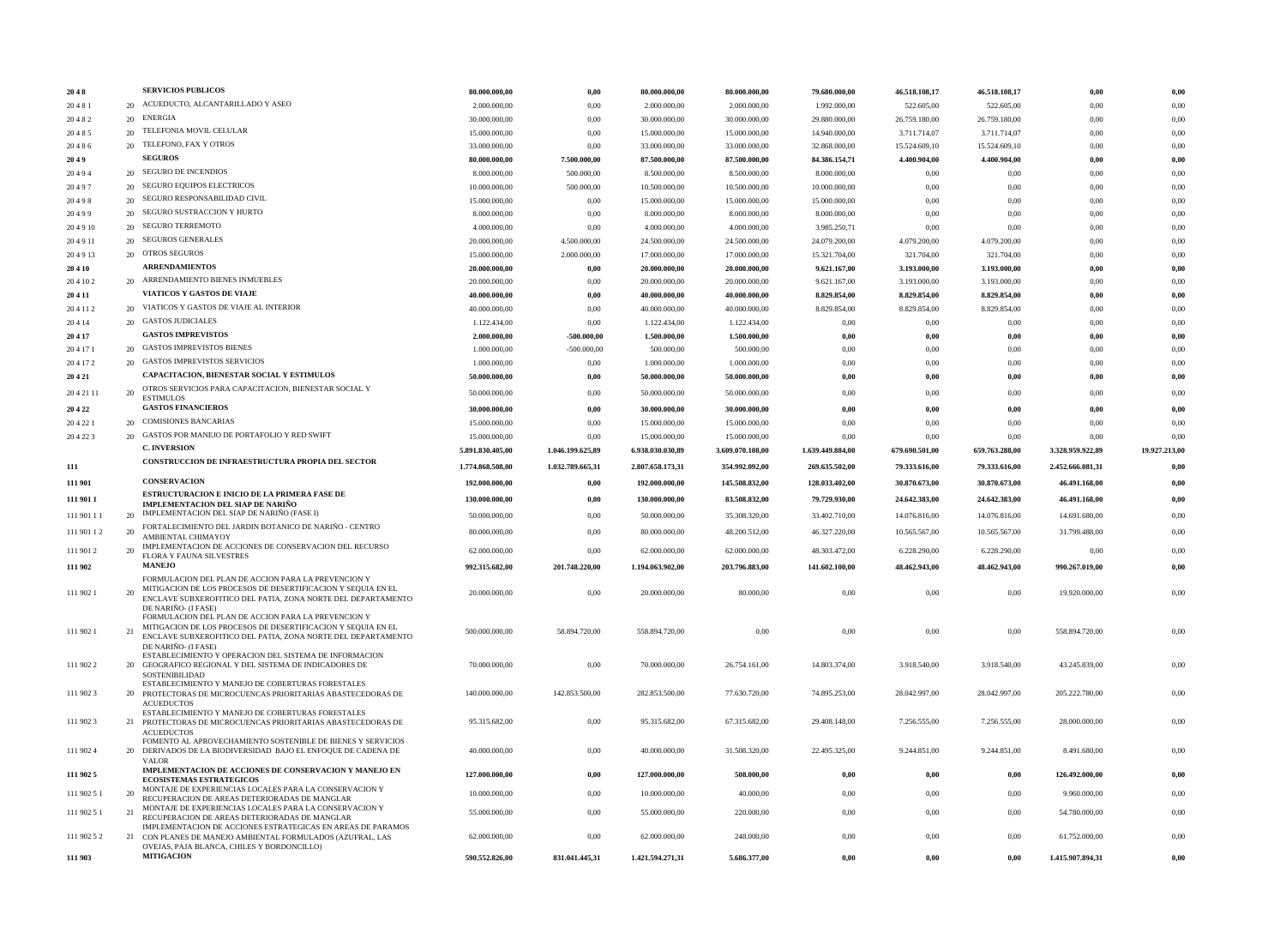| | | | | | | | | | | |
|---|---|---|---|---|---|---|---|---|---|---|
| **20 4 8** | | **SERVICIOS PUBLICOS** | **80.000.000,00** | **0,00** | **80.000.000,00** | **80.000.000,00** | **79.680.000,00** | **46.518.108,17** | **46.518.108,17** | **0,00** | **0,00** |
| 20 4 8 1 | 20 | ACUEDUCTO, ALCANTARILLADO Y ASEO | 2.000.000,00 | 0,00 | 2.000.000,00 | 2.000.000,00 | 1.992.000,00 | 522.605,00 | 522.605,00 | 0,00 | 0,00 |
| 20 4 8 2 | 20 | ENERGIA | 30.000.000,00 | 0,00 | 30.000.000,00 | 30.000.000,00 | 29.880.000,00 | 26.759.180,00 | 26.759.180,00 | 0,00 | 0,00 |
| 20 4 8 5 | 20 | TELEFONIA MOVIL CELULAR | 15.000.000,00 | 0,00 | 15.000.000,00 | 15.000.000,00 | 14.940.000,00 | 3.711.714,07 | 3.711.714,07 | 0,00 | 0,00 |
| 20 4 8 6 | 20 | TELEFONO, FAX Y OTROS | 33.000.000,00 | 0,00 | 33.000.000,00 | 33.000.000,00 | 32.868.000,00 | 15.524.609,10 | 15.524.609,10 | 0,00 | 0,00 |
| **20 4 9** | | **SEGUROS** | **80.000.000,00** | **7.500.000,00** | **87.500.000,00** | **87.500.000,00** | **84.386.154,71** | **4.400.904,00** | **4.400.904,00** | **0,00** | **0,00** |
| 20 4 9 4 | 20 | SEGURO DE INCENDIOS | 8.000.000,00 | 500.000,00 | 8.500.000,00 | 8.500.000,00 | 8.000.000,00 | 0,00 | 0,00 | 0,00 | 0,00 |
| 20 4 9 7 | 20 | SEGURO EQUIPOS ELECTRICOS | 10.000.000,00 | 500.000,00 | 10.500.000,00 | 10.500.000,00 | 10.000.000,00 | 0,00 | 0,00 | 0,00 | 0,00 |
| 20 4 9 8 | 20 | SEGURO RESPONSABILIDAD CIVIL | 15.000.000,00 | 0,00 | 15.000.000,00 | 15.000.000,00 | 15.000.000,00 | 0,00 | 0,00 | 0,00 | 0,00 |
| 20 4 9 9 | 20 | SEGURO SUSTRACCION Y HURTO | 8.000.000,00 | 0,00 | 8.000.000,00 | 8.000.000,00 | 8.000.000,00 | 0,00 | 0,00 | 0,00 | 0,00 |
| 20 4 9 10 | 20 | SEGURO TERREMOTO | 4.000.000,00 | 0,00 | 4.000.000,00 | 4.000.000,00 | 3.985.250,71 | 0,00 | 0,00 | 0,00 | 0,00 |
| 20 4 9 11 | 20 | SEGUROS GENERALES | 20.000.000,00 | 4.500.000,00 | 24.500.000,00 | 24.500.000,00 | 24.079.200,00 | 4.079.200,00 | 4.079.200,00 | 0,00 | 0,00 |
| 20 4 9 13 | 20 | OTROS SEGUROS | 15.000.000,00 | 2.000.000,00 | 17.000.000,00 | 17.000.000,00 | 15.321.704,00 | 321.704,00 | 321.704,00 | 0,00 | 0,00 |
| **20 4 10** | | **ARRENDAMIENTOS** | **20.000.000,00** | **0,00** | **20.000.000,00** | **20.000.000,00** | **9.621.167,00** | **3.193.000,00** | **3.193.000,00** | **0,00** | **0,00** |
| 20 4 10 2 | 20 | ARRENDAMIENTO BIENES INMUEBLES | 20.000.000,00 | 0,00 | 20.000.000,00 | 20.000.000,00 | 9.621.167,00 | 3.193.000,00 | 3.193.000,00 | 0,00 | 0,00 |
| **20 4 11** | | **VIATICOS Y GASTOS DE VIAJE** | **40.000.000,00** | **0,00** | **40.000.000,00** | **40.000.000,00** | **8.829.854,00** | **8.829.854,00** | **8.829.854,00** | **0,00** | **0,00** |
| 20 4 11 2 | 20 | VIATICOS Y GASTOS DE VIAJE AL INTERIOR | 40.000.000,00 | 0,00 | 40.000.000,00 | 40.000.000,00 | 8.829.854,00 | 8.829.854,00 | 8.829.854,00 | 0,00 | 0,00 |
| 20 4 14 | 20 | GASTOS JUDICIALES | 1.122.434,00 | 0,00 | 1.122.434,00 | 1.122.434,00 | 0,00 | 0,00 | 0,00 | 0,00 | 0,00 |
| **20 4 17** | | **GASTOS IMPREVISTOS** | **2.000.000,00** | **-500.000,00** | **1.500.000,00** | **1.500.000,00** | **0,00** | **0,00** | **0,00** | **0,00** | **0,00** |
| 20 4 17 1 | 20 | GASTOS IMPREVISTOS BIENES | 1.000.000,00 | -500.000,00 | 500.000,00 | 500.000,00 | 0,00 | 0,00 | 0,00 | 0,00 | 0,00 |
| 20 4 17 2 | 20 | GASTOS IMPREVISTOS SERVICIOS | 1.000.000,00 | 0,00 | 1.000.000,00 | 1.000.000,00 | 0,00 | 0,00 | 0,00 | 0,00 | 0,00 |
| **20 4 21** | | **CAPACITACION, BIENESTAR SOCIAL Y ESTIMULOS** | **50.000.000,00** | **0,00** | **50.000.000,00** | **50.000.000,00** | **0,00** | **0,00** | **0,00** | **0,00** | **0,00** |
| 20 4 21 11 | 20 | OTROS SERVICIOS PARA CAPACITACION, BIENESTAR SOCIAL Y ESTIMULOS | 50.000.000,00 | 0,00 | 50.000.000,00 | 50.000.000,00 | 0,00 | 0,00 | 0,00 | 0,00 | 0,00 |
| **20 4 22** | | **GASTOS FINANCIEROS** | **30.000.000,00** | **0,00** | **30.000.000,00** | **30.000.000,00** | **0,00** | **0,00** | **0,00** | **0,00** | **0,00** |
| 20 4 22 1 | 20 | COMISIONES BANCARIAS | 15.000.000,00 | 0,00 | 15.000.000,00 | 15.000.000,00 | 0,00 | 0,00 | 0,00 | 0,00 | 0,00 |
| 20 4 22 3 | 20 | GASTOS POR MANEJO DE PORTAFOLIO Y RED SWIFT | 15.000.000,00 | 0,00 | 15.000.000,00 | 15.000.000,00 | 0,00 | 0,00 | 0,00 | 0,00 | 0,00 |
| | | **C. INVERSION** | **5.891.830.405,00** | **1.046.199.625,89** | **6.938.030.030,89** | **3.609.070.108,00** | **1.639.449.884,00** | **679.690.501,00** | **659.763.288,00** | **3.328.959.922,89** | **19.927.213,00** |
| **111** | | **CONSTRUCCION DE INFRAESTRUCTURA PROPIA DEL SECTOR** | **1.774.868.508,00** | **1.032.789.665,31** | **2.807.658.173,31** | **354.992.092,00** | **269.635.502,00** | **79.333.616,00** | **79.333.616,00** | **2.452.666.081,31** | **0,00** |
| **111 901** | | **CONSERVACION** | **192.000.000,00** | **0,00** | **192.000.000,00** | **145.508.832,00** | **128.033.402,00** | **30.870.673,00** | **30.870.673,00** | **46.491.168,00** | **0,00** |
| **111 901 1** | | **ESTRUCTURACION E INICIO DE LA PRIMERA FASE DE IMPLEMENTACION DEL SIAP DE NARIÑO** | **130.000.000,00** | **0,00** | **130.000.000,00** | **83.508.832,00** | **79.729.930,00** | **24.642.383,00** | **24.642.383,00** | **46.491.168,00** | **0,00** |
| 111 901 1 1 | 20 | IMPLEMENTACION DEL SIAP DE NARIÑO (FASE I) | 50.000.000,00 | 0,00 | 50.000.000,00 | 35.308.320,00 | 33.402.710,00 | 14.076.816,00 | 14.076.816,00 | 14.691.680,00 | 0,00 |
| 111 901 1 2 | 20 | FORTALECIMIENTO DEL JARDIN BOTANICO DE NARIÑO - CENTRO AMBIENTAL CHIMAYOY | 80.000.000,00 | 0,00 | 80.000.000,00 | 48.200.512,00 | 46.327.220,00 | 10.565.567,00 | 10.565.567,00 | 31.799.488,00 | 0,00 |
| 111 901 2 | 20 | IMPLEMENTACION DE ACCIONES DE CONSERVACION DEL RECURSO FLORA Y FAUNA SILVESTRES | 62.000.000,00 | 0,00 | 62.000.000,00 | 62.000.000,00 | 48.303.472,00 | 6.228.290,00 | 6.228.290,00 | 0,00 | 0,00 |
| **111 902** | | **MANEJO** | **992.315.682,00** | **201.748.220,00** | **1.194.063.902,00** | **203.796.883,00** | **141.602.100,00** | **48.462.943,00** | **48.462.943,00** | **990.267.019,00** | **0,00** |
| 111 902 1 | 20 | FORMULACION DEL PLAN DE ACCION PARA LA PREVENCION Y MITIGACION DE LOS PROCESOS DE DESERTIFICACION Y SEQUIA EN EL ENCLAVE SUBXEROFITICO DEL PATIA, ZONA NORTE DEL DEPARTAMENTO DE NARIÑO- (I FASE) | 20.000.000,00 | 0,00 | 20.000.000,00 | 80.000,00 | 0,00 | 0,00 | 0,00 | 19.920.000,00 | 0,00 |
| 111 902 1 | 21 | FORMULACION DEL PLAN DE ACCION PARA LA PREVENCION Y MITIGACION DE LOS PROCESOS DE DESERTIFICACION Y SEQUIA EN EL ENCLAVE SUBXEROFITICO DEL PATIA, ZONA NORTE DEL DEPARTAMENTO DE NARIÑO- (I FASE) | 500.000.000,00 | 58.894.720,00 | 558.894.720,00 | 0,00 | 0,00 | 0,00 | 0,00 | 558.894.720,00 | 0,00 |
| 111 902 2 | 20 | ESTABLECIMIENTO Y OPERACION DEL SISTEMA DE INFORMACION GEOGRAFICO REGIONAL Y DEL SISTEMA DE INDICADORES DE SOSTENIBILIDAD | 70.000.000,00 | 0,00 | 70.000.000,00 | 26.754.161,00 | 14.803.374,00 | 3.918.540,00 | 3.918.540,00 | 43.245.839,00 | 0,00 |
| 111 902 3 | 20 | ESTABLECIMIENTO Y MANEJO DE COBERTURAS FORESTALES PROTECTORAS DE MICROCUENCAS PRIORITARIAS ABASTECEDORAS DE ACUEDUCTOS | 140.000.000,00 | 142.853.500,00 | 282.853.500,00 | 77.630.720,00 | 74.895.253,00 | 28.042.997,00 | 28.042.997,00 | 205.222.780,00 | 0,00 |
| 111 902 3 | 21 | ESTABLECIMIENTO Y MANEJO DE COBERTURAS FORESTALES PROTECTORAS DE MICROCUENCAS PRIORITARIAS ABASTECEDORAS DE ACUEDUCTOS | 95.315.682,00 | 0,00 | 95.315.682,00 | 67.315.682,00 | 29.408.148,00 | 7.256.555,00 | 7.256.555,00 | 28.000.000,00 | 0,00 |
| 111 902 4 | 20 | FOMENTO AL APROVECHAMIENTO SOSTENIBLE DE BIENES Y SERVICIOS DERIVADOS DE LA BIODIVERSIDAD BAJO EL ENFOQUE DE CADENA DE VALOR | 40.000.000,00 | 0,00 | 40.000.000,00 | 31.508.320,00 | 22.495.325,00 | 9.244.851,00 | 9.244.851,00 | 8.491.680,00 | 0,00 |
| **111 902 5** | | **IMPLEMENTACION DE ACCIONES DE CONSERVACION Y MANEJO EN ECOSISTEMAS ESTRATEGICOS** | **127.000.000,00** | **0,00** | **127.000.000,00** | **508.000,00** | **0,00** | **0,00** | **0,00** | **126.492.000,00** | **0,00** |
| 111 902 5 1 | 20 | MONTAJE DE EXPERIENCIAS LOCALES PARA LA CONSERVACION Y RECUPERACION DE AREAS DETERIORADAS DE MANGLAR | 10.000.000,00 | 0,00 | 10.000.000,00 | 40.000,00 | 0,00 | 0,00 | 0,00 | 9.960.000,00 | 0,00 |
| 111 902 5 1 | 21 | MONTAJE DE EXPERIENCIAS LOCALES PARA LA CONSERVACION Y RECUPERACION DE AREAS DETERIORADAS DE MANGLAR | 55.000.000,00 | 0,00 | 55.000.000,00 | 220.000,00 | 0,00 | 0,00 | 0,00 | 54.780.000,00 | 0,00 |
| 111 902 5 2 | 21 | IMPLEMENTACION DE ACCIONES ESTRATEGICAS EN AREAS DE PARAMOS CON PLANES DE MANEJO AMBIENTAL FORMULADOS (AZUFRAL, LAS OVEJAS, PAJA BLANCA, CHILES Y BORDONCILLO) | 62.000.000,00 | 0,00 | 62.000.000,00 | 248.000,00 | 0,00 | 0,00 | 0,00 | 61.752.000,00 | 0,00 |
| **111 903** | | **MITIGACION** | **590.552.826,00** | **831.041.445,31** | **1.421.594.271,31** | **5.686.377,00** | **0,00** | **0,00** | **0,00** | **1.415.907.894,31** | **0,00** |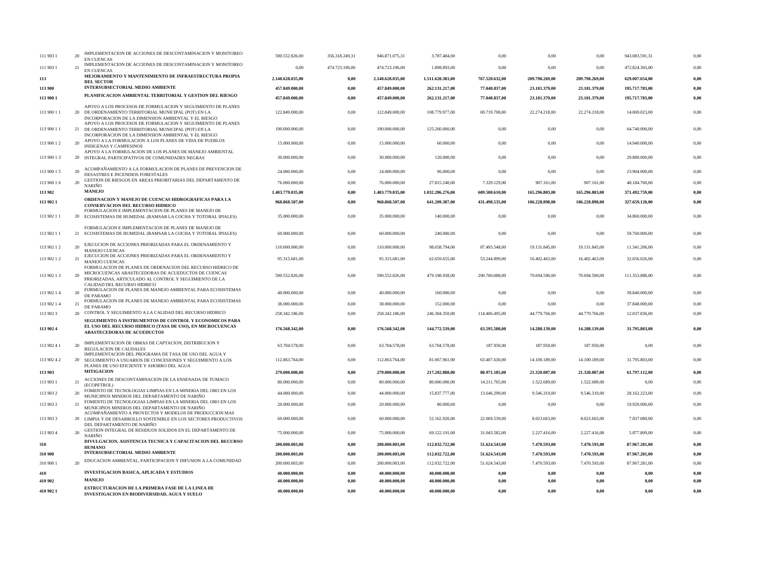| | | | | | | | | | | | |
|---|---|---|---|---|---|---|---|---|---|---|---|
| 111 903 1 | 20 | IMPLEMENTACION DE ACCIONES DE DESCONTAMINACION Y MONITOREO EN CUENCAS | 590.552.826,00 | 356.318.249,31 | 946.871.075,31 | 3.787.484,00 | 0,00 | 0,00 | 0,00 | 943.083.591,31 | 0,00 |
| 111 903 1 | 21 | IMPLEMENTACION DE ACCIONES DE DESCONTAMINACION Y MONITOREO EN CUENCAS | 0,00 | 474.723.196,00 | 474.723.196,00 | 1.898.893,00 | 0,00 | 0,00 | 0,00 | 472.824.303,00 | 0,00 |
| **113** | | **MEJORAMIENTO Y MANTENIMIENTO DE INFRAESTRUCTURA PROPIA DEL SECTOR** | **2.140.628.035,00** | **0,00** | **2.140.628.035,00** | **1.511.620.381,00** | **767.520.632,00** | **209.798.269,00** | **209.798.269,00** | **629.007.654,00** | **0,00** |
| **113 900** | | **INTERSUBSECTORIAL MEDIO AMBIENTE** | **457.849.000,00** | **0,00** | **457.849.000,00** | **262.131.217,00** | **77.048.837,00** | **23.181.379,00** | **23.181.379,00** | **195.717.783,00** | **0,00** |
| **113 900 1** | | **PLANIFICACION AMBIENTAL TERRITORIAL Y GESTION DEL RIESGO** | **457.849.000,00** | **0,00** | **457.849.000,00** | **262.131.217,00** | **77.048.837,00** | **23.181.379,00** | **23.181.379,00** | **195.717.783,00** | **0,00** |
| 113 900 1 1 | 20 | APOYO A LOS PROCESOS DE FORMULACION Y SEGUIMIENTO DE PLANES DE ORDENAMIENTO TERRITORIAL MUNICIPAL (POT) EN LA INCORPORACION DE LA DIMENSION AMBIENTAL Y EL RIESGO | 122.849.000,00 | 0,00 | 122.849.000,00 | 108.779.977,00 | 69.719.708,00 | 22.274.218,00 | 22.274.218,00 | 14.069.023,00 | 0,00 |
| 113 900 1 1 | 21 | APOYO A LOS PROCESOS DE FORMULACION Y SEGUIMIENTO DE PLANES DE ORDENAMIENTO TERRITORIAL MUNICIPAL (POT) EN LA INCORPORACION DE LA DIMENSION AMBIENTAL Y EL RIESGO | 190.000.000,00 | 0,00 | 190.000.000,00 | 125.260.000,00 | 0,00 | 0,00 | 0,00 | 64.740.000,00 | 0,00 |
| 113 900 1 2 | 20 | APOYO A LA FORMULACION A LOS PLANES DE VIDA DE PUEBLOS INDIGENAS Y CAMPESINOS | 15.000.000,00 | 0,00 | 15.000.000,00 | 60.000,00 | 0,00 | 0,00 | 0,00 | 14.940.000,00 | 0,00 |
| 113 900 1 3 | 20 | APOYO A LA FORMULACION DE LOS PLANES DE MANEJO AMBIENTAL INTEGRAL PARTICIPATIVOS DE COMUNIDADES NEGRAS | 30.000.000,00 | 0,00 | 30.000.000,00 | 120.000,00 | 0,00 | 0,00 | 0,00 | 29.880.000,00 | 0,00 |
| 113 900 1 5 | 20 | ACOMPAÑAMIENTO A LA FORMULACION DE PLANES DE PREVENCION DE DESASTRES E INCENDIOS FORESTALES | 24.000.000,00 | 0,00 | 24.000.000,00 | 96.000,00 | 0,00 | 0,00 | 0,00 | 23.904.000,00 | 0,00 |
| 113 900 1 6 | 20 | GESTION DE RIESGOS EN AREAS PRIORITARIAS DEL DEPARTAMENTO DE NARIÑO | 76.000.000,00 | 0,00 | 76.000.000,00 | 27.815.240,00 | 7.329.129,00 | 907.161,00 | 907.161,00 | 48.184.760,00 | 0,00 |
| **113 902** | | **MANEJO** | **1.403.779.035,00** | **0,00** | **1.403.779.035,00** | **1.032.286.276,00** | **609.500.610,00** | **165.296.803,00** | **165.296.803,00** | **371.492.759,00** | **0,00** |
| **113 902 1** | | **ORDENACION Y MANEJO DE CUENCAS HIDROGRAFICAS PARA LA CONSERVACION DEL RECURSO HIDRICO** | **968.868.507,00** | **0,00** | **968.868.507,00** | **641.209.387,00** | **431.498.535,00** | **106.228.898,00** | **106.228.898,00** | **327.659.120,00** | **0,00** |
| 113 902 1 1 | 20 | FORMULACION E IMPLEMENTACION DE PLANES DE MANEJO DE ECOSISTEMAS DE HUMEDAL (RAMSAR LA COCHA Y TOTORAL IPIALES) | 35.000.000,00 | 0,00 | 35.000.000,00 | 140.000,00 | 0,00 | 0,00 | 0,00 | 34.860.000,00 | 0,00 |
| 113 902 1 1 | 21 | FORMULACION E IMPLEMENTACION DE PLANES DE MANEJO DE ECOSISTEMAS DE HUMEDAL (RAMSAR LA COCHA Y TOTORAL IPIALES) | 60.000.000,00 | 0,00 | 60.000.000,00 | 240.000,00 | 0,00 | 0,00 | 0,00 | 59.760.000,00 | 0,00 |
| 113 902 1 2 | 20 | EJECUCION DE ACCIONES PRIORIZADAS PARA EL ORDENAMIENTO Y MANEJO CUENCAS | 110.000.000,00 | 0,00 | 110.000.000,00 | 98.658.794,00 | 87.493.548,00 | 19.131.845,00 | 19.131.845,00 | 11.341.206,00 | 0,00 |
| 113 902 1 2 | 21 | EJECUCION DE ACCIONES PRIORIZADAS PARA EL ORDENAMIENTO Y MANEJO CUENCAS | 95.315.681,00 | 0,00 | 95.315.681,00 | 62.659.655,00 | 53.244.899,00 | 16.402.463,00 | 16.402.463,00 | 32.656.026,00 | 0,00 |
| 113 902 1 3 | 20 | FORMULACION DE PLANES DE ORDENACION DEL RECURSO HIDRICO DE MICROCUENCAS ABASTECEDORAS DE ACUEDUCTOS DE CUENCAS PRIORIZADAS, ARTICULADO AL CONTROL Y SEGUIMIENTO DE LA CALIDAD DEL RECURSO HIDRICO | 590.552.826,00 | 0,00 | 590.552.826,00 | 479.198.938,00 | 290.760.088,00 | 70.694.590,00 | 70.694.590,00 | 111.353.888,00 | 0,00 |
| 113 902 1 4 | 20 | FORMULACION DE PLANES DE MANEJO AMBIENTAL PARA ECOSISTEMAS DE PARAMO | 40.000.000,00 | 0,00 | 40.000.000,00 | 160.000,00 | 0,00 | 0,00 | 0,00 | 39.840.000,00 | 0,00 |
| 113 902 1 4 | 21 | FORMULACION DE PLANES DE MANEJO AMBIENTAL PARA ECOSISTEMAS DE PARAMO | 38.000.000,00 | 0,00 | 38.000.000,00 | 152.000,00 | 0,00 | 0,00 | 0,00 | 37.848.000,00 | 0,00 |
| 113 902 3 | 20 | CONTROL Y SEGUIMIENTO A LA CALIDAD DEL RECURSO HIDRICO | 258.342.186,00 | 0,00 | 258.342.186,00 | 246.304.350,00 | 114.406.495,00 | 44.779.766,00 | 44.779.766,00 | 12.037.836,00 | 0,00 |
| **113 902 4** | | **SEGUIMIENTO A INSTRUMENTOS DE CONTROL Y ECONOMICOS PARA EL USO DEL RECURSO HIDRICO (TASA DE USO), EN MICROCUENCAS ABASTECEDORAS DE ACUEDUCTOS** | **176.568.342,00** | **0,00** | **176.568.342,00** | **144.772.539,00** | **63.595.580,00** | **14.288.139,00** | **14.288.139,00** | **31.795.803,00** | **0,00** |
| 113 902 4 1 | 20 | IMPLEMENTACION DE OBRAS DE CAPTACION, DISTRIBUCION Y REGULACION DE CAUDALES | 63.704.578,00 | 0,00 | 63.704.578,00 | 63.704.578,00 | 187.950,00 | 187.950,00 | 187.950,00 | 0,00 | 0,00 |
| 113 902 4 2 | 20 | IMPLEMENTACION DEL PROGRAMA DE TASA DE USO DEL AGUA Y SEGUIMIENTO A USUARIOS DE CONCESIONES Y SEGUIMIENTO A LOS PLANES DE USO EFICIENTE Y AHORRO DEL AGUA | 112.863.764,00 | 0,00 | 112.863.764,00 | 81.067.961,00 | 63.407.630,00 | 14.100.189,00 | 14.100.189,00 | 31.795.803,00 | 0,00 |
| **113 903** | | **MITIGACION** | **279.000.000,00** | **0,00** | **279.000.000,00** | **217.202.888,00** | **80.971.185,00** | **21.320.087,00** | **21.320.087,00** | **61.797.112,00** | **0,00** |
| 113 903 1 | 21 | ACCIONES DE DESCONTAMINACION DE LA ENSENADA DE TUMACO (ECOPETROL) | 80.000.000,00 | 0,00 | 80.000.000,00 | 80.000.000,00 | 14.211.765,00 | 1.522.689,00 | 1.522.689,00 | 0,00 | 0,00 |
| 113 903 2 | 20 | FOMENTO DE TECNOLOGIAS LIMPIAS EN LA MINERIA DEL ORO EN LOS MUNICIPIOS MINEROS DEL DEPARTAMENTO DE NARIÑO | 44.000.000,00 | 0,00 | 44.000.000,00 | 15.837.777,00 | 13.646.299,00 | 9.546.319,00 | 9.546.319,00 | 28.162.223,00 | 0,00 |
| 113 903 2 | 21 | FOMENTO DE TECNOLOGIAS LIMPIAS EN LA MINERIA DEL ORO EN LOS MUNICIPIOS MINEROS DEL DEPARTAMENTO DE NARIÑO | 20.000.000,00 | 0,00 | 20.000.000,00 | 80.000,00 | 0,00 | 0,00 | 0,00 | 19.920.000,00 | 0,00 |
| 113 903 3 | 20 | ACOMPAÑAMIENTO A PROYECTOS Y MODELOS DE PRODUCCION MAS LIMPIA Y DE DESARROLLO SOSTENIBLE EN LOS SECTORES PRODUCTIVOS DEL DEPARTAMENTO DE NARIÑO | 60.000.000,00 | 0,00 | 60.000.000,00 | 52.162.920,00 | 22.069.539,00 | 8.023.663,00 | 8.023.663,00 | 7.837.080,00 | 0,00 |
| 113 903 4 | 20 | GESTION INTEGRAL DE RESIDUOS SOLIDOS EN EL DEPARTAMENTO DE NARIÑO | 75.000.000,00 | 0,00 | 75.000.000,00 | 69.122.191,00 | 31.043.582,00 | 2.227.416,00 | 2.227.416,00 | 5.877.809,00 | 0,00 |
| **310** | | **DIVULGACION, ASISTENCIA TECNICA Y CAPACITACION DEL RECURSO HUMANO** | **200.000.003,00** | **0,00** | **200.000.003,00** | **112.032.722,00** | **51.624.543,00** | **7.470.593,00** | **7.470.593,00** | **87.967.281,00** | **0,00** |
| **310 900** | | **INTERSUBSECTORIAL MEDIO AMBIENTE** | **200.000.003,00** | **0,00** | **200.000.003,00** | **112.032.722,00** | **51.624.543,00** | **7.470.593,00** | **7.470.593,00** | **87.967.281,00** | **0,00** |
| 310 900 1 | 20 | EDUCACION AMBIENTAL, PARTICIPACION Y DIFUSION A LA COMUNIDAD | 200.000.003,00 | 0,00 | 200.000.003,00 | 112.032.722,00 | 51.624.543,00 | 7.470.593,00 | 7.470.593,00 | 87.967.281,00 | 0,00 |
| **410** | | **INVESTIGACION BASICA, APLICADA Y ESTUDIOS** | **40.000.000,00** | **0,00** | **40.000.000,00** | **40.000.000,00** | **0,00** | **0,00** | **0,00** | **0,00** | **0,00** |
| **410 902** | | **MANEJO** | **40.000.000,00** | **0,00** | **40.000.000,00** | **40.000.000,00** | **0,00** | **0,00** | **0,00** | **0,00** | **0,00** |
| **410 902 1** | | **ESTRUCTURACION DE LA PRIMERA FASE DE LA LINEA DE INVESTIGACION EN BIODIVERSIDAD, AGUA Y SUELO** | **40.000.000,00** | **0,00** | **40.000.000,00** | **40.000.000,00** | **0,00** | **0,00** | **0,00** | **0,00** | **0,00** |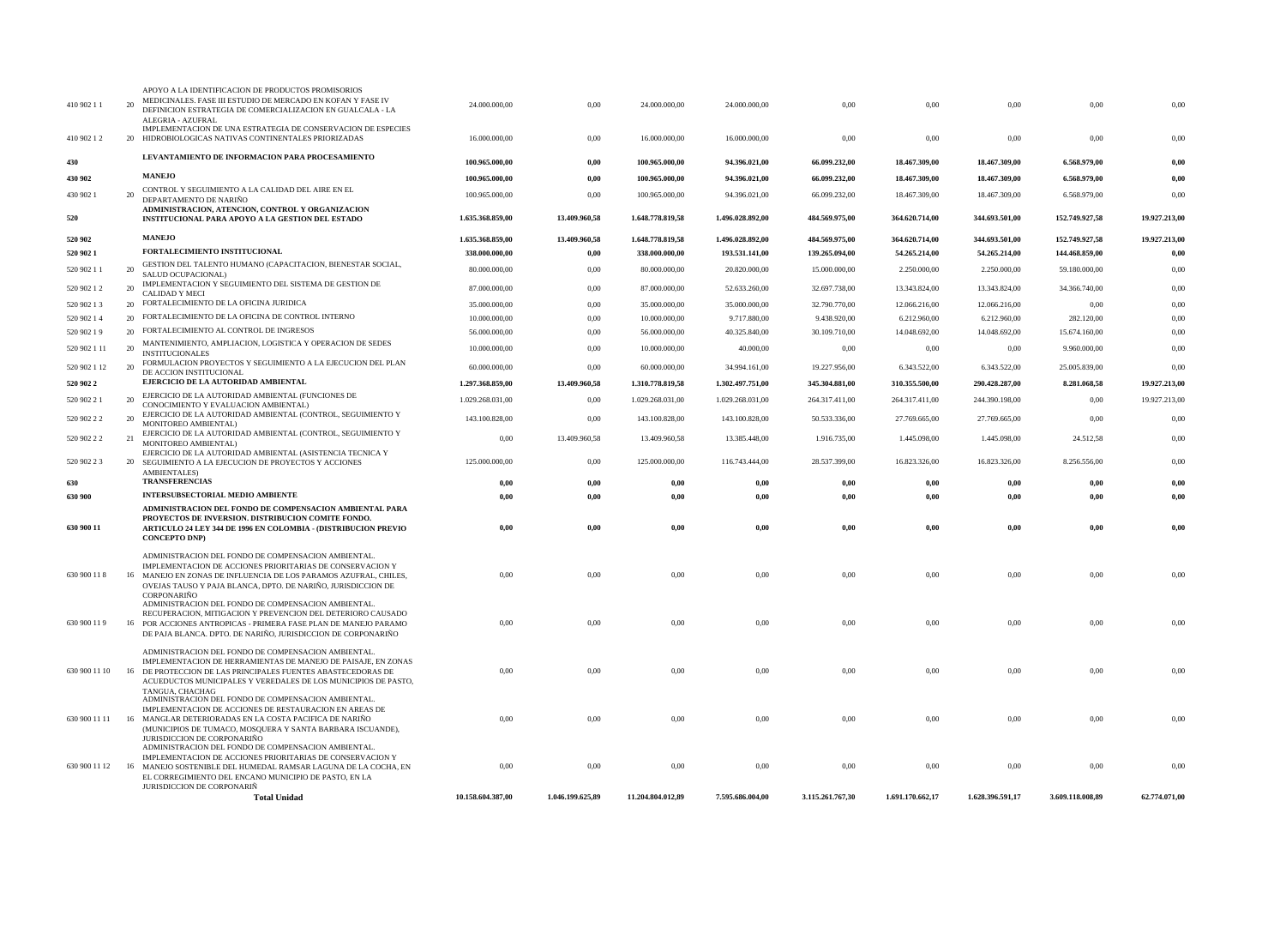| | | | | | | | | | | | |
|---|---|---|---|---|---|---|---|---|---|---|---|
| 410 902 1 1 | 20 | APOYO A LA IDENTIFICACION DE PRODUCTOS PROMISORIOS MEDICINALES. FASE III ESTUDIO DE MERCADO EN KOFAN Y FASE IV DEFINICION ESTRATEGIA DE COMERCIALIZACION EN GUALCALA - LA ALEGRIA - AZUFRAL | 24.000.000,00 | 0,00 | 24.000.000,00 | 24.000.000,00 | 0,00 | 0,00 | 0,00 | 0,00 | 0,00 |
| 410 902 1 2 | 20 | IMPLEMENTACION DE UNA ESTRATEGIA DE CONSERVACION DE ESPECIES HIDROBIOLOGICAS NATIVAS CONTINENTALES PRIORIZADAS | 16.000.000,00 | 0,00 | 16.000.000,00 | 16.000.000,00 | 0,00 | 0,00 | 0,00 | 0,00 | 0,00 |
| **430** | | **LEVANTAMIENTO DE INFORMACION PARA PROCESAMIENTO** | **100.965.000,00** | **0,00** | **100.965.000,00** | **94.396.021,00** | **66.099.232,00** | **18.467.309,00** | **18.467.309,00** | **6.568.979,00** | **0,00** |
| **430 902** | | **MANEJO** | **100.965.000,00** | **0,00** | **100.965.000,00** | **94.396.021,00** | **66.099.232,00** | **18.467.309,00** | **18.467.309,00** | **6.568.979,00** | **0,00** |
| 430 902 1 | 20 | CONTROL Y SEGUIMIENTO A LA CALIDAD DEL AIRE EN EL DEPARTAMENTO DE NARIÑO | 100.965.000,00 | 0,00 | 100.965.000,00 | 94.396.021,00 | 66.099.232,00 | 18.467.309,00 | 18.467.309,00 | 6.568.979,00 | 0,00 |
| **520** | | **ADMINISTRACION, ATENCION, CONTROL Y ORGANIZACION INSTITUCIONAL PARA APOYO A LA GESTION DEL ESTADO** | **1.635.368.859,00** | **13.409.960,58** | **1.648.778.819,58** | **1.496.028.892,00** | **484.569.975,00** | **364.620.714,00** | **344.693.501,00** | **152.749.927,58** | **19.927.213,00** |
| **520 902** | | **MANEJO** | **1.635.368.859,00** | **13.409.960,58** | **1.648.778.819,58** | **1.496.028.892,00** | **484.569.975,00** | **364.620.714,00** | **344.693.501,00** | **152.749.927,58** | **19.927.213,00** |
| **520 902 1** | | **FORTALECIMIENTO INSTITUCIONAL** | **338.000.000,00** | **0,00** | **338.000.000,00** | **193.531.141,00** | **139.265.094,00** | **54.265.214,00** | **54.265.214,00** | **144.468.859,00** | **0,00** |
| 520 902 1 1 | 20 | GESTION DEL TALENTO HUMANO (CAPACITACION, BIENESTAR SOCIAL, SALUD OCUPACIONAL) | 80.000.000,00 | 0,00 | 80.000.000,00 | 20.820.000,00 | 15.000.000,00 | 2.250.000,00 | 2.250.000,00 | 59.180.000,00 | 0,00 |
| 520 902 1 2 | 20 | IMPLEMENTACION Y SEGUIMIENTO DEL SISTEMA DE GESTION DE CALIDAD Y MECI | 87.000.000,00 | 0,00 | 87.000.000,00 | 52.633.260,00 | 32.697.738,00 | 13.343.824,00 | 13.343.824,00 | 34.366.740,00 | 0,00 |
| 520 902 1 3 | 20 | FORTALECIMIENTO DE LA OFICINA JURIDICA | 35.000.000,00 | 0,00 | 35.000.000,00 | 35.000.000,00 | 32.790.770,00 | 12.066.216,00 | 12.066.216,00 | 0,00 | 0,00 |
| 520 902 1 4 | 20 | FORTALECIMIENTO DE LA OFICINA DE CONTROL INTERNO | 10.000.000,00 | 0,00 | 10.000.000,00 | 9.717.880,00 | 9.438.920,00 | 6.212.960,00 | 6.212.960,00 | 282.120,00 | 0,00 |
| 520 902 1 9 | 20 | FORTALECIMIENTO AL CONTROL DE INGRESOS | 56.000.000,00 | 0,00 | 56.000.000,00 | 40.325.840,00 | 30.109.710,00 | 14.048.692,00 | 14.048.692,00 | 15.674.160,00 | 0,00 |
| 520 902 1 11 | 20 | MANTENIMIENTO, AMPLIACION, LOGISTICA Y OPERACION DE SEDES INSTITUCIONALES | 10.000.000,00 | 0,00 | 10.000.000,00 | 40.000,00 | 0,00 | 0,00 | 0,00 | 9.960.000,00 | 0,00 |
| 520 902 1 12 | 20 | FORMULACION PROYECTOS Y SEGUIMIENTO A LA EJECUCION DEL PLAN DE ACCION INSTITUCIONAL | 60.000.000,00 | 0,00 | 60.000.000,00 | 34.994.161,00 | 19.227.956,00 | 6.343.522,00 | 6.343.522,00 | 25.005.839,00 | 0,00 |
| **520 902 2** | | **EJERCICIO DE LA AUTORIDAD AMBIENTAL** | **1.297.368.859,00** | **13.409.960,58** | **1.310.778.819,58** | **1.302.497.751,00** | **345.304.881,00** | **310.355.500,00** | **290.428.287,00** | **8.281.068,58** | **19.927.213,00** |
| 520 902 2 1 | 20 | EJERCICIO DE LA AUTORIDAD AMBIENTAL (FUNCIONES DE CONOCIMIENTO Y EVALUACION AMBIENTAL) | 1.029.268.031,00 | 0,00 | 1.029.268.031,00 | 1.029.268.031,00 | 264.317.411,00 | 264.317.411,00 | 244.390.198,00 | 0,00 | 19.927.213,00 |
| 520 902 2 2 | 20 | EJERCICIO DE LA AUTORIDAD AMBIENTAL (CONTROL, SEGUIMIENTO Y MONITOREO AMBIENTAL) | 143.100.828,00 | 0,00 | 143.100.828,00 | 143.100.828,00 | 50.533.336,00 | 27.769.665,00 | 27.769.665,00 | 0,00 | 0,00 |
| 520 902 2 2 | 21 | EJERCICIO DE LA AUTORIDAD AMBIENTAL (CONTROL, SEGUIMIENTO Y MONITOREO AMBIENTAL) | 0,00 | 13.409.960,58 | 13.409.960,58 | 13.385.448,00 | 1.916.735,00 | 1.445.098,00 | 1.445.098,00 | 24.512,58 | 0,00 |
| 520 902 2 3 | 20 | EJERCICIO DE LA AUTORIDAD AMBIENTAL (ASISTENCIA TECNICA Y SEGUIMIENTO A LA EJECUCION DE PROYECTOS Y ACCIONES AMBIENTALES) | 125.000.000,00 | 0,00 | 125.000.000,00 | 116.743.444,00 | 28.537.399,00 | 16.823.326,00 | 16.823.326,00 | 8.256.556,00 | 0,00 |
| **630** | | **TRANSFERENCIAS** | **0,00** | **0,00** | **0,00** | **0,00** | **0,00** | **0,00** | **0,00** | **0,00** | **0,00** |
| **630 900** | | **INTERSUBSECTORIAL MEDIO AMBIENTE** | **0,00** | **0,00** | **0,00** | **0,00** | **0,00** | **0,00** | **0,00** | **0,00** | **0,00** |
| **630 900 11** | | **ADMINISTRACION DEL FONDO DE COMPENSACION AMBIENTAL PARA PROYECTOS DE INVERSION. DISTRIBUCION COMITE FONDO. ARTICULO 24 LEY 344 DE 1996 EN COLOMBIA - (DISTRIBUCION PREVIO CONCEPTO DNP)** | **0,00** | **0,00** | **0,00** | **0,00** | **0,00** | **0,00** | **0,00** | **0,00** | **0,00** |
| 630 900 11 8 | 16 | ADMINISTRACION DEL FONDO DE COMPENSACION AMBIENTAL. IMPLEMENTACION DE ACCIONES PRIORITARIAS DE CONSERVACION Y MANEJO EN ZONAS DE INFLUENCIA DE LOS PARAMOS AZUFRAL, CHILES, OVEJAS TAUSO Y PAJA BLANCA, DPTO. DE NARIÑO, JURISDICCION DE CORPONARIÑO | 0,00 | 0,00 | 0,00 | 0,00 | 0,00 | 0,00 | 0,00 | 0,00 | 0,00 |
| 630 900 11 9 | 16 | ADMINISTRACION DEL FONDO DE COMPENSACION AMBIENTAL. RECUPERACION, MITIGACION Y PREVENCION DEL DETERIORO CAUSADO POR ACCIONES ANTROPICAS - PRIMERA FASE PLAN DE MANEJO PARAMO DE PAJA BLANCA. DPTO. DE NARIÑO, JURISDICCION DE CORPONARIÑO | 0,00 | 0,00 | 0,00 | 0,00 | 0,00 | 0,00 | 0,00 | 0,00 | 0,00 |
| 630 900 11 10 | 16 | ADMINISTRACION DEL FONDO DE COMPENSACION AMBIENTAL. IMPLEMENTACION DE HERRAMIENTAS DE MANEJO DE PAISAJE, EN ZONAS DE PROTECCION DE LAS PRINCIPALES FUENTES ABASTECEDORAS DE ACUEDUCTOS MUNICIPALES Y VEREDALES DE LOS MUNICIPIOS DE PASTO, TANGUA, CHACHAG | 0,00 | 0,00 | 0,00 | 0,00 | 0,00 | 0,00 | 0,00 | 0,00 | 0,00 |
| 630 900 11 11 | 16 | ADMINISTRACION DEL FONDO DE COMPENSACION AMBIENTAL. IMPLEMENTACION DE ACCIONES DE RESTAURACION EN AREAS DE MANGLAR DETERIORADAS EN LA COSTA PACIFICA DE NARIÑO (MUNICIPIOS DE TUMACO, MOSQUERA Y SANTA BARBARA ISCUANDE), JURISDICCION DE CORPONARIÑO | 0,00 | 0,00 | 0,00 | 0,00 | 0,00 | 0,00 | 0,00 | 0,00 | 0,00 |
| 630 900 11 12 | 16 | ADMINISTRACION DEL FONDO DE COMPENSACION AMBIENTAL. IMPLEMENTACION DE ACCIONES PRIORITARIAS DE CONSERVACION Y MANEJO SOSTENIBLE DEL HUMEDAL RAMSAR LAGUNA DE LA COCHA, EN EL CORREGIMIENTO DEL ENCANO MUNICIPIO DE PASTO, EN LA JURISDICCION DE CORPONARIÑ | 0,00 | 0,00 | 0,00 | 0,00 | 0,00 | 0,00 | 0,00 | 0,00 | 0,00 |
| | | **Total Unidad** | **10.158.604.387,00** | **1.046.199.625,89** | **11.204.804.012,89** | **7.595.686.004,00** | **3.115.261.767,30** | **1.691.170.662,17** | **1.628.396.591,17** | **3.609.118.008,89** | **62.774.071,00** |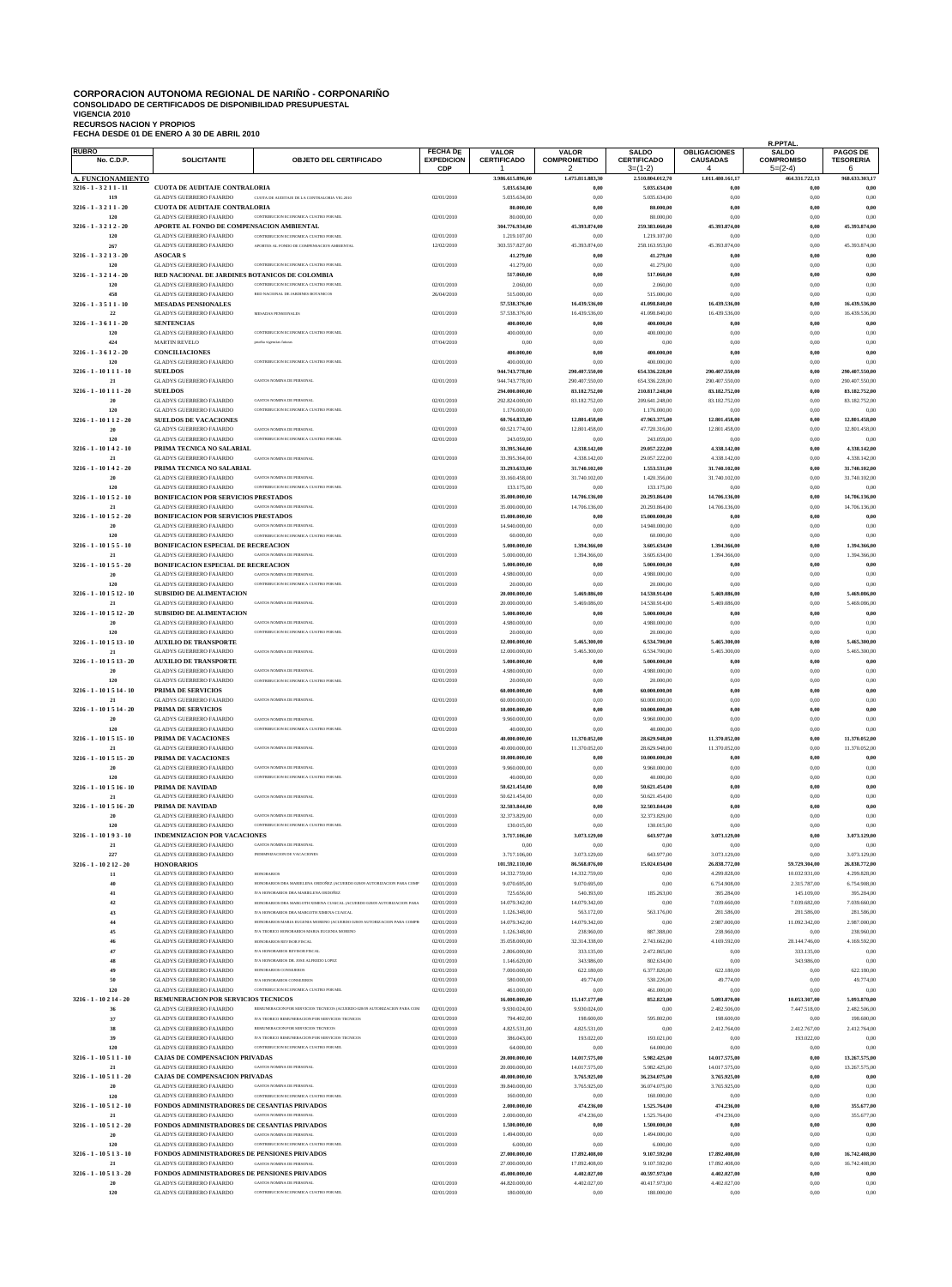# CORPORACION AUTONOMA REGIONAL DE NARIÑO - CORPONARIÑO

**CONSOLIDADO DE CERTIFICADOS DE DISPONIBILIDAD PRESUPUESTAL**
**VIGENCIA 2010**
**RECURSOS NACION Y PROPIOS**
**FECHA DESDE 01 DE ENERO A 30 DE ABRIL 2010**

| RUBRO No. C.D.P. | SOLICITANTE | OBJETO DEL CERTIFICADO | FECHA DE EXPEDICION CDP | VALOR CERTIFICADO 1 | VALOR COMPROMETIDO 2 | SALDO CERTIFICADO 3=(1-2) | OBLIGACIONES CAUSADAS 4 | R.PPTAL. SALDO COMPROMISO 5=(2-4) | PAGOS DE TESORERIA 6 |
|---|---|---|---|---|---|---|---|---|---|
| **A. FUNCIONAMIENTO** | | | | **3.986.615.096,00** | **1.475.811.883,30** | **2.510.804.012,70** | **1.011.480.161,17** | **464.331.722,13** | **968.633.303,17** |
| **3216 - 1 - 3 2 1 1 - 11** | **CUOTA DE AUDITAJE CONTRALORIA** | | | **5.035.634,00** | **0,00** | **5.035.634,00** | **0,00** | **0,00** | **0,00** |
| 119 | GLADYS GUERRERO FAJARDO | CUOTA DE AUDITAJE DE LA CONTRALORIA VIG 2010 | 02/01/2010 | 5.035.634,00 | 0,00 | 5.035.634,00 | 0,00 | 0,00 | 0,00 |
| **3216 - 1 - 3 2 1 1 - 20** | **CUOTA DE AUDITAJE CONTRALORIA** | | | **80.000,00** | **0,00** | **80.000,00** | **0,00** | **0,00** | **0,00** |
| 120 | GLADYS GUERRERO FAJARDO | CONTRIBUCION ECONOMICA CUATRO POR MIL | 02/01/2010 | 80.000,00 | 0,00 | 80.000,00 | 0,00 | 0,00 | 0,00 |
| **3216 - 1 - 3 2 1 2 - 20** | **APORTE AL FONDO DE COMPENSACION AMBIENTAL** | | | **304.776.934,00** | **45.393.874,00** | **259.383.060,00** | **45.393.874,00** | **0,00** | **45.393.874,00** |
| 120 | GLADYS GUERRERO FAJARDO | CONTRIBUCION ECONOMICA CUATRO POR MIL | 02/01/2010 | 1.219.107,00 | 0,00 | 1.219.107,00 | 0,00 | 0,00 | 0,00 |
| 267 | GLADYS GUERRERO FAJARDO | APORTES AL FONDO DE COMPENSACION AMBIENTAL | 12/02/2010 | 303.557.827,00 | 45.393.874,00 | 258.163.953,00 | 45.393.874,00 | 0,00 | 45.393.874,00 |
| **3216 - 1 - 3 2 1 3 - 20** | **ASOCAR S** | | | **41.279,00** | **0,00** | **41.279,00** | **0,00** | **0,00** | **0,00** |
| 120 | GLADYS GUERRERO FAJARDO | CONTRIBUCION ECONOMICA CUATRO POR MIL | 02/01/2010 | 41.279,00 | 0,00 | 41.279,00 | 0,00 | 0,00 | 0,00 |
| **3216 - 1 - 3 2 1 4 - 20** | **RED NACIONAL DE JARDINES BOTANICOS DE COLOMBIA** | | | **517.060,00** | **0,00** | **517.060,00** | **0,00** | **0,00** | **0,00** |
| 120 | GLADYS GUERRERO FAJARDO | CONTRIBUCION ECONOMICA CUATRO POR MIL | 02/01/2010 | 2.060,00 | 0,00 | 2.060,00 | 0,00 | 0,00 | 0,00 |
| 458 | GLADYS GUERRERO FAJARDO | RED NACIONAL DE JARDINES BOTANICOS | 26/04/2010 | 515.000,00 | 0,00 | 515.000,00 | 0,00 | 0,00 | 0,00 |
| **3216 - 1 - 3 5 1 1 - 10** | **MESADAS PENSIONALES** | | | **57.538.376,00** | **16.439.536,00** | **41.098.840,00** | **16.439.536,00** | **0,00** | **16.439.536,00** |
| 22 | GLADYS GUERRERO FAJARDO | MESADAS PENSIONALES | 02/01/2010 | 57.538.376,00 | 16.439.536,00 | 41.098.840,00 | 16.439.536,00 | 0,00 | 16.439.536,00 |
| **3216 - 1 - 3 6 1 1 - 20** | **SENTENCIAS** | | | **400.000,00** | **0,00** | **400.000,00** | **0,00** | **0,00** | **0,00** |
| 120 | GLADYS GUERRERO FAJARDO | CONTRIBUCION ECONOMICA CUATRO POR MIL | 02/01/2010 | 400.000,00 | 0,00 | 400.000,00 | 0,00 | 0,00 | 0,00 |
| 424 | MARTIN REVELO | prueba vigencias futuas | 07/04/2010 | 0,00 | 0,00 | 0,00 | 0,00 | 0,00 | 0,00 |
| **3216 - 1 - 3 6 1 2 - 20** | **CONCILIACIONES** | | | **400.000,00** | **0,00** | **400.000,00** | **0,00** | **0,00** | **0,00** |
| 120 | GLADYS GUERRERO FAJARDO | CONTRIBUCION ECONOMICA CUATRO POR MIL | 02/01/2010 | 400.000,00 | 0,00 | 400.000,00 | 0,00 | 0,00 | 0,00 |
| **3216 - 1 - 10 1 1 1 - 10** | **SUELDOS** | | | **944.743.778,00** | **290.407.550,00** | **654.336.228,00** | **290.407.550,00** | **0,00** | **290.407.550,00** |
| 21 | GLADYS GUERRERO FAJARDO | GASTOS NOMINA DE PERSONAL | 02/01/2010 | 944.743.778,00 | 290.407.550,00 | 654.336.228,00 | 290.407.550,00 | 0,00 | 290.407.550,00 |
| **3216 - 1 - 10 1 1 1 - 20** | **SUELDOS** | | | **294.000.000,00** | **83.182.752,00** | **210.817.248,00** | **83.182.752,00** | **0,00** | **83.182.752,00** |
| 20 | GLADYS GUERRERO FAJARDO | GASTOS NOMINA DE PERSONAL | 02/01/2010 | 292.824.000,00 | 83.182.752,00 | 209.641.248,00 | 83.182.752,00 | 0,00 | 83.182.752,00 |
| 120 | GLADYS GUERRERO FAJARDO | CONTRIBUCION ECONOMICA CUATRO POR MIL | 02/01/2010 | 1.176.000,00 | 0,00 | 1.176.000,00 | 0,00 | 0,00 | 0,00 |
| **3216 - 1 - 10 1 1 2 - 20** | **SUELDOS DE VACACIONES** | | | **60.764.833,00** | **12.801.458,00** | **47.963.375,00** | **12.801.458,00** | **0,00** | **12.801.458,00** |
| 20 | GLADYS GUERRERO FAJARDO | GASTOS NOMINA DE PERSONAL | 02/01/2010 | 60.521.774,00 | 12.801.458,00 | 47.720.316,00 | 12.801.458,00 | 0,00 | 12.801.458,00 |
| 120 | GLADYS GUERRERO FAJARDO | CONTRIBUCION ECONOMICA CUATRO POR MIL | 02/01/2010 | 243.059,00 | 0,00 | 243.059,00 | 0,00 | 0,00 | 0,00 |
| **3216 - 1 - 10 1 4 2 - 10** | **PRIMA TECNICA NO SALARIAL** | | | **33.395.364,00** | **4.338.142,00** | **29.057.222,00** | **4.338.142,00** | **0,00** | **4.338.142,00** |
| 21 | GLADYS GUERRERO FAJARDO | GASTOS NOMINA DE PERSONAL | 02/01/2010 | 33.395.364,00 | 4.338.142,00 | 29.057.222,00 | 4.338.142,00 | 0,00 | 4.338.142,00 |
| **3216 - 1 - 10 1 4 2 - 20** | **PRIMA TECNICA NO SALARIAL** | | | **33.293.633,00** | **31.740.102,00** | **1.553.531,00** | **31.740.102,00** | **0,00** | **31.740.102,00** |
| 20 | GLADYS GUERRERO FAJARDO | GASTOS NOMINA DE PERSONAL | 02/01/2010 | 33.160.458,00 | 31.740.102,00 | 1.420.356,00 | 31.740.102,00 | 0,00 | 31.740.102,00 |
| 120 | GLADYS GUERRERO FAJARDO | CONTRIBUCION ECONOMICA CUATRO POR MIL | 02/01/2010 | 133.175,00 | 0,00 | 133.175,00 | 0,00 | 0,00 | 0,00 |
| **3216 - 1 - 10 1 5 2 - 10** | **BONIFICACION POR SERVICIOS PRESTADOS** | | | **35.000.000,00** | **14.706.136,00** | **20.293.864,00** | **14.706.136,00** | **0,00** | **14.706.136,00** |
| 21 | GLADYS GUERRERO FAJARDO | GASTOS NOMINA DE PERSONAL | 02/01/2010 | 35.000.000,00 | 14.706.136,00 | 20.293.864,00 | 14.706.136,00 | 0,00 | 14.706.136,00 |
| **3216 - 1 - 10 1 5 2 - 20** | **BONIFICACION POR SERVICIOS PRESTADOS** | | | **15.000.000,00** | **0,00** | **15.000.000,00** | **0,00** | **0,00** | **0,00** |
| 20 | GLADYS GUERRERO FAJARDO | GASTOS NOMINA DE PERSONAL | 02/01/2010 | 14.940.000,00 | 0,00 | 14.940.000,00 | 0,00 | 0,00 | 0,00 |
| 120 | GLADYS GUERRERO FAJARDO | CONTRIBUCION ECONOMICA CUATRO POR MIL | 02/01/2010 | 60.000,00 | 0,00 | 60.000,00 | 0,00 | 0,00 | 0,00 |
| **3216 - 1 - 10 1 5 5 - 10** | **BONIFICACION ESPECIAL DE RECREACION** | | | **5.000.000,00** | **1.394.366,00** | **3.605.634,00** | **1.394.366,00** | **0,00** | **1.394.366,00** |
| 21 | GLADYS GUERRERO FAJARDO | GASTOS NOMINA DE PERSONAL | 02/01/2010 | 5.000.000,00 | 1.394.366,00 | 3.605.634,00 | 1.394.366,00 | 0,00 | 1.394.366,00 |
| **3216 - 1 - 10 1 5 5 - 20** | **BONIFICACION ESPECIAL DE RECREACION** | | | **5.000.000,00** | **0,00** | **5.000.000,00** | **0,00** | **0,00** | **0,00** |
| 20 | GLADYS GUERRERO FAJARDO | GASTOS NOMINA DE PERSONAL | 02/01/2010 | 4.980.000,00 | 0,00 | 4.980.000,00 | 0,00 | 0,00 | 0,00 |
| 120 | GLADYS GUERRERO FAJARDO | CONTRIBUCION ECONOMICA CUATRO POR MIL | 02/01/2010 | 20.000,00 | 0,00 | 20.000,00 | 0,00 | 0,00 | 0,00 |
| **3216 - 1 - 10 1 5 12 - 10** | **SUBSIDIO DE ALIMENTACION** | | | **20.000.000,00** | **5.469.086,00** | **14.530.914,00** | **5.469.086,00** | **0,00** | **5.469.086,00** |
| 21 | GLADYS GUERRERO FAJARDO | GASTOS NOMINA DE PERSONAL | 02/01/2010 | 20.000.000,00 | 5.469.086,00 | 14.530.914,00 | 5.469.086,00 | 0,00 | 5.469.086,00 |
| **3216 - 1 - 10 1 5 12 - 20** | **SUBSIDIO DE ALIMENTACION** | | | **5.000.000,00** | **0,00** | **5.000.000,00** | **0,00** | **0,00** | **0,00** |
| 20 | GLADYS GUERRERO FAJARDO | GASTOS NOMINA DE PERSONAL | 02/01/2010 | 4.980.000,00 | 0,00 | 4.980.000,00 | 0,00 | 0,00 | 0,00 |
| 120 | GLADYS GUERRERO FAJARDO | CONTRIBUCION ECONOMICA CUATRO POR MIL | 02/01/2010 | 20.000,00 | 0,00 | 20.000,00 | 0,00 | 0,00 | 0,00 |
| **3216 - 1 - 10 1 5 13 - 10** | **AUXILIO DE TRANSPORTE** | | | **12.000.000,00** | **5.465.300,00** | **6.534.700,00** | **5.465.300,00** | **0,00** | **5.465.300,00** |
| 21 | GLADYS GUERRERO FAJARDO | GASTOS NOMINA DE PERSONAL | 02/01/2010 | 12.000.000,00 | 5.465.300,00 | 6.534.700,00 | 5.465.300,00 | 0,00 | 5.465.300,00 |
| **3216 - 1 - 10 1 5 13 - 20** | **AUXILIO DE TRANSPORTE** | | | **5.000.000,00** | **0,00** | **5.000.000,00** | **0,00** | **0,00** | **0,00** |
| 20 | GLADYS GUERRERO FAJARDO | GASTOS NOMINA DE PERSONAL | 02/01/2010 | 4.980.000,00 | 0,00 | 4.980.000,00 | 0,00 | 0,00 | 0,00 |
| 120 | GLADYS GUERRERO FAJARDO | CONTRIBUCION ECONOMICA CUATRO POR MIL | 02/01/2010 | 20.000,00 | 0,00 | 20.000,00 | 0,00 | 0,00 | 0,00 |
| **3216 - 1 - 10 1 5 14 - 10** | **PRIMA DE SERVICIOS** | | | **60.000.000,00** | **0,00** | **60.000.000,00** | **0,00** | **0,00** | **0,00** |
| 21 | GLADYS GUERRERO FAJARDO | GASTOS NOMINA DE PERSONAL | 02/01/2010 | 60.000.000,00 | 0,00 | 60.000.000,00 | 0,00 | 0,00 | 0,00 |
| **3216 - 1 - 10 1 5 14 - 20** | **PRIMA DE SERVICIOS** | | | **10.000.000,00** | **0,00** | **10.000.000,00** | **0,00** | **0,00** | **0,00** |
| 20 | GLADYS GUERRERO FAJARDO | GASTOS NOMINA DE PERSONAL | 02/01/2010 | 9.960.000,00 | 0,00 | 9.960.000,00 | 0,00 | 0,00 | 0,00 |
| 120 | GLADYS GUERRERO FAJARDO | CONTRIBUCION ECONOMICA CUATRO POR MIL | 02/01/2010 | 40.000,00 | 0,00 | 40.000,00 | 0,00 | 0,00 | 0,00 |
| **3216 - 1 - 10 1 5 15 - 10** | **PRIMA DE VACACIONES** | | | **40.000.000,00** | **11.370.052,00** | **28.629.948,00** | **11.370.052,00** | **0,00** | **11.370.052,00** |
| 21 | GLADYS GUERRERO FAJARDO | GASTOS NOMINA DE PERSONAL | 02/01/2010 | 40.000.000,00 | 11.370.052,00 | 28.629.948,00 | 11.370.052,00 | 0,00 | 11.370.052,00 |
| **3216 - 1 - 10 1 5 15 - 20** | **PRIMA DE VACACIONES** | | | **10.000.000,00** | **0,00** | **10.000.000,00** | **0,00** | **0,00** | **0,00** |
| 20 | GLADYS GUERRERO FAJARDO | GASTOS NOMINA DE PERSONAL | 02/01/2010 | 9.960.000,00 | 0,00 | 9.960.000,00 | 0,00 | 0,00 | 0,00 |
| 120 | GLADYS GUERRERO FAJARDO | CONTRIBUCION ECONOMICA CUATRO POR MIL | 02/01/2010 | 40.000,00 | 0,00 | 40.000,00 | 0,00 | 0,00 | 0,00 |
| **3216 - 1 - 10 1 5 16 - 10** | **PRIMA DE NAVIDAD** | | | **50.621.454,00** | **0,00** | **50.621.454,00** | **0,00** | **0,00** | **0,00** |
| 21 | GLADYS GUERRERO FAJARDO | GASTOS NOMINA DE PERSONAL | 02/01/2010 | 50.621.454,00 | 0,00 | 50.621.454,00 | 0,00 | 0,00 | 0,00 |
| **3216 - 1 - 10 1 5 16 - 20** | **PRIMA DE NAVIDAD** | | | **32.503.844,00** | **0,00** | **32.503.844,00** | **0,00** | **0,00** | **0,00** |
| 20 | GLADYS GUERRERO FAJARDO | GASTOS NOMINA DE PERSONAL | 02/01/2010 | 32.373.829,00 | 0,00 | 32.373.829,00 | 0,00 | 0,00 | 0,00 |
| 120 | GLADYS GUERRERO FAJARDO | CONTRIBUCION ECONOMICA CUATRO POR MIL | 02/01/2010 | 130.015,00 | 0,00 | 130.015,00 | 0,00 | 0,00 | 0,00 |
| **3216 - 1 - 10 1 9 3 - 10** | **INDEMNIZACION POR VACACIONES** | | | **3.717.106,00** | **3.073.129,00** | **643.977,00** | **3.073.129,00** | **0,00** | **3.073.129,00** |
| 21 | GLADYS GUERRERO FAJARDO | GASTOS NOMINA DE PERSONAL | 02/01/2010 | 0,00 | 0,00 | 0,00 | 0,00 | 0,00 | 0,00 |
| 227 | GLADYS GUERRERO FAJARDO | INDEMNIZACION DE VACACIONES | 02/01/2010 | 3.717.106,00 | 3.073.129,00 | 643.977,00 | 3.073.129,00 | 0,00 | 3.073.129,00 |
| **3216 - 1 - 10 2 12 - 20** | **HONORARIOS** | | | **101.592.110,00** | **86.568.076,00** | **15.024.034,00** | **26.838.772,00** | **59.729.304,00** | **26.838.772,00** |
| 11 | GLADYS GUERRERO FAJARDO | HONORARIOS | 02/01/2010 | 14.332.759,00 | 14.332.759,00 | 0,00 | 4.299.828,00 | 10.032.931,00 | 4.299.828,00 |
| 40 | GLADYS GUERRERO FAJARDO | HONORARIOS DRA MARIELENA ORDOÑEZ (ACUERDO 028/09 AUTORIZACION PARA COMP | 02/01/2010 | 9.070.695,00 | 9.070.695,00 | 0,00 | 6.754.908,00 | 2.315.787,00 | 6.754.908,00 |
| 41 | GLADYS GUERRERO FAJARDO | IVA HONORARIOS DRA MARIELENA ORDOÑEZ | 02/01/2010 | 725.656,00 | 540.393,00 | 185.263,00 | 395.284,00 | 145.109,00 | 395.284,00 |
| 42 | GLADYS GUERRERO FAJARDO | HONORARIOS DRA MARGOTH XIMENA CUAICAL (ACUERDO 028/09 AUTORIZACION PARA | 02/01/2010 | 14.079.342,00 | 14.079.342,00 | 0,00 | 7.039.660,00 | 7.039.682,00 | 7.039.660,00 |
| 43 | GLADYS GUERRERO FAJARDO | IVA HONORARIOS DRA MARGOTH XIMENA CUAICAL | 02/01/2010 | 1.126.348,00 | 563.172,00 | 563.176,00 | 281.586,00 | 281.586,00 | 281.586,00 |
| 44 | GLADYS GUERRERO FAJARDO | HONORARIOS MARIA EUGENIA MORENO (ACUERDO 028/09 AUTORIZACION PARA COMPR | 02/01/2010 | 14.079.342,00 | 14.079.342,00 | 0,00 | 2.987.000,00 | 11.092.342,00 | 2.987.000,00 |
| 45 | GLADYS GUERRERO FAJARDO | IVA TEORICO HONORARIOS MARIA EUGENIA MORENO | 02/01/2010 | 1.126.348,00 | 238.960,00 | 887.388,00 | 238.960,00 | 0,00 | 238.960,00 |
| 46 | GLADYS GUERRERO FAJARDO | HONORARIOS REVISOR FISCAL | 02/01/2010 | 35.058.000,00 | 32.314.338,00 | 2.743.662,00 | 4.169.592,00 | 28.144.746,00 | 4.169.592,00 |
| 47 | GLADYS GUERRERO FAJARDO | IVA HONORARIOS REVISOR FISCAL | 02/01/2010 | 2.806.000,00 | 333.135,00 | 2.472.865,00 | 0,00 | 333.135,00 | 0,00 |
| 48 | GLADYS GUERRERO FAJARDO | IVA HONORARIOS DR. JOSE ALFREDO LOPEZ | 02/01/2010 | 1.146.620,00 | 343.986,00 | 802.634,00 | 0,00 | 343.986,00 | 0,00 |
| 49 | GLADYS GUERRERO FAJARDO | HONORARIOS CONSEJEROS | 02/01/2010 | 7.000.000,00 | 622.180,00 | 6.377.820,00 | 622.180,00 | 0,00 | 622.180,00 |
| 50 | GLADYS GUERRERO FAJARDO | IVA HONORARIOS CONSEJEROS | 02/01/2010 | 580.000,00 | 49.774,00 | 530.226,00 | 49.774,00 | 0,00 | 49.774,00 |
| 120 | GLADYS GUERRERO FAJARDO | CONTRIBUCION ECONOMICA CUATRO POR MIL | 02/01/2010 | 461.000,00 | 0,00 | 461.000,00 | 0,00 | 0,00 | 0,00 |
| **3216 - 1 - 10 2 14 - 20** | **REMUNERACION POR SERVICIOS TECNICOS** | | | **16.000.000,00** | **15.147.177,00** | **852.823,00** | **5.093.870,00** | **10.053.307,00** | **5.093.870,00** |
| 36 | GLADYS GUERRERO FAJARDO | REMUNERACION POR SERVICIOS TECNICOS (ACUERDO 028/09 AUTORIZACION PARA COM | 02/01/2010 | 9.930.024,00 | 9.930.024,00 | 0,00 | 2.482.506,00 | 7.447.518,00 | 2.482.506,00 |
| 37 | GLADYS GUERRERO FAJARDO | IVA TEORICO REMUNERACION POR SERVICIOS TECNICOS | 02/01/2010 | 794.402,00 | 198.600,00 | 595.802,00 | 198.600,00 | 0,00 | 198.600,00 |
| 38 | GLADYS GUERRERO FAJARDO | REMUNERACION POR SERVICIOS TECNICOS | 02/01/2010 | 4.825.531,00 | 4.825.531,00 | 0,00 | 2.412.764,00 | 2.412.767,00 | 2.412.764,00 |
| 39 | GLADYS GUERRERO FAJARDO | IVA TEORICO REMUNERACION POR SERVICIOS TECNICOS | 02/01/2010 | 386.043,00 | 193.022,00 | 193.021,00 | 0,00 | 193.022,00 | 0,00 |
| 120 | GLADYS GUERRERO FAJARDO | CONTRIBUCION ECONOMICA CUATRO POR MIL | 02/01/2010 | 64.000,00 | 0,00 | 64.000,00 | 0,00 | 0,00 | 0,00 |
| **3216 - 1 - 10 5 1 1 - 10** | **CAJAS DE COMPENSACION PRIVADAS** | | | **20.000.000,00** | **14.017.575,00** | **5.982.425,00** | **14.017.575,00** | **0,00** | **13.267.575,00** |
| 21 | GLADYS GUERRERO FAJARDO | GASTOS NOMINA DE PERSONAL | 02/01/2010 | 20.000.000,00 | 14.017.575,00 | 5.982.425,00 | 14.017.575,00 | 0,00 | 13.267.575,00 |
| **3216 - 1 - 10 5 1 1 - 20** | **CAJAS DE COMPENSACION PRIVADAS** | | | **40.000.000,00** | **3.765.925,00** | **36.234.075,00** | **3.765.925,00** | **0,00** | **0,00** |
| 20 | GLADYS GUERRERO FAJARDO | GASTOS NOMINA DE PERSONAL | 02/01/2010 | 39.840.000,00 | 3.765.925,00 | 36.074.075,00 | 3.765.925,00 | 0,00 | 0,00 |
| 120 | GLADYS GUERRERO FAJARDO | CONTRIBUCION ECONOMICA CUATRO POR MIL | 02/01/2010 | 160.000,00 | 0,00 | 160.000,00 | 0,00 | 0,00 | 0,00 |
| **3216 - 1 - 10 5 1 2 - 10** | **FONDOS ADMINISTRADORES DE CESANTIAS PRIVADOS** | | | **2.000.000,00** | **474.236,00** | **1.525.764,00** | **474.236,00** | **0,00** | **355.677,00** |
| 21 | GLADYS GUERRERO FAJARDO | GASTOS NOMINA DE PERSONAL | 02/01/2010 | 2.000.000,00 | 474.236,00 | 1.525.764,00 | 474.236,00 | 0,00 | 355.677,00 |
| **3216 - 1 - 10 5 1 2 - 20** | **FONDOS ADMINISTRADORES DE CESANTIAS PRIVADOS** | | | **1.500.000,00** | **0,00** | **1.500.000,00** | **0,00** | **0,00** | **0,00** |
| 20 | GLADYS GUERRERO FAJARDO | GASTOS NOMINA DE PERSONAL | 02/01/2010 | 1.494.000,00 | 0,00 | 1.494.000,00 | 0,00 | 0,00 | 0,00 |
| 120 | GLADYS GUERRERO FAJARDO | CONTRIBUCION ECONOMICA CUATRO POR MIL | 02/01/2010 | 6.000,00 | 0,00 | 6.000,00 | 0,00 | 0,00 | 0,00 |
| **3216 - 1 - 10 5 1 3 - 10** | **FONDOS ADMINISTRADORES DE PENSIONES PRIVADOS** | | | **27.000.000,00** | **17.892.408,00** | **9.107.592,00** | **17.892.408,00** | **0,00** | **16.742.408,00** |
| 21 | GLADYS GUERRERO FAJARDO | GASTOS NOMINA DE PERSONAL | 02/01/2010 | 27.000.000,00 | 17.892.408,00 | 9.107.592,00 | 17.892.408,00 | 0,00 | 16.742.408,00 |
| **3216 - 1 - 10 5 1 3 - 20** | **FONDOS ADMINISTRADORES DE PENSIONES PRIVADOS** | | | **45.000.000,00** | **4.402.027,00** | **40.597.973,00** | **4.402.027,00** | **0,00** | **0,00** |
| 20 | GLADYS GUERRERO FAJARDO | GASTOS NOMINA DE PERSONAL | 02/01/2010 | 44.820.000,00 | 4.402.027,00 | 40.417.973,00 | 4.402.027,00 | 0,00 | 0,00 |
| 120 | GLADYS GUERRERO FAJARDO | CONTRIBUCION ECONOMICA CUATRO POR MIL | 02/01/2010 | 180.000,00 | 0,00 | 180.000,00 | 0,00 | 0,00 | 0,00 |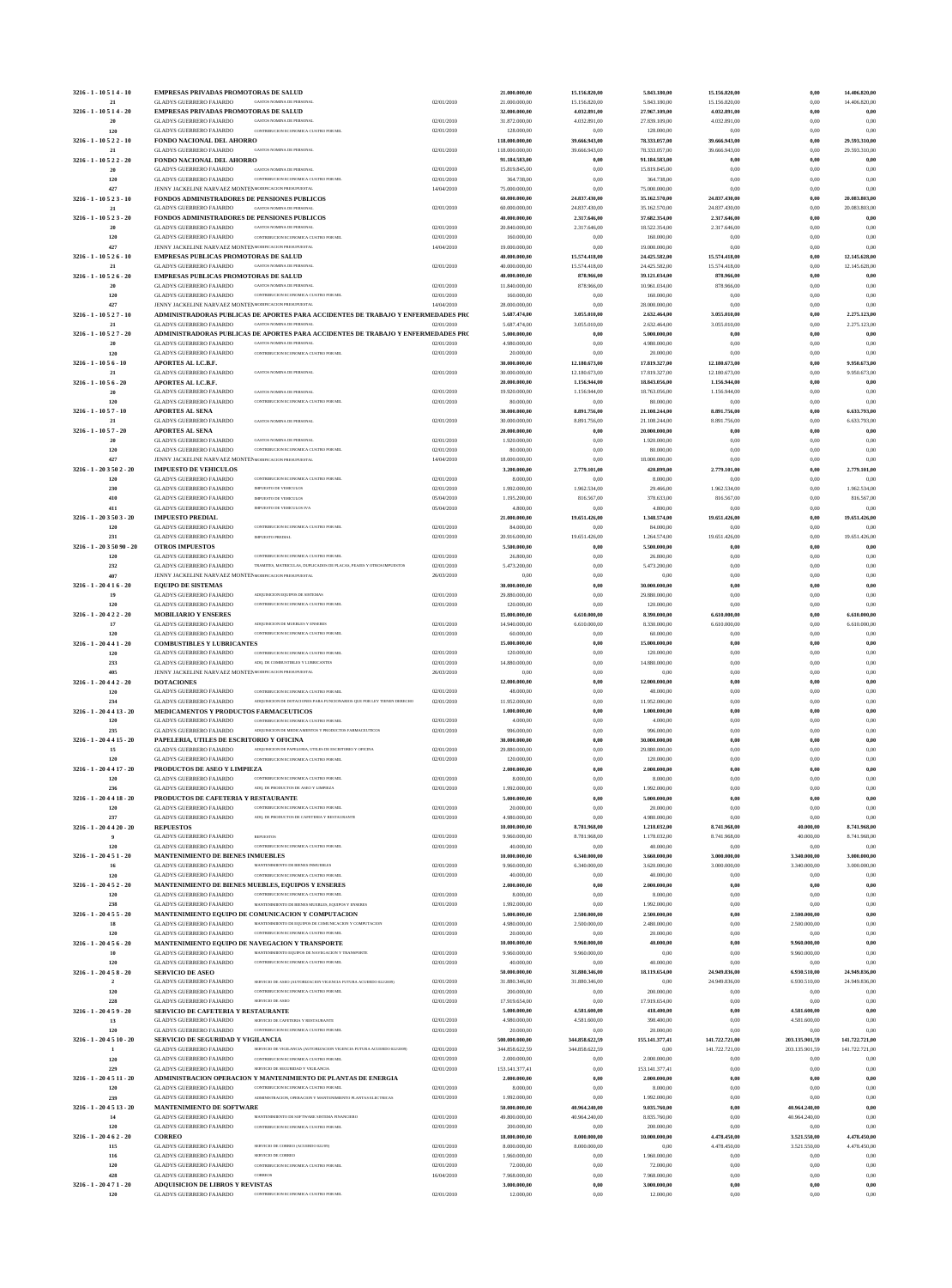| Código | Nombre | Descripción | Fecha | Valor 1 | Valor 2 | Valor 3 | Valor 4 | Valor 5 | Valor 6 |
|---|---|---|---|---|---|---|---|---|---|
| **3216 - 1 - 10 5 1 4 - 10** | **EMPRESAS PRIVADAS PROMOTORAS DE SALUD** | | | **21.000.000,00** | **15.156.820,00** | **5.843.180,00** | **15.156.820,00** | **0,00** | **14.406.820,00** |
| **21** | GLADYS GUERRERO FAJARDO | GASTOS NOMINA DE PERSONAL | 02/01/2010 | 21.000.000,00 | 15.156.820,00 | 5.843.180,00 | 15.156.820,00 | 0,00 | 14.406.820,00 |
| **3216 - 1 - 10 5 1 4 - 20** | **EMPRESAS PRIVADAS PROMOTORAS DE SALUD** | | | **32.000.000,00** | **4.032.891,00** | **27.967.109,00** | **4.032.891,00** | **0,00** | **0,00** |
| **20** | GLADYS GUERRERO FAJARDO | GASTOS NOMINA DE PERSONAL | 02/01/2010 | 31.872.000,00 | 4.032.891,00 | 27.839.109,00 | 4.032.891,00 | 0,00 | 0,00 |
| **120** | GLADYS GUERRERO FAJARDO | CONTRIBUCION ECONOMICA CUATRO POR MIL | 02/01/2010 | 128.000,00 | 0,00 | 128.000,00 | 0,00 | 0,00 | 0,00 |
| **3216 - 1 - 10 5 2 2 - 10** | **FONDO NACIONAL DEL AHORRO** | | | **118.000.000,00** | **39.666.943,00** | **78.333.057,00** | **39.666.943,00** | **0,00** | **29.593.310,00** |
| **21** | GLADYS GUERRERO FAJARDO | GASTOS NOMINA DE PERSONAL | 02/01/2010 | 118.000.000,00 | 39.666.943,00 | 78.333.057,00 | 39.666.943,00 | 0,00 | 29.593.310,00 |
| **3216 - 1 - 10 5 2 2 - 20** | **FONDO NACIONAL DEL AHORRO** | | | **91.184.583,00** | **0,00** | **91.184.583,00** | **0,00** | **0,00** | **0,00** |
| **20** | GLADYS GUERRERO FAJARDO | GASTOS NOMINA DE PERSONAL | 02/01/2010 | 15.819.845,00 | 0,00 | 15.819.845,00 | 0,00 | 0,00 | 0,00 |
| **120** | GLADYS GUERRERO FAJARDO | CONTRIBUCION ECONOMICA CUATRO POR MIL | 02/01/2010 | 364.738,00 | 0,00 | 364.738,00 | 0,00 | 0,00 | 0,00 |
| **427** | JENNY JACKELINE NARVAEZ MONTENEGRO | MODIFICACION PRESUPUESTAL | 14/04/2010 | 75.000.000,00 | 0,00 | 75.000.000,00 | 0,00 | 0,00 | 0,00 |
| **3216 - 1 - 10 5 2 3 - 10** | **FONDOS ADMINISTRADORES DE PENSIONES PUBLICOS** | | | **60.000.000,00** | **24.837.430,00** | **35.162.570,00** | **24.837.430,00** | **0,00** | **20.083.803,00** |
| **21** | GLADYS GUERRERO FAJARDO | GASTOS NOMINA DE PERSONAL | 02/01/2010 | 60.000.000,00 | 24.837.430,00 | 35.162.570,00 | 24.837.430,00 | 0,00 | 20.083.803,00 |
| **3216 - 1 - 10 5 2 3 - 20** | **FONDOS ADMINISTRADORES DE PENSIONES PUBLICOS** | | | **40.000.000,00** | **2.317.646,00** | **37.682.354,00** | **2.317.646,00** | **0,00** | **0,00** |
| **20** | GLADYS GUERRERO FAJARDO | GASTOS NOMINA DE PERSONAL | 02/01/2010 | 20.840.000,00 | 2.317.646,00 | 18.522.354,00 | 2.317.646,00 | 0,00 | 0,00 |
| **120** | GLADYS GUERRERO FAJARDO | CONTRIBUCION ECONOMICA CUATRO POR MIL | 02/01/2010 | 160.000,00 | 0,00 | 160.000,00 | 0,00 | 0,00 | 0,00 |
| **427** | JENNY JACKELINE NARVAEZ MONTENEGRO | MODIFICACION PRESUPUESTAL | 14/04/2010 | 19.000.000,00 | 0,00 | 19.000.000,00 | 0,00 | 0,00 | 0,00 |
| **3216 - 1 - 10 5 2 6 - 10** | **EMPRESAS PUBLICAS PROMOTORAS DE SALUD** | | | **40.000.000,00** | **15.574.418,00** | **24.425.582,00** | **15.574.418,00** | **0,00** | **12.145.628,00** |
| **21** | GLADYS GUERRERO FAJARDO | GASTOS NOMINA DE PERSONAL | 02/01/2010 | 40.000.000,00 | 15.574.418,00 | 24.425.582,00 | 15.574.418,00 | 0,00 | 12.145.628,00 |
| **3216 - 1 - 10 5 2 6 - 20** | **EMPRESAS PUBLICAS PROMOTORAS DE SALUD** | | | **40.000.000,00** | **878.966,00** | **39.121.034,00** | **878.966,00** | **0,00** | **0,00** |
| **20** | GLADYS GUERRERO FAJARDO | GASTOS NOMINA DE PERSONAL | 02/01/2010 | 11.840.000,00 | 878.966,00 | 10.961.034,00 | 878.966,00 | 0,00 | 0,00 |
| **120** | GLADYS GUERRERO FAJARDO | CONTRIBUCION ECONOMICA CUATRO POR MIL | 02/01/2010 | 160.000,00 | 0,00 | 160.000,00 | 0,00 | 0,00 | 0,00 |
| **427** | JENNY JACKELINE NARVAEZ MONTENEGRO | MODIFICACION PRESUPUESTAL | 14/04/2010 | 28.000.000,00 | 0,00 | 28.000.000,00 | 0,00 | 0,00 | 0,00 |
| **3216 - 1 - 10 5 2 7 - 10** | **ADMINISTRADORAS PUBLICAS DE APORTES PARA ACCIDENTES DE TRABAJO Y ENFERMEDADES PRC** | | | **5.687.474,00** | **3.055.010,00** | **2.632.464,00** | **3.055.010,00** | **0,00** | **2.275.123,00** |
| **21** | GLADYS GUERRERO FAJARDO | GASTOS NOMINA DE PERSONAL | 02/01/2010 | 5.687.474,00 | 3.055.010,00 | 2.632.464,00 | 3.055.010,00 | 0,00 | 2.275.123,00 |
| **3216 - 1 - 10 5 2 7 - 20** | **ADMINISTRADORAS PUBLICAS DE APORTES PARA ACCIDENTES DE TRABAJO Y ENFERMEDADES PRC** | | | **5.000.000,00** | **0,00** | **5.000.000,00** | **0,00** | **0,00** | **0,00** |
| **20** | GLADYS GUERRERO FAJARDO | GASTOS NOMINA DE PERSONAL | 02/01/2010 | 4.980.000,00 | 0,00 | 4.980.000,00 | 0,00 | 0,00 | 0,00 |
| **120** | GLADYS GUERRERO FAJARDO | CONTRIBUCION ECONOMICA CUATRO POR MIL | 02/01/2010 | 20.000,00 | 0,00 | 20.000,00 | 0,00 | 0,00 | 0,00 |
| **3216 - 1 - 10 5 6 - 10** | **APORTES AL I.C.B.F.** | | | **30.000.000,00** | **12.180.673,00** | **17.819.327,00** | **12.180.673,00** | **0,00** | **9.950.673,00** |
| **21** | GLADYS GUERRERO FAJARDO | GASTOS NOMINA DE PERSONAL | 02/01/2010 | 30.000.000,00 | 12.180.673,00 | 17.819.327,00 | 12.180.673,00 | 0,00 | 9.950.673,00 |
| **3216 - 1 - 10 5 6 - 20** | **APORTES AL I.C.B.F.** | | | **20.000.000,00** | **1.156.944,00** | **18.843.056,00** | **1.156.944,00** | **0,00** | **0,00** |
| **20** | GLADYS GUERRERO FAJARDO | GASTOS NOMINA DE PERSONAL | 02/01/2010 | 19.920.000,00 | 1.156.944,00 | 18.763.056,00 | 1.156.944,00 | 0,00 | 0,00 |
| **120** | GLADYS GUERRERO FAJARDO | CONTRIBUCION ECONOMICA CUATRO POR MIL | 02/01/2010 | 80.000,00 | 0,00 | 80.000,00 | 0,00 | 0,00 | 0,00 |
| **3216 - 1 - 10 5 7 - 10** | **APORTES AL SENA** | | | **30.000.000,00** | **8.891.756,00** | **21.108.244,00** | **8.891.756,00** | **0,00** | **6.633.793,00** |
| **21** | GLADYS GUERRERO FAJARDO | GASTOS NOMINA DE PERSONAL | 02/01/2010 | 30.000.000,00 | 8.891.756,00 | 21.108.244,00 | 8.891.756,00 | 0,00 | 6.633.793,00 |
| **3216 - 1 - 10 5 7 - 20** | **APORTES AL SENA** | | | **20.000.000,00** | **0,00** | **20.000.000,00** | **0,00** | **0,00** | **0,00** |
| **20** | GLADYS GUERRERO FAJARDO | GASTOS NOMINA DE PERSONAL | 02/01/2010 | 1.920.000,00 | 0,00 | 1.920.000,00 | 0,00 | 0,00 | 0,00 |
| **120** | GLADYS GUERRERO FAJARDO | CONTRIBUCION ECONOMICA CUATRO POR MIL | 02/01/2010 | 80.000,00 | 0,00 | 80.000,00 | 0,00 | 0,00 | 0,00 |
| **427** | JENNY JACKELINE NARVAEZ MONTENEGRO | MODIFICACION PRESUPUESTAL | 14/04/2010 | 18.000.000,00 | 0,00 | 18.000.000,00 | 0,00 | 0,00 | 0,00 |
| **3216 - 1 - 20 3 50 2 - 20** | **IMPUESTO DE VEHICULOS** | | | **3.200.000,00** | **2.779.101,00** | **420.899,00** | **2.779.101,00** | **0,00** | **2.779.101,00** |
| **120** | GLADYS GUERRERO FAJARDO | CONTRIBUCION ECONOMICA CUATRO POR MIL | 02/01/2010 | 8.000,00 | 0,00 | 8.000,00 | 0,00 | 0,00 | 0,00 |
| **230** | GLADYS GUERRERO FAJARDO | IMPUESTO DE VEHICULOS | 02/01/2010 | 1.992.000,00 | 1.962.534,00 | 29.466,00 | 1.962.534,00 | 0,00 | 1.962.534,00 |
| **410** | GLADYS GUERRERO FAJARDO | IMPUESTO DE VEHICULOS | 05/04/2010 | 1.195.200,00 | 816.567,00 | 378.633,00 | 816.567,00 | 0,00 | 816.567,00 |
| **411** | GLADYS GUERRERO FAJARDO | IMPUESTO DE VEHICULOS IVA | 05/04/2010 | 4.800,00 | 0,00 | 4.800,00 | 0,00 | 0,00 | 0,00 |
| **3216 - 1 - 20 3 50 3 - 20** | **IMPUESTO PREDIAL** | | | **21.000.000,00** | **19.651.426,00** | **1.348.574,00** | **19.651.426,00** | **0,00** | **19.651.426,00** |
| **120** | GLADYS GUERRERO FAJARDO | CONTRIBUCION ECONOMICA CUATRO POR MIL | 02/01/2010 | 84.000,00 | 0,00 | 84.000,00 | 0,00 | 0,00 | 0,00 |
| **231** | GLADYS GUERRERO FAJARDO | IMPUESTO PREDIAL | 02/01/2010 | 20.916.000,00 | 19.651.426,00 | 1.264.574,00 | 19.651.426,00 | 0,00 | 19.651.426,00 |
| **3216 - 1 - 20 3 50 90 - 20** | **OTROS IMPUESTOS** | | | **5.500.000,00** | **0,00** | **5.500.000,00** | **0,00** | **0,00** | **0,00** |
| **120** | GLADYS GUERRERO FAJARDO | CONTRIBUCION ECONOMICA CUATRO POR MIL | 02/01/2010 | 26.800,00 | 0,00 | 26.800,00 | 0,00 | 0,00 | 0,00 |
| **232** | GLADYS GUERRERO FAJARDO | TRAMITES, MATRICULAS, DUPLICADOS DE PLACAS, PEAJES Y OTROS IMPUESTOS | 02/01/2010 | 5.473.200,00 | 0,00 | 5.473.200,00 | 0,00 | 0,00 | 0,00 |
| **407** | JENNY JACKELINE NARVAEZ MONTENEGRO | MODIFICACION PRESUPUESTAL | 26/03/2010 | 0,00 | 0,00 | 0,00 | 0,00 | 0,00 | 0,00 |
| **3216 - 1 - 20 4 1 6 - 20** | **EQUIPO DE SISTEMAS** | | | **30.000.000,00** | **0,00** | **30.000.000,00** | **0,00** | **0,00** | **0,00** |
| **19** | GLADYS GUERRERO FAJARDO | ADQUISICION EQUIPOS DE SISTEMAS | 02/01/2010 | 29.880.000,00 | 0,00 | 29.880.000,00 | 0,00 | 0,00 | 0,00 |
| **120** | GLADYS GUERRERO FAJARDO | CONTRIBUCION ECONOMICA CUATRO POR MIL | 02/01/2010 | 120.000,00 | 0,00 | 120.000,00 | 0,00 | 0,00 | 0,00 |
| **3216 - 1 - 20 4 2 2 - 20** | **MOBILIARIO Y ENSERES** | | | **15.000.000,00** | **6.610.000,00** | **8.390.000,00** | **6.610.000,00** | **0,00** | **6.610.000,00** |
| **17** | GLADYS GUERRERO FAJARDO | ADQUISICION DE MUEBLES Y ENSERES | 02/01/2010 | 14.940.000,00 | 6.610.000,00 | 8.330.000,00 | 6.610.000,00 | 0,00 | 6.610.000,00 |
| **120** | GLADYS GUERRERO FAJARDO | CONTRIBUCION ECONOMICA CUATRO POR MIL | 02/01/2010 | 60.000,00 | 0,00 | 60.000,00 | 0,00 | 0,00 | 0,00 |
| **3216 - 1 - 20 4 4 1 - 20** | **COMBUSTIBLES Y LUBRICANTES** | | | **15.000.000,00** | **0,00** | **15.000.000,00** | **0,00** | **0,00** | **0,00** |
| **120** | GLADYS GUERRERO FAJARDO | CONTRIBUCION ECONOMICA CUATRO POR MIL | 02/01/2010 | 120.000,00 | 0,00 | 120.000,00 | 0,00 | 0,00 | 0,00 |
| **233** | GLADYS GUERRERO FAJARDO | ADQ. DE COMBUSTIBLES Y LUBRICANTES | 02/01/2010 | 14.880.000,00 | 0,00 | 14.880.000,00 | 0,00 | 0,00 | 0,00 |
| **405** | JENNY JACKELINE NARVAEZ MONTENEGRO | MODIFICACION PRESUPUESTAL | 26/03/2010 | 0,00 | 0,00 | 0,00 | 0,00 | 0,00 | 0,00 |
| **3216 - 1 - 20 4 4 2 - 20** | **DOTACIONES** | | | **12.000.000,00** | **0,00** | **12.000.000,00** | **0,00** | **0,00** | **0,00** |
| **120** | GLADYS GUERRERO FAJARDO | CONTRIBUCION ECONOMICA CUATRO POR MIL | 02/01/2010 | 48.000,00 | 0,00 | 48.000,00 | 0,00 | 0,00 | 0,00 |
| **234** | GLADYS GUERRERO FAJARDO | ADQUISICION DE DOTACIONES PARA FUNCIONARIOS QUE POR LEY TIENEN DERECHO | 02/01/2010 | 11.952.000,00 | 0,00 | 11.952.000,00 | 0,00 | 0,00 | 0,00 |
| **3216 - 1 - 20 4 4 13 - 20** | **MEDICAMENTOS Y PRODUCTOS FARMACEUTICOS** | | | **1.000.000,00** | **0,00** | **1.000.000,00** | **0,00** | **0,00** | **0,00** |
| **120** | GLADYS GUERRERO FAJARDO | CONTRIBUCION ECONOMICA CUATRO POR MIL | 02/01/2010 | 4.000,00 | 0,00 | 4.000,00 | 0,00 | 0,00 | 0,00 |
| **235** | GLADYS GUERRERO FAJARDO | ADQUISICION DE MEDICAMENTOS Y PRODUCTOS FARMACEUTICOS | 02/01/2010 | 996.000,00 | 0,00 | 996.000,00 | 0,00 | 0,00 | 0,00 |
| **3216 - 1 - 20 4 4 15 - 20** | **PAPELERIA, UTILES DE ESCRITORIO Y OFICINA** | | | **30.000.000,00** | **0,00** | **30.000.000,00** | **0,00** | **0,00** | **0,00** |
| **15** | GLADYS GUERRERO FAJARDO | ADQUISICION DE PAPELERIA, UTILES DE ESCRITORIO Y OFICINA | 02/01/2010 | 29.880.000,00 | 0,00 | 29.880.000,00 | 0,00 | 0,00 | 0,00 |
| **120** | GLADYS GUERRERO FAJARDO | CONTRIBUCION ECONOMICA CUATRO POR MIL | 02/01/2010 | 120.000,00 | 0,00 | 120.000,00 | 0,00 | 0,00 | 0,00 |
| **3216 - 1 - 20 4 4 17 - 20** | **PRODUCTOS DE ASEO Y LIMPIEZA** | | | **2.000.000,00** | **0,00** | **2.000.000,00** | **0,00** | **0,00** | **0,00** |
| **120** | GLADYS GUERRERO FAJARDO | CONTRIBUCION ECONOMICA CUATRO POR MIL | 02/01/2010 | 8.000,00 | 0,00 | 8.000,00 | 0,00 | 0,00 | 0,00 |
| **236** | GLADYS GUERRERO FAJARDO | ADQ. DE PRODUCTOS DE ASEO Y LIMPIEZA | 02/01/2010 | 1.992.000,00 | 0,00 | 1.992.000,00 | 0,00 | 0,00 | 0,00 |
| **3216 - 1 - 20 4 4 18 - 20** | **PRODUCTOS DE CAFETERIA Y RESTAURANTE** | | | **5.000.000,00** | **0,00** | **5.000.000,00** | **0,00** | **0,00** | **0,00** |
| **120** | GLADYS GUERRERO FAJARDO | CONTRIBUCION ECONOMICA CUATRO POR MIL | 02/01/2010 | 20.000,00 | 0,00 | 20.000,00 | 0,00 | 0,00 | 0,00 |
| **237** | GLADYS GUERRERO FAJARDO | ADQ. DE PRODUCTOS DE CAFETERIA Y RESTAURANTE | 02/01/2010 | 4.980.000,00 | 0,00 | 4.980.000,00 | 0,00 | 0,00 | 0,00 |
| **3216 - 1 - 20 4 4 20 - 20** | **REPUESTOS** | | | **10.000.000,00** | **8.781.968,00** | **1.218.032,00** | **8.741.968,00** | **40.000,00** | **8.741.968,00** |
| **9** | GLADYS GUERRERO FAJARDO | REPUESTOS | 02/01/2010 | 9.960.000,00 | 8.781.968,00 | 1.178.032,00 | 8.741.968,00 | 40.000,00 | 8.741.968,00 |
| **120** | GLADYS GUERRERO FAJARDO | CONTRIBUCION ECONOMICA CUATRO POR MIL | 02/01/2010 | 40.000,00 | 0,00 | 40.000,00 | 0,00 | 0,00 | 0,00 |
| **3216 - 1 - 20 4 5 1 - 20** | **MANTENIMIENTO DE BIENES INMUEBLES** | | | **10.000.000,00** | **6.340.000,00** | **3.660.000,00** | **3.000.000,00** | **3.340.000,00** | **3.000.000,00** |
| **16** | GLADYS GUERRERO FAJARDO | MANTENIMIENTO DE BIENES INMUEBLES | 02/01/2010 | 9.960.000,00 | 6.340.000,00 | 3.620.000,00 | 3.000.000,00 | 3.340.000,00 | 3.000.000,00 |
| **120** | GLADYS GUERRERO FAJARDO | CONTRIBUCION ECONOMICA CUATRO POR MIL | 02/01/2010 | 40.000,00 | 0,00 | 40.000,00 | 0,00 | 0,00 | 0,00 |
| **3216 - 1 - 20 4 5 2 - 20** | **MANTENIMIENTO DE BIENES MUEBLES, EQUIPOS Y ENSERES** | | | **2.000.000,00** | **0,00** | **2.000.000,00** | **0,00** | **0,00** | **0,00** |
| **120** | GLADYS GUERRERO FAJARDO | CONTRIBUCION ECONOMICA CUATRO POR MIL | 02/01/2010 | 8.000,00 | 0,00 | 8.000,00 | 0,00 | 0,00 | 0,00 |
| **238** | GLADYS GUERRERO FAJARDO | MANTENIMIENTO DE BIENES MUEBLES, EQUIPOS Y ENSERES | 02/01/2010 | 1.992.000,00 | 0,00 | 1.992.000,00 | 0,00 | 0,00 | 0,00 |
| **3216 - 1 - 20 4 5 5 - 20** | **MANTENIMIENTO EQUIPO DE COMUNICACION Y COMPUTACION** | | | **5.000.000,00** | **2.500.000,00** | **2.500.000,00** | **0,00** | **2.500.000,00** | **0,00** |
| **18** | GLADYS GUERRERO FAJARDO | MANTENIMIENTO DE EQUIPOS DE COMUNICACION Y COMPUTACION | 02/01/2010 | 4.980.000,00 | 2.500.000,00 | 2.480.000,00 | 0,00 | 2.500.000,00 | 0,00 |
| **120** | GLADYS GUERRERO FAJARDO | CONTRIBUCION ECONOMICA CUATRO POR MIL | 02/01/2010 | 20.000,00 | 0,00 | 20.000,00 | 0,00 | 0,00 | 0,00 |
| **3216 - 1 - 20 4 5 6 - 20** | **MANTENIMIENTO EQUIPO DE NAVEGACION Y TRANSPORTE** | | | **10.000.000,00** | **9.960.000,00** | **40.000,00** | **0,00** | **9.960.000,00** | **0,00** |
| **10** | GLADYS GUERRERO FAJARDO | MANTENIMIENTO EQUIPOS DE NAVEGACION Y TRANSPORTE | 02/01/2010 | 9.960.000,00 | 9.960.000,00 | 0,00 | 0,00 | 9.960.000,00 | 0,00 |
| **120** | GLADYS GUERRERO FAJARDO | CONTRIBUCION ECONOMICA CUATRO POR MIL | 02/01/2010 | 40.000,00 | 0,00 | 40.000,00 | 0,00 | 0,00 | 0,00 |
| **3216 - 1 - 20 4 5 8 - 20** | **SERVICIO DE ASEO** | | | **50.000.000,00** | **31.880.346,00** | **18.119.654,00** | **24.949.836,00** | **6.930.510,00** | **24.949.836,00** |
| **2** | GLADYS GUERRERO FAJARDO | SERVICIO DE ASEO (AUTORIZACION VIGENCIA FUTURA ACUERDO 812/2009) | 02/01/2010 | 31.880.346,00 | 31.880.346,00 | 0,00 | 24.949.836,00 | 6.930.510,00 | 24.949.836,00 |
| **120** | GLADYS GUERRERO FAJARDO | CONTRIBUCION ECONOMICA CUATRO POR MIL | 02/01/2010 | 200.000,00 | 0,00 | 200.000,00 | 0,00 | 0,00 | 0,00 |
| **228** | GLADYS GUERRERO FAJARDO | SERVICIO DE ASEO | 02/01/2010 | 17.919.654,00 | 0,00 | 17.919.654,00 | 0,00 | 0,00 | 0,00 |
| **3216 - 1 - 20 4 5 9 - 20** | **SERVICIO DE CAFETERIA Y RESTAURANTE** | | | **5.000.000,00** | **4.581.600,00** | **418.400,00** | **0,00** | **4.581.600,00** | **0,00** |
| **13** | GLADYS GUERRERO FAJARDO | SERVICIO DE CAFETERIA Y RESTAURANTE | 02/01/2010 | 4.980.000,00 | 4.581.600,00 | 398.400,00 | 0,00 | 4.581.600,00 | 0,00 |
| **120** | GLADYS GUERRERO FAJARDO | CONTRIBUCION ECONOMICA CUATRO POR MIL | 02/01/2010 | 20.000,00 | 0,00 | 20.000,00 | 0,00 | 0,00 | 0,00 |
| **3216 - 1 - 20 4 5 10 - 20** | **SERVICIO DE SEGURIDAD Y VIGILANCIA** | | | **500.000.000,00** | **344.858.622,59** | **155.141.377,41** | **141.722.721,00** | **203.135.901,59** | **141.722.721,00** |
| **1** | GLADYS GUERRERO FAJARDO | SERVICIO DE VIGILANCIA (AUTORIZACION VIGENCIA FUTURA ACUERDO 812/2009) | 02/01/2010 | 344.858.622,59 | 344.858.622,59 | 0,00 | 141.722.721,00 | 203.135.901,59 | 141.722.721,00 |
| **120** | GLADYS GUERRERO FAJARDO | CONTRIBUCION ECONOMICA CUATRO POR MIL | 02/01/2010 | 2.000.000,00 | 0,00 | 2.000.000,00 | 0,00 | 0,00 | 0,00 |
| **229** | GLADYS GUERRERO FAJARDO | SERVICIO DE SEGURIDAD Y VIGILANCIA | 02/01/2010 | 153.141.377,41 | 0,00 | 153.141.377,41 | 0,00 | 0,00 | 0,00 |
| **3216 - 1 - 20 4 5 11 - 20** | **ADMINISTRACION OPERACION Y MANTENIMIENTO DE PLANTAS DE ENERGIA** | | | **2.000.000,00** | **0,00** | **2.000.000,00** | **0,00** | **0,00** | **0,00** |
| **120** | GLADYS GUERRERO FAJARDO | CONTRIBUCION ECONOMICA CUATRO POR MIL | 02/01/2010 | 8.000,00 | 0,00 | 8.000,00 | 0,00 | 0,00 | 0,00 |
| **239** | GLADYS GUERRERO FAJARDO | ADMINISTRACION, OPERACION Y MANTENIMIENTO PLANTAS ELECTRICAS | 02/01/2010 | 1.992.000,00 | 0,00 | 1.992.000,00 | 0,00 | 0,00 | 0,00 |
| **3216 - 1 - 20 4 5 13 - 20** | **MANTENIMIENTO DE SOFTWARE** | | | **50.000.000,00** | **40.964.240,00** | **9.035.760,00** | **0,00** | **40.964.240,00** | **0,00** |
| **14** | GLADYS GUERRERO FAJARDO | MANTENIMIENTO DE SOFTWARE SISTEMA FINANCIERO | 02/01/2010 | 49.800.000,00 | 40.964.240,00 | 8.835.760,00 | 0,00 | 40.964.240,00 | 0,00 |
| **120** | GLADYS GUERRERO FAJARDO | CONTRIBUCION ECONOMICA CUATRO POR MIL | 02/01/2010 | 200.000,00 | 0,00 | 200.000,00 | 0,00 | 0,00 | 0,00 |
| **3216 - 1 - 20 4 6 2 - 20** | **CORREO** | | | **18.000.000,00** | **8.000.000,00** | **10.000.000,00** | **4.478.450,00** | **3.521.550,00** | **4.478.450,00** |
| **115** | GLADYS GUERRERO FAJARDO | SERVICIO DE CORREO (ACUERDO 822/09) | 02/01/2010 | 8.000.000,00 | 8.000.000,00 | 0,00 | 4.478.450,00 | 3.521.550,00 | 4.478.450,00 |
| **116** | GLADYS GUERRERO FAJARDO | SERVICIO DE CORREO | 02/01/2010 | 1.960.000,00 | 0,00 | 1.960.000,00 | 0,00 | 0,00 | 0,00 |
| **120** | GLADYS GUERRERO FAJARDO | CONTRIBUCION ECONOMICA CUATRO POR MIL | 02/01/2010 | 72.000,00 | 0,00 | 72.000,00 | 0,00 | 0,00 | 0,00 |
| **428** | GLADYS GUERRERO FAJARDO | CORREOS | 16/04/2010 | 7.968.000,00 | 0,00 | 7.968.000,00 | 0,00 | 0,00 | 0,00 |
| **3216 - 1 - 20 4 7 1 - 20** | **ADQUISICION DE LIBROS Y REVISTAS** | | | **3.000.000,00** | **0,00** | **3.000.000,00** | **0,00** | **0,00** | **0,00** |
| **120** | GLADYS GUERRERO FAJARDO | CONTRIBUCION ECONOMICA CUATRO POR MIL | 02/01/2010 | 12.000,00 | 0,00 | 12.000,00 | 0,00 | 0,00 | 0,00 |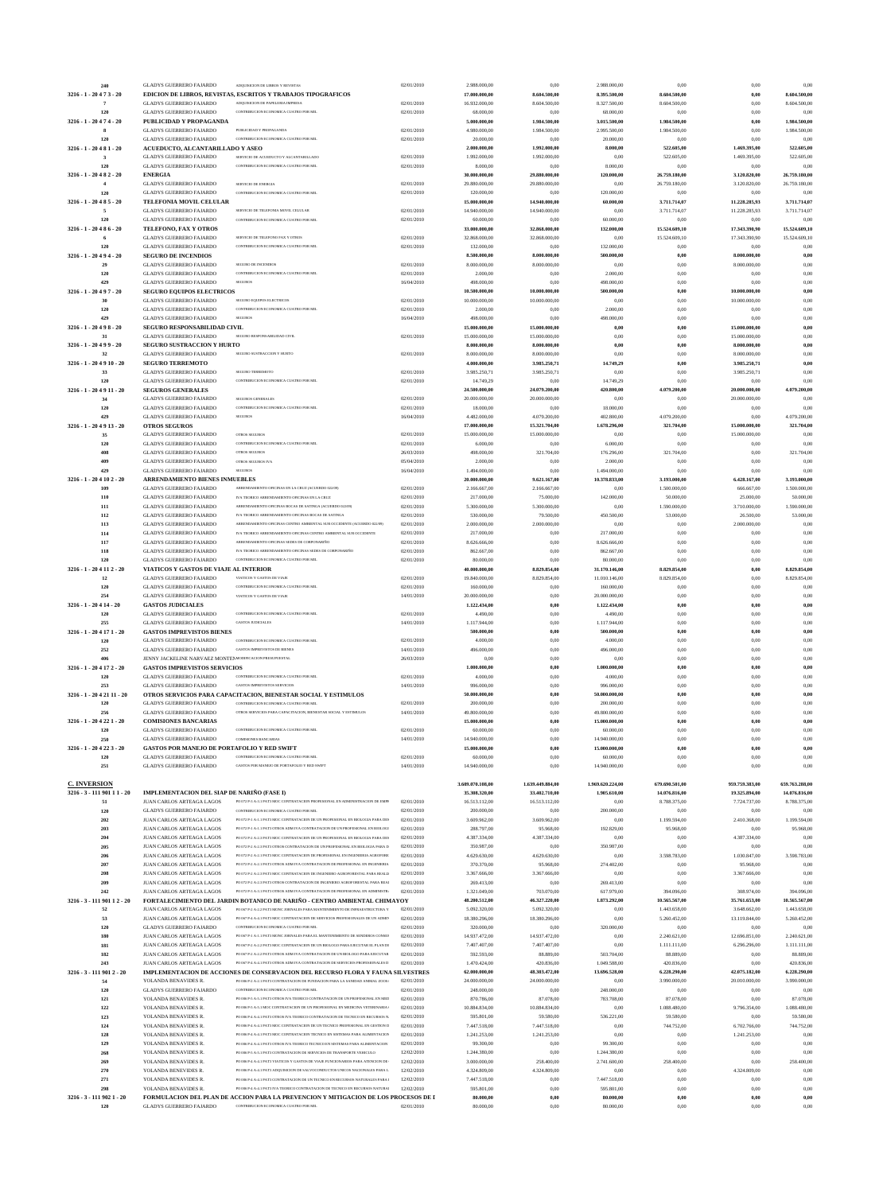| | | | | | | | | |
|---|---|---|---|---|---|---|---|---|
| 240 | GLADYS GUERRERO FAJARDO | ADQUISICION DE LIBROS Y REVISTAS | 02/01/2010 | 2.988.000,00 | 0,00 | 2.988.000,00 | 0,00 | 0,00 | 0,00 |
| **3216 - 1 - 20 4 7 3 - 20** | **EDICION DE LIBROS, REVISTAS, ESCRITOS Y TRABAJOS TIPOGRAFICOS** | | | **17.000.000,00** | **8.604.500,00** | **8.395.500,00** | **8.604.500,00** | **0,00** | **8.604.500,00** |
| 7 | GLADYS GUERRERO FAJARDO | ADQUISICION DE PAPELERIA IMPRESA | 02/01/2010 | 16.932.000,00 | 8.604.500,00 | 8.327.500,00 | 8.604.500,00 | 0,00 | 8.604.500,00 |
| 120 | GLADYS GUERRERO FAJARDO | CONTRIBUCION ECONOMICA CUATRO POR MIL | 02/01/2010 | 68.000,00 | 0,00 | 68.000,00 | 0,00 | 0,00 | 0,00 |
| **3216 - 1 - 20 4 7 4 - 20** | **PUBLICIDAD Y PROPAGANDA** | | | **5.000.000,00** | **1.984.500,00** | **3.015.500,00** | **1.984.500,00** | **0,00** | **1.984.500,00** |
| 8 | GLADYS GUERRERO FAJARDO | PUBLICIDAD Y PROPAGANDA | 02/01/2010 | 4.980.000,00 | 1.984.500,00 | 2.995.500,00 | 1.984.500,00 | 0,00 | 1.984.500,00 |
| 120 | GLADYS GUERRERO FAJARDO | CONTRIBUCION ECONOMICA CUATRO POR MIL | 02/01/2010 | 20.000,00 | 0,00 | 20.000,00 | 0,00 | 0,00 | 0,00 |
| **3216 - 1 - 20 4 8 1 - 20** | **ACUEDUCTO, ALCANTARILLADO Y ASEO** | | | **2.000.000,00** | **1.992.000,00** | **8.000,00** | **522.605,00** | **1.469.395,00** | **522.605,00** |
| 3 | GLADYS GUERRERO FAJARDO | SERVICIO DE ACUEDUCTO Y ALCANTARILLADO | 02/01/2010 | 1.992.000,00 | 1.992.000,00 | 0,00 | 522.605,00 | 1.469.395,00 | 522.605,00 |
| 120 | GLADYS GUERRERO FAJARDO | CONTRIBUCION ECONOMICA CUATRO POR MIL | 02/01/2010 | 8.000,00 | 0,00 | 8.000,00 | 0,00 | 0,00 | 0,00 |
| **3216 - 1 - 20 4 8 2 - 20** | **ENERGIA** | | | **30.000.000,00** | **29.880.000,00** | **120.000,00** | **26.759.180,00** | **3.120.820,00** | **26.759.180,00** |
| 4 | GLADYS GUERRERO FAJARDO | SERVICIO DE ENERGIA | 02/01/2010 | 29.880.000,00 | 29.880.000,00 | 0,00 | 26.759.180,00 | 3.120.820,00 | 26.759.180,00 |
| 120 | GLADYS GUERRERO FAJARDO | CONTRIBUCION ECONOMICA CUATRO POR MIL | 02/01/2010 | 120.000,00 | 0,00 | 120.000,00 | 0,00 | 0,00 | 0,00 |
| **3216 - 1 - 20 4 8 5 - 20** | **TELEFONIA MOVIL CELULAR** | | | **15.000.000,00** | **14.940.000,00** | **60.000,00** | **3.711.714,07** | **11.228.285,93** | **3.711.714,07** |
| 5 | GLADYS GUERRERO FAJARDO | SERVICIO DE TELEFONIA MOVIL CELULAR | 02/01/2010 | 14.940.000,00 | 14.940.000,00 | 0,00 | 3.711.714,07 | 11.228.285,93 | 3.711.714,07 |
| 120 | GLADYS GUERRERO FAJARDO | CONTRIBUCION ECONOMICA CUATRO POR MIL | 02/01/2010 | 60.000,00 | 0,00 | 60.000,00 | 0,00 | 0,00 | 0,00 |
| **3216 - 1 - 20 4 8 6 - 20** | **TELEFONO, FAX Y OTROS** | | | **33.000.000,00** | **32.868.000,00** | **132.000,00** | **15.524.609,10** | **17.343.390,90** | **15.524.609,10** |
| 6 | GLADYS GUERRERO FAJARDO | SERVICIO DE TELEFONO FAX Y OTROS | 02/01/2010 | 32.868.000,00 | 32.868.000,00 | 0,00 | 15.524.609,10 | 17.343.390,90 | 15.524.609,10 |
| 120 | GLADYS GUERRERO FAJARDO | CONTRIBUCION ECONOMICA CUATRO POR MIL | 02/01/2010 | 132.000,00 | 0,00 | 132.000,00 | 0,00 | 0,00 | 0,00 |
| **3216 - 1 - 20 4 9 4 - 20** | **SEGURO DE INCENDIOS** | | | **8.500.000,00** | **8.000.000,00** | **500.000,00** | **0,00** | **8.000.000,00** | **0,00** |
| 29 | GLADYS GUERRERO FAJARDO | SEGURO DE INCENDIOS | 02/01/2010 | 8.000.000,00 | 8.000.000,00 | 0,00 | 0,00 | 8.000.000,00 | 0,00 |
| 120 | GLADYS GUERRERO FAJARDO | CONTRIBUCION ECONOMICA CUATRO POR MIL | 02/01/2010 | 2.000,00 | 0,00 | 2.000,00 | 0,00 | 0,00 | 0,00 |
| 429 | GLADYS GUERRERO FAJARDO | SEGUROS | 16/04/2010 | 498.000,00 | 0,00 | 498.000,00 | 0,00 | 0,00 | 0,00 |
| **3216 - 1 - 20 4 9 7 - 20** | **SEGURO EQUIPOS ELECTRICOS** | | | **10.500.000,00** | **10.000.000,00** | **500.000,00** | **0,00** | **10.000.000,00** | **0,00** |
| 30 | GLADYS GUERRERO FAJARDO | SEGURO EQUIPOS ELECTRICOS | 02/01/2010 | 10.000.000,00 | 10.000.000,00 | 0,00 | 0,00 | 10.000.000,00 | 0,00 |
| 120 | GLADYS GUERRERO FAJARDO | CONTRIBUCION ECONOMICA CUATRO POR MIL | 02/01/2010 | 2.000,00 | 0,00 | 2.000,00 | 0,00 | 0,00 | 0,00 |
| 429 | GLADYS GUERRERO FAJARDO | SEGUROS | 16/04/2010 | 498.000,00 | 0,00 | 498.000,00 | 0,00 | 0,00 | 0,00 |
| **3216 - 1 - 20 4 9 8 - 20** | **SEGURO RESPONSABILIDAD CIVIL** | | | **15.000.000,00** | **15.000.000,00** | **0,00** | **0,00** | **15.000.000,00** | **0,00** |
| 31 | GLADYS GUERRERO FAJARDO | SEGURO RESPONSABILIDAD CIVIL | 02/01/2010 | 15.000.000,00 | 15.000.000,00 | 0,00 | 0,00 | 15.000.000,00 | 0,00 |
| **3216 - 1 - 20 4 9 9 - 20** | **SEGURO SUSTRACCION Y HURTO** | | | **8.000.000,00** | **8.000.000,00** | **0,00** | **0,00** | **8.000.000,00** | **0,00** |
| 32 | GLADYS GUERRERO FAJARDO | SEGURO SUSTRACCION Y HURTO | 02/01/2010 | 8.000.000,00 | 8.000.000,00 | 0,00 | 0,00 | 8.000.000,00 | 0,00 |
| **3216 - 1 - 20 4 9 10 - 20** | **SEGURO TERREMOTO** | | | **4.000.000,00** | **3.985.250,71** | **14.749,29** | **0,00** | **3.985.250,71** | **0,00** |
| 33 | GLADYS GUERRERO FAJARDO | SEGURO TERREMOTO | 02/01/2010 | 3.985.250,71 | 3.985.250,71 | 0,00 | 0,00 | 3.985.250,71 | 0,00 |
| 120 | GLADYS GUERRERO FAJARDO | CONTRIBUCION ECONOMICA CUATRO POR MIL | 02/01/2010 | 14.749,29 | 0,00 | 14.749,29 | 0,00 | 0,00 | 0,00 |
| **3216 - 1 - 20 4 9 11 - 20** | **SEGUROS GENERALES** | | | **24.500.000,00** | **24.079.200,00** | **420.800,00** | **4.079.200,00** | **20.000.000,00** | **4.079.200,00** |
| 34 | GLADYS GUERRERO FAJARDO | SEGUROS GENERALES | 02/01/2010 | 20.000.000,00 | 20.000.000,00 | 0,00 | 0,00 | 20.000.000,00 | 0,00 |
| 120 | GLADYS GUERRERO FAJARDO | CONTRIBUCION ECONOMICA CUATRO POR MIL | 02/01/2010 | 18.000,00 | 0,00 | 18.000,00 | 0,00 | 0,00 | 0,00 |
| 429 | GLADYS GUERRERO FAJARDO | SEGUROS | 16/04/2010 | 4.482.000,00 | 4.079.200,00 | 402.800,00 | 4.079.200,00 | 0,00 | 4.079.200,00 |
| **3216 - 1 - 20 4 9 13 - 20** | **OTROS SEGUROS** | | | **17.000.000,00** | **15.321.704,00** | **1.678.296,00** | **321.704,00** | **15.000.000,00** | **321.704,00** |
| 35 | GLADYS GUERRERO FAJARDO | OTROS SEGUROS | 02/01/2010 | 15.000.000,00 | 15.000.000,00 | 0,00 | 0,00 | 15.000.000,00 | 0,00 |
| 120 | GLADYS GUERRERO FAJARDO | CONTRIBUCION ECONOMICA CUATRO POR MIL | 02/01/2010 | 6.000,00 | 0,00 | 6.000,00 | 0,00 | 0,00 | 0,00 |
| 408 | GLADYS GUERRERO FAJARDO | OTROS SEGUROS | 26/03/2010 | 498.000,00 | 321.704,00 | 176.296,00 | 321.704,00 | 0,00 | 321.704,00 |
| 409 | GLADYS GUERRERO FAJARDO | OTROS SEGUROS IVA | 05/04/2010 | 2.000,00 | 0,00 | 2.000,00 | 0,00 | 0,00 | 0,00 |
| 429 | GLADYS GUERRERO FAJARDO | SEGUROS | 16/04/2010 | 1.494.000,00 | 0,00 | 1.494.000,00 | 0,00 | 0,00 | 0,00 |
| **3216 - 1 - 20 4 10 2 - 20** | **ARRENDAMIENTO BIENES INMUEBLES** | | | **20.000.000,00** | **9.621.167,00** | **10.378.833,00** | **3.193.000,00** | **6.428.167,00** | **3.193.000,00** |
| 109 | GLADYS GUERRERO FAJARDO | ARRENDAMIENTO OFICINAS EN LA CRUZ (ACUERDO 022/09) | 02/01/2010 | 2.166.667,00 | 2.166.667,00 | 0,00 | 1.500.000,00 | 666.667,00 | 1.500.000,00 |
| 110 | GLADYS GUERRERO FAJARDO | IVA TEORICO ARRENDAMIENTO OFICINAS EN LA CRUZ | 02/01/2010 | 217.000,00 | 75.000,00 | 142.000,00 | 50.000,00 | 25.000,00 | 50.000,00 |
| 111 | GLADYS GUERRERO FAJARDO | ARRENDAMIENTO OFICINAS BOCAS DE SATINGA (ACUERDO 022/09) | 02/01/2010 | 5.300.000,00 | 5.300.000,00 | 0,00 | 1.590.000,00 | 3.710.000,00 | 1.590.000,00 |
| 112 | GLADYS GUERRERO FAJARDO | IVA TEORICO ARRENDAMIENTO OFICINAS BOCAS DE SATINGA | 02/01/2010 | 530.000,00 | 79.500,00 | 450.500,00 | 53.000,00 | 26.500,00 | 53.000,00 |
| 113 | GLADYS GUERRERO FAJARDO | ARRENDAMIENTO OFICINAS CENTRO AMBIENTAL SUR OCCIDENTE (ACUERDO 022/09) | 02/01/2010 | 2.000.000,00 | 2.000.000,00 | 0,00 | 0,00 | 2.000.000,00 | 0,00 |
| 114 | GLADYS GUERRERO FAJARDO | IVA TEORICO ARRENDAMIENTO OFICINAS CENTRO AMBIENTAL SUR OCCIDENTE | 02/01/2010 | 217.000,00 | 0,00 | 217.000,00 | 0,00 | 0,00 | 0,00 |
| 117 | GLADYS GUERRERO FAJARDO | ARRENDAMIENTO OFICINAS SEDES DE CORPONARIÑO | 02/01/2010 | 8.626.666,00 | 0,00 | 8.626.666,00 | 0,00 | 0,00 | 0,00 |
| 118 | GLADYS GUERRERO FAJARDO | IVA TEORICO ARRENDAMIENTO OFICINAS SEDES DE CORPONARIÑO | 02/01/2010 | 862.667,00 | 0,00 | 862.667,00 | 0,00 | 0,00 | 0,00 |
| 120 | GLADYS GUERRERO FAJARDO | CONTRIBUCION ECONOMICA CUATRO POR MIL | 02/01/2010 | 80.000,00 | 0,00 | 80.000,00 | 0,00 | 0,00 | 0,00 |
| **3216 - 1 - 20 4 11 2 - 20** | **VIATICOS Y GASTOS DE VIAJE AL INTERIOR** | | | **40.000.000,00** | **8.829.854,00** | **31.170.146,00** | **8.829.854,00** | **0,00** | **8.829.854,00** |
| 12 | GLADYS GUERRERO FAJARDO | VIATICOS Y GASTOS DE VIAJE | 02/01/2010 | 19.840.000,00 | 8.829.854,00 | 11.010.146,00 | 8.829.854,00 | 0,00 | 8.829.854,00 |
| 120 | GLADYS GUERRERO FAJARDO | CONTRIBUCION ECONOMICA CUATRO POR MIL | 02/01/2010 | 160.000,00 | 0,00 | 160.000,00 | 0,00 | 0,00 | 0,00 |
| 254 | GLADYS GUERRERO FAJARDO | VIATICOS Y GASTOS DE VIAJE | 14/01/2010 | 20.000.000,00 | 0,00 | 20.000.000,00 | 0,00 | 0,00 | 0,00 |
| **3216 - 1 - 20 4 14 - 20** | **GASTOS JUDICIALES** | | | **1.122.434,00** | **0,00** | **1.122.434,00** | **0,00** | **0,00** | **0,00** |
| 120 | GLADYS GUERRERO FAJARDO | CONTRIBUCION ECONOMICA CUATRO POR MIL | 02/01/2010 | 4.490,00 | 0,00 | 4.490,00 | 0,00 | 0,00 | 0,00 |
| 255 | GLADYS GUERRERO FAJARDO | GASTOS JUDICIALES | 14/01/2010 | 1.117.944,00 | 0,00 | 1.117.944,00 | 0,00 | 0,00 | 0,00 |
| **3216 - 1 - 20 4 17 1 - 20** | **GASTOS IMPREVISTOS BIENES** | | | **500.000,00** | **0,00** | **500.000,00** | **0,00** | **0,00** | **0,00** |
| 120 | GLADYS GUERRERO FAJARDO | CONTRIBUCION ECONOMICA CUATRO POR MIL | 02/01/2010 | 4.000,00 | 0,00 | 4.000,00 | 0,00 | 0,00 | 0,00 |
| 252 | GLADYS GUERRERO FAJARDO | GASTOS IMPREVISTOS DE BIENES | 14/01/2010 | 496.000,00 | 0,00 | 496.000,00 | 0,00 | 0,00 | 0,00 |
| 406 | JENNY JACKELINE NARVAEZ MONTEN | MODIFICACION PRESUPUESTAL | 26/03/2010 | 0,00 | 0,00 | 0,00 | 0,00 | 0,00 | 0,00 |
| **3216 - 1 - 20 4 17 2 - 20** | **GASTOS IMPREVISTOS SERVICIOS** | | | **1.000.000,00** | **0,00** | **1.000.000,00** | **0,00** | **0,00** | **0,00** |
| 120 | GLADYS GUERRERO FAJARDO | CONTRIBUCION ECONOMICA CUATRO POR MIL | 02/01/2010 | 4.000,00 | 0,00 | 4.000,00 | 0,00 | 0,00 | 0,00 |
| 253 | GLADYS GUERRERO FAJARDO | GASTOS IMPREVISTOS SERVICIOS | 14/01/2010 | 996.000,00 | 0,00 | 996.000,00 | 0,00 | 0,00 | 0,00 |
| **3216 - 1 - 20 4 21 11 - 20** | **OTROS SERVICIOS PARA CAPACITACION, BIENESTAR SOCIAL Y ESTIMULOS** | | | **50.000.000,00** | **0,00** | **50.000.000,00** | **0,00** | **0,00** | **0,00** |
| 120 | GLADYS GUERRERO FAJARDO | CONTRIBUCION ECONOMICA CUATRO POR MIL | 02/01/2010 | 200.000,00 | 0,00 | 200.000,00 | 0,00 | 0,00 | 0,00 |
| 256 | GLADYS GUERRERO FAJARDO | OTROS SERVICIOS PARA CAPACITACION, BIENESTAR SOCIAL Y ESTIMULOS | 14/01/2010 | 49.800.000,00 | 0,00 | 49.800.000,00 | 0,00 | 0,00 | 0,00 |
| **3216 - 1 - 20 4 22 1 - 20** | **COMISIONES BANCARIAS** | | | **15.000.000,00** | **0,00** | **15.000.000,00** | **0,00** | **0,00** | **0,00** |
| 120 | GLADYS GUERRERO FAJARDO | CONTRIBUCION ECONOMICA CUATRO POR MIL | 02/01/2010 | 60.000,00 | 0,00 | 60.000,00 | 0,00 | 0,00 | 0,00 |
| 250 | GLADYS GUERRERO FAJARDO | COMISIONES BANCARIAS | 14/01/2010 | 14.940.000,00 | 0,00 | 14.940.000,00 | 0,00 | 0,00 | 0,00 |
| **3216 - 1 - 20 4 22 3 - 20** | **GASTOS POR MANEJO DE PORTAFOLIO Y RED SWIFT** | | | **15.000.000,00** | **0,00** | **15.000.000,00** | **0,00** | **0,00** | **0,00** |
| 120 | GLADYS GUERRERO FAJARDO | CONTRIBUCION ECONOMICA CUATRO POR MIL | 02/01/2010 | 60.000,00 | 0,00 | 60.000,00 | 0,00 | 0,00 | 0,00 |
| 251 | GLADYS GUERRERO FAJARDO | GASTOS POR MANEJO DE PORTAFOLIO Y RED SWIFT | 14/01/2010 | 14.940.000,00 | 0,00 | 14.940.000,00 | 0,00 | 0,00 | 0,00 |
| **C. INVERSION** | | | | **3.609.070.108,00** | **1.639.449.884,00** | **1.969.620.224,00** | **679.690.501,00** | **959.759.383,00** | **659.763.288,00** |
| **3216 - 3 - 111 901 1 1 - 20** | **IMPLEMENTACION DEL SIAP DE NARIÑO (FASE I)** | | | **35.388.320,00** | **33.402.710,00** | **1.985.610,00** | **14.076.816,00** | **19.325.894,00** | **14.076.816,00** |
| 51 | JUAN CARLOS ARTEAGA LAGOS | P0 072 P-1 A-1.1 PATI MOC CONTRATACION PROFESIONAL EN ADMINISTRACION DE EMPR | 02/01/2010 | 16.513.112,00 | 16.513.112,00 | 0,00 | 8.788.375,00 | 7.724.737,00 | 8.788.375,00 |
| 120 | GLADYS GUERRERO FAJARDO | CONTRIBUCION ECONOMICA CUATRO POR MIL | 02/01/2010 | 200.000,00 | 0,00 | 200.000,00 | 0,00 | 0,00 | 0,00 |
| 202 | JUAN CARLOS ARTEAGA LAGOS | P0 072 P-1 A-1.1 PATI MOC CONTRATACION DE UN PROFESIONAL EN BIOLOGIA PARA DIS | 02/01/2010 | 3.609.962,00 | 3.609.962,00 | 0,00 | 1.199.594,00 | 2.410.368,00 | 1.199.594,00 |
| 203 | JUAN CARLOS ARTEAGA LAGOS | P0 072 P-1 A-1.1 PATI OTROS ADM IVA CONTRATACION DE UN PROFESIONAL EN BIOLOGI | 02/01/2010 | 288.797,00 | 95.968,00 | 192.829,00 | 95.968,00 | 0,00 | 95.968,00 |
| 204 | JUAN CARLOS ARTEAGA LAGOS | P0 072 P-1 A-2.3 PATI MOC CONTRATACION DE UN PROFESIONAL EN BIOLOGIA PARA DIS | 02/01/2010 | 4.387.334,00 | 4.387.334,00 | 0,00 | 0,00 | 4.387.334,00 | 0,00 |
| 205 | JUAN CARLOS ARTEAGA LAGOS | P0 072 P-1 A-2.3 PATI OTROS CONTRATACION DE UN PROFESIONAL EN BIOLOGIA PARA D | 02/01/2010 | 350.987,00 | 0,00 | 350.987,00 | 0,00 | 0,00 | 0,00 |
| 206 | JUAN CARLOS ARTEAGA LAGOS | P0 072 P-1 A-2.3 PATI MOC CONTRATACION DE PROFESIONAL EN INGENIERIA AGROFORE | 02/01/2010 | 4.629.630,00 | 4.629.630,00 | 0,00 | 3.598.783,00 | 1.030.847,00 | 3.598.783,00 |
| 207 | JUAN CARLOS ARTEAGA LAGOS | P0 072 P-1 A-2.3 PATI OTROS ADM IVA CONTRATACION DE PROFESIONAL EN INGENIERIA | 02/01/2010 | 370.370,00 | 95.968,00 | 274.402,00 | 0,00 | 95.968,00 | 0,00 |
| 208 | JUAN CARLOS ARTEAGA LAGOS | P0 072 P-1 A-2.3 PATI MOC CONTRATACION DE INGENIERO AGROFORESTAL PARA REALIZ | 02/01/2010 | 3.367.666,00 | 3.367.666,00 | 0,00 | 0,00 | 3.367.666,00 | 0,00 |
| 209 | JUAN CARLOS ARTEAGA LAGOS | P0 072 P-1 A-2.3 PATI OTROS CONTRATACION DE INGENIERO AGROFORESTAL PARA REAL | 02/01/2010 | 269.413,00 | 0,00 | 269.413,00 | 0,00 | 0,00 | 0,00 |
| 242 | JUAN CARLOS ARTEAGA LAGOS | P0 072 P-1 A-1.1 PATI OTROS ADM IVA CONTRATACION DE PROFESIONAL EN ADMINISTR | 02/01/2010 | 1.321.049,00 | 703.070,00 | 617.979,00 | 394.096,00 | 308.974,00 | 394.096,00 |
| **3216 - 3 - 111 901 1 2 - 20** | **FORTALECIMIENTO DEL JARDIN BOTANICO DE NARIÑO - CENTRO AMBIENTAL CHIMAYOY** | | | **48.200.512,00** | **46.327.220,00** | **1.873.292,00** | **10.565.567,00** | **35.761.653,00** | **10.565.567,00** |
| 52 | JUAN CARLOS ARTEAGA LAGOS | P0 047 P-1 A-2.2 PATI MOC JORNALES PARA MANTENIMIENTO DE INFRAESTRUCTURA Y | 02/01/2010 | 5.092.320,00 | 5.092.320,00 | 0,00 | 1.443.658,00 | 3.648.662,00 | 1.443.658,00 |
| 53 | JUAN CARLOS ARTEAGA LAGOS | P0 047 P-1 A-1.1 PATI MOC CONTRATACION DE SERVICIOS PROFESIONALES DE UN ADMI | 02/01/2010 | 18.380.296,00 | 18.380.296,00 | 0,00 | 5.260.452,00 | 13.119.844,00 | 5.260.452,00 |
| 120 | GLADYS GUERRERO FAJARDO | CONTRIBUCION ECONOMICA CUATRO POR MIL | 02/01/2010 | 320.000,00 | 0,00 | 320.000,00 | 0,00 | 0,00 | 0,00 |
| 180 | JUAN CARLOS ARTEAGA LAGOS | P0 047 P-1 A-1.1 PATI MOC JORNALES PARA EL MANTENIMIENTO DE JARDINES CONSE | 02/01/2010 | 14.937.472,00 | 14.937.472,00 | 0,00 | 2.240.621,00 | 12.696.851,00 | 2.240.621,00 |
| 181 | JUAN CARLOS ARTEAGA LAGOS | P0 047 P-1 A-2.2 PATI MOC CONTRATACION DE UN BIOLOGO PARA EJECUTAR EL PLAN DE | 02/01/2010 | 7.407.407,00 | 7.407.407,00 | 0,00 | 1.111.111,00 | 6.296.296,00 | 1.111.111,00 |
| 182 | JUAN CARLOS ARTEAGA LAGOS | P0 047 P-1 A-2.2 PATI OTROS ADM IVA CONTRATACION DE UN BIOLOGO PARA EJECUTAR | 02/01/2010 | 592.593,00 | 88.889,00 | 503.704,00 | 88.889,00 | 0,00 | 88.889,00 |
| 243 | JUAN CARLOS ARTEAGA LAGOS | P0 047 P-1 A-1.1 PATI OTROS ADM IVA CONTRATACION DE SERVICIOS PROFESIONALES D | 02/01/2010 | 1.470.424,00 | 420.836,00 | 1.049.588,00 | 420.836,00 | 0,00 | 420.836,00 |
| **3216 - 3 - 111 901 2 - 20** | **IMPLEMENTACION DE ACCIONES DE CONSERVACION DEL RECURSO FLORA Y FAUNA SILVESTRES** | | | **62.000.000,00** | **48.303.472,00** | **13.696.528,00** | **6.228.290,00** | **42.075.182,00** | **6.228.290,00** |
| 54 | YOLANDA BENAVIDES R. | P0 006 P-1 A-2.3 PATI CONTRATACION DE FUNDACION PARA LA SANIDAD ANIMAL ZOOS | 02/01/2010 | 24.000.000,00 | 24.000.000,00 | 0,00 | 3.990.000,00 | 20.010.000,00 | 3.990.000,00 |
| 120 | GLADYS GUERRERO FAJARDO | CONTRIBUCION ECONOMICA CUATRO POR MIL | 02/01/2010 | 248.000,00 | 0,00 | 248.000,00 | 0,00 | 0,00 | 0,00 |
| 121 | YOLANDA BENAVIDES R. | P0 006 P-1 A-5.1 PATI OTROS IVA TEORICO CONTRATACION DE UN PROFESIONAL EN MED | 02/01/2010 | 870.786,00 | 87.078,00 | 783.708,00 | 87.078,00 | 0,00 | 87.078,00 |
| 122 | YOLANDA BENAVIDES R. | P0 006 P-1 A-5.1 MOC CONTRATACION DE UN PROFESIONAL EN MEDICINA VETERINARIA | 02/01/2010 | 10.884.834,00 | 10.884.834,00 | 0,00 | 1.088.480,00 | 9.796.354,00 | 1.088.480,00 |
| 123 | YOLANDA BENAVIDES R. | P0 006 P-4 A-4.1 PATI OTROS IVA TEORICO CONTRATACION DE TECNICO EN RECURSOS N | 02/01/2010 | 595.801,00 | 59.580,00 | 536.221,00 | 59.580,00 | 0,00 | 59.580,00 |
| 124 | YOLANDA BENAVIDES R. | P0 006 P-4 A-4.1 PATI MOC CONTRATACION DE UN TECNICO PROFESIONAL EN GESTION D | 02/01/2010 | 7.447.518,00 | 7.447.518,00 | 0,00 | 744.752,00 | 6.702.766,00 | 744.752,00 |
| 128 | YOLANDA BENAVIDES R. | P0 006 P-4 A-4.1 PATI MOC CONTRATACION TECNICO EN SISTEMAS PARA ALIMENTACION | 02/01/2010 | 1.241.253,00 | 1.241.253,00 | 0,00 | 0,00 | 1.241.253,00 | 0,00 |
| 129 | YOLANDA BENAVIDES R. | P0 006 P-4 A-4.1 PATI OTROS IVA TEORICO TECNICO EN SISTEMAS PARA ALIMENTACION | 02/01/2010 | 99.300,00 | 0,00 | 99.300,00 | 0,00 | 0,00 | 0,00 |
| 268 | YOLANDA BENAVIDES R. | P0 006 P-5 A-5.1 PATI CONTRATACION DE SERVICIOS DE TRANSPORTE VEHICULO | 12/02/2010 | 1.244.380,00 | 0,00 | 1.244.380,00 | 0,00 | 0,00 | 0,00 |
| 269 | YOLANDA BENAVIDES R. | P0 006 P-4 A-4.1 PATI VIATICOS Y GASTOS DE VIAJE FUNCIONARIOS PARA ATENCION DE | 12/02/2010 | 3.000.000,00 | 258.400,00 | 2.741.600,00 | 258.400,00 | 0,00 | 258.400,00 |
| 270 | YOLANDA BENAVIDES R. | P0 006 P-4 A-4.1 PATI ADQUISICION DE SALVOCONDUCTOS UNICOS NACIONALES PARA L | 12/02/2010 | 4.324.809,00 | 4.324.809,00 | 0,00 | 0,00 | 4.324.809,00 | 0,00 |
| 271 | YOLANDA BENAVIDES R. | P0 006 P-4 A-4.1 PATI CONTRATACION DE UN TECNICO EN RECURSOS NATURALES PARA L | 12/02/2010 | 7.447.518,00 | 0,00 | 7.447.518,00 | 0,00 | 0,00 | 0,00 |
| 298 | YOLANDA BENAVIDES R. | P0 006 P-4 A-4.1 PATI IVA TEORICO CONTRATACION DE TECNICO EN RECURSOS NATURAL | 12/02/2010 | 595.801,00 | 0,00 | 595.801,00 | 0,00 | 0,00 | 0,00 |
| **3216 - 3 - 111 902 1 - 20** | **FORMULACION DEL PLAN DE ACCION PARA LA PREVENCION Y MITIGACION DE LOS PROCESOS DE D** | | | **80.000,00** | **0,00** | **80.000,00** | **0,00** | **0,00** | **0,00** |
| 120 | GLADYS GUERRERO FAJARDO | CONTRIBUCION ECONOMICA CUATRO POR MIL | 02/01/2010 | 80.000,00 | 0,00 | 80.000,00 | 0,00 | 0,00 | 0,00 |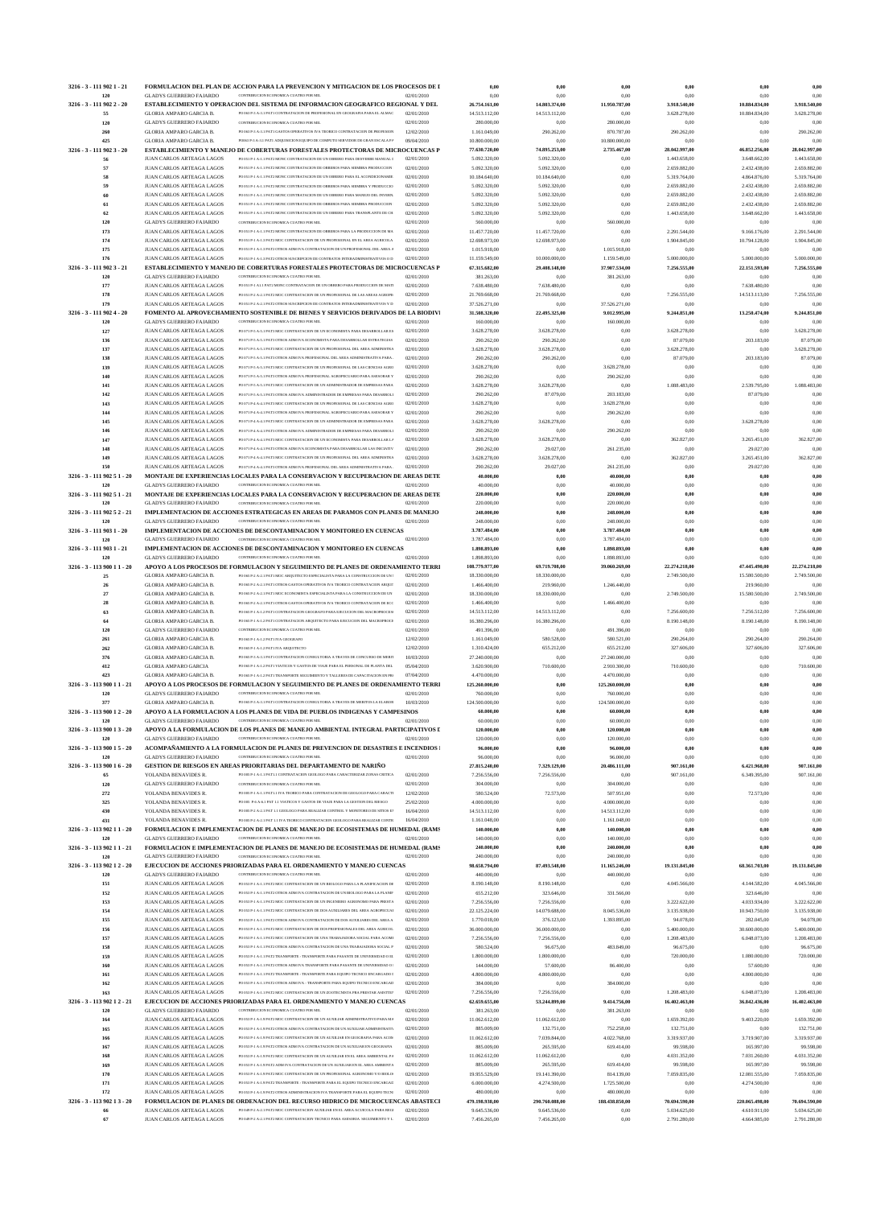| Rubro / No. | Descripción | | Fecha | Col 1 | Col 2 | Col 3 | Col 4 | Col 5 | Col 6 |
|---|---|---|---|---|---|---|---|---|---|
| 3216 - 3 - 111 902 1 - 21 | FORMULACION DEL PLAN DE ACCION PARA LA PREVENCION Y MITIGACION DE LOS PROCESOS DE I | | | 0,00 | 0,00 | 0,00 | 0,00 | 0,00 | 0,00 |
| 120 | GLADYS GUERRERO FAJARDO | CONTRIBUCION ECONOMICA CUATRO POR MIL | 02/01/2010 | 0,00 | 0,00 | 0,00 | 0,00 | 0,00 | 0,00 |
| 3216 - 3 - 111 902 2 - 20 | ESTABLECIMIENTO Y OPERACION DEL SISTEMA DE INFORMACION GEOGRAFICO REGIONAL Y DEL | | | 26.754.161,00 | 14.803.374,00 | 11.950.787,00 | 3.918.540,00 | 10.884.834,00 | 3.918.540,00 |
| 55 | GLORIA AMPARO GARCIA B. | P0 0411P-1 A-5.1PAT1 CONTRATACION DE PROFESIONAL EN GEOGRAFIA PARA EL ALMAC | 02/01/2010 | 14.513.112,00 | 14.513.112,00 | 0,00 | 3.628.278,00 | 10.884.834,00 | 3.628.278,00 |
| 120 | GLADYS GUERRERO FAJARDO | CONTRIBUCION ECONOMICA CUATRO POR MIL | 02/01/2010 | 280.000,00 | 0,00 | 280.000,00 | 0,00 | 0,00 | 0,00 |
| 260 | GLORIA AMPARO GARCIA B. | P0 0411P-1 A-5.1PAT1 GASTOS OPERATIVOS IVA TEORICO CONTRATACION DE PROFESION | 12/02/2010 | 1.161.049,00 | 290.262,00 | 870.787,00 | 290.262,00 | 0,00 | 290.262,00 |
| 425 | GLORIA AMPARO GARCIA B. | P0 0411P-1 A-5.1PAT1 ADQUISICION EQUIPO DE COMPUTO SERVIDOR DE GRAN ESCALA PA | 09/04/2010 | 10.800.000,00 | 0,00 | 10.800.000,00 | 0,00 | 0,00 | 0,00 |
| 3216 - 3 - 111 902 3 - 20 | ESTABLECIMIENTO Y MANEJO DE COBERTURAS FORESTALES PROTECTORAS DE MICROCUENCAS P | | | 77.630.720,00 | 74.895.253,00 | 2.735.467,00 | 28.042.997,00 | 46.852.256,00 | 28.042.997,00 |
| 56 | JUAN CARLOS ARTEAGA LAGOS | P0 1011P-1 A-1.1PAT2 MGNC CONTRATACION DE UN OBRERO PARA DESYERBE MANUAL Y | 02/01/2010 | 5.092.320,00 | 5.092.320,00 | 0,00 | 1.443.658,00 | 3.648.662,00 | 1.443.658,00 |
| 57 | JUAN CARLOS ARTEAGA LAGOS | P0 1011P-1 A-1.1PAT2 MGNC CONTRATACION DE OBREROS PARA SIEMBRA PRODUCCION | 02/01/2010 | 5.092.320,00 | 5.092.320,00 | 0,00 | 2.659.882,00 | 2.432.438,00 | 2.659.882,00 |
| 58 | JUAN CARLOS ARTEAGA LAGOS | P0 1011P-1 A-1.1PAT2 MGNC CONTRATACION DE UN OBRERO PARA EL ACONDICIONAMIE | 02/01/2010 | 10.184.640,00 | 10.184.640,00 | 0,00 | 5.319.764,00 | 4.864.876,00 | 5.319.764,00 |
| 59 | JUAN CARLOS ARTEAGA LAGOS | P0 1011P-1 A-1.1PAT2 MGNC CONTRATACION DE OBREROS PARA SIEMBRA Y PRODUCCIO | 02/01/2010 | 5.092.320,00 | 5.092.320,00 | 0,00 | 2.659.882,00 | 2.432.438,00 | 2.659.882,00 |
| 60 | JUAN CARLOS ARTEAGA LAGOS | P0 1011P-1 A-1.1PAT2 MGNC CONTRATACION DE UN OBRERO PARA MANEJO DEL INVERN | 02/01/2010 | 5.092.320,00 | 5.092.320,00 | 0,00 | 2.659.882,00 | 2.432.438,00 | 2.659.882,00 |
| 61 | JUAN CARLOS ARTEAGA LAGOS | P0 1011P-1 A-1.1PAT2 MGNC CONTRATACION DE OBREROS PARA SIEMBRA PRODUCCION | 02/01/2010 | 5.092.320,00 | 5.092.320,00 | 0,00 | 2.659.882,00 | 2.432.438,00 | 2.659.882,00 |
| 62 | JUAN CARLOS ARTEAGA LAGOS | P0 1011P-1 A-1.1PAT2 MGNC CONTRATACION DE UN OBRERO PARA TRANSPLANTE DE CH | 02/01/2010 | 5.092.320,00 | 5.092.320,00 | 0,00 | 1.443.658,00 | 3.648.662,00 | 1.443.658,00 |
| 120 | GLADYS GUERRERO FAJARDO | CONTRIBUCION ECONOMICA CUATRO POR MIL | 02/01/2010 | 560.000,00 | 0,00 | 560.000,00 | 0,00 | 0,00 | 0,00 |
| 173 | JUAN CARLOS ARTEAGA LAGOS | P0 1011P-1 A-1.1PAT2 MGNC CONTRATACION DE OBRERO PARA LA PRODUCCION DE MA | 02/01/2010 | 11.457.720,00 | 11.457.720,00 | 0,00 | 2.291.544,00 | 9.166.176,00 | 2.291.544,00 |
| 174 | JUAN CARLOS ARTEAGA LAGOS | P0 1011P-1 A-1.1PAT2 MGNC CONTRATACION DE UN PROFESIONAL EN EL AREA AGRICOLA | 02/01/2010 | 12.698.973,00 | 12.698.973,00 | 0,00 | 1.904.845,00 | 10.794.128,00 | 1.904.845,00 |
| 175 | JUAN CARLOS ARTEAGA LAGOS | P0 1011P-1 A-1.1PAT2 OTROS ADMIVA CONTRATACION DE UN PROFESIONAL DEL AREA A | 02/01/2010 | 1.015.918,00 | 0,00 | 1.015.918,00 | 0,00 | 0,00 | 0,00 |
| 176 | JUAN CARLOS ARTEAGA LAGOS | P0 1011P-1 A-1.1PAT2 OTROS SUSCRIPCION DE CONTRATOS INTERADMINISTRATIVOS O D | 02/01/2010 | 11.159.549,00 | 10.000.000,00 | 1.159.549,00 | 5.000.000,00 | 5.000.000,00 | 5.000.000,00 |
| 3216 - 3 - 111 902 3 - 21 | ESTABLECIMIENTO Y MANEJO DE COBERTURAS FORESTALES PROTECTORAS DE MICROCUENCAS P | | | 67.315.682,00 | 29.408.148,00 | 37.907.534,00 | 7.256.555,00 | 22.151.593,00 | 7.256.555,00 |
| 120 | GLADYS GUERRERO FAJARDO | CONTRIBUCION ECONOMICA CUATRO POR MIL | 02/01/2010 | 381.263,00 | 0,00 | 381.263,00 | 0,00 | 0,00 | 0,00 |
| 177 | JUAN CARLOS ARTEAGA LAGOS | P0 1011P-1 A-1.1PAT2 MGNC CONTRATACION DE UN OBRERO PARA PRODUCCION DE MATE | 02/01/2010 | 7.638.480,00 | 7.638.480,00 | 0,00 | 0,00 | 7.638.480,00 | 0,00 |
| 178 | JUAN CARLOS ARTEAGA LAGOS | P0 1011P-1 A-1.1PAT2 MGNC CONTRATACION DE UN PROFESIONAL DE LAS AREAS AGROPE | 02/01/2010 | 21.769.668,00 | 21.769.668,00 | 0,00 | 7.256.555,00 | 14.513.113,00 | 7.256.555,00 |
| 179 | JUAN CARLOS ARTEAGA LAGOS | P0 1011P-1 A-1.1PAT2 OTROS SUSCRIPCION DE CONTRATOS INTERADMINISTRATIVOS Y D | 02/01/2010 | 37.526.271,00 | 0,00 | 37.526.271,00 | 0,00 | 0,00 | 0,00 |
| 3216 - 3 - 111 902 4 - 20 | FOMENTO AL APROVECHAMIENTO SOSTENIBLE DE BIENES Y SERVICIOS DERIVADOS DE LA BIODIVI | | | 31.508.320,00 | 22.495.325,00 | 9.012.995,00 | 9.244.851,00 | 13.250.474,00 | 9.244.851,00 |
| 120 | GLADYS GUERRERO FAJARDO | CONTRIBUCION ECONOMICA CUATRO POR MIL | 02/01/2010 | 160.000,00 | 0,00 | 160.000,00 | 0,00 | 0,00 | 0,00 |
| 127 | JUAN CARLOS ARTEAGA LAGOS | P0 1071P-1 A-5.1PAT3 MGNC CONTRATACION DE UN ECONOMISTA PARA DESARROLLAR ES | 02/01/2010 | 3.628.278,00 | 3.628.278,00 | 0,00 | 3.628.278,00 | 0,00 | 3.628.278,00 |
| 136 | JUAN CARLOS ARTEAGA LAGOS | P0 1071P-1 A-5.1PAT3 OTROS ADMIVA ECONOMISTA PARA DESARROLLAR ESTRATEGIAS | 02/01/2010 | 290.262,00 | 290.262,00 | 0,00 | 87.079,00 | 203.183,00 | 87.079,00 |
| 137 | JUAN CARLOS ARTEAGA LAGOS | P0 1071P-1 A-5.1PAT3 MGNC CONTRATACION DE UN PROFESIONAL DEL AREA ADMINISTRA | 02/01/2010 | 3.628.278,00 | 3.628.278,00 | 0,00 | 3.628.278,00 | 0,00 | 3.628.278,00 |
| 138 | JUAN CARLOS ARTEAGA LAGOS | P0 1071P-1 A-5.1PAT3 OTROS ADMIVA PROFESIONAL DEL AREA ADMINISTRATIVA PARA | 02/01/2010 | 290.262,00 | 290.262,00 | 0,00 | 87.079,00 | 203.183,00 | 87.079,00 |
| 139 | JUAN CARLOS ARTEAGA LAGOS | P0 1071P-1 A-5.1PAT3 MGNC CONTRATACION DE UN PROFESIONAL DE LAS CIENCIAS AGRO | 02/01/2010 | 3.628.278,00 | 0,00 | 3.628.278,00 | 0,00 | 0,00 | 0,00 |
| 140 | JUAN CARLOS ARTEAGA LAGOS | P0 1071P-1 A-5.1PAT3 OTROS ADMIVA PROFESIONAL AGROPECUARIO PARA ASESORAR Y | 02/01/2010 | 290.262,00 | 0,00 | 290.262,00 | 0,00 | 0,00 | 0,00 |
| 141 | JUAN CARLOS ARTEAGA LAGOS | P0 1071P-1 A-5.1PAT3 MGNC CONTRATACION DE UN ADMINISTRADOR DE EMPRESAS PARA | 02/01/2010 | 3.628.278,00 | 3.628.278,00 | 0,00 | 1.088.483,00 | 2.539.795,00 | 1.088.483,00 |
| 142 | JUAN CARLOS ARTEAGA LAGOS | P0 1071P-1 A-5.1PAT3 OTROS ADMIVA ADMINISTRADOR DE EMPRESAS PARA DESARROLL | 02/01/2010 | 290.262,00 | 87.079,00 | 203.183,00 | 0,00 | 87.079,00 | 0,00 |
| 143 | JUAN CARLOS ARTEAGA LAGOS | P0 1071P-1 A-4.1PAT3 MGNC CONTRATACION DE UN PROFESIONAL DE LAS CIENCIAS AGRO | 02/01/2010 | 3.628.278,00 | 0,00 | 3.628.278,00 | 0,00 | 0,00 | 0,00 |
| 144 | JUAN CARLOS ARTEAGA LAGOS | P0 1071P-1 A-4.1PAT3 OTROS ADMIVA PROFESIONAL AGROPECUARIO PARA ASESORAR Y | 02/01/2010 | 290.262,00 | 0,00 | 290.262,00 | 0,00 | 0,00 | 0,00 |
| 145 | JUAN CARLOS ARTEAGA LAGOS | P0 1071P-1 A-4.1PAT3 MGNC CONTRATACION DE UN ADMINISTRADOR DE EMPRESAS PARA | 02/01/2010 | 3.628.278,00 | 3.628.278,00 | 0,00 | 0,00 | 3.628.278,00 | 0,00 |
| 146 | JUAN CARLOS ARTEAGA LAGOS | P0 1071P-1 A-4.1PAT3 OTROS ADMIVA ADMINISTRADOR DE EMPRESAS PARA DESARROLL | 02/01/2010 | 290.262,00 | 0,00 | 290.262,00 | 0,00 | 0,00 | 0,00 |
| 147 | JUAN CARLOS ARTEAGA LAGOS | P0 1071P-1 A-4.1PAT3 MGNC CONTRATACION DE UN ECONOMISTA PARA DESARROLLAR LA | 02/01/2010 | 3.628.278,00 | 3.628.278,00 | 0,00 | 362.827,00 | 3.265.451,00 | 362.827,00 |
| 148 | JUAN CARLOS ARTEAGA LAGOS | P0 1071P-1 A-4.1PAT3 OTROS ADMIVA ECONOMISTA PARA DESARROLLAR LAS INICIATIV | 02/01/2010 | 290.262,00 | 29.027,00 | 261.235,00 | 0,00 | 29.027,00 | 0,00 |
| 149 | JUAN CARLOS ARTEAGA LAGOS | P0 1071P-1 A-4.1PAT3 MGNC CONTRATACION DE UN PROFESIONAL DEL AREA ADMINISTRA | 02/01/2010 | 3.628.278,00 | 3.628.278,00 | 0,00 | 362.827,00 | 3.265.451,00 | 362.827,00 |
| 150 | JUAN CARLOS ARTEAGA LAGOS | P0 1071P-1 A-4.1PAT3 OTROS ADMIVA PROFESIONAL DEL AREA ADMINISTRATIVA PARA | 02/01/2010 | 290.262,00 | 29.027,00 | 261.235,00 | 0,00 | 29.027,00 | 0,00 |
| 3216 - 3 - 111 902 5 1 - 20 | MONTAJE DE EXPERIENCIAS LOCALES PARA LA CONSERVACION Y RECUPERACION DE AREAS DETE | | | 40.000,00 | 0,00 | 40.000,00 | 0,00 | 0,00 | 0,00 |
| 120 | GLADYS GUERRERO FAJARDO | CONTRIBUCION ECONOMICA CUATRO POR MIL | 02/01/2010 | 40.000,00 | 0,00 | 40.000,00 | 0,00 | 0,00 | 0,00 |
| 3216 - 3 - 111 902 5 1 - 21 | MONTAJE DE EXPERIENCIAS LOCALES PARA LA CONSERVACION Y RECUPERACION DE AREAS DETE | | | 220.000,00 | 0,00 | 220.000,00 | 0,00 | 0,00 | 0,00 |
| 120 | GLADYS GUERRERO FAJARDO | CONTRIBUCION ECONOMICA CUATRO POR MIL | 02/01/2010 | 220.000,00 | 0,00 | 220.000,00 | 0,00 | 0,00 | 0,00 |
| 3216 - 3 - 111 902 5 2 - 21 | IMPLEMENTACION DE ACCIONES ESTRATEGICAS EN AREAS DE PARAMOS CON PLANES DE MANEJO | | | 248.000,00 | 0,00 | 248.000,00 | 0,00 | 0,00 | 0,00 |
| 120 | GLADYS GUERRERO FAJARDO | CONTRIBUCION ECONOMICA CUATRO POR MIL | 02/01/2010 | 248.000,00 | 0,00 | 248.000,00 | 0,00 | 0,00 | 0,00 |
| 3216 - 3 - 111 903 1 - 20 | IMPLEMENTACION DE ACCIONES DE DESCONTAMINACION Y MONITOREO EN CUENCAS | | | 3.787.484,00 | 0,00 | 3.787.484,00 | 0,00 | 0,00 | 0,00 |
| 120 | GLADYS GUERRERO FAJARDO | CONTRIBUCION ECONOMICA CUATRO POR MIL | 02/01/2010 | 3.787.484,00 | 0,00 | 3.787.484,00 | 0,00 | 0,00 | 0,00 |
| 3216 - 3 - 111 903 1 - 21 | IMPLEMENTACION DE ACCIONES DE DESCONTAMINACION Y MONITOREO EN CUENCAS | | | 1.898.893,00 | 0,00 | 1.898.893,00 | 0,00 | 0,00 | 0,00 |
| 120 | GLADYS GUERRERO FAJARDO | CONTRIBUCION ECONOMICA CUATRO POR MIL | 02/01/2010 | 1.898.893,00 | 0,00 | 1.898.893,00 | 0,00 | 0,00 | 0,00 |
| 3216 - 3 - 113 900 1 1 - 20 | APOYO A LOS PROCESOS DE FORMULACION Y SEGUIMIENTO DE PLANES DE ORDENAMIENTO TERRI | | | 108.779.977,00 | 69.719.708,00 | 39.060.269,00 | 22.274.218,00 | 47.445.490,00 | 22.274.218,00 |
| 25 | GLORIA AMPARO GARCIA B. | P0 1041P-1 A-1.2PAT1 MGC ARQUITECTO ESPECIALISTA PARA LA CONSTRUCCION DE UN I | 02/01/2010 | 18.330.000,00 | 18.330.000,00 | 0,00 | 2.749.500,00 | 15.580.500,00 | 2.749.500,00 |
| 26 | GLORIA AMPARO GARCIA B. | P0 1041P-1 A-1.2PAT1 OTROS GASTOS OPERATIVOS IVA TEORICO CONTRATACION ARQUI | 02/01/2010 | 1.466.400,00 | 219.960,00 | 1.246.440,00 | 0,00 | 219.960,00 | 0,00 |
| 27 | GLORIA AMPARO GARCIA B. | P0 1041P-1 A-1.2PAT1 MGC ECONOMISTA ESPECIALISTA PARA LA CONSTRUCCION DE UN | 02/01/2010 | 18.330.000,00 | 18.330.000,00 | 0,00 | 2.749.500,00 | 15.580.500,00 | 2.749.500,00 |
| 28 | GLORIA AMPARO GARCIA B. | P0 1041P-1 A-1.2PAT1 OTROS GASTOS OPERATIVOS IVA TEORICO CONTRATACION DE ECO | 02/01/2010 | 1.466.400,00 | 0,00 | 1.466.400,00 | 0,00 | 0,00 | 0,00 |
| 63 | GLORIA AMPARO GARCIA B. | P0 1041P-1 A-1.2PAT1 CONTRATACION GEOGRAFO PARA EJECUCION DEL MACROPROCESO | 02/01/2010 | 14.513.112,00 | 14.513.112,00 | 0,00 | 7.256.600,00 | 7.256.512,00 | 7.256.600,00 |
| 64 | GLORIA AMPARO GARCIA B. | P0 1041P-1 A-1.2PAT1 CONTRATACION ARQUITECTO PARA EJECUCION DEL MACROPROCE | 02/01/2010 | 16.380.296,00 | 16.380.296,00 | 0,00 | 8.190.148,00 | 8.190.148,00 | 8.190.148,00 |
| 120 | GLADYS GUERRERO FAJARDO | CONTRIBUCION ECONOMICA CUATRO POR MIL | 02/01/2010 | 491.396,00 | 0,00 | 491.396,00 | 0,00 | 0,00 | 0,00 |
| 261 | GLORIA AMPARO GARCIA B. | P0 1041P-1 A-1.2 PAT1 IVA GEOGRAFO | 12/02/2010 | 1.161.049,00 | 580.528,00 | 580.521,00 | 290.264,00 | 290.264,00 | 290.264,00 |
| 262 | GLORIA AMPARO GARCIA B. | P0 1041P-1 A-1.2 PAT1 IVA ARQUITECTO | 12/02/2010 | 1.310.424,00 | 655.212,00 | 655.212,00 | 327.606,00 | 327.606,00 | 327.606,00 |
| 376 | GLORIA AMPARO GARCIA B. | P0 1041P-1 A-1.2 PAT1 CONTRATACION CONSULTORIA A TRAVES DE CONCURSO DE MERIT | 10/03/2010 | 27.340.000,00 | 0,00 | 27.340.000,00 | 0,00 | 0,00 | 0,00 |
| 412 | GLORIA AMPARO GARCIA | P0 1041P-1 A-1.2 PAT1 VIATICOS Y GASTOS DE VIAJE PARA EL PERSONAL DE PLANTA DEL | 05/04/2010 | 3.620.900,00 | 710.600,00 | 2.910.300,00 | 710.600,00 | 0,00 | 710.600,00 |
| 423 | GLORIA AMPARO GARCIA B. | P0 1041P-1 A-1.2 PAT1 TRANSPORTE SEGUIMIENTO Y TALLERES CAPACITACION ENTRE | 07/04/2010 | 4.370.000,00 | 0,00 | 4.370.000,00 | 0,00 | 0,00 | 0,00 |
| 3216 - 3 - 113 900 1 1 - 21 | APOYO A LOS PROCESOS DE FORMULACION Y SEGUIMIENTO DE PLANES DE ORDENAMIENTO TERRI | | | 125.260.000,00 | 0,00 | 125.260.000,00 | 0,00 | 0,00 | 0,00 |
| 120 | GLADYS GUERRERO FAJARDO | CONTRIBUCION ECONOMICA CUATRO POR MIL | 02/01/2010 | 760.000,00 | 0,00 | 760.000,00 | 0,00 | 0,00 | 0,00 |
| 377 | GLORIA AMPARO GARCIA B. | P0 1041P-1 A-1.2 PAT1 CONTRATACION CONSULTORIA A TRAVES DE MERITOS LA ELABOR | 10/03/2010 | 124.500.000,00 | 0,00 | 124.500.000,00 | 0,00 | 0,00 | 0,00 |
| 3216 - 3 - 113 900 1 2 - 20 | APOYO A LA FORMULACION A LOS PLANES DE VIDA DE PUEBLOS INDIGENAS Y CAMPESINOS | | | 60.000,00 | 0,00 | 60.000,00 | 0,00 | 0,00 | 0,00 |
| 120 | GLADYS GUERRERO FAJARDO | CONTRIBUCION ECONOMICA CUATRO POR MIL | 02/01/2010 | 60.000,00 | 0,00 | 60.000,00 | 0,00 | 0,00 | 0,00 |
| 3216 - 3 - 113 900 1 3 - 20 | APOYO A LA FORMULACION DE LOS PLANES DE MANEJO AMBIENTAL INTEGRAL PARTICIPATIVOS I | | | 120.000,00 | 0,00 | 120.000,00 | 0,00 | 0,00 | 0,00 |
| 120 | GLADYS GUERRERO FAJARDO | CONTRIBUCION ECONOMICA CUATRO POR MIL | 02/01/2010 | 120.000,00 | 0,00 | 120.000,00 | 0,00 | 0,00 | 0,00 |
| 3216 - 3 - 113 900 1 5 - 20 | ACOMPAÑAMIENTO A LA FORMULACION DE PLANES DE PREVENCION DE DESASTRES E INCENDIOS I | | | 96.000,00 | 0,00 | 96.000,00 | 0,00 | 0,00 | 0,00 |
| 120 | GLADYS GUERRERO FAJARDO | CONTRIBUCION ECONOMICA CUATRO POR MIL | 02/01/2010 | 96.000,00 | 0,00 | 96.000,00 | 0,00 | 0,00 | 0,00 |
| 3216 - 3 - 113 900 1 6 - 20 | GESTION DE RIESGOS EN AREAS PRIORITARIAS DEL DEPARTAMENTO DE NARIÑO | | | 27.815.240,00 | 7.329.129,00 | 20.486.111,00 | 907.161,00 | 6.421.968,00 | 907.161,00 |
| 65 | YOLANDA BENAVIDES R. | P0 1081P-1 A-1.1 PAT1.1 CONTRATACION GEOLOGO PARA CARACTERIZAR ZONAS CRITICA | 02/01/2010 | 7.256.556,00 | 7.256.556,00 | 0,00 | 907.161,00 | 6.349.395,00 | 907.161,00 |
| 120 | GLADYS GUERRERO FAJARDO | CONTRIBUCION ECONOMICA CUATRO POR MIL | 02/01/2010 | 304.000,00 | 0,00 | 304.000,00 | 0,00 | 0,00 | 0,00 |
| 272 | YOLANDA BENAVIDES R. | P0 1081P-1 A-1.1 PAT1.1 IVA TEORICO PARA CONTRATACION DE GEOLOGO PARA CARACT | 12/02/2010 | 580.524,00 | 72.573,00 | 507.951,00 | 0,00 | 72.573,00 | 0,00 |
| 325 | YOLANDA BENAVIDES R. | P0 1081 P-1 A-1 PAT 1.1 VIATICOS Y GASTOS DE VIAJE PARA LA GESTION DEL RIESGO | 25/02/2010 | 4.000.000,00 | 0,00 | 4.000.000,00 | 0,00 | 0,00 | 0,00 |
| 430 | YOLANDA BENAVIDES R. | P0 1081P-1 A-2.1PAT 1.1 GEOLOGO PARA REALIZAR CONTROL Y MONITOREO DE SITIOS D | 16/04/2010 | 14.513.112,00 | 0,00 | 14.513.112,00 | 0,00 | 0,00 | 0,00 |
| 431 | YOLANDA BENAVIDES R. | P0 1081P-1 A-2.1PAT 1.1 IVA TEORICO CONTRATACION GEOLOGO PARA REALIZAR CONTR | 16/04/2010 | 1.161.048,00 | 0,00 | 1.161.048,00 | 0,00 | 0,00 | 0,00 |
| 3216 - 3 - 113 902 1 1 - 20 | FORMULACION E IMPLEMENTACION DE PLANES DE MANEJO DE ECOSISTEMAS DE HUMEDAL (RAMS | | | 140.000,00 | 0,00 | 140.000,00 | 0,00 | 0,00 | 0,00 |
| 120 | GLADYS GUERRERO FAJARDO | CONTRIBUCION ECONOMICA CUATRO POR MIL | 02/01/2010 | 140.000,00 | 0,00 | 140.000,00 | 0,00 | 0,00 | 0,00 |
| 3216 - 3 - 113 902 1 1 - 21 | FORMULACION E IMPLEMENTACION DE PLANES DE MANEJO DE ECOSISTEMAS DE HUMEDAL (RAMS | | | 240.000,00 | 0,00 | 240.000,00 | 0,00 | 0,00 | 0,00 |
| 120 | GLADYS GUERRERO FAJARDO | CONTRIBUCION ECONOMICA CUATRO POR MIL | 02/01/2010 | 240.000,00 | 0,00 | 240.000,00 | 0,00 | 0,00 | 0,00 |
| 3216 - 3 - 113 902 1 2 - 20 | EJECUCION DE ACCIONES PRIORIZADAS PARA EL ORDENAMIENTO Y MANEJO CUENCAS | | | 98.658.794,00 | 87.493.548,00 | 11.165.246,00 | 19.131.845,00 | 68.361.703,00 | 19.131.845,00 |
| 120 | GLADYS GUERRERO FAJARDO | CONTRIBUCION ECONOMICA CUATRO POR MIL | 02/01/2010 | 440.000,00 | 0,00 | 440.000,00 | 0,00 | 0,00 | 0,00 |
| 151 | JUAN CARLOS ARTEAGA LAGOS | P0 1011P-1 A-1.1PAT2 MGNC CONTRATACION DE UN BIOLOGO PARA LA PLANIFICACION DE | 02/01/2010 | 8.190.148,00 | 8.190.148,00 | 0,00 | 4.045.566,00 | 4.144.582,00 | 4.045.566,00 |
| 152 | JUAN CARLOS ARTEAGA LAGOS | P0 1011P-1 A-1.1PAT2 OTROS ADMIVA CONTRATACION DE UN BIOLOGO PARA LA PLANIF | 02/01/2010 | 655.212,00 | 323.646,00 | 331.566,00 | 0,00 | 323.646,00 | 0,00 |
| 153 | JUAN CARLOS ARTEAGA LAGOS | P0 1011P-1 A-1.1PAT2 MGNC CONTRATACION DE UN INGENIERO AGRONOMO PARA PRESTA | 02/01/2010 | 7.256.556,00 | 7.256.556,00 | 0,00 | 3.222.622,00 | 4.033.934,00 | 3.222.622,00 |
| 154 | JUAN CARLOS ARTEAGA LAGOS | P0 1011P-1 A-1.1PAT2 MGNC CONTRATACION DE UN AUXILIAR DEL AREA AGROPECUAI | 02/01/2010 | 22.125.224,00 | 14.079.688,00 | 8.045.536,00 | 3.135.938,00 | 10.943.750,00 | 3.135.938,00 |
| 155 | JUAN CARLOS ARTEAGA LAGOS | P0 1011P-1 A-1.1PAT2 OTROS ADMIVA CONTRATACION DE DOS AUXILIARES DEL AREA A | 02/01/2010 | 1.770.018,00 | 376.123,00 | 1.393.895,00 | 94.078,00 | 282.045,00 | 94.078,00 |
| 156 | JUAN CARLOS ARTEAGA LAGOS | P0 1011P-1 A-1.1PAT2 MGNC CONTRATACION DE DOS PROFESIONALES DEL AREA AGRICOL | 02/01/2010 | 36.000.000,00 | 36.000.000,00 | 0,00 | 5.400.000,00 | 30.600.000,00 | 5.400.000,00 |
| 157 | JUAN CARLOS ARTEAGA LAGOS | P0 1011P-1 A-1.1PAT2 MGNC CONTRATACION DE UNA TRABAJADORA SOCIAL PARA ACOMP | 02/01/2010 | 7.256.556,00 | 7.256.556,00 | 0,00 | 1.208.483,00 | 6.048.073,00 | 1.208.483,00 |
| 158 | JUAN CARLOS ARTEAGA LAGOS | P0 1011P-1 A-1.1PAT2 OTROS ADMIVA CONTRATACION DE UNA TRABAJADORA SOCIAL P | 02/01/2010 | 580.524,00 | 96.675,00 | 483.849,00 | 96.675,00 | 0,00 | 96.675,00 |
| 159 | JUAN CARLOS ARTEAGA LAGOS | P0 1011P-1 A-1.1PAT2 TRANSPORTE - TRANSPORTE PARA PASANTE DE UNIVERSIDAD O I | 02/01/2010 | 1.800.000,00 | 1.800.000,00 | 0,00 | 720.000,00 | 1.080.000,00 | 720.000,00 |
| 160 | JUAN CARLOS ARTEAGA LAGOS | P0 1011P-1 A-1.1PAT2 OTROS ADMIVA TRANSPORTE PARA PASANTE DE UNIVERSIDAD O | 02/01/2010 | 144.000,00 | 57.600,00 | 86.400,00 | 0,00 | 57.600,00 | 0,00 |
| 161 | JUAN CARLOS ARTEAGA LAGOS | P0 1011P-1 A-1.1PAT2 TRANSPORTE - TRANSPORTE PARA EQUIPO TECNICO ENCARGADO | 02/01/2010 | 4.800.000,00 | 4.800.000,00 | 0,00 | 0,00 | 4.800.000,00 | 0,00 |
| 162 | JUAN CARLOS ARTEAGA LAGOS | P0 1011P-1 A-1.1PAT2 OTROS ADMIVA - TRANSPORTE PARA EQUIPO TECNICO ENCARGAD | 02/01/2010 | 384.000,00 | 0,00 | 384.000,00 | 0,00 | 0,00 | 0,00 |
| 163 | JUAN CARLOS ARTEAGA LAGOS | P0 1011P-1 A-1.1PAT2 MGNC CONTRATACION DE UN ZOOTECNISTA PRA PRESTAR ASISTEN | 02/01/2010 | 7.256.556,00 | 7.256.556,00 | 0,00 | 1.208.483,00 | 6.048.073,00 | 1.208.483,00 |
| 3216 - 3 - 113 902 1 2 - 21 | EJECUCION DE ACCIONES PRIORIZADAS PARA EL ORDENAMIENTO Y MANEJO CUENCAS | | | 62.659.655,00 | 53.244.899,00 | 9.414.756,00 | 16.402.463,00 | 36.842.436,00 | 16.402.463,00 |
| 120 | GLADYS GUERRERO FAJARDO | CONTRIBUCION ECONOMICA CUATRO POR MIL | 02/01/2010 | 381.263,00 | 0,00 | 381.263,00 | 0,00 | 0,00 | 0,00 |
| 164 | JUAN CARLOS ARTEAGA LAGOS | P0 1011P-1 A-1.1PAT2 MGNC CONTRATACION DE UN AUXILIAR ADMINISTRATIVO PARA MA | 02/01/2010 | 11.062.612,00 | 11.062.612,00 | 0,00 | 1.659.392,00 | 9.403.220,00 | 1.659.392,00 |
| 165 | JUAN CARLOS ARTEAGA LAGOS | P0 1011P-1 A-1.1PAT2 OTROS ADMIVA CONTRATACION DE UN AUXILIAR ADMINISTRATIV | 02/01/2010 | 885.009,00 | 132.751,00 | 752.258,00 | 132.751,00 | 0,00 | 132.751,00 |
| 166 | JUAN CARLOS ARTEAGA LAGOS | P0 1011P-1 A-1.1PAT2 MGNC CONTRATACION DE UN AUXILIAR EN GEOGRAFIA PARA ACOM | 02/01/2010 | 11.062.612,00 | 7.039.844,00 | 4.022.768,00 | 3.319.937,00 | 3.719.907,00 | 3.319.937,00 |
| 167 | JUAN CARLOS ARTEAGA LAGOS | P0 1011P-1 A-1.1PAT2 OTROS ADMIVA CONTRATACION DE UN AUXILIAR EN GEOGRAFIA | 02/01/2010 | 885.009,00 | 265.595,00 | 619.414,00 | 99.598,00 | 165.997,00 | 99.598,00 |
| 168 | JUAN CARLOS ARTEAGA LAGOS | P0 1011P-1 A-1.1PAT2 MGNC CONTRATACION DE UN AUXILIAR EN EL AREA AMBIENTAL PA | 02/01/2010 | 11.062.612,00 | 11.062.612,00 | 0,00 | 4.031.352,00 | 7.031.260,00 | 4.031.352,00 |
| 169 | JUAN CARLOS ARTEAGA LAGOS | P0 1011P-1 A-1.1PAT2 OTROS ADMIVA CONTRATACION DE UN AUXILIAR EN EL AREA AMBIENTA | 02/01/2010 | 885.009,00 | 265.595,00 | 619.414,00 | 99.598,00 | 165.997,00 | 99.598,00 |
| 170 | JUAN CARLOS ARTEAGA LAGOS | P0 1011P-1 A-1.1PAT2 MGNC CONTRATACION DE UN PROFESIONAL AGRONOMO Y/O BIOLO | 02/01/2010 | 19.955.529,00 | 19.141.390,00 | 814.139,00 | 7.059.835,00 | 12.081.555,00 | 7.059.835,00 |
| 171 | JUAN CARLOS ARTEAGA LAGOS | P0 1011P-1 A-1.1PAT2 TRANSPORTE - TRANSPORTE PARA EL EQUIPO TECNICO ENCARGAD | 02/01/2010 | 6.000.000,00 | 4.274.500,00 | 1.725.500,00 | 0,00 | 4.274.500,00 | 0,00 |
| 172 | JUAN CARLOS ARTEAGA LAGOS | P0 1011P-1 A-1.1PAT2 OTROS ADMIVA ADMINISTRACION VIA TRANSPORTE PARA EL EQUIPO TECN | 02/01/2010 | 480.000,00 | 0,00 | 480.000,00 | 0,00 | 0,00 | 0,00 |
| 3216 - 3 - 113 902 1 3 - 20 | FORMULACION DE PLANES DE ORDENACION DEL RECURSO HIDRICO DE MICROCUENCAS ABASTECI | | | 479.198.938,00 | 290.760.088,00 | 188.438.850,00 | 70.694.590,00 | 220.065.498,00 | 70.694.590,00 |
| 66 | JUAN CARLOS ARTEAGA LAGOS | P0 0491P-1 A-1.1PAT2 MGC CONTRATACION AUXILIAR EN EL AREA ACUICOLA PARA REGI | 02/01/2010 | 9.645.536,00 | 9.645.536,00 | 0,00 | 5.034.625,00 | 4.610.911,00 | 5.034.625,00 |
| 67 | JUAN CARLOS ARTEAGA LAGOS | P0 0491P-1 A-1.1PAT2 MGC CONTRATACION TECNICO PARA ASESORIA SEGUIMIENTO Y L | 02/01/2010 | 7.456.265,00 | 7.456.265,00 | 0,00 | 2.791.280,00 | 4.664.985,00 | 2.791.280,00 |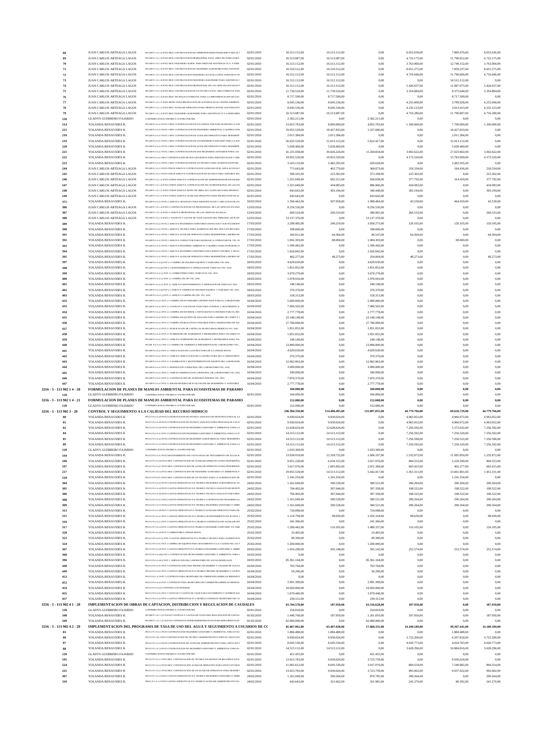| | | | | | | | | | |
|---|---|---|---|---|---|---|---|---|---|
| 68 | JUAN CARLOS ARTEAGA LAGOS | P0 049 P-1 A-1.11 PAT2 MOC CONTRATACION DE ADMINISTRADOR FINANCIERO PARA EL A | 02/01/2010 | 16.513.112,00 | 16.513.112,00 | 0,00 | 8.652.636,00 | 7.860.476,00 | 8.652.636,00 |
| 69 | JUAN CARLOS ARTEAGA LAGOS | P0 049 P-1 A-1.14 PAT2 MOC CONTRATACION PROFESIONAL EN EL AREA PECUARIA PARA | 02/01/2010 | 16.513.087,00 | 16.513.087,00 | 0,00 | 4.722.175,00 | 11.790.912,00 | 4.722.175,00 |
| 70 | JUAN CARLOS ARTEAGA LAGOS | P0 049 P-1 A-1.14 PAT2 MOC INGENIERO AGROP. PARA PRESTAR ASISTENCIA TCA. A PERS. | 02/01/2010 | 16.513.112,00 | 16.513.112,00 | 0,00 | 3.763.960,00 | 12.749.152,00 | 3.763.960,00 |
| 71 | JUAN CARLOS ARTEAGA LAGOS | P0 049 P-1 A-1.14 PAT2 MOC CONTRATACION DE INGENIERO AGRONOMO PARA ASISTENC | 02/01/2010 | 16.510.512,00 | 16.510.512,00 | 0,00 | 8.651.275,00 | 7.859.237,00 | 8.651.275,00 |
| 72 | JUAN CARLOS ARTEAGA LAGOS | P0 049 P-1 A-1.14 PAT2 MOC CONTRATACION INGENIERO ACUICOLA PARA ASISTENCIA TE | 02/01/2010 | 16.512.112,00 | 16.512.112,00 | 0,00 | 4.716.046,00 | 11.796.066,00 | 4.716.046,00 |
| 73 | JUAN CARLOS ARTEAGA LAGOS | P0 049 P-1 A-1.14 PAT2 MOC CONTRATACION INGENIERO AGRONOMO PARA ASISTENCIA T | 02/01/2010 | 16.512.112,00 | 16.512.112,00 | 0,00 | 0,00 | 16.512.112,00 | 0,00 |
| 74 | JUAN CARLOS ARTEAGA LAGOS | P0 049 P-1 A-1.14 PAT2 MOC CONTRATACION PROFESIONAL DE LAS CIENCIAS SOCIALES P | 02/01/2010 | 16.513.112,00 | 16.513.112,00 | 0,00 | 5.426.037,00 | 11.087.075,00 | 5.426.037,00 |
| 75 | JUAN CARLOS ARTEAGA LAGOS | P0 049 P-1 A-1.14 PAT2 MOC CONTRATACION DE UN TECNICO EN EL AREA FORESTAL PAR | 02/01/2010 | 11.730.524,00 | 11.730.524,00 | 0,00 | 3.354.884,00 | 8.375.640,00 | 3.354.884,00 |
| 76 | JUAN CARLOS ARTEAGA LAGOS | P0 049 P-1 A-1.14 PAT2 MOC TECNOLOGO FORESTAL PARA LA IMPLEMENTACION DE LOS | 02/01/2010 | 8.717.500,00 | 8.717.500,00 | 0,00 | 0,00 | 8.717.500,00 | 0,00 |
| 77 | JUAN CARLOS ARTEAGA LAGOS | P0 049 P-1 A-1.11 PAT2 MOC PARA PRODUCCION DE ALEVINOS EN EL CENTRO AMBIENT. | 02/01/2010 | 8.045.536,00 | 8.045.536,00 | 0,00 | 4.255.608,00 | 3.789.928,00 | 4.255.608,00 |
| 78 | JUAN CARLOS ARTEAGA LAGOS | P0 049 P-1 A-1.11 PAT2 MOC AUXILIAR OPERATIVO PARA PRODUCCION DE ALEVINOS EN | 02/01/2010 | 8.045.536,00 | 8.045.536,00 | 0,00 | 4.232.123,00 | 3.813.413,00 | 4.232.123,00 |
| 79 | JUAN CARLOS ARTEAGA LAGOS | P0 049 P-1 A-1.14 PAT2 MOC INGENIERO AGRONOMO PARA ASISTENCIA TCA. E IMPLEMEN | 02/01/2010 | 16.513.087,00 | 16.513.087,00 | 0,00 | 4.716.280,00 | 11.796.807,00 | 4.716.280,00 |
| 120 | GLADYS GUERRERO FAJARDO | CONTRIBUCION ECONOMICA CUATRO POR MIL | 02/01/2010 | 2.362.211,00 | 0,00 | 2.362.211,00 | 0,00 | 0,00 | 0,00 |
| 214 | YOLANDA BENAVIDES R. | P0 049 P-4 A-4.1 PAT2.1 MOC CONTRATACION DE UN CONDUCTOR PARA MANEJAR LA UNI | 02/01/2010 | 13.653.783,00 | 8.800.000,00 | 4.853.783,00 | 1.100.000,00 | 7.700.000,00 | 1.100.000,00 |
| 215 | YOLANDA BENAVIDES R. | P0 049 P-4 A-4.1 PAT2.1 MOC CONTRATACION DE INGENIERO AMBIENTAL O QUIMICO PAR | 02/01/2010 | 19.955.529,00 | 18.427.833,00 | 1.527.696,00 | 0,00 | 18.427.833,00 | 0,00 |
| 216 | YOLANDA BENAVIDES R. | P0 049 P-4 A-4.1 PAT2.1 MOC CONTRATACION DE AUXILIAR OPERATIVO PARA DESEMPEÑ | 02/01/2010 | 2.011.384,00 | 2.011.384,00 | 0,00 | 0,00 | 2.011.384,00 | 0,00 |
| 219 | YOLANDA BENAVIDES R. | P0 049 P-4 A-4.1 PAT2.1 MOC CONTRATACION DE UN INGENIERO SANITARIO PARA LA ZON | 02/01/2010 | 20.635.529,00 | 15.013.112,00 | 5.622.417,00 | 0,00 | 15.013.112,00 | 0,00 |
| 220 | YOLANDA BENAVIDES R. | P0 049 P-4 A-4.1 PAT2.1 MOC CONTRATACION DE AUXILIAR OPERATIVO PARA DESEMPEÑ | 02/01/2010 | 5.028.460,00 | 5.028.460,00 | 0,00 | 0,00 | 5.028.460,00 | 0,00 |
| 221 | YOLANDA BENAVIDES R. | P0 049 P-4 A-4.1 PAT2.1 MOC CONTRATACION DE DOS INGENIEROS SANITARIOS PARA LAS | 02/01/2010 | 41.231.058,00 | 30.026.224,00 | 11.204.834,00 | 3.002.622,00 | 27.023.602,00 | 3.002.622,00 |
| 222 | YOLANDA BENAVIDES R. | P0 049 P-4 A-4.1 MOC CONTRATACION DE DOS GEOGRAFOS PARA IDENTIFICACION Y UBI | 02/01/2010 | 19.955.529,00 | 19.955.529,00 | 0,00 | 4.172.520,00 | 15.783.009,00 | 4.172.520,00 |
| 223 | YOLANDA BENAVIDES R. | P0 049 P-4 A-4.1 PAT2.1 MOC CONTRATACION DE UN TECNICO PARA ALIMENTACION DEL | 02/01/2010 | 3.103.133,00 | 2.482.505,00 | 620.628,00 | 0,00 | 2.482.505,00 | 0,00 |
| 244 | JUAN CARLOS ARTEAGA LAGOS | P0 049 P-2 A-2.3 PAT2 OTROS ADM IVA CONTRATACION AUXILIAR EN EL AREA ACUICOLA | 02/01/2010 | 771.643,00 | 402.770,00 | 368.873,00 | 218.334,00 | 184.436,00 | 218.334,00 |
| 245 | JUAN CARLOS ARTEAGA LAGOS | P0 049 P-2 A-2.3 PAT2 OTROS ADM IVA CONTRATACION DE TECNICO PARA ASESORIA REG | 02/01/2010 | 596.501,00 | 223.302,00 | 373.199,00 | 223.302,00 | 0,00 | 223.302,00 |
| 246 | JUAN CARLOS ARTEAGA LAGOS | P0 049 P-1 A-1.12 PAT2 OTROS ADM IVA CONTRATACION DE ADMINISTRADOR FINANCIER | 02/01/2010 | 1.321.049,00 | 692.211,00 | 628.838,00 | 377.792,00 | 314.419,00 | 377.792,00 |
| 247 | JUAN CARLOS ARTEAGA LAGOS | P0 049 P-1 A-1.14 PAT2 OTROS ADM IVA CONTRATACION DE UN PROFESIONAL DE LAS CI | 02/01/2010 | 1.321.049,00 | 434.083,00 | 886.966,00 | 434.083,00 | 0,00 | 434.083,00 |
| 248 | JUAN CARLOS ARTEAGA LAGOS | P0 049 P-1 A-1.11 PAT2 OTROS ADM IVA MANO DE OBRA NO CALIFICADA PARA PRODUCC | 02/01/2010 | 643.643,00 | 303.194,00 | 340.449,00 | 303.194,00 | 0,00 | 303.194,00 |
| 249 | JUAN CARLOS ARTEAGA LAGOS | P0 049 P-1 A-1.11 PAT2 OTROS ADM IVA AUXILIAR OPERATIVO PARA PRODUCCION DE AL | 02/01/2010 | 643.643,00 | 0,00 | 643.643,00 | 0,00 | 0,00 | 0,00 |
| 372 | YOLANDA BENAVIDES R. | P0 049 P-4 A-4.3 PAT2.1 ADM IVA GEOGRAFO PARA IDENTIFICACION Y UBICACION DE USU | 10/03/2010 | 1.596.442,00 | 507.958,00 | 1.088.484,00 | 43.539,00 | 464.419,00 | 43.539,00 |
| 386 | JUAN CARLOS ARTEAGA LAGOS | P0 049 P-1 A-1.14 PAT2.1 CONTRATACION DE UN PROFESIONAL DE LAS CIENCIAS SOCIAL | 12/03/2010 | 8.256.556,00 | 0,00 | 8.256.556,00 | 0,00 | 0,00 | 0,00 |
| 387 | JUAN CARLOS ARTEAGA LAGOS | P0 049 P-1 A-1.14 PAT2.1 ADM IVA PROFESIONAL DE LAS CIENCIAS SOCIALES | 12/03/2010 | 660.524,00 | 269.533,00 | 390.991,00 | 269.533,00 | 0,00 | 269.533,00 |
| 388 | JUAN CARLOS ARTEAGA LAGOS | P0 049 P-1 A-1.16 PAT2.1 VIATICOS Y GASTOS DE VIAJE SALIDAS DEL PERSONAL DE PLAN | 12/03/2010 | 13.137.376,00 | 0,00 | 13.137.376,00 | 0,00 | 0,00 | 0,00 |
| 389 | YOLANDA BENAVIDES R. | P0 049 P-4 A-4.3 PAT2.1 ADM IVA INGENIEROS SANITARIOS ZONAS SUR Y SUR OCCIDENTE | 17/03/2010 | 3.298.485,00 | 240.210,00 | 3.058.275,00 | 120.105,00 | 120.105,00 | 120.105,00 |
| 390 | YOLANDA BENAVIDES R. | P0 049 P-4 A-4.3 PAT2.1 ADM IVA TECNICO PARA ALIMENTACION DEL SINCA EN RECURSO | 17/03/2010 | 198.600,00 | 0,00 | 198.600,00 | 0,00 | 0,00 | 0,00 |
| 391 | YOLANDA BENAVIDES R. | P0 049 P-4 A-4.3 PAT2.1 ADM IVA AUXILIAR OPERATIVO PARA DESEMPEÑAR LABORES DE | 17/03/2010 | 160.911,00 | 64.364,00 | 96.547,00 | 64.364,00 | 0,00 | 64.364,00 |
| 392 | YOLANDA BENAVIDES R. | P0 049 P-4 A-4.3 PAT2.1 ADM IVA CONDUCTOR PARA MANEJAR LA UNIDAD MOVIL VIG. 20 | 17/03/2010 | 1.092.303,00 | 88.000,00 | 1.004.303,00 | 0,00 | 88.000,00 | 0,00 |
| 393 | YOLANDA BENAVIDES R. | P0 049 P-4 A-4.3 PAT2.1 ADM IVA INGENIERO AMBIENTAL O QUIMICO PARA INTEGRAR LO | 17/03/2010 | 1.596.442,00 | 0,00 | 1.596.442,00 | 0,00 | 0,00 | 0,00 |
| 394 | YOLANDA BENAVIDES R. | P0 049 P-4 A-4.3 PAT2.1 ADM IVA INGENIERO SANITARIO ZONA NORTE CONTROL Y SEGUI | 17/03/2010 | 1.650.842,00 | 0,00 | 1.650.842,00 | 0,00 | 0,00 | 0,00 |
| 395 | YOLANDA BENAVIDES R. | P0 049 P-4 A-4.3 PAT2.1 ADM IVA AUXILIAR OPERATIVO PARA DESEMPEÑAR LABORES DE | 17/03/2010 | 402.277,00 | 48.273,00 | 354.004,00 | 48.273,00 | 0,00 | 48.273,00 |
| 397 | YOLANDA BENAVIDES R. | P0 049 P-4 A-4.3 () PAT 2.1 COMPRA DE INSUMOS EQUIPOS Y PAPELERIA VIG 2010 | 18/03/2010 | 4.629.630,00 | 0,00 | 4.629.630,00 | 0,00 | 0,00 | 0,00 |
| 398 | YOLANDA BENAVIDES R. | P0 049 P-4 A-4.3 () PAT 2.1 MANTENIMIENTO Y OPERACION DE VEHICULO VIG. 2010 | 18/03/2010 | 1.851.852,00 | 0,00 | 1.851.852,00 | 0,00 | 0,00 | 0,00 |
| 399 | YOLANDA BENAVIDES R. | P0 049 P-4 A-4.3 () PAT 2.1 COMBUSTIBLE PARA VEHICULOS VIG. 2010 | 18/03/2010 | 3.670.279,00 | 0,00 | 3.670.279,00 | 0,00 | 0,00 | 0,00 |
| 400 | YOLANDA BENAVIDES R. | P0 049 P-4 A-4.3 () PAT 2.1 COMPRA DE GPS VIG. 2010 | 18/03/2010 | 1.978.910,00 | 0,00 | 1.978.910,00 | 0,00 | 0,00 | 0,00 |
| 401 | YOLANDA BENAVIDES R. | P0 049 P-4 A-4.3 () PAT 2.1 ADM IVA MANTENIMIENTO Y OPERACION DE VEHICULO 2010 | 18/03/2010 | 148.148,00 | 0,00 | 148.148,00 | 0,00 | 0,00 | 0,00 |
| 402 | YOLANDA BENAVIDES R. | P0 049 P-4 A-4.3 () PAT 2.1 ADM IVA COMPRA DE INSUMOS EQUIPOS Y PAPELERIA VIG. 2010 | 18/03/2010 | 370.370,00 | 0,00 | 370.370,00 | 0,00 | 0,00 | 0,00 |
| 403 | YOLANDA BENAVIDES R. | P0 049 P-4 A-4.3 () PAT 2.1 ADM IVA COMPRA DE GPS VIG. 2010 | 18/03/2010 | 158.313,00 | 0,00 | 158.313,00 | 0,00 | 0,00 | 0,00 |
| 432 | YOLANDA BENAVIDES R. | P0 049 P-4 A-4.3 PAT 2.1 COMPRA DE ESTANDARES CERTIFICADOS PARA EL LABORATORIO | 16/04/2010 | 5.000.000,00 | 0,00 | 5.000.000,00 | 0,00 | 0,00 | 0,00 |
| 433 | YOLANDA BENAVIDES R. | P0 049 P-4 A-4.3 PAT 2.1 VIATICOS Y GASTOS DE VIAJE PARA CONTROL Y SEGUIMIENTO E | 16/04/2010 | 7.066.502,00 | 0,00 | 7.066.502,00 | 0,00 | 0,00 | 0,00 |
| 434 | YOLANDA BENAVIDES R. | P0 049 P-4 A-4.3 PAT 2.1 COMPRA DE MATERIAL CARTOGRAFICO E INSUMOS PARA EL REC | 16/04/2010 | 2.777.778,00 | 0,00 | 2.777.778,00 | 0,00 | 0,00 | 0,00 |
| 435 | YOLANDA BENAVIDES R. | P0 049 P-4 A-4.3 PAT 2.1 COMPRA DE EQUIPOS DE ANALISIS PARA LABORES DE CAMPO Y L | 16/04/2010 | 23.148.148,00 | 0,00 | 23.148.148,00 | 0,00 | 0,00 | 0,00 |
| 436 | YOLANDA BENAVIDES R. | P0 049 P-4 A-4.3 PAT 2.1 COMPRA DE REACTIVOS E INSUMOS PARA LABORATORIO DE AGU | 16/04/2010 | 27.780.000,00 | 0,00 | 27.780.000,00 | 0,00 | 0,00 | 0,00 |
| 437 | YOLANDA BENAVIDES R. | P0 049 P-4 A-4.3 PAT 2.1 PUBLICACION DE CARTILLAS DE RECURSOS HIDRICOS VIG. 2010 | 16/04/2010 | 1.851.852,00 | 0,00 | 1.851.852,00 | 0,00 | 0,00 | 0,00 |
| 438 | YOLANDA BENAVIDES R. | P0 049 P-4 A-4.3 PAT 2.1 SUMINISTRO DE ALMUERZOS Y REFRIGERIOS PARA TALLERES VI | 16/04/2010 | 1.851.852,00 | 0,00 | 1.851.852,00 | 0,00 | 0,00 | 0,00 |
| 439 | YOLANDA BENAVIDES R. | P0 049 P-4 A-4.3 PAT 2.1 ADM IVA SUMINISTRO DE ALMUERZOS Y REFRIGERIOS PARA TAL | 16/04/2010 | 148.148,00 | 0,00 | 148.148,00 | 0,00 | 0,00 | 0,00 |
| 440 | YOLANDA BENAVIDES R. | P0 049 P-4 A-4.3 PAT 2.1 COMPRA DE VIDRIERIA E IMPLEMENTOS DE LABORATORIO VIG. | 16/04/2010 | 13.890.000,00 | 0,00 | 13.890.000,00 | 0,00 | 0,00 | 0,00 |
| 441 | YOLANDA BENAVIDES R. | P0 049 P-4 A-4.3 PAT 2.1 ADECUACION DE LA ESTRUCTURA DE LA UNIDAD MOVIL | 16/04/2010 | 4.629.630,00 | 0,00 | 4.629.630,00 | 0,00 | 0,00 | 0,00 |
| 442 | YOLANDA BENAVIDES R. | P0 049 P-4 A-4.3 PAT 2.1 ADM IVA ADECUACION DE LA ESTRUCTURA DE LA UNIDAD MOVI | 16/04/2010 | 370.370,00 | 0,00 | 370.370,00 | 0,00 | 0,00 | 0,00 |
| 443 | YOLANDA BENAVIDES R. | P0 049 P-4 A-4.3 PAT 2.1 CALIBRACION Y MANTENIMIENTO DE EQUIPOS DEL LABORATOR | 16/04/2010 | 12.962.963,00 | 0,00 | 12.962.963,00 | 0,00 | 0,00 | 0,00 |
| 444 | YOLANDA BENAVIDES R | P0 049 P-4 A-4.3 PAT 2.1 INDUCCION A PERSONAL DEL LABORATORIO VIG. 2010 | 16/04/2010 | 3.000.000,00 | 0,00 | 3.000.000,00 | 0,00 | 0,00 | 0,00 |
| 445 | YOLANDA BENAVIDES R. | P0 049 P-4 A-4.3 PAT 2.1 ADM IVA REINDUCCION A PERSONAL DE LABORATORIO VIG. 2010 | 16/04/2010 | 240.000,00 | 0,00 | 240.000,00 | 0,00 | 0,00 | 0,00 |
| 446 | YOLANDA BENAVIDES R. | P0 049 P-4 A-4.3 PAT 2.1 CONTRATACION DE AUDITORIA INTERNA VIG. 2010 | 16/04/2010 | 7.870.370,00 | 0,00 | 7.870.370,00 | 0,00 | 0,00 | 0,00 |
| 447 | YOLANDA BENAVIDES R. | P0 049 P-4 A-4.3 PAT 2.1 ID EAM PRUEBAS DE EVALUACION DE DESEMPEÑO Y AUDITORIA | 16/04/2010 | 2.777.778,00 | 0,00 | 2.777.778,00 | 0,00 | 0,00 | 0,00 |
| **3216 - 3 - 113 902 1 4 - 20** | **FORMULACION DE PLANES DE MANEJO AMBIENTAL PARA ECOSISTEMAS DE PARAMO** | | | **160.000,00** | **0,00** | **160.000,00** | **0,00** | **0,00** | **0,00** |
| 120 | GLADYS GUERRERO FAJARDO | CONTRIBUCION ECONOMICA CUATRO POR MIL | 02/01/2010 | 160.000,00 | 0,00 | 160.000,00 | 0,00 | 0,00 | 0,00 |
| **3216 - 3 - 113 902 1 4 - 21** | **FORMULACION DE PLANES DE MANEJO AMBIENTAL PARA ECOSISTEMAS DE PARAMO** | | | **152.000,00** | **0,00** | **152.000,00** | **0,00** | **0,00** | **0,00** |
| 120 | GLADYS GUERRERO FAJARDO | CONTRIBUCION ECONOMICA CUATRO POR MIL | 02/01/2010 | 152.000,00 | 0,00 | 152.000,00 | 0,00 | 0,00 | 0,00 |
| **3216 - 3 - 113 902 3 - 20** | **CONTROL Y SEGUIMIENTO A LA CALIDAD DEL RECURSO HIDRICO** | | | **246.304.350,00** | **114.406.495,00** | **131.897.855,00** | **44.779.766,00** | **69.626.729,00** | **44.779.766,00** |
| 80 | YOLANDA BENAVIDES R. | P0 011 P-4 A-4.8 PAT2 CONTRATACION DE TECNICO ANALISTA DE MUESTRAS PARA EL LA | 02/01/2010 | 9.930.024,00 | 9.930.024,00 | 0,00 | 4.963.052,00 | 4.966.972,00 | 4.963.052,00 |
| 81 | YOLANDA BENAVIDES R. | P0 011 P-4 A-4.8 PAT2 CONTRATACION DE TECNICO ANALISTA PARA PROCESOS DE VALID | 02/01/2010 | 9.930.024,00 | 9.930.024,00 | 0,00 | 4.963.052,00 | 4.966.972,00 | 4.963.052,00 |
| 82 | YOLANDA BENAVIDES R. | P0 011 P-4 A-4.8 PAT2 CONTRATACION DE INGENIERO SANITARIO Y AMBIENTAL PARA LA | 02/01/2010 | 12.628.624,00 | 12.628.624,00 | 0,00 | 7.256.592,00 | 5.372.032,00 | 7.256.592,00 |
| 84 | YOLANDA BENAVIDES R. | P0 011 P-4 A-4.3 PAT2 CONTRATACION INGENIERO SANITARIO Y AMBIENTAL PARA LA EV | 02/01/2010 | 14.513.112,00 | 14.513.112,00 | 0,00 | 7.256.592,00 | 7.256.520,00 | 7.256.592,00 |
| 85 | YOLANDA BENAVIDES R. | P0 011 P-4 A-4.3 PAT2 CONTRATACION DE INGENIERO AGROFORESTAL PARA DESEMPEÑA | 02/01/2010 | 14.513.112,00 | 14.513.112,00 | 0,00 | 7.256.590,00 | 7.256.522,00 | 7.256.590,00 |
| 89 | YOLANDA BENAVIDES R. | P0 011 P-5 A-5.2 PAT2 CONTRATACION DE INGENIERO SANITARIO Y AMBIENTAL PARA LA | 02/01/2010 | 14.513.112,00 | 14.513.112,00 | 0,00 | 7.256.592,00 | 7.256.520,00 | 7.256.592,00 |
| 120 | GLADYS GUERRERO FAJARDO | CONTRIBUCION ECONOMICA CUATRO POR MIL | 02/01/2010 | 1.033.369,00 | 0,00 | 1.033.369,00 | 0,00 | 0,00 | 0,00 |
| 194 | YOLANDA BENAVIDES R. | P0 011 P-4 A-4.3 PAT2 MANTENIMIENTO DE LAS PLANTAS DE TRATAMIENTO DE AGUAS R | 02/01/2010 | 13.934.919,00 | 12.328.722,00 | 1.606.197,00 | 1.232.872,00 | 11.095.850,00 | 1.232.872,00 |
| 196 | YOLANDA BENAVIDES R. | P0 011 P-4 A-4.8 PAT2 MOC CONTRATACION DE AUXILIAR OPERATIVO PARA DESEMPEÑA | 02/01/2010 | 9.051.228,00 | 6.034.152,00 | 3.017.076,00 | 804.553,00 | 5.229.599,00 | 804.553,00 |
| 197 | YOLANDA BENAVIDES R. | P0 011 P-4 A-4.3 PAT2 MOC CONTRATACION DE AUXILIAR OPERATIVO PARA DESEMPEÑA | 02/01/2010 | 3.017.076,00 | 1.005.692,00 | 2.011.384,00 | 603.415,00 | 402.277,00 | 603.415,00 |
| 217 | YOLANDA BENAVIDES R. | P0 011 P-5 A-5.2 PAT2 MOC CONTRATACION DE INGENIERO SANITARIO Y/O AMBIENTAL P | 02/01/2010 | 19.955.529,00 | 14.513.112,00 | 5.442.417,00 | 1.451.311,00 | 13.061.801,00 | 1.451.311,00 |
| 218 | YOLANDA BENAVIDES R. | P0 011 P-9 A-9.1 PAT2 MOC CONTRATACION DE UN TECNICO PARA LA ALIMENTACION DE | 02/01/2010 | 1.241.254,00 | 1.241.254,00 | 0,00 | 0,00 | 1.241.254,00 | 0,00 |
| 304 | YOLANDA BENAVIDES R. | P0 011 P-4 A-4.3 PAT2 GASTOS OPERATIVOS IVA TECNICO INGENIERO AGROFORESTAL PA | 24/02/2010 | 1.161.049,00 | 580.528,00 | 580.521,00 | 290.264,00 | 290.264,00 | 290.264,00 |
| 305 | YOLANDA BENAVIDES R. | P0 011 P-4 A-4.8 PAT2 GASTOS OPERATIVOS IVA TECNICO TECNICO ANALISTA DE MUESTI | 24/02/2010 | 794.402,00 | 397.044,00 | 397.358,00 | 198.522,00 | 198.522,00 | 198.522,00 |
| 306 | YOLANDA BENAVIDES R. | P0 011 P-4 A-4.8 PAT2 GASTOS OPERATIVOS IVA TECNICO TECNICO ANALISTA PARA PROC | 24/02/2010 | 794.402,00 | 397.044,00 | 397.358,00 | 198.522,00 | 198.522,00 | 198.522,00 |
| 308 | YOLANDA BENAVIDES R. | P0 011 P-4 A-4.3 PAT2 GASTOS OPERATIVOS IVA TECNICO CONTRATACION INGENIERO SA | 24/02/2010 | 1.161.049,00 | 580.528,00 | 580.521,00 | 290.264,00 | 290.264,00 | 290.264,00 |
| 309 | YOLANDA BENAVIDES R. | P0 011 P-5 A-5.2 PAT2 GASTOS OPERATIVOS IVA TECNICO INGENIERO SANITARIO Y AMBI | 24/02/2010 | 1.161.049,00 | 580.528,00 | 580.521,00 | 290.264,00 | 290.264,00 | 290.264,00 |
| 313 | YOLANDA BENAVIDES R. | P0 011 P-4 A-4.8 PAT2 GASTOS OPERATIVO IVA TECNICO AUXILIAR OPERATIVO PARA DE | 25/02/2010 | 724.098,00 | 0,00 | 724.098,00 | 0,00 | 0,00 | 0,00 |
| 315 | YOLANDA BENAVIDES R. | P0 011 P-4 A-4.3 PAT 2 GASTOS OPERATIVOS IVA TECNICO MANTENIMIENTO DE PLANTA I | 25/02/2010 | 1.114.794,00 | 98.630,00 | 1.016.164,00 | 98.630,00 | 0,00 | 98.630,00 |
| 316 | YOLANDA BENAVIDES R. | P0 011 P-4 A-4.3 PAT 2 GASTOS OPERATIVOS IVA TECNICO CONTRATACION AUXILIAR OPI | 25/02/2010 | 241.366,00 | 0,00 | 241.366,00 | 0,00 | 0,00 | 0,00 |
| 317 | YOLANDA BENAVIDES R. | P0 011 P-5 A-5.2 PAT 2 GASTOS OPERATIVOS IVA TECNICO INGENIERO SANITARIO Y/O AMB | 25/02/2010 | 1.596.442,00 | 116.105,00 | 1.480.337,00 | 116.105,00 | 0,00 | 116.105,00 |
| 320 | YOLANDA BENAVIDES R. | P0 011 P-4 A-4.8 PAT 2 COMBUSTIBLE UNIDAD MOVIL | 25/02/2010 | 33.405,00 | 0,00 | 33.405,00 | 0,00 | 0,00 | 0,00 |
| 323 | YOLANDA BENAVIDES R. | P0 011 P-9 A-9.1() PAT 2 GASTOS OPERATIVOS IVA TECNICO TECNICO PARA ALIMENTACIO | 25/02/2010 | 99.300,00 | 0,00 | 99.300,00 | 0,00 | 0,00 | 0,00 |
| 324 | YOLANDA BENAVIDES R. | P0 011 P-9 A-9.1() PAT 2 COMPRA DE EQUIPOS PARA SEGUIMIENTO A LA CALIDAD DE LAS A | 25/02/2010 | 1.200.000,00 | 0,00 | 1.200.000,00 | 0,00 | 0,00 | 0,00 |
| 367 | YOLANDA BENAVIDES R. | P0 011 P-4 A-4.8 PAT2 GASTOS OPERATIVO IVA TECNICO INGENIERO SANITARIO Y AMBIE | 10/03/2010 | 1.010.290,00 | 505.148,00 | 505.142,00 | 252.574,00 | 252.574,00 | 252.574,00 |
| 368 | YOLANDA BENAVIDES R. | P0 011 P-4 A-4.8() PAT 2 CONTRATACION DE INGENIERO SANITARIO Y AMBIENTAL PARA L | 10/03/2010 | 0,00 | 0,00 | 0,00 | 0,00 | 0,00 | 0,00 |
| 396 | YOLANDA BENAVIDES R. | P0 011 P-4 A-4.8 () PAT 2. AMPLIACION DEL LABORATORIO DE AGUAS RESIDUALES | 18/03/2010 | 85.361.164,00 | 0,00 | 85.361.164,00 | 0,00 | 0,00 | 0,00 |
| 448 | YOLANDA BENAVIDES R. | P0 011 P-9 A-9.1 PAT 2 CONTRATACION PARA PRUEBA DE BOMBEO Y CALIDAD DE AGUAS | 16/04/2010 | 703.704,00 | 0,00 | 703.704,00 | 0,00 | 0,00 | 0,00 |
| 449 | YOLANDA BENAVIDES R. | P0 011 P-9 A-9.1 PAT 2 GASTOS OPERATIVOS IVA TECNICO PRUEBA DE BOMBEO Y CALIDA | 16/04/2010 | 56.296,00 | 0,00 | 56.296,00 | 0,00 | 0,00 | 0,00 |
| 452 | YOLANDA BENAVIDES R. | P0 011 P-4 A-4.3 PAT 2 CONTRATO PARA MONITOREO DE CORRIENTES HIDRICAS MEDIANTE | 16/04/2010 | 0,00 | 0,00 | 0,00 | 0,00 | 0,00 | 0,00 |
| 453 | YOLANDA BENAVIDES R. | P0 011 P-4 A-4.3 PAT 2 CONTRATO PARA MONITOREO DE CORRIENTES HIDRICAS MEDIANT | 16/04/2010 | 2.991.399,00 | 0,00 | 2.991.399,00 | 0,00 | 0,00 | 0,00 |
| 454 | YOLANDA BENAVIDES R. | P0 011 P-4 A-4.6 CONVENIO CON INVEMAR | 16/04/2010 | 19.920.000,00 | 0,00 | 19.920.000,00 | 0,00 | 0,00 | 0,00 |
| 455 | YOLANDA BENAVIDES R. | P0 011 P-9 A-9.1 PAT 2 VIATICOS Y GASTOS DE VIAJE PARA SEGUIMIENTO Y MONITOREO | 16/04/2010 | 1.679.446,00 | 0,00 | 1.679.446,00 | 0,00 | 0,00 | 0,00 |
| 457 | YOLANDA BENAVIDES R. | P0 011 P-9 A-9.1 PAT 2 GASTOS OPERATIVOS IVA TECNICO CONTRATO MONITOREO DE CO | 16/04/2010 | 239.312,00 | 0,00 | 239.312,00 | 0,00 | 0,00 | 0,00 |
| **3216 - 3 - 113 902 4 1 - 20** | **IMPLEMENTACION DE OBRAS DE CAPTACION, DISTRIBUCION Y REGULACION DE CAUDALES** | | | **63.704.578,00** | **187.950,00** | **63.516.628,00** | **187.950,00** | **0,00** | **187.950,00** |
| 120 | GLADYS GUERRERO FAJARDO | CONTRIBUCION ECONOMICA CUATRO POR MIL | 02/01/2010 | 254.818,00 | 0,00 | 254.818,00 | 0,00 | 0,00 | 0,00 |
| 348 | YOLANDA BENAVIDES R. | P0 009 P-1 A-1.1 (C.9) PAT2 VIATICOS Y GASTOS DE VIAJE PARA REALIZACION DE VISITAS | 01/03/2010 | 1.449.760,00 | 187.950,00 | 1.261.810,00 | 187.950,00 | 0,00 | 187.950,00 |
| 349 | YOLANDA BENAVIDES R. | P0 009 P-1 A-1.1 (C.9) PAT2 CONTRATOS INTERADMINISTRATIVOS PARA IMPLEMENTACIO | 01/03/2010 | 62.000.000,00 | 0,00 | 62.000.000,00 | 0,00 | 0,00 | 0,00 |
| **3216 - 3 - 113 902 4 2 - 20** | **IMPLEMENTACION DEL PROGRAMA DE TASA DE USO DEL AGUA Y SEGUIMIENTO A USUARIOS DE CC** | | | **81.067.961,00** | **63.407.630,00** | **17.660.331,00** | **14.100.189,00** | **49.307.441,00** | **14.100.189,00** |
| 83 | YOLANDA BENAVIDES R. | P0 011 P-5 A-5.1 PAT2 CONTRATACION INGENIERO SANITARIO Y AMBIENTAL PARA EVAL | 02/01/2010 | 1.884.488,00 | 1.884.488,00 | 0,00 | 0,00 | 1.884.488,00 | 0,00 |
| 86 | YOLANDA BENAVIDES R. | P0 011 P-2 A-2.3 PAT2 CONTRATACION DE TECNICO ADMINISTRATIVO PARA EL APOYO EN | 02/01/2010 | 9.930.024,00 | 9.930.024,00 | 0,00 | 3.722.200,00 | 6.207.824,00 | 3.722.200,00 |
| 87 | YOLANDA BENAVIDES R. | P0 011 P-2 A-2.2 PAT2 CONTRATACION DE AUXILIAR ADMINISTRATIVO PARA APOYO EN T | 02/01/2010 | 8.045.536,00 | 8.045.536,00 | 0,00 | 4.020.773,00 | 4.024.763,00 | 4.020.773,00 |
| 88 | YOLANDA BENAVIDES R. | P0 011 P-2 A-2.4 PAT2 CONTRATACION DE INGENIERO SANITARIO Y AMBIENTAL PARA EL | 02/01/2010 | 14.513.112,00 | 14.513.112,00 | 0,00 | 3.628.296,00 | 10.884.816,00 | 3.628.296,00 |
| 120 | GLADYS GUERRERO FAJARDO | CONTRIBUCION ECONOMICA CUATRO POR MIL | 02/01/2010 | 451.455,00 | 0,00 | 451.455,00 | 0,00 | 0,00 | 0,00 |
| 195 | YOLANDA BENAVIDES R. | P0 011 P-2 A-2.1 PAT2 MOC CONTRATACION DE TECNICO EN MANEJO DE RECURSOS NATU | 02/01/2010 | 13.653.783,00 | 9.930.024,00 | 3.723.759,00 | 0,00 | 9.930.024,00 | 0,00 |
| 224 | YOLANDA BENAVIDES R. | P0 011 P-2 A-2.2 PAT2 MOC CONTRATACION AUXILIAR OPERATIVO PARA APOYO EN TRAS | 02/01/2010 | 11.062.612,00 | 8.045.536,00 | 3.017.076,00 | 804.554,00 | 7.240.982,00 | 804.554,00 |
| 225 | YOLANDA BENAVIDES R. | P0 011 P-2 A-2.1 PAT2 MOC CONTRATACION DE UN AUXILIAR OPERATIVO PARA DESEMP | 02/01/2010 | 13.653.783,00 | 9.930.024,00 | 3.723.759,00 | 993.002,00 | 8.937.022,00 | 993.002,00 |
| 307 | YOLANDA BENAVIDES R. | P0 011 P-2 A-2.4 PAT2 GASTOS OPERATIVOS IVA TECNICO INGENIERO SANITARIO Y AMBI | 24/02/2010 | 1.161.049,00 | 290.264,00 | 870.785,00 | 290.264,00 | 0,00 | 290.264,00 |
| 310 | YOLANDA BENAVIDES R. | P0 011 P-2 A-2.2 PAT2 GASTOS OPERATIVOS IVA TECNICO AUXILIAR ADMINISTRATIVO PA | 24/02/2010 | 643.643,00 | 321.662,00 | 321.981,00 | 241.270,00 | 80.392,00 | 241.270,00 |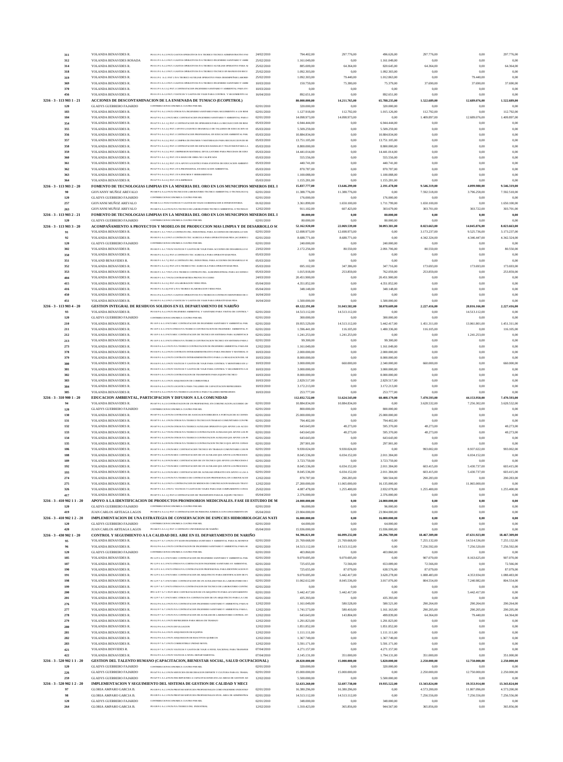| | | | | | | | | | |
|---|---|---|---|---|---|---|---|---|---|
| 311 | YOLANDA BENAVIDES R. | P0 013 P-2 A-2.3 PAT2 GASTOS OPERATIVOS IVA TEORICO TECNICO ADMINISTRATIVO PAI | 24/02/2010 | 794.402,00 | 297.776,00 | 496.626,00 | 297.776,00 | 0,00 | 297.776,00 |
| 312 | YOLANDA BENAVIDES ROSADA | P0 013 P-3 A-3.1 PAT 2 GASTOS OPERATIVOS IVA TEORICO INGENIERO SANITARIO Y AMBI | 25/02/2010 | 1.161.049,00 | 0,00 | 1.161.049,00 | 0,00 | 0,00 | 0,00 |
| 314 | YOLANDA BENAVIDES R. | P0 013 P-2 A-2.2 PAT 2 GASTOS OPERATIVOS IVA TEORICO AUXILIAR OPERATIVO PARA AI | 25/02/2010 | 885.009,00 | 64.364,00 | 820.645,00 | 64.364,00 | 0,00 | 64.364,00 |
| 318 | YOLANDA BENAVIDES R. | P0 013 P-2 A-2.3 PAT 2 GASTOS OPERATIVOS IVA TEORICO TECNICO EN MANEJO DE RECU | 25/02/2010 | 1.092.303,00 | 0,00 | 1.092.303,00 | 0,00 | 0,00 | 0,00 |
| 319 | YOLANDA BENAVIDES R. | P0 013 P-2 A-2.1 IVA TEORICO AUXILIAR OPERATIVO PARA DESEMPEÑAR LABORES | 25/02/2010 | 1.092.303,00 | 79.440,00 | 1.012.863,00 | 0,00 | 79.440,00 | 0,00 |
| 369 | YOLANDA BENAVIDES R. | P0 013 P-3 A-3.1 PAT 2 GASTOS OPERATIVOS IVA TEORICO INGENIERO SANITARIO Y AMBI | 10/03/2010 | 150.759,00 | 75.380,00 | 75.379,00 | 37.690,00 | 37.690,00 | 37.690,00 |
| 370 | YOLANDA BENAVIDES R. | P0 013 P-3 A-3.1 PAT 2 CONTRATACION INGENIERO SANITARIO Y AMBIENTAL PARA EVI | 10/03/2010 | 0,00 | 0,00 | 0,00 | 0,00 | 0,00 | 0,00 |
| 456 | YOLANDA BENAVIDES R. | P0 013 P-3 A-3.2 PAT 2 VIATICOS Y GASTOS DE VIAJE PARA CONTROL Y SEGUIMIENTO AI | 16/04/2010 | 892.651,00 | 0,00 | 892.651,00 | 0,00 | 0,00 | 0,00 |
| **3216 - 3 - 113 903 1 - 21** | **ACCIONES DE DESCONTAMINACION DE LA ENSENADA DE TUMACO (ECOPETROL)** | | | **80.000.000,00** | **14.211.765,00** | **65.788.235,00** | **1.522.689,00** | **12.689.076,00** | **1.522.689,00** |
| 120 | GLADYS GUERRERO FAJARDO | CONTRIBUCION ECONOMICA CUATRO POR MIL | 02/01/2010 | 320.000,00 | 0,00 | 320.000,00 | 0,00 | 0,00 | 0,00 |
| 183 | YOLANDA BENAVIDES R. | P0 027 P-2 A-2.3 PAT2 OTROS IVA INGENIERO SANITARIO PARA SEGUIMIENTO A LOS RESI | 02/01/2010 | 1.127.918,00 | 112.792,00 | 1.015.126,00 | 112.792,00 | 0,00 | 112.792,00 |
| 184 | YOLANDA BENAVIDES R. | P0 027 P-2 A-2.3 PAT2 MOC CONTRATACION INGENIERO SANITARIO Y AMBIENTAL PARA I | 02/01/2010 | 14.098.973,00 | 14.098.973,00 | 0,00 | 1.409.897,00 | 12.689.076,00 | 1.409.897,00 |
| 354 | YOLANDA BENAVIDES R. | P0 027 P-1 A-1.1 PAT 2 CONTRATACION DE OPERARIOS PARA LA RECOLECCION DE RESI | 05/03/2010 | 6.944.444,00 | 0,00 | 6.944.444,00 | 0,00 | 0,00 | 0,00 |
| 355 | YOLANDA BENAVIDES R. | P0 027 P-2 A-2.2 PAT 2 APOYO LOGISTICO DESARROLLO DE TALLERES DE EDUCACION AI | 05/03/2010 | 5.509.259,00 | 0,00 | 5.509.259,00 | 0,00 | 0,00 | 0,00 |
| 356 | YOLANDA BENAVIDES R. | P0 027 P-2 A-2.1 PAT 2 CONTRATACION PROFESIONAL EN EDUCACION AMBIENTAL PAR. | 05/03/2010 | 10.884.834,00 | 0,00 | 10.884.834,00 | 0,00 | 0,00 | 0,00 |
| 357 | YOLANDA BENAVIDES R. | P0 027 P-2 A-2.2 PAT 2 COMPRA DE INSUMOS Y MATERIALES PARA RECOLECCION DE RI | 05/03/2010 | 13.751.105,00 | 0,00 | 13.751.105,00 | 0,00 | 0,00 | 0,00 |
| 358 | YOLANDA BENAVIDES R. | P0 027 P-2 A-2.2 PAT 2 CONTRATACION DE ESPACIOS RADIALES Y TELEVISION PARA LA | 05/03/2010 | 8.800.000,00 | 0,00 | 8.800.000,00 | 0,00 | 0,00 | 0,00 |
| 359 | YOLANDA BENAVIDES R. | P0 027 P-2 A-2.2 PAT 1 IMPRESION MATERIAL DIVULGATORIO PARA PROCESOS DE EDUC | 05/03/2010 | 14.441.014,00 | 0,00 | 14.441.014,00 | 0,00 | 0,00 | 0,00 |
| 360 | YOLANDA BENAVIDES R. | P0 027 P-1 A-1.1 PAT 2 IVA MANO DE OBRA NO CALIFICADA | 05/03/2010 | 555.556,00 | 0,00 | 555.556,00 | 0,00 | 0,00 | 0,00 |
| 361 | YOLANDA BENAVIDES R. | P0 027 P-1 A-2.2 PAT 2 IVA APOYO LOGISTICO PARA EVENTOS DE EDUCACION AMBIENT | 05/03/2010 | 440.741,00 | 0,00 | 440.741,00 | 0,00 | 0,00 | 0,00 |
| 362 | YOLANDA BENAVIDES R. | P0 027 P-2 A-2.1 PAT 2 IVA PROFESIONAL EN EDUCACION AMBIENTAL | 05/03/2010 | 870.787,00 | 0,00 | 870.787,00 | 0,00 | 0,00 | 0,00 |
| 363 | YOLANDA BENAVIDES R. | P0 027 P-2 A-2.2 PAT 2 IVA INSUMOS Y HERRAMIENTAS | 05/03/2010 | 1.100.088,00 | 0,00 | 1.100.088,00 | 0,00 | 0,00 | 0,00 |
| 364 | YOLANDA BENAVIDES R. | P0 027 P-2 A-2.2 PAT 2 IVA IMPRESOS | 05/03/2010 | 1.155.281,00 | 0,00 | 1.155.281,00 | 0,00 | 0,00 | 0,00 |
| **3216 - 3 - 113 903 2 - 20** | **FOMENTO DE TECNOLOGIAS LIMPIAS EN LA MINERIA DEL ORO EN LOS MUNICIPIOS MINEROS DEL I** | | | **15.837.777,00** | **13.646.299,00** | **2.191.478,00** | **9.546.319,00** | **4.099.980,00** | **9.546.319,00** |
| 90 | GIOVANNI MUÑOZ AREVALO | P0 048 P-4 A-4.2 PAT1 TECNICO DE LABORATORIO TECNICO AMBIENTAL O TECNOLOGO Q | 02/01/2010 | 11.388.776,00 | 11.388.776,00 | 0,00 | 7.592.518,00 | 3.796.258,00 | 7.592.518,00 |
| 120 | GLADYS GUERRERO FAJARDO | CONTRIBUCION ECONOMICA CUATRO POR MIL | 02/01/2010 | 176.000,00 | 0,00 | 176.000,00 | 0,00 | 0,00 | 0,00 |
| 257 | GIOVANNI MUÑOZ AREVALO | P0 048 A-1.1 PAT4 VIATICOS Y GASTOS DE VIAJE COORDINACION E INTERVENTORIA | 01/02/2010 | 3.361.899,00 | 1.650.100,00 | 1.711.799,00 | 1.650.100,00 | 0,00 | 1.650.100,00 |
| 263 | GIOVANNI MUÑOZ AREVALO | P0 048 P-4 A-4.2 PAT1 IVA TECNICO DE LABORATORIO TECNICO AMBIENTAL O TECNOLOG | 12/02/2010 | 911.102,00 | 607.423,00 | 303.679,00 | 303.701,00 | 303.722,00 | 303.701,00 |
| **3216 - 3 - 113 903 2 - 21** | **FOMENTO DE TECNOLOGIAS LIMPIAS EN LA MINERIA DEL ORO EN LOS MUNICIPIOS MINEROS DEL I** | | | **80.000,00** | **0,00** | **80.000,00** | **0,00** | **0,00** | **0,00** |
| 120 | GLADYS GUERRERO FAJARDO | CONTRIBUCION ECONOMICA CUATRO POR MIL | 02/01/2010 | 80.000,00 | 0,00 | 80.000,00 | 0,00 | 0,00 | 0,00 |
| **3216 - 3 - 113 903 3 - 20** | **ACOMPAÑAMIENTO A PROYECTOS Y MODELOS DE PRODUCCION MAS LIMPIA Y DE DESARROLLO SO** | | | **52.162.920,00** | **22.069.539,00** | **30.093.381,00** | **8.023.663,00** | **14.045.876,00** | **8.023.663,00** |
| 91 | YOLANDA BENAVIDES R. | P0 018 P-1 A-1.7 PAT 4 CONTRATO ING. INDUSTRIAL PARA ACCIONES DE DESARROLLO SOS | 02/01/2010 | 12.698.973,00 | 12.698.973,00 | 0,00 | 3.173.237,00 | 9.525.736,00 | 3.173.237,00 |
| 92 | YOLANDA BENAVIDES R. | P0 018 P-2 A-2.3 PAT 4 CONTRATO TEC AGRICOLA PARA OPERATIVIZAR PIDA (ACUERDO 2 | 02/01/2010 | 8.688.771,00 | 8.688.771,00 | 0,00 | 4.342.324,00 | 4.346.447,00 | 4.342.324,00 |
| 120 | GLADYS GUERRERO FAJARDO | CONTRIBUCION ECONOMICA CUATRO POR MIL | 02/01/2010 | 240.000,00 | 0,00 | 240.000,00 | 0,00 | 0,00 | 0,00 |
| 302 | YOLANDA BENAVIDES R. | P0 018 P-1 A-1.7 PAT4 VIATICOS Y GASTOS DE VIAJE PARA ACCIONES DE DESARROLLO SC | 23/02/2010 | 2.172.256,00 | 80.550,00 | 2.091.706,00 | 80.550,00 | 0,00 | 80.550,00 |
| 350 | YOLANDA BENAVIDES R. | P0 018 P-2 A-2.3 PAT 4 CONTRATO TEC AGRICOLA PARA OPERATIVIZAR PIDA | 05/03/2010 | 0,00 | 0,00 | 0,00 | 0,00 | 0,00 | 0,00 |
| 351 | YOLAND BENAVIDES R. | P0 018 P-1 A-1.7 PAT 4 CONTRATO ING. INDUSTRIAL PARA ACCIONES DE DESARROLLO SC | 05/03/2010 | 0,00 | 0,00 | 0,00 | 0,00 | 0,00 | 0,00 |
| 352 | YOLANDA BENAVIDES R. | P0 018 P-2 A-2.3 PAT 4 IVA TEORICO TEC AGRICOLA PARA OPERATIVIZAR PIDA | 05/03/2010 | 695.102,00 | 347.386,00 | 347.716,00 | 173.693,00 | 173.693,00 | 173.693,00 |
| 353 | YOLANDA BENAVIDES R. | P0 018 P-1 A-1.7 PAT 4 IVA TEORICO CONTRATO ING. AGROINDUSTRIAL PARA ACCIONES I | 05/03/2010 | 1.015.918,00 | 253.859,00 | 762.059,00 | 253.859,00 | 0,00 | 253.859,00 |
| 404 | YOLANDA BENAVIDES R. | P0 018 P-1 A-1.7 PAT4 CONTRAPARTIDA PROYECTO CUERO | 24/03/2010 | 20.451.900,00 | 0,00 | 20.451.900,00 | 0,00 | 0,00 | 0,00 |
| 415 | YOLANDA BENAVIDES R. | P0 018 P-2 A-2.3 PAT 4 ELABORACION VIDEO PIDA | 05/04/2010 | 4.351.852,00 | 0,00 | 4.351.852,00 | 0,00 | 0,00 | 0,00 |
| 416 | YOLANDA BENAVIDES R. | P0 018 P-2 A-2.3 PAT 4 IVA TEORICO ELABORACION VIDEO PIDA | 05/04/2010 | 348.148,00 | 0,00 | 348.148,00 | 0,00 | 0,00 | 0,00 |
| 450 | YOLANDA BENAVIDES R. | P0 013 P-4 A-4.3 PAT 2 GASTOS OPERATIVOS IVA TEORICO CONTRATO MONITOREO DE C | 16/04/2010 | 0,00 | 0,00 | 0,00 | 0,00 | 0,00 | 0,00 |
| 451 | YOLANDA BENAVIDES R. | P0 018 P-2 A-2.3 PAT 4 VIATICOS Y GASTOS DE VIAJE PARA OPERATIVIZAR PIDA | 16/04/2010 | 1.500.000,00 | 0,00 | 1.500.000,00 | 0,00 | 0,00 | 0,00 |
| **3216 - 3 - 113 903 4 - 20** | **GESTION INTEGRAL DE RESIDUOS SOLIDOS EN EL DEPARTAMENTO DE NARIÑO** | | | **69.122.191,00** | **31.043.582,00** | **38.078.609,00** | **2.227.416,00** | **28.816.166,00** | **2.227.416,00** |
| 93 | YOLANDA BENAVIDES R. | P0 016 P-6 A-6.3 PAT1 INGENIERO AMBIENTAL Y SANITARIO PARA VISITAS DE CONTROL Y | 02/01/2010 | 14.513.112,00 | 14.513.112,00 | 0,00 | 0,00 | 14.513.112,00 | 0,00 |
| 120 | GLADYS GUERRERO FAJARDO | CONTRIBUCION ECONOMICA CUATRO POR MIL | 02/01/2010 | 300.000,00 | 0,00 | 300.000,00 | 0,00 | 0,00 | 0,00 |
| 210 | YOLANDA BENAVIDES R. | P0 18 P-3 A-3.3 PAT1 MOC CONTRATACION DE INGENIERO SANITARIO Y AMBIENTAL PAR. | 02/01/2010 | 19.955.529,00 | 14.513.112,00 | 5.442.417,00 | 1.451.311,00 | 13.061.801,00 | 1.451.311,00 |
| 211 | YOLANDA BENAVIDES R. | P0 18 P-3 A-3.3 PAT1 OTROS IVA TEORICO CONTRATACION DE INGENIERO AMBIENTAL P/ | 02/01/2010 | 1.596.441,00 | 116.105,00 | 1.480.336,00 | 116.105,00 | 0,00 | 116.105,00 |
| 212 | YOLANDA BENAVIDES R. | P0 18 P-3 A-3.3 PAT1 MOC CONTRATACION DE TECNICO EN SISTEMAS PARA ALIMENTACI | 02/01/2010 | 1.241.253,00 | 1.241.253,00 | 0,00 | 0,00 | 1.241.253,00 | 0,00 |
| 213 | YOLANDA BENAVIDES R. | P0 18 P-3 A-3.3 PAT1 OTROS IVA TEORICO CONTRATACION TECNICO EN SISTEMAS PARA I | 02/01/2010 | 99.300,00 | 0,00 | 99.300,00 | 0,00 | 0,00 | 0,00 |
| 273 | YOLANDA BENAVIDES R. | P0 016 P-6 A-6.3 PAT1 IVA TEORICO CONTRATACION DE INGENIERO AMBIENTAL PARA RE | 12/02/2010 | 1.161.049,00 | 0,00 | 1.161.049,00 | 0,00 | 0,00 | 0,00 |
| 378 | YOLANDA BENAVIDES R. | P0 016 P-2 A-2.2 PAT1 CONTRATO INTERADMINISTRATIVO PARA INSUMOS Y MATERIAL D | 10/03/2010 | 2.000.000,00 | 0,00 | 2.000.000,00 | 0,00 | 0,00 | 0,00 |
| 379 | YOLANDA BENAVIDES R. | P0 016 P-2 A-2.2 PAT1 CONTRATO INTERADMINISTRATIVO PARA LA REALIZACION DEL SE | 10/03/2010 | 8.000.000,00 | 0,00 | 8.000.000,00 | 0,00 | 0,00 | 0,00 |
| 380 | YOLANDA BENAVIDES R. | P0 016 P-3 A-3.1 PAT1 VIATICOS Y GASTOS DE VIAJE PARA CONTROL Y MONITOREO EN LA | 10/03/2010 | 3.000.000,00 | 660.000,00 | 2.340.000,00 | 660.000,00 | 0,00 | 660.000,00 |
| 381 | YOLANDA BENAVIDES R. | P0 016 P-3 A-3.1 PAT1 VIATICOS Y GASTOS DE VIAJE PARA CONTROL Y SEGUIMIENTO A R | 10/03/2010 | 3.000.000,00 | 0,00 | 3.000.000,00 | 0,00 | 0,00 | 0,00 |
| 382 | YOLANDA BENAVIDES R. | P0 016 P-3 A-3.1 PAT1 CONTRATACION DE TRANSPORTE PARA EQUIPO TECNICO | 10/03/2010 | 8.000.000,00 | 0,00 | 8.000.000,00 | 0,00 | 0,00 | 0,00 |
| 383 | YOLANDA BENAVIDES R. | P0 016 P-3 A-3.1 PAT1 ADQUISICION DE COMBUSTIBLE | 10/03/2010 | 2.829.517,00 | 0,00 | 2.829.517,00 | 0,00 | 0,00 | 0,00 |
| 384 | YOLANDA BENAVIDES R. | P0 016 P-4 A-4.1 PAT1 LOGISTICA PARA TALLERES DE CAPACITACION REFRIGERIOS | 10/03/2010 | 3.172.213,00 | 0,00 | 3.172.213,00 | 0,00 | 0,00 | 0,00 |
| 385 | YOLANDA BENAVIDES R. | P0 016 P-4 A-4.1 PAT1 IVA TEORICO LOGISTICA PARA TALLERES REFRIGERIOS | 10/03/2010 | 253.777,00 | 0,00 | 253.777,00 | 0,00 | 0,00 | 0,00 |
| **3216 - 3 - 310 900 1 - 20** | **EDUCACION AMBIENTAL, PARTICIPACION Y DIFUSION A LA COMUNIDAD** | | | **112.032.722,00** | **51.624.543,00** | **60.408.179,00** | **7.470.593,00** | **44.153.950,00** | **7.470.593,00** |
| 94 | YOLANDA BENAVIDES R. | P0 007 P-2 A-2.3 CONTRATACION DE UN PROFESIONAL EN COMUNICACION (ACUERDO 28/ | 02/01/2010 | 10.884.834,00 | 10.884.834,00 | 0,00 | 3.628.532,00 | 7.256.302,00 | 3.628.532,00 |
| 120 | GLADYS GUERRERO FAJARDO | CONTRIBUCION ECONOMICA CUATRO POR MIL | 02/01/2010 | 800.000,00 | 0,00 | 800.000,00 | 0,00 | 0,00 | 0,00 |
| 130 | YOLANDA BENAVIDES R. | P0 007 P-2 A-2.8 PAT1 CONTRATOS DE ASOCIACION DIRIGIDOS A FORTALECER ACCIONES | 02/01/2010 | 25.000.000,00 | 0,00 | 25.000.000,00 | 0,00 | 0,00 | 0,00 |
| 131 | YOLANDA BENAVIDES R. | P0 007 P-1 A-1.3 PAT1 OTROS IVA TEORICO TECNICO EN TRABAJO COMUNITARIO CON PR | 02/01/2010 | 794.402,00 | 0,00 | 794.402,00 | 0,00 | 0,00 | 0,00 |
| 132 | YOLANDA BENAVIDES R. | P0 007 P-2 A-2.8 PAT1 OTROS IVA TEORICO AUXILIAR OPERATIVO QUE APOYE LAS ACCIO | 02/01/2010 | 643.643,00 | 48.273,00 | 595.370,00 | 48.273,00 | 0,00 | 48.273,00 |
| 133 | YOLANDA BENAVIDES R. | P0 007 P-2 A-2.7 PAT1 OTROS IVA TEORICO CONTRATACION AUXILIAR QUE APOYE LOS PF | 02/01/2010 | 643.643,00 | 48.273,00 | 595.370,00 | 48.273,00 | 0,00 | 48.273,00 |
| 134 | YOLANDA BENAVIDES R. | P0 007 P-2 A-2.8 PAT1 OTROS IVA TEORICO CONTRATACION AUXILIAR QUE APOYE LOS PF | 02/01/2010 | 643.643,00 | 0,00 | 643.643,00 | 0,00 | 0,00 | 0,00 |
| 135 | YOLANDA BENAVIDES R. | P0 007 P-2 A-2.8 PAT1 OTROS IVA TEORICO CONTRATACION TECNICO QUE APOYE LOS PAT | 02/01/2010 | 297.901,00 | 0,00 | 297.901,00 | 0,00 | 0,00 | 0,00 |
| 186 | YOLANDA BENAVIDES R. | P0 007 P-1 A-1.3 PAT1 MOC CONTRATACION TECNICO EN TRABAJO COMUNITARIO CON PR | 02/01/2010 | 9.930.024,00 | 9.930.024,00 | 0,00 | 993.002,00 | 8.937.022,00 | 993.002,00 |
| 188 | YOLANDA BENAVIDES R. | P0 007 P-2 A-2.8 PAT1 MOC CONTRATACION DE UN AUXILIAR QUE APOYE LOS PROCESOS | 02/01/2010 | 8.045.536,00 | 6.034.152,00 | 2.011.384,00 | 0,00 | 6.034.152,00 | 0,00 |
| 189 | YOLANDA BENAVIDES R. | P0 007 P-2 A-2.8 PAT1 MOC CONTRATACION DE UN TECNICO QUE APOYE LOS PROCESOS I | 02/01/2010 | 3.723.759,00 | 0,00 | 3.723.759,00 | 0,00 | 0,00 | 0,00 |
| 192 | YOLANDA BENAVIDES R. | P0 007 P-2 A-2.7 PAT1 MOC CONTRATACION DE UN AUXILIAR QUE APOYE LOS PROCESOS | 02/01/2010 | 8.045.536,00 | 6.034.152,00 | 2.011.384,00 | 603.415,00 | 5.430.737,00 | 603.415,00 |
| 193 | YOLANDA BENAVIDES R. | P0 007 P-2 A-2.3 PAT1 MOC CONTRATACION DE AUXILIAR OPERATIVO EN APOYO A LAS A | 02/01/2010 | 8.045.536,00 | 6.034.152,00 | 2.011.384,00 | 603.415,00 | 5.430.737,00 | 603.415,00 |
| 274 | YOLANDA BENAVIDES R. | P0 007 P-2 A-2.3 PAT1 IVA TEORICO DE CONTRATACION PROFESIONAL EN COMUNICACIO | 12/02/2010 | 870.787,00 | 290.283,00 | 580.504,00 | 290.283,00 | 0,00 | 290.283,00 |
| 275 | YOLANDA BENAVIDES R. | P0 007 P-2 A-2.3 PAT 4 CONTRATACION DE MEDIOS DE COMUNICACION RADIALES TELEV | 12/02/2010 | 27.200.000,00 | 11.065.000,00 | 16.135.000,00 | 0,00 | 11.065.000,00 | 0,00 |
| 326 | YOLANDA BENAVIDES R. | P0 007 P-1 A-1.1 PAT 6 VIATICOS Y GASTOS DE VIAJES PARA DAR CUMPLIMIENTO CON EL | 25/02/2010 | 4.087.478,00 | 1.255.400,00 | 2.832.078,00 | 1.255.400,00 | 0,00 | 1.255.400,00 |
| 417 | YOLANDA BENAVIDES R. | P0 007 P-1 A-1.1 PAT 6 CONTRATACION DE TRANSPORTE PARA EL EQUIPO TECNICO | 05/04/2010 | 2.376.000,00 | 0,00 | 2.376.000,00 | 0,00 | 0,00 | 0,00 |
| **3216 - 3 - 410 902 1 1 - 20** | **APOYO A LA IDENTIFICACION DE PRODUCTOS PROMISORIOS MEDICINALES. FASE III ESTUDIO DE M** | | | **24.000.000,00** | **0,00** | **24.000.000,00** | **0,00** | **0,00** | **0,00** |
| 120 | GLADYS GUERRERO FAJARDO | CONTRIBUCION ECONOMICA CUATRO POR MIL | 02/01/2010 | 96.000,00 | 0,00 | 96.000,00 | 0,00 | 0,00 | 0,00 |
| 419 | JUAN CARLOS ARTEAGA LAGOS | P0 068 P-1 A-1.1 PAT 1 CONTRATACION DE PERSONA JURIDICA CON CONOCIMIENTO EN | 05/04/2010 | 23.904.000,00 | 0,00 | 23.904.000,00 | 0,00 | 0,00 | 0,00 |
| **3216 - 3 - 410 902 1 2 - 20** | **IMPLEMENTACION DE UNA ESTRATEGIA DE CONSERVACION DE ESPECIES HIDROBIOLOGICAS NATI** | | | **16.000.000,00** | **0,00** | **16.000.000,00** | **0,00** | **0,00** | **0,00** |
| 120 | GLADYS GUERRERO FAJARDO | CONTRIBUCION ECONOMICA CUATRO POR MIL | 02/01/2010 | 64.000,00 | 0,00 | 64.000,00 | 0,00 | 0,00 | 0,00 |
| 420 | JUAN CARLOS ARTEAGA LAGOS | P0 068 P-1 A-1.1 PAT 1 CONTRATO UNIVERSIDAD DE NARIÑO | 05/04/2010 | 15.936.000,00 | 0,00 | 15.936.000,00 | 0,00 | 0,00 | 0,00 |
| **3216 - 3 - 430 902 1 - 20** | **CONTROL Y SEGUIMIENTO A LA CALIDAD DEL AIRE EN EL DEPARTAMENTO DE NARIÑO** | | | **94.396.021,00** | **66.099.232,00** | **28.296.789,00** | **18.467.309,00** | **47.631.923,00** | **18.467.309,00** |
| 95 | YOLANDA BENAVIDES R. | P0 012 P-7 A-7.1 PAT1 CT 50189 INGENIERA SANITARIA Y AMBIENTAL PARA EL MONITOI | 02/01/2010 | 21.769.668,00 | 21.769.668,00 | 0,00 | 7.255.132,00 | 14.514.536,00 | 7.255.132,00 |
| 96 | YOLANDA BENAVIDES R. | P0 012 P-6 A-6.3 PAT1 CONTRATACION DE INGENIERO SANITARIO Y AMBIENTAL PARA SE | 02/01/2010 | 14.513.112,00 | 14.513.112,00 | 0,00 | 7.256.592,00 | 7.256.520,00 | 7.256.592,00 |
| 120 | GLADYS GUERRERO FAJARDO | CONTRIBUCION ECONOMICA CUATRO POR MIL | 02/01/2010 | 403.860,00 | 0,00 | 403.860,00 | 0,00 | 0,00 | 0,00 |
| 185 | YOLANDA BENAVIDES R. | P0 12 P-6 A-6.3 PAT1 MOC CONTRATACION DE INGENIERO SANITARIO Y AMBIENTAL PAR. | 02/01/2010 | 9.070.695,00 | 9.070.695,00 | 0,00 | 907.070,00 | 8.163.625,00 | 907.070,00 |
| 187 | YOLANDA BENAVIDES R. | P0 12 P-6 A-6.3 PAT1 OTROS IVA CONTRATACION INGENIERO SANITARIO AY AMBIENTAL | 02/01/2010 | 725.655,00 | 72.566,00 | 653.089,00 | 72.566,00 | 0,00 | 72.566,00 |
| 190 | YOLANDA BENAVIDES R. | P0 12 P-6 A-6.3 PAT1 OTROS IVA CONTRATACION PROFESIONAL PARA IDENTIFICACION FU | 02/01/2010 | 725.655,00 | 87.079,00 | 638.576,00 | 87.079,00 | 0,00 | 87.079,00 |
| 191 | YOLANDA BENAVIDES R. | P0 12 P-6 A-6.3 PAT1 MOC CONTRATACION DE ARQUITECTO PARA IDENTIFICACION DE FU | 02/01/2010 | 9.070.695,00 | 5.442.417,00 | 3.628.278,00 | 1.088.483,00 | 4.353.934,00 | 1.088.483,00 |
| 198 | YOLANDA BENAVIDES R. | P0 12 P-7 A-7.2 PAT1 MOC CONTRATACION DE UN AUXILIAR PARA EL LABORATORIO DE C | 02/01/2010 | 11.062.612,00 | 8.045.536,00 | 3.017.076,00 | 804.554,00 | 7.240.982,00 | 804.554,00 |
| 199 | YOLANDA BENAVIDES R. | P0 12 P-7 A-7.2 PAT1 OTROS IVA CONTRATACION DE TECNICO DE LABORATORIO CONTRO | 02/01/2010 | 0,00 | 0,00 | 0,00 | 0,00 | 0,00 | 0,00 |
| 200 | YOLANDA BENAVIDES R. | PP0 12 P-7 A-7.1 PAT1 MOC CONTRATACION DE UN ARQUITECTO PARA LEVANTAMIENTO | 02/01/2010 | 5.442.417,00 | 5.442.417,00 | 0,00 | 0,00 | 5.442.417,00 | 0,00 |
| 201 | YOLANDA BENAVIDES R. | P0 12 P-7 A-7.1 PAT1 MOC OTROS IVA CONTRATACION DE UN ARQUITECTO PARA LA CAR | 02/01/2010 | 435.393,00 | 0,00 | 435.393,00 | 0,00 | 0,00 | 0,00 |
| 276 | YOLANDA BENAVIDES R. | P0 012 P-6 A-6.3 PAT1 IVA CONTRATACION INGENIERO SANITARIO Y AMBIENTAL PARA SE | 12/02/2010 | 1.161.049,00 | 580.528,00 | 580.521,00 | 290.264,00 | 290.264,00 | 290.264,00 |
| 277 | YOLANDA BENAVIDES R. | P0 012 P-7 A-7.1 PAT1 IVA CONTRATACION INGENIERO SANITARIO Y AMBIENTAL PARA L. | 12/02/2010 | 1.741.573,00 | 580.410,00 | 1.161.163,00 | 290.205,00 | 290.205,00 | 290.205,00 |
| 278 | YOLANDA BENAVIDES R. | P0 012 P-7 A-7.2 PAT1 IVA CONTRATACION DE AUXILIAR DE LABORATORIO CONTROL AT | 12/02/2010 | 643.643,00 | 143.804,00 | 499.839,00 | 64.364,00 | 79.440,00 | 64.364,00 |
| 279 | YOLANDA BENAVIDES R. | P0 012 P-5 A-5.3 PAT1 REFRIGERIOS PARA MESAS DE TRABAJO | 12/02/2010 | 1.291.823,00 | 0,00 | 1.291.823,00 | 0,00 | 0,00 | 0,00 |
| 280 | YOLANDA BENAVIDES R. | P0 012 P-6 A-6.1 PAT1 DIVULGACION | 12/02/2010 | 1.851.852,00 | 0,00 | 1.851.852,00 | 0,00 | 0,00 | 0,00 |
| 281 | YOLANDA BENAVIDES R. | P0 012 P-6 A-6.1 PAT1 ADQUISICION DE EQUIPOS | 12/02/2010 | 1.111.111,00 | 0,00 | 1.111.111,00 | 0,00 | 0,00 | 0,00 |
| 282 | YOLANDA BENAVIDES R. | P0 012 P-6 A-6.1 PAT1 ADQUISICION DE REACTIVOS QUIMICOS | 12/02/2010 | 1.367.749,00 | 0,00 | 1.367.749,00 | 0,00 | 0,00 | 0,00 |
| 283 | YOLANDA BENAVIDES R. | P0 012 P-7 A-7.1 PAT1 COMBUSTIBLE UNIDAD MOVIL | 12/02/2010 | 5.591.171,00 | 0,00 | 5.591.171,00 | 0,00 | 0,00 | 0,00 |
| 421 | YOLANDA BENAVIDES R. | P0 012 P-7 A-7.1 PAT1 VIATICOS Y GASTOS DE VIAJE A NIVEL NACIONAL PARA TRANSPOI | 07/04/2010 | 4.271.157,00 | 0,00 | 4.271.157,00 | 0,00 | 0,00 | 0,00 |
| 422 | YOLANDA BENAVIDES R. | P0 012 P-5 A-5.3 PAT1 VIATICOS A NIVEL DEPARTAMENTAL | 07/04/2010 | 2.145.131,00 | 351.000,00 | 1.794.131,00 | 351.000,00 | 0,00 | 351.000,00 |
| **3216 - 3 - 520 902 1 1 - 20** | **GESTION DEL TALENTO HUMANO (CAPACITACION, BIENESTAR SOCIAL, SALUD OCUPACIONAL)** | | | **20.820.000,00** | **15.000.000,00** | **5.820.000,00** | **2.250.000,00** | **12.750.000,00** | **2.250.000,00** |
| 120 | GLADYS GUERRERO FAJARDO | CONTRIBUCION ECONOMICA CUATRO POR MIL | 02/01/2010 | 320.000,00 | 0,00 | 320.000,00 | 0,00 | 0,00 | 0,00 |
| 226 | GLADYS GUERRERO FAJARDO | P0 047 P-1 A-1.2 PAT1 SERVICIOS DE RECREACION DEPORTE Y CULTURA PARA EL TRABAJ | 02/01/2010 | 15.000.000,00 | 15.000.000,00 | 0,00 | 2.250.000,00 | 12.750.000,00 | 2.250.000,00 |
| 259 | GLADYS GUERRERO FAJARDO | P0 047 P-1 A-1.4 PAT6 INSCRIPCIONES A CAPACITACIONES EN LAS AREAS DE GESTION AD | 12/02/2010 | 5.500.000,00 | 0,00 | 5.500.000,00 | 0,00 | 0,00 | 0,00 |
| **3216 - 3 - 520 902 1 2 - 20** | **IMPLEMENTACION Y SEGUIMIENTO DEL SISTEMA DE GESTION DE CALIDAD Y MECI** | | | **52.633.260,00** | **32.697.738,00** | **19.935.522,00** | **13.343.824,00** | **19.353.914,00** | **13.343.824,00** |
| 97 | GLORIA AMPARO GARCIA B. | P0 039 P-2 A-2.1 PAT6 PRESTAR SERVICIOS PROFESIONALES COMO INGENIERO INDUSTRI | 02/01/2010 | 16.380.296,00 | 16.380.296,00 | 0,00 | 4.573.200,00 | 11.807.096,00 | 4.573.200,00 |
| 98 | GLORIA AMPARO GARCIA B. | P0 039 P-2 A-2.1 PAT6 PRESTAR SERVICIOS PROFESIONALES EN EL AREA DE ADMINISTRA | 02/01/2010 | 14.513.112,00 | 14.513.112,00 | 0,00 | 7.256.556,00 | 7.256.556,00 | 7.256.556,00 |
| 120 | GLADYS GUERRERO FAJARDO | CONTRIBUCION ECONOMICA CUATRO POR MIL | 02/01/2010 | 348.000,00 | 0,00 | 348.000,00 | 0,00 | 0,00 | 0,00 |
| 264 | GLORIA AMPARO GARCIA B. | P0 039 P-2 A-2.1 PAT6 IVA TEORICO ING. INDUSTRIAL | 12/02/2010 | 1.310.423,00 | 365.856,00 | 944.567,00 | 365.856,00 | 0,00 | 365.856,00 |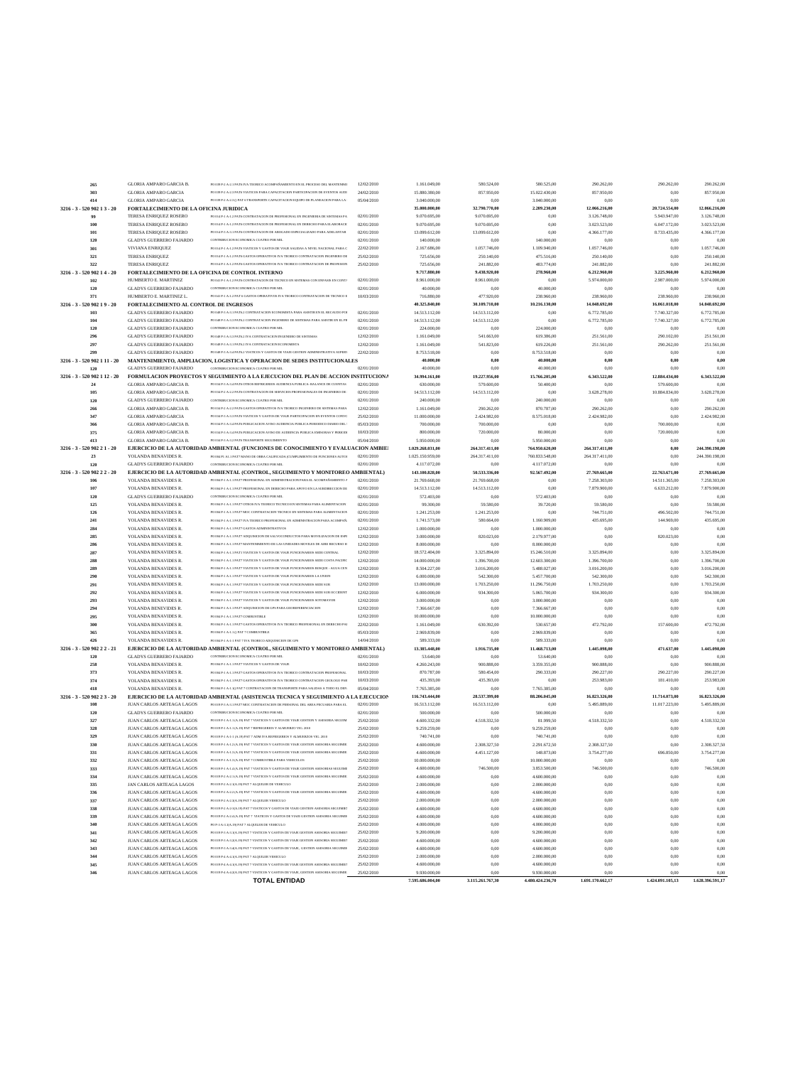| | | | | | | | | | |
|---|---|---|---|---|---|---|---|---|---|
| 265 | GLORIA AMPARO GARCIA B. | P0 038-P-2 A-2.1 PATS IVA TECNICO ACOMPAÑAMIENTO EN EL PROCESO DEL MANTENIMI | 12/02/2010 | 1.161.049,00 | 580.524,00 | 580.525,00 | 290.262,00 | 290.262,00 | 290.262,00 |
| 303 | GLORIA AMPARO GARCIA | P0 038-P-2 A-2.3 PATS VIATICOS PARA CAPACITACION PARTICIPACION DE EVENTOS AUDI | 24/02/2010 | 15.880.380,00 | 857.950,00 | 15.022.430,00 | 857.950,00 | 0,00 | 857.950,00 |
| 414 | GLORIA AMPARO GARCIA | P0 038-P-2 A-2.3 ( PAT 6 TRANSPORTE CAPACITACION EQUIPO DE PLANEACION PARA LA | 05/04/2010 | 3.040.000,00 | 0,00 | 3.040.000,00 | 0,00 | 0,00 | 0,00 |
| **3216 - 3 - 520 902 1 3 - 20** | **FORTALECIMIENTO DE LA OFICINA JURIDICA** | | | **35.000.000,00** | **32.790.770,00** | **2.209.230,00** | **12.066.216,00** | **20.724.554,00** | **12.066.216,00** |
| 99 | TERESA ENRIQUEZ ROSERO | P0 014-P-1 A-1.2 PATS CONTRATACION DE PROFESIONAL EN INGENIERIA DE SISTEMAS PA | 02/01/2010 | 9.070.695,00 | 9.070.695,00 | 0,00 | 3.126.748,00 | 5.943.947,00 | 3.126.748,00 |
| 100 | TERESA ENRIQUEZ ROSERO | P0 014-P-1 A-1.2 PATS CONTRATACION DE PROFESIONAL EN DERECHO PARA ELABORACIO | 02/01/2010 | 9.070.695,00 | 9.070.695,00 | 0,00 | 3.023.523,00 | 6.047.172,00 | 3.023.523,00 |
| 101 | TERESA ENRIQUEZ ROSERO | P0 014-P-1 A-1.3 PATS CONTRATACION DE ABOGADO ESPECIALIZADO PARA ADELANTAR | 02/01/2010 | 13.099.612,00 | 13.099.612,00 | 0,00 | 4.366.177,00 | 8.733.435,00 | 4.366.177,00 |
| 120 | GLADYS GUERRERO FAJARDO | CONTRIBUCION ECONOMICA CUATRO POR MIL | 02/01/2010 | 140.000,00 | 0,00 | 140.000,00 | 0,00 | 0,00 | 0,00 |
| 301 | VIVIANA ENRIQUEZ | P0 014-P-1 A-1.2 PATS VIATICOS Y GASTOS DE VIAJE SALIDAS A NIVEL NACIONAL PARA C | 23/02/2010 | 2.167.686,00 | 1.057.746,00 | 1.109.940,00 | 1.057.746,00 | 0,00 | 1.057.746,00 |
| 321 | TERESA ENRIQUEZ | P0 014-P-1 A-1.2 PATS GASTOS OPERATIVOS IVA TECNICO CONTRATACION INGENIERO DE | 25/02/2010 | 725.656,00 | 250.140,00 | 475.516,00 | 250.140,00 | 0,00 | 250.140,00 |
| 322 | TERESA ENRIQUEZ | P0 014-P-1 A-1.2 PATS GASTOS OPERATIVOS IVA TECNICO CONTRATACION DE PROFESION | 25/02/2010 | 725.656,00 | 241.882,00 | 483.774,00 | 241.882,00 | 0,00 | 241.882,00 |
| **3216 - 3 - 520 902 1 4 - 20** | **FORTALECIMIENTO DE LA OFICINA DE CONTROL INTERNO** | | | **9.717.880,00** | **9.438.920,00** | **278.960,00** | **6.212.960,00** | **3.225.960,00** | **6.212.960,00** |
| 102 | HUMBERTO E. MARTINEZ | P0 014-P-1 A-1.2 PATS CONTRATACION DE TECNICO EN SISTEMAS CON ENFASIS EN CONT | 02/01/2010 | 8.961.000,00 | 8.961.000,00 | 0,00 | 5.974.000,00 | 2.987.000,00 | 5.974.000,00 |
| 120 | GLADYS GUERRERO FAJARDO | CONTRIBUCION ECONOMICA CUATRO POR MIL | 02/01/2010 | 40.000,00 | 0,00 | 40.000,00 | 0,00 | 0,00 | 0,00 |
| 371 | HUMBERTO E. MARTINEZ L. | P0 014-P-1 A-1.2 PAT 6 GASTOS OPERATIVOS IVA TECNICO CONTRATACION DE TECNICO E | 10/03/2010 | 716.880,00 | 477.920,00 | 238.960,00 | 238.960,00 | 238.960,00 | 238.960,00 |
| **3216 - 3 - 520 902 1 9 - 20** | **FORTALECIMIENTO AL CONTROL DE INGRESOS** | | | **40.325.840,00** | **30.109.710,00** | **10.216.130,00** | **14.048.692,00** | **16.061.018,00** | **14.048.692,00** |
| 103 | GLADYS GUERRERO FAJARDO | P0 048-P-3 A-3.1 PATS.1 CONTRATACION ECONOMISTA PARA ASISTIR EN EL RECAUDO POI | 02/01/2010 | 14.513.112,00 | 14.513.112,00 | 0,00 | 6.772.785,00 | 7.740.327,00 | 6.772.785,00 |
| 104 | GLADYS GUERRERO FAJARDO | P0 048-P-3 A-3.1 PATS.1 CONTRATACION INGENIERO DE SISTEMAS PARA ASISTIR EN EL PR | 02/01/2010 | 14.513.112,00 | 14.513.112,00 | 0,00 | 6.772.785,00 | 7.740.327,00 | 6.772.785,00 |
| 120 | GLADYS GUERRERO FAJARDO | CONTRIBUCION ECONOMICA CUATRO POR MIL | 02/01/2010 | 224.000,00 | 0,00 | 224.000,00 | 0,00 | 0,00 | 0,00 |
| 296 | GLADYS GUERRERO FAJARDO | P0 048-P-3 A-3.1 PATS.1 IVA CONTRATACION INGENIERO DE SISTEMAS | 12/02/2010 | 1.161.049,00 | 541.663,00 | 619.386,00 | 251.561,00 | 290.102,00 | 251.561,00 |
| 297 | GLADYS GUERRERO FAJARDO | P0 048-P-3 A-3.1 PATS.1 IVA CONTRATACION ECONOMISTA | 12/02/2010 | 1.161.049,00 | 541.823,00 | 619.226,00 | 251.561,00 | 290.262,00 | 251.561,00 |
| 299 | GLADYS GUERRERO FAJARDO | P0 048-P-3 A-1.4 PATS.1 VIATICOS Y GASTOS DE VIAJE GESTION ADMINISTRATIVA SUPERV | 22/02/2010 | 8.753.518,00 | 0,00 | 8.753.518,00 | 0,00 | 0,00 | 0,00 |
| **3216 - 3 - 520 902 1 11 - 20** | **MANTENIMIENTO, AMPLIACION, LOGISTICA Y OPERACION DE SEDES INSTITUCIONALES** | | | **40.000,00** | **0,00** | **40.000,00** | **0,00** | **0,00** | **0,00** |
| 120 | GLADYS GUERRERO FAJARDO | CONTRIBUCION ECONOMICA CUATRO POR MIL | 02/01/2010 | 40.000,00 | 0,00 | 40.000,00 | 0,00 | 0,00 | 0,00 |
| **3216 - 3 - 520 902 1 12 - 20** | **FORMULACION PROYECTOS Y SEGUIMIENTO A LA EJECUCION DEL PLAN DE ACCION INSTITUCIONAL** | | | **34.994.161,00** | **19.227.956,00** | **15.766.205,00** | **6.343.522,00** | **12.884.434,00** | **6.343.522,00** |
| 24 | GLORIA AMPARO GARCIA | P0 014-P-1 A-1.4 PATS OTROS REFRIGERIOS AUDIENCIA PUBLICA- BALANCE DE CUENTAS | 02/01/2010 | 630.000,00 | 579.600,00 | 50.400,00 | 0,00 | 579.600,00 | 0,00 |
| 105 | GLORIA AMPARO GARCIA B. | P0 014-P-2 A-2.2 PATS CONTRATACION DE SERVICIOS PROFESIONALES DE INGENIERO DE | 02/01/2010 | 14.513.112,00 | 14.513.112,00 | 0,00 | 3.628.278,00 | 10.884.834,00 | 3.628.278,00 |
| 120 | GLADYS GUERRERO FAJARDO | CONTRIBUCION ECONOMICA CUATRO POR MIL | 02/01/2010 | 240.000,00 | 0,00 | 240.000,00 | 0,00 | 0,00 | 0,00 |
| 266 | GLORIA AMPARO GARCIA B. | P0 014-P-2 A-2.2 PATS GASTOS OPERATIVOS IVA TECNICO INGENIERO DE SISTEMAS PARA | 12/02/2010 | 1.161.049,00 | 290.262,00 | 870.787,00 | 290.262,00 | 0,00 | 290.262,00 |
| 347 | GLORIA AMPARO GARCIA | P0 014-P-1 A-1.2 PATS VIATICOS Y GASTOS DE VIAJE PARTICIPACION EN EVENTOS CONVO | 25/02/2010 | 11.000.000,00 | 2.424.982,00 | 8.575.018,00 | 2.424.982,00 | 0,00 | 2.424.982,00 |
| 366 | GLORIA AMPARO GARCIA B. | P0 014-P-1 A-1.4 PATS PUBLICACION AVISO AUDIENCIA PUBLICA PERIODICO DIARIO DEL | 05/03/2010 | 700.000,00 | 700.000,00 | 0,00 | 0,00 | 700.000,00 | 0,00 |
| 375 | GLORIA AMPARO GARCIA B. | P0 014-P-1 A-1.4 PATS PUBLICACION AVISO DE AUDIENCIA PUBLICA EMISORAS Y PERIODI | 10/03/2010 | 800.000,00 | 720.000,00 | 80.000,00 | 0,00 | 720.000,00 | 0,00 |
| 413 | GLORIA AMPARO GARCIA B. | P0 014-P-1 A-1.3 PATS TRANSPORTE SEGUIMIENTO | 05/04/2010 | 5.950.000,00 | 0,00 | 5.950.000,00 | 0,00 | 0,00 | 0,00 |
| **3216 - 3 - 520 902 2 1 - 20** | **EJERCICIO DE LA AUTORIDAD AMBIENTAL (FUNCIONES DE CONOCIMIENTO Y EVALUACION AMBIENTAL)** | | | **1.029.268.031,00** | **264.317.411,00** | **764.950.620,00** | **264.317.411,00** | **0,00** | **244.390.198,00** |
| 23 | YOLANDA BENAVIDES R. | P0 084-P1 A1.1 PAT7 MANO DE OBRA CALIFICADA (CUMPLIMIENTO DE FUNCIONES AUTOI | 02/01/2010 | 1.025.150.959,00 | 264.317.411,00 | 760.833.548,00 | 264.317.411,00 | 0,00 | 244.390.198,00 |
| 120 | GLADYS GUERRERO FAJARDO | CONTRIBUCION ECONOMICA CUATRO POR MIL | 02/01/2010 | 4.117.072,00 | 0,00 | 4.117.072,00 | 0,00 | 0,00 | 0,00 |
| **3216 - 3 - 520 902 2 2 - 20** | **EJERCICIO DE LA AUTORIDAD AMBIENTAL (CONTROL, SEGUIMIENTO Y MONITOREO AMBIENTAL)** | | | **143.100.828,00** | **50.533.336,00** | **92.567.492,00** | **27.769.665,00** | **22.763.671,00** | **27.769.665,00** |
| 106 | YOLANDA BENAVIDES R. | P0 084-P-1 A-1.1 PAT7 PROFESIONAL EN ADMINISTRACION PARA EL ACOMPAÑAMIENTO A | 02/01/2010 | 21.769.668,00 | 21.769.668,00 | 0,00 | 7.258.303,00 | 14.511.365,00 | 7.258.303,00 |
| 107 | YOLANDA BENAVIDES R. | P0 084-P-1 A-1.1 PAT7 PROFESIONAL EN DERECHO PARA APOYO EN LA SUBDIRECCION DE | 02/01/2010 | 14.513.112,00 | 14.513.112,00 | 0,00 | 7.879.900,00 | 6.633.212,00 | 7.879.900,00 |
| 120 | GLADYS GUERRERO FAJARDO | CONTRIBUCION ECONOMICA CUATRO POR MIL | 02/01/2010 | 572.403,00 | 0,00 | 572.403,00 | 0,00 | 0,00 | 0,00 |
| 125 | YOLANDA BENAVIDES R. | P0 084-P-1 A-1.1 PAT7 OTROS IVA TECNICO TECNICO EN SISTEMAS PARA ALIMENTACION | 02/01/2010 | 99.300,00 | 59.580,00 | 39.720,00 | 59.580,00 | 0,00 | 59.580,00 |
| 126 | YOLANDA BENAVIDES R. | P0 084-P-1 A-1.1 PAT7 MOC CONTRATACION TECNICO EN SISTEMAS PARA ALIMENTACION | 02/01/2010 | 1.241.253,00 | 1.241.253,00 | 0,00 | 744.751,00 | 496.502,00 | 744.751,00 |
| 241 | YOLANDA BENAVIDES R. | P0 084-P-1 A-1.1 PAT7 IVA TECNICO PROFESIONAL EN ADMINISTRACION PARA ACOMPAÑ | 02/01/2010 | 1.741.573,00 | 580.664,00 | 1.160.909,00 | 435.695,00 | 144.969,00 | 435.695,00 |
| 284 | YOLANDA BENAVIDES R. | P0 084-P-1 A-1.1 PAT7 GASTOS ADMINISTRATIVOS | 12/02/2010 | 1.000.000,00 | 0,00 | 1.000.000,00 | 0,00 | 0,00 | 0,00 |
| 285 | YOLANDA BENAVIDES R. | P0 084-P-1 A-1.1 PAT7 ADQUISICION DE SALVOCONDUCTOS PARA MOVILIZACION DE ESPE | 12/02/2010 | 3.000.000,00 | 820.023,00 | 2.179.977,00 | 0,00 | 820.023,00 | 0,00 |
| 286 | YOLANDA BENAVIDES R. | P0 084-P-1 A-1.1 PAT7 MANTENIMIENTO DE LAS UNIDADES MOVILES DE AIRE RECURSO H | 12/02/2010 | 8.000.000,00 | 0,00 | 8.000.000,00 | 0,00 | 0,00 | 0,00 |
| 287 | YOLANDA BENAVIDES R. | P0 084-P-1 A-1.1 PAT3 VIATICOS Y GASTOS DE VIAJE FUNCIONARIOS SEDE CENTRAL | 12/02/2010 | 18.572.404,00 | 3.325.894,00 | 15.246.510,00 | 3.325.894,00 | 0,00 | 3.325.894,00 |
| 288 | YOLANDA BENAVIDES R. | P0 084-P-1 A-1.1 PAT7 VIATICOS Y GASTOS DE VIAJE FUNCIONARIOS SEDE COSTA PACIFIC | 12/02/2010 | 14.000.000,00 | 1.396.700,00 | 12.603.300,00 | 1.396.700,00 | 0,00 | 1.396.700,00 |
| 289 | YOLANDA BENAVIDES R. | P0 084-P-1 A-1.1 PAT7 VIATICOS Y GASTOS DE VIAJE FUNCIONARIOS BONQUE - ALTA CEN | 12/02/2010 | 8.504.227,00 | 3.016.200,00 | 5.488.027,00 | 3.016.200,00 | 0,00 | 3.016.200,00 |
| 290 | YOLANDA BENAVIDES R. | P0 084-P-1 A-1.1 PAT7 VIATICOS Y GASTOS DE VIAJE FUNCIONARIOS LA UNION | 12/02/2010 | 6.000.000,00 | 542.300,00 | 5.457.700,00 | 542.300,00 | 0,00 | 542.300,00 |
| 291 | YOLANDA BENAVIDES R. | P0 084-P-1 A-1.1 PAT7 VIATICOS Y GASTOS DE VIAJE FUNCIONARIOS SEDE SUR | 12/02/2010 | 13.000.000,00 | 1.703.250,00 | 11.296.750,00 | 1.703.250,00 | 0,00 | 1.703.250,00 |
| 292 | YOLANDA BENAVIDES R. | P0 084-P-1 A-1.1 PAT7 VIATICOS Y GASTOS DE VIAJE FUNCIONARIOS SEDE SUR OCCIDENT | 12/02/2010 | 6.000.000,00 | 934.300,00 | 5.065.700,00 | 934.300,00 | 0,00 | 934.300,00 |
| 293 | YOLANDA BENAVIDES R. | P0 084-P-1 A-1.1 PAT7 VIATICOS Y GASTOS DE VIAJE FUNCIONARIOS SOTOMAYOR | 12/02/2010 | 3.000.000,00 | 0,00 | 3.000.000,00 | 0,00 | 0,00 | 0,00 |
| 294 | YOLANDA BENEVIDES R. | P0 084-P-1 A-1.1 PAT7 ADQUISICION DE GPS PARA GEOREFERENCIACION | 12/02/2010 | 7.366.667,00 | 0,00 | 7.366.667,00 | 0,00 | 0,00 | 0,00 |
| 295 | YOLANDA BENAVIDES R. | P0 084-P-1 A-1.1 PAT7 COMBUSTIBLE | 12/02/2010 | 10.000.000,00 | 0,00 | 10.000.000,00 | 0,00 | 0,00 | 0,00 |
| 300 | YOLANDA BENAVIDES R. | P0 084-P-1 A-1.1 PAT7 GASTOS OPERATIVOS IVA TECNICO PROFESIONAL EN DERECHO PAI | 22/02/2010 | 1.161.049,00 | 630.392,00 | 530.657,00 | 472.792,00 | 157.600,00 | 472.792,00 |
| 365 | YOLANDA BENAVIDES R. | P0 084-P-1 A-1.1 ( PAT 7 COMBUSTIBLE | 05/03/2010 | 2.969.839,00 | 0,00 | 2.969.839,00 | 0,00 | 0,00 | 0,00 |
| 426 | YOLANDA BENAVIDES R. | P0 084-P-1 A-1.1 PAT 7 IVA TECNICO ADQUISICION DE GPS | 14/04/2010 | 589.333,00 | 0,00 | 589.333,00 | 0,00 | 0,00 | 0,00 |
| **3216 - 3 - 520 902 2 2 - 21** | **EJERCICIO DE LA AUTORIDAD AMBIENTAL (CONTROL, SEGUIMIENTO Y MONITOREO AMBIENTAL)** | | | **13.385.448,00** | **1.916.735,00** | **11.468.713,00** | **1.445.098,00** | **471.637,00** | **1.445.098,00** |
| 120 | GLADYS GUERRERO FAJARDO | CONTRIBUCION ECONOMICA CUATRO POR MIL | 02/01/2010 | 53.640,00 | 0,00 | 53.640,00 | 0,00 | 0,00 | 0,00 |
| 258 | YOLANDA BENAVIDES R. | P0 084-P-1 A-1.1 PAT7 VIATICOS Y GASTOS DE VIAJE | 10/02/2010 | 4.260.243,00 | 900.888,00 | 3.359.355,00 | 900.888,00 | 0,00 | 900.888,00 |
| 373 | YOLANDA BENAVIDES R. | P0 084-P-1 A-1.1 PAT7 GASTOS OPERATIVOS IVA TECNICO CONTRATACION PROFESIONAL | 10/03/2010 | 870.787,00 | 580.454,00 | 290.333,00 | 290.227,00 | 290.227,00 | 290.227,00 |
| 374 | YOLANDA BENAVIDES R. | P0 084-P-1 A-1.1 PAT7 GASTOS OPERATIVOS IVA TECNICO CONTRATACION GEOLOGO PAR | 10/03/2010 | 435.393,00 | 435.393,00 | 0,00 | 253.983,00 | 181.410,00 | 253.983,00 |
| 418 | YOLANDA BENAVIDES R. | P0 084-P-1 A-1.1( PAT 7 CONTRATACION DE TRANSPORTE PARA SALIDAS A TODO EL DEP. | 05/04/2010 | 7.765.385,00 | 0,00 | 7.765.385,00 | 0,00 | 0,00 | 0,00 |
| **3216 - 3 - 520 902 2 3 - 20** | **EJERCICIO DE LA AUTORIDAD AMBIENTAL (ASISTENCIA TECNICA Y SEGUIMIENTO A LA EJECUCION** | | | **116.743.444,00** | **28.537.399,00** | **88.206.045,00** | **16.823.326,00** | **11.714.073,00** | **16.823.326,00** |
| 108 | JUAN CARLOS ARTEAGA LAGOS | P0 019-P-1 A-1.1 PAT7 MOC CONTRATACION DE PERSONAL DEL AREA PECUARIA PARA EL | 02/01/2010 | 16.513.112,00 | 16.513.112,00 | 0,00 | 5.495.889,00 | 11.017.223,00 | 5.495.889,00 |
| 120 | GLADYS GUERRERO FAJARDO | CONTRIBUCION ECONOMICA CUATRO POR MIL | 02/01/2010 | 500.000,00 | 0,00 | 500.000,00 | 0,00 | 0,00 | 0,00 |
| 327 | JUAN CARLOS ARTEAGA LAGOS | P0 019-P-1 A-1.1(A.19) PAT 7 VIATICOS Y GASTOS DE VIAJE GESTION Y ASESORIA SEGUIM | 25/02/2010 | 4.600.332,00 | 4.518.332,50 | 81.999,50 | 4.518.332,50 | 0,00 | 4.518.332,50 |
| 328 | JUAN CARLOS ARTEAGA LAGOS | P0 019-P-1 A-1.1(A.19) PAT 7 REFRIGERIOS Y ALMUERZO VIG. 2010 | 25/02/2010 | 9.259.259,00 | 0,00 | 9.259.259,00 | 0,00 | 0,00 | 0,00 |
| 329 | JUAN CARLOS ARTEAGA LAGOS | P0 019-P-1 A-1.1 (A.19) PAT 7 ADM IVA REFRIGERIOS Y ALMUERZOS VIG. 2010 | 25/02/2010 | 740.741,00 | 0,00 | 740.741,00 | 0,00 | 0,00 | 0,00 |
| 330 | JUAN CARLOS ARTEAGA LAGOS | P0 019-P-1 A-1.2 (A.19) PAT 7 VIATICOS Y GASTOS DE VIAJE GESTION ASESORIA SEGUIMIE | 25/02/2010 | 4.600.000,00 | 2.308.327,50 | 2.291.672,50 | 2.308.327,50 | 0,00 | 2.308.327,50 |
| 331 | JUAN CARLOS ARTEAGA LAGOS | P0 019-P-1 A-1.3 (A.19) PAT 7 VIATICOS Y GASTOS DE VIAJE GESTION ASESORIA SEGUIMIE | 25/02/2010 | 4.600.000,00 | 4.451.127,00 | 148.873,00 | 3.754.277,00 | 696.850,00 | 3.754.277,00 |
| 332 | JUAN CARLOS ARTEAGA LAGOS | P0 019-P-1 A-1.3 (A.19) PAT 7 COMBUSTIBLE PARA VEHICULOS | 25/02/2010 | 10.000.000,00 | 0,00 | 10.000.000,00 | 0,00 | 0,00 | 0,00 |
| 333 | JUAN CARLOS ARTEAGA LAGOS | P0 019-P-1 A-1.4 (A.19) PAT 7 VIATICOS Y GASTOS DE VIAJE GESTION ASESORIAS SEGUIMI | 25/02/2010 | 4.600.000,00 | 746.500,00 | 3.853.500,00 | 746.500,00 | 0,00 | 746.500,00 |
| 334 | JUAN CARLOS ARTEAGA LAGOS | P0 019-P-2 A-2.1 (A.19) PAT 7 VIATICOS Y GASTOS DE VIAJE GESTION ASESORIA SEGUIMIE | 25/02/2010 | 4.600.000,00 | 0,00 | 4.600.000,00 | 0,00 | 0,00 | 0,00 |
| 335 | JAN CARLOS ARTEAGA LAGOS | P0 019-P-2 A-2.1(A.19) PAT 7 ALQUILER DE VEHICULO | 25/02/2010 | 2.000.000,00 | 0,00 | 2.000.000,00 | 0,00 | 0,00 | 0,00 |
| 336 | JUAN CARLOS ARTEAGA LAGOS | P0 019-P-2 A-2.2 (A.19) PAT 7 VIATICOS Y GASTOS DE VIAJE GESTION ASESORIA SEGUIMIE | 25/02/2010 | 4.600.000,00 | 0,00 | 4.600.000,00 | 0,00 | 0,00 | 0,00 |
| 337 | JUAN CARLOS ARTEAGA LAGOS | P0 019-P-2 A-2.3(A.19) PAT 7 ALQUILER VEHICULO | 25/02/2010 | 2.000.000,00 | 0,00 | 2.000.000,00 | 0,00 | 0,00 | 0,00 |
| 338 | JUAN CARLOS ARTEAGA LAGOS | P0 019-P-2 A-2.3(A.19) PAT 7 VIATICOS Y GASTOS DE VIAJE GESTION ASESORIA SEGUIMIE | 25/02/2010 | 4.600.000,00 | 0,00 | 4.600.000,00 | 0,00 | 0,00 | 0,00 |
| 339 | JUAN CARLOS ARTEAGA LAGOS | P0 019-P-2 A-2.4 (A.19) PAT 7. VIATICOS Y GASTOS DE VIAJE GESTION ASESORIA SEGUIMIE | 25/02/2010 | 4.600.000,00 | 0,00 | 4.600.000,00 | 0,00 | 0,00 | 0,00 |
| 340 | JUAN CARLOS ARTEAGA LAGOS | P0 P-3 A-3.1(A.19) PAT 7 ALQUILER DE VEHICULO | 25/02/2010 | 4.000.000,00 | 0,00 | 4.000.000,00 | 0,00 | 0,00 | 0,00 |
| 341 | JUAN CARLOS ARTEAGA LAGOS | P0 019-P-3 A-3.1(A.19) PAT 7 VIATICOS Y GASTOS DE VIAJE GESTION ASESORIA SEGUIMIE | 25/02/2010 | 9.200.000,00 | 0,00 | 9.200.000,00 | 0,00 | 0,00 | 0,00 |
| 342 | JUAN CARLOS ARTEAGA LAGOS | P0 019-P-3 A-3.2(A.19) PAT 7 VIATICOS Y GASTOS DE VIAJE GESTION ASESORIA SEGUIMIE | 25/02/2010 | 4.600.000,00 | 0,00 | 4.600.000,00 | 0,00 | 0,00 | 0,00 |
| 343 | JUAN CARLOS ARTEAGA LAGOS | P0 019-P-3 A-3.4(A.19) PAT 7 VIATICOS Y GASTOS DE VIAJE GESTION ASESORIA SEGUIMIE | 25/02/2010 | 4.600.000,00 | 0,00 | 4.600.000,00 | 0,00 | 0,00 | 0,00 |
| 344 | JUAN CARLOS ARTEAGA LAGOS | P0 019-P-4 A-4.1(A.19) PAT 7 ALQUILER VEHICULO | 25/02/2010 | 2.000.000,00 | 0,00 | 2.000.000,00 | 0,00 | 0,00 | 0,00 |
| 345 | JUAN CARLOS ARTEAGA LAGOS | P0 019-P-4 A-4.1(A.19) PAT 7 VIATICOS Y GASTOS DE VIAJE GESTION ASESORIA SEGUIMIE | 25/02/2010 | 4.600.000,00 | 0,00 | 4.600.000,00 | 0,00 | 0,00 | 0,00 |
| 346 | JUAN CARLOS ARTEAGA LAGOS | P0 019-P-4 A-4.2(A.19) PAT 7 VIATICOS Y GASTOS DE VIAJE GESTION ASESORIA SEGUIMIE | 25/02/2010 | 9.930.000,00 | 0,00 | 9.930.000,00 | 0,00 | 0,00 | 0,00 |
| | **TOTAL ENTIDAD** | | | **7.595.686.004,00** | **3.115.261.767,30** | **4.480.424.236,70** | **1.691.170.662,17** | **1.424.091.105,13** | **1.628.396.591,17** |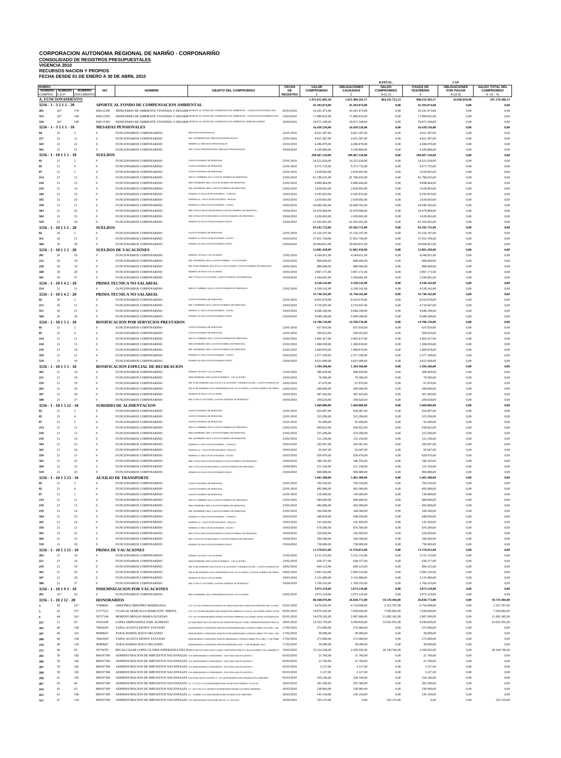# CORPORACION AUTONOMA REGIONAL DE NARIÑO - CORPONARIÑO

**CONSOLIDADO DE REGISTROS PRESUPUESTALES**
**VIGENCIA 2010**
**RECURSOS NACION Y PROPIOS**
**FECHA DESDE 01 DE ENERO A 30 DE ABRIL 2010**

| RUBRO NUMERO COMPRO. | NUMERO C.D.P. | NUMERO DOCUMENTO | NIT. | NOMBRE | OBJETO DEL COMPROMISO | FECHA DE REGISTRO | VALOR COMPROMISO 1 | OBLIGACIONES CAUSADAS 2 | R.PPTAL. SALDO COMPROMISO 3=(1-2) | PAGOS DE TESORERIA 4 | CXP OBLIGACIONES POR PAGAR 5=(2-4) | SALDO TOTAL DEL COMPROMISO 6 =(1 - 4) |
|---|---|---|---|---|---|---|---|---|---|---|---|---|
| **A. FUNCIONAMIENTO** | | | | | | | **1.475.811.883,30** | **1.011.480.161,17** | **464.331.722,13** | **968.633.303,17** | **42.846.858,00** | **507.178.580,13** |
| **3216 - 1 - 3 2 1 2 - 20** | | | | **APORTE AL FONDO DE COMPENSACION AMBIENTAL** | | | **45.393.874,00** | **45.393.874,00** | **0,00** | **45.393.874,00** | **0,00** | **0,00** |
| 281 | 267 | 170 | 830115395 | MINISTERIO DE AMBIENTE VIVIENDA Y DESARR | APORTES AL FONDO DE COMPENSACION AMBIENTAL - LIQUIDACION ENERO 2010 | 05/03/2010 | 10.241.473,00 | 10.241.473,00 | 0,00 | 10.241.473,00 | 0,00 | 0,00 |
| 353 | 267 | 196 | 830115395 | MINISTERIO DE AMBIENTE VIVIENDA Y DESARR | APORTES AL FONDO DE COMPENSACION AMBIENTAL - LIQUIDACION FEBRERO 2010 | 23/03/2010 | 17.080.852,00 | 17.080.852,00 | 0,00 | 17.080.852,00 | 0,00 | 0,00 |
| 520 | 267 | 249 | 830115395 | MINISTERIO DE AMBIENTE VIVIENDA Y DESARR | APORTES AL FONDO DE COMPENSACION AMBIENTAL PERIODO MARZO | 19/04/2010 | 18.071.549,00 | 18.071.549,00 | 0,00 | 18.071.549,00 | 0,00 | 0,00 |
| **3216 - 1 - 3 5 1 1 - 10** | | | | **MESADAS PENSIONALES** | | | **16.439.536,00** | **16.439.536,00** | **0,00** | **16.439.536,00** | **0,00** | **0,00** |
| 84 | 22 | 3 | 0 | FUNCIONARIOS CORPONARINO | MESADAS PENSIONALES | 22/01/2010 | 4.021.387,00 | 4.021.387,00 | 0,00 | 4.021.387,00 | 0,00 | 0,00 |
| 217 | 22 | 12 | 0 | FUNCIONARIOS CORPONARINO | NM 12 PENSIONADOS, MESADAS PENSIONALES | 23/02/2010 | 4.021.387,00 | 4.021.387,00 | 0,00 | 4.021.387,00 | 0,00 | 0,00 |
| 343 | 22 | 22 | 0 | FUNCIONARIOS CORPONARINO | NOMINA 22 MESADAS PENSIONALES | 19/03/2010 | 4.286.878,00 | 4.286.878,00 | 0,00 | 4.286.878,00 | 0,00 | 0,00 |
| 502 | 22 | 31 | 0 | FUNCIONARIOS CORPONARINO | NM 31 PAGO PENSIONADOS, MESADAS PENSIONALES | 19/04/2010 | 4.109.884,00 | 4.109.884,00 | 0,00 | 4.109.884,00 | 0,00 | 0,00 |
| **3216 - 1 - 10 1 1 1 - 10** | | | | **SUELDOS** | | | **290.407.550,00** | **290.407.550,00** | **0,00** | **290.407.550,00** | **0,00** | **0,00** |
| 81 | 21 | 2 | 0 | FUNCIONARIOS CORPONARINO | GASTOS NOMINA DE PERSONAL | 22/01/2010 | 54.521.024,00 | 54.521.024,00 | 0,00 | 54.521.024,00 | 0,00 | 0,00 |
| 85 | 21 | 4 | 0 | FUNCIONARIOS CORPONARINO | GASTOS NOMINA DE PERSONAL | 22/01/2010 | 9.371.735,00 | 9.371.735,00 | 0,00 | 9.371.735,00 | 0,00 | 0,00 |
| 87 | 21 | 5 | 0 | FUNCIONARIOS CORPONARINO | GASTOS NOMINA DE PERSONAL | 22/01/2010 | 2.639.063,00 | 2.639.063,00 | 0,00 | 2.639.063,00 | 0,00 | 0,00 |
| 214 | 21 | 11 | 0 | FUNCIONARIOS CORPONARINO | NM 011/ FEBRERO 2010, GASTOS NOMINA DE PERSONAL | 23/02/2010 | 81.788.635,00 | 81.788.635,00 | 0,00 | 81.788.635,00 | 0,00 | 0,00 |
| 218 | 21 | 13 | 0 | FUNCIONARIOS CORPONARINO | NM13/FEBRERO 2009, GASTOS NOMINA DE PERSONAL | 23/02/2010 | 9.898.464,00 | 9.898.464,00 | 0,00 | 9.898.464,00 | 0,00 | 0,00 |
| 219 | 21 | 14 | 0 | FUNCIONARIOS CORPONARINO | NM 14/FEBRERO 2009, GASTOS NOMINA DE PERSONAL | 23/02/2010 | 2.639.063,00 | 2.639.063,00 | 0,00 | 2.639.063,00 | 0,00 | 0,00 |
| 344 | 21 | 23 | 0 | FUNCIONARIOS CORPONARINO | NOMINA 23 PAGO FUNCIONARIOS - TUMACO | 19/03/2010 | 9.185.833,00 | 9.185.833,00 | 0,00 | 9.185.833,00 | 0,00 | 0,00 |
| 345 | 21 | 24 | 0 | FUNCIONARIOS CORPONARINO | NOMINA 24 - PAGO FUNCIONARIOS - IPIALES | 19/03/2010 | 2.639.063,00 | 2.639.063,00 | 0,00 | 2.639.063,00 | 0,00 | 0,00 |
| 350 | 21 | 21 | 0 | FUNCIONARIOS CORPONARINO | NOMINA 21 PAGO FUNCIONARIOS - PASTO | 19/03/2010 | 43.040.562,00 | 43.040.562,00 | 0,00 | 43.040.562,00 | 0,00 | 0,00 |
| 503 | 21 | 32 | 0 | FUNCIONARIOS CORPONARINO | NM 32 PAGO DE FUNCIONARIOS,GASTOS NOMINA DE PERSONAL | 19/04/2010 | 10.479.984,00 | 10.479.984,00 | 0,00 | 10.479.984,00 | 0,00 | 0,00 |
| 504 | 21 | 33 | 0 | FUNCIONARIOS CORPONARINO | NM 33 PAGO FUNCIONARIOS, GASTOS NOMINA DE PERSONAL | 19/04/2010 | 2.639.063,00 | 2.639.063,00 | 0,00 | 2.639.063,00 | 0,00 | 0,00 |
| 559 | 21 | 30 | 0 | FUNCIONARIOS CORPONARINO | NOMINA 30 PAGO FUNCIONARIOS PASTO | 23/04/2010 | 61.565.061,00 | 61.565.061,00 | 0,00 | 61.565.061,00 | 0,00 | 0,00 |
| **3216 - 1 - 10 1 1 1 - 20** | | | | **SUELDOS** | | | **83.182.752,00** | **83.182.752,00** | **0,00** | **83.182.752,00** | **0,00** | **0,00** |
| 82 | 20 | 2 | 0 | FUNCIONARIOS CORPONARINO | GASTOS NOMINA DE PERSONAL | 22/01/2010 | 25.156.197,00 | 25.156.197,00 | 0,00 | 25.156.197,00 | 0,00 | 0,00 |
| 351 | 20 | 21 | 0 | FUNCIONARIOS CORPONARINO | NOMINA 21 PAGO FUNCIONARIOS - PASTO | 19/03/2010 | 37.931.704,00 | 37.931.704,00 | 0,00 | 37.931.704,00 | 0,00 | 0,00 |
| 560 | 20 | 30 | 0 | FUNCIONARIOS CORPONARINO | NOMINA 30 PAGO FUNCIONARIOS PASTO | 23/04/2010 | 20.094.851,00 | 20.094.851,00 | 0,00 | 20.094.851,00 | 0,00 | 0,00 |
| **3216 - 1 - 10 1 1 2 - 20** | | | | **SUELDOS DE VACACIONES** | | | **12.801.458,00** | **12.801.458,00** | **0,00** | **12.801.458,00** | **0,00** | **0,00** |
| 201 | 20 | 10 | 0 | FUNCIONARIOS CORPONARINO | NOMINA 10 PAGO VACACIONES | 15/02/2010 | 4.544.951,00 | 4.544.951,00 | 0,00 | 4.544.951,00 | 0,00 | 0,00 |
| 222 | 20 | 18 | 0 | FUNCIONARIOS CORPONARINO | NM 18/FEBRERO 2010, GASTOS NOMINA - VACACIONES | 23/02/2010 | 808.609,00 | 808.609,00 | 0,00 | 808.609,00 | 0,00 | 0,00 |
| 258 | 20 | 19 | 0 | FUNCIONARIOS CORPONARINO | NM 19 DE FEBRERO 2010, PAGO VACACIONES, GASTOS NOMINA DE PERSONAL | 24/02/2010 | 886.046,00 | 886.046,00 | 0,00 | 886.046,00 | 0,00 | 0,00 |
| 348 | 20 | 28 | 0 | FUNCIONARIOS CORPONARINO | NOMINA 28 PAGO VACACIONES | 19/03/2010 | 3.967.171,00 | 3.967.171,00 | 0,00 | 3.967.171,00 | 0,00 | 0,00 |
| 501 | 20 | 37 | 0 | FUNCIONARIOS CORPONARINO | NM 37 PAGO VACACIONES, GASTOS NOMINA DE PERSONAL | 19/04/2010 | 2.594.681,00 | 2.594.681,00 | 0,00 | 2.594.681,00 | 0,00 | 0,00 |
| **3216 - 1 - 10 1 1 4 2 - 10** | | | | **PRIMA TECNICA NO SALARIAL** | | | **4.338.142,00** | **4.338.142,00** | **0,00** | **4.338.142,00** | **0,00** | **0,00** |
| 214 | 21 | 11 | 0 | FUNCIONARIOS CORPONARINO | NM 011/ FEBRERO 2010, GASTOS NOMINA DE PERSONAL | 23/02/2010 | 4.338.142,00 | 4.338.142,00 | 0,00 | 4.338.142,00 | 0,00 | 0,00 |
| **3216 - 1 - 10 1 1 4 2 - 20** | | | | **PRIMA TECNICA NO SALARIAL** | | | **31.740.102,00** | **31.740.102,00** | **0,00** | **31.740.102,00** | **0,00** | **0,00** |
| 82 | 20 | 2 | 0 | FUNCIONARIOS CORPONARINO | GASTOS NOMINA DE PERSONAL | 22/01/2010 | 8.933.678,00 | 8.933.678,00 | 0,00 | 8.933.678,00 | 0,00 | 0,00 |
| 215 | 20 | 11 | 0 | FUNCIONARIOS CORPONARINO | NM 11/FEBRERO 2010, GASTOS NOMINA DE PERSONAL | 23/02/2010 | 4.710.047,00 | 4.710.047,00 | 0,00 | 4.710.047,00 | 0,00 | 0,00 |
| 351 | 20 | 21 | 0 | FUNCIONARIOS CORPONARINO | NOMINA 21 PAGO FUNCIONARIOS - PASTO | 19/03/2010 | 9.048.189,00 | 9.048.189,00 | 0,00 | 9.048.189,00 | 0,00 | 0,00 |
| 560 | 20 | 30 | 0 | FUNCIONARIOS CORPONARINO | NOMINA 30 PAGO FUNCIONARIOS PASTO | 23/04/2010 | 9.048.188,00 | 9.048.188,00 | 0,00 | 9.048.188,00 | 0,00 | 0,00 |
| **3216 - 1 - 10 1 1 5 2 - 10** | | | | **BONIFICACION POR SERVICIOS PRESTADOS** | | | **14.706.136,00** | **14.706.136,00** | **0,00** | **14.706.136,00** | **0,00** | **0,00** |
| 81 | 21 | 2 | 0 | FUNCIONARIOS CORPONARINO | GASTOS NOMINA DE PERSONAL | 22/01/2010 | 637.810,00 | 637.810,00 | 0,00 | 637.810,00 | 0,00 | 0,00 |
| 85 | 21 | 4 | 0 | FUNCIONARIOS CORPONARINO | GASTOS NOMINA DE PERSONAL | 22/01/2010 | 509.023,00 | 509.023,00 | 0,00 | 509.023,00 | 0,00 | 0,00 |
| 214 | 21 | 11 | 0 | FUNCIONARIOS CORPONARINO | NM 011/ FEBRERO 2010, GASTOS NOMINA DE PERSONAL | 23/02/2010 | 3.902.417,00 | 3.902.417,00 | 0,00 | 3.902.417,00 | 0,00 | 0,00 |
| 218 | 21 | 13 | 0 | FUNCIONARIOS CORPONARINO | NM13/FEBRERO 2009, GASTOS NOMINA DE PERSONAL | 23/02/2010 | 1.388.830,00 | 1.388.830,00 | 0,00 | 1.388.830,00 | 0,00 | 0,00 |
| 219 | 21 | 14 | 0 | FUNCIONARIOS CORPONARINO | NM 14/FEBRERO 2009, GASTOS NOMINA DE PERSONAL | 23/02/2010 | 1.069.879,00 | 1.069.879,00 | 0,00 | 1.069.879,00 | 0,00 | 0,00 |
| 350 | 21 | 21 | 0 | FUNCIONARIOS CORPONARINO | NOMINA 21 PAGO FUNCIONARIOS - PASTO | 19/03/2010 | 2.577.169,00 | 2.577.169,00 | 0,00 | 2.577.169,00 | 0,00 | 0,00 |
| 559 | 21 | 30 | 0 | FUNCIONARIOS CORPONARINO | NOMINA 30 PAGO FUNCIONARIOS PASTO | 23/04/2010 | 4.621.008,00 | 4.621.008,00 | 0,00 | 4.621.008,00 | 0,00 | 0,00 |
| **3216 - 1 - 10 1 5 5 - 10** | | | | **BONIFICACION ESPECIAL DE RECREACION** | | | **1.394.366,00** | **1.394.366,00** | **0,00** | **1.394.366,00** | **0,00** | **0,00** |
| 202 | 21 | 10 | 0 | FUNCIONARIOS CORPONARINO | NOMINA 10 PAGO VACACIONES | 15/02/2010 | 389.429,00 | 389.429,00 | 0,00 | 389.429,00 | 0,00 | 0,00 |
| 221 | 21 | 18 | 0 | FUNCIONARIOS CORPONARINO | NM18/FEBRERO 2009 GASTOS NOMINA - VACACIONES | 23/02/2010 | 79.396,00 | 79.396,00 | 0,00 | 79.396,00 | 0,00 | 0,00 |
| 259 | 21 | 19 | 0 | FUNCIONARIOS CORPONARINO | NM 19 DE FEBRERO 2010, PAGO VACACIONES Y BONIFICACION , GASTOS NOMINA DE | 24/02/2010 | 67.870,00 | 67.870,00 | 0,00 | 67.870,00 | 0,00 | 0,00 |
| 262 | 21 | 20 | 0 | FUNCIONARIOS CORPONARINO | NM 20 DE FEBRERO 2010, INDEMNIZACION VACACIONES, GASTOS NOMINA DE PERSC | 24/02/2010 | 260.600,00 | 260.600,00 | 0,00 | 260.600,00 | 0,00 | 0,00 |
| 347 | 21 | 28 | 0 | FUNCIONARIOS CORPONARINO | NOMINA 28 PAGO VACACIONES | 19/03/2010 | 387.443,00 | 387.443,00 | 0,00 | 387.443,00 | 0,00 | 0,00 |
| 500 | 21 | 37 | 0 | FUNCIONARIOS CORPONARINO | NM 37 PAGO VACACIONES ,GASTOS NOMINA DE PERSONAL | 19/04/2010 | 209.628,00 | 209.628,00 | 0,00 | 209.628,00 | 0,00 | 0,00 |
| **3216 - 1 - 10 1 5 12 - 10** | | | | **SUBSIDIO DE ALIMENTACION** | | | **5.469.006,00** | **5.469.006,00** | **0,00** | **5.469.006,00** | **0,00** | **0,00** |
| 81 | 21 | 2 | 0 | FUNCIONARIOS CORPONARINO | GASTOS NOMINA DE PERSONAL | 22/01/2010 | 924.087,00 | 924.087,00 | 0,00 | 924.087,00 | 0,00 | 0,00 |
| 85 | 21 | 4 | 0 | FUNCIONARIOS CORPONARINO | GASTOS NOMINA DE PERSONAL | 22/01/2010 | 323.296,00 | 323.296,00 | 0,00 | 323.296,00 | 0,00 | 0,00 |
| 87 | 21 | 5 | 0 | FUNCIONARIOS CORPONARINO | GASTOS NOMINA DE PERSONAL | 22/01/2010 | 91.600,00 | 91.600,00 | 0,00 | 91.600,00 | 0,00 | 0,00 |
| 214 | 21 | 11 | 0 | FUNCIONARIOS CORPONARINO | NM 011/ FEBRERO 2010, GASTOS NOMINA DE PERSONAL | 23/02/2010 | 930.822,00 | 930.822,00 | 0,00 | 930.822,00 | 0,00 | 0,00 |
| 218 | 21 | 13 | 0 | FUNCIONARIOS CORPONARINO | NM13/FEBRERO 2009, GASTOS NOMINA DE PERSONAL | 23/02/2010 | 323.296,00 | 323.296,00 | 0,00 | 323.296,00 | 0,00 | 0,00 |
| 219 | 21 | 14 | 0 | FUNCIONARIOS CORPONARINO | NM 14/FEBRERO 2009, GASTOS NOMINA DE PERSONAL | 23/02/2010 | 121.236,00 | 121.236,00 | 0,00 | 121.236,00 | 0,00 | 0,00 |
| 344 | 21 | 23 | 0 | FUNCIONARIOS CORPONARINO | NOMINA 23 PAGO FUNCIONARIOS - TUMACO | 19/03/2010 | 295.007,00 | 295.007,00 | 0,00 | 295.007,00 | 0,00 | 0,00 |
| 345 | 21 | 24 | 0 | FUNCIONARIOS CORPONARINO | NOMINA 24 - PAGO FUNCIONARIOS - IPIALES | 19/03/2010 | 92.947,00 | 92.947,00 | 0,00 | 92.947,00 | 0,00 | 0,00 |
| 350 | 21 | 21 | 0 | FUNCIONARIOS CORPONARINO | NOMINA 21 PAGO FUNCIONARIOS - PASTO | 19/03/2010 | 929.476,00 | 929.476,00 | 0,00 | 929.476,00 | 0,00 | 0,00 |
| 503 | 21 | 32 | 0 | FUNCIONARIOS CORPONARINO | NM 32 PAGO DE FUNCIONARIOS,GASTOS NOMINA DE PERSONAL | 19/04/2010 | 346.195,00 | 346.195,00 | 0,00 | 346.195,00 | 0,00 | 0,00 |
| 504 | 21 | 33 | 0 | FUNCIONARIOS CORPONARINO | NM 33 PAGO FUNCIONARIOS, GASTOS NOMINA DE PERSONAL | 19/04/2010 | 121.236,00 | 121.236,00 | 0,00 | 121.236,00 | 0,00 | 0,00 |
| 559 | 21 | 30 | 0 | FUNCIONARIOS CORPONARINO | NOMINA 30 PAGO FUNCIONARIOS PASTO | 23/04/2010 | 969.808,00 | 969.808,00 | 0,00 | 969.808,00 | 0,00 | 0,00 |
| **3216 - 1 - 10 1 5 13 - 10** | | | | **AUXILIO DE TRANSPORTE** | | | **5.465.300,00** | **5.465.300,00** | **0,00** | **5.465.300,00** | **0,00** | **0,00** |
| 81 | 21 | 2 | 0 | FUNCIONARIOS CORPONARINO | GASTOS NOMINA DE PERSONAL | 22/01/2010 | 760.550,00 | 760.550,00 | 0,00 | 760.550,00 | 0,00 | 0,00 |
| 85 | 21 | 4 | 0 | FUNCIONARIOS CORPONARINO | GASTOS NOMINA DE PERSONAL | 22/01/2010 | 492.000,00 | 492.000,00 | 0,00 | 492.000,00 | 0,00 | 0,00 |
| 87 | 21 | 5 | 0 | FUNCIONARIOS CORPONARINO | GASTOS NOMINA DE PERSONAL | 22/01/2010 | 139.400,00 | 139.400,00 | 0,00 | 139.400,00 | 0,00 | 0,00 |
| 214 | 21 | 11 | 0 | FUNCIONARIOS CORPONARINO | NM 011/ FEBRERO 2010, GASTOS NOMINA DE PERSONAL | 23/02/2010 | 680.600,00 | 680.600,00 | 0,00 | 680.600,00 | 0,00 | 0,00 |
| 218 | 21 | 13 | 0 | FUNCIONARIOS CORPONARINO | NM13/FEBRERO 2009, GASTOS NOMINA DE PERSONAL | 23/02/2010 | 492.000,00 | 492.000,00 | 0,00 | 492.000,00 | 0,00 | 0,00 |
| 219 | 21 | 14 | 0 | FUNCIONARIOS CORPONARINO | NM 14/FEBRERO 2009, GASTOS NOMINA DE PERSONAL | 23/02/2010 | 184.500,00 | 184.500,00 | 0,00 | 184.500,00 | 0,00 | 0,00 |
| 344 | 21 | 23 | 0 | FUNCIONARIOS CORPONARINO | NOMINA 23 PAGO FUNCIONARIOS - TUMACO | 19/03/2010 | 448.950,00 | 448.950,00 | 0,00 | 448.950,00 | 0,00 | 0,00 |
| 345 | 21 | 24 | 0 | FUNCIONARIOS CORPONARINO | NOMINA 24 - PAGO FUNCIONARIOS - IPIALES | 19/03/2010 | 141.450,00 | 141.450,00 | 0,00 | 141.450,00 | 0,00 | 0,00 |
| 350 | 21 | 21 | 0 | FUNCIONARIOS CORPONARINO | NOMINA 21 PAGO FUNCIONARIOS - PASTO | 19/03/2010 | 676.500,00 | 676.500,00 | 0,00 | 676.500,00 | 0,00 | 0,00 |
| 503 | 21 | 32 | 0 | FUNCIONARIOS CORPONARINO | NM 32 PAGO DE FUNCIONARIOS,GASTOS NOMINA DE PERSONAL | 19/04/2010 | 526.850,00 | 526.850,00 | 0,00 | 526.850,00 | 0,00 | 0,00 |
| 504 | 21 | 33 | 0 | FUNCIONARIOS CORPONARINO | NM 33 PAGO FUNCIONARIOS, GASTOS NOMINA DE PERSONAL | 19/04/2010 | 184.500,00 | 184.500,00 | 0,00 | 184.500,00 | 0,00 | 0,00 |
| 559 | 21 | 30 | 0 | FUNCIONARIOS CORPONARINO | NOMINA 30 PAGO FUNCIONARIOS PASTO | 23/04/2010 | 738.000,00 | 738.000,00 | 0,00 | 738.000,00 | 0,00 | 0,00 |
| **3216 - 1 - 10 1 5 15 - 10** | | | | **PRIMA DE VACACIONES** | | | **11.370.052,00** | **11.370.052,00** | **0,00** | **11.370.052,00** | **0,00** | **0,00** |
| 202 | 21 | 10 | 0 | FUNCIONARIOS CORPONARINO | NOMINA 10 PAGO VACACIONES | 15/02/2010 | 3.131.153,00 | 3.131.153,00 | 0,00 | 3.131.153,00 | 0,00 | 0,00 |
| 221 | 21 | 18 | 0 | FUNCIONARIOS CORPONARINO | NM18/FEBRERO 2009 GASTOS NOMINA - VACACIONES | 23/02/2010 | 638.377,00 | 638.377,00 | 0,00 | 638.377,00 | 0,00 | 0,00 |
| 259 | 21 | 19 | 0 | FUNCIONARIOS CORPONARINO | NM 19 DE FEBRERO 2010, PAGO VACACIONES Y BONIFICACION , GASTOS NOMINA DE | 24/02/2010 | 604.123,00 | 604.123,00 | 0,00 | 604.123,00 | 0,00 | 0,00 |
| 262 | 21 | 20 | 0 | FUNCIONARIOS CORPONARINO | NM 20 DE FEBRERO 2010, INDEMNIZACION VACACIONES, GASTOS NOMINA DE PERSC | 24/02/2010 | 2.095.316,00 | 2.095.316,00 | 0,00 | 2.095.316,00 | 0,00 | 0,00 |
| 347 | 21 | 28 | 0 | FUNCIONARIOS CORPONARINO | NOMINA 28 PAGO VACACIONES | 19/03/2010 | 3.131.980,00 | 3.131.980,00 | 0,00 | 3.131.980,00 | 0,00 | 0,00 |
| 500 | 21 | 37 | 0 | FUNCIONARIOS CORPONARINO | NM 37 PAGO VACACIONES ,GASTOS NOMINA DE PERSONAL | 19/04/2010 | 1.769.103,00 | 1.769.103,00 | 0,00 | 1.769.103,00 | 0,00 | 0,00 |
| **3216 - 1 - 10 1 9 3 - 10** | | | | **INDEMNIZACION POR VACACIONES** | | | **3.073.129,00** | **3.073.129,00** | **0,00** | **3.073.129,00** | **0,00** | **0,00** |
| 261 | 227 | 20 | 0 | FUNCIONARIOS CORPONARINO | NM 20 FEBRERO 2010, INDEMNIZACION DE VACACIONES | 24/02/2010 | 3.073.129,00 | 3.073.129,00 | 0,00 | 3.073.129,00 | 0,00 | 0,00 |
| **3216 - 1 - 10 2 12 - 20** | | | | **HONORARIOS** | | | **86.568.076,00** | **26.838.772,00** | **59.729.304,00** | **26.838.772,00** | **0,00** | **59.729.304,00** |
| 3 | 40 | 527 | 37088081 | ORDOÑEZ ORDOÑEZ MARIELENA | CTT 527 /09 CONTRATACION DE UN ABOGADO PARA FORTALECIMIENTO DE LA OFIC | 02/01/2010 | 9.070.695,00 | 6.754.908,00 | 2.315.787,00 | 6.754.908,00 | 0,00 | 2.315.787,00 |
| 5 | 42 | 557 | 27177521 | CUAICAL MARCILLO MARGOTH JIMENA | CTT 557 /09 HONORARIOS DRA MARGOTH XIMENA CUAICAL (ACUERDO 028/09 AUTO | 02/01/2010 | 14.079.342,00 | 7.039.660,00 | 7.039.682,00 | 7.039.660,00 | 0,00 | 7.039.682,00 |
| 6 | 44 | 561 | 30727164 | MORENO MESIAS MARIA EUGENIA | CTT 561 /09 HONORARIOS MARIA EUGENIA MORENO (ACUERDO 028/09 AUTORIZACIO | 02/01/2010 | 14.079.342,00 | 2.987.000,00 | 11.092.342,00 | 2.987.000,00 | 0,00 | 11.092.342,00 |
| 197 | 11 | 63 | 19165260 | LOPEZ HERNANDEZ JOSE ALFREDO | (NVAR) PRESTAR LOS SERVICIOS PROFESIONALES COMO ADMINISTRADOR PUBLICO | 29/01/2010 | 14.332.759,00 | 4.299.828,00 | 10.032.931,00 | 4.299.828,00 | 0,00 | 10.032.931,00 |
| 205 | 49 | 140 | 76043205 | TAPIA ACOSTA KENNY FAVIANO | HONORARIOS CONSEJERO SESION EXTRAORDINARIA CONSEJO DIRECTIVO DEL 3 DE | 17/02/2010 | 272.000,00 | 272.000,00 | 0,00 | 272.000,00 | 0,00 | 0,00 |
| 207 | 49 | 141 | 98389667 | JOJOA RAMOS JESUS ORLANDO | HONORARIOS CONSEJERO SESION EXTRAORDINARIA CONSEJO DIRECTIVO DEL 3 DE | 17/02/2010 | 39.090,00 | 39.090,00 | 0,00 | 39.090,00 | 0,00 | 0,00 |
| 208 | 49 | 158 | 76043205 | TAPIA ACOSTA KENNY FAVIANO | HONORARIOS CONSEJERO SESION ORDINARIA CONSEJO DIRECTIVO DEL 17 DE FEBR | 17/02/2010 | 272.000,00 | 272.000,00 | 0,00 | 272.000,00 | 0,00 | 0,00 |
| 210 | 49 | 159 | 98389667 | JOJOA RAMOS JESUS ORLANDO | HONORARIOS CONSEJERO SESION ORDINARIA DEL 17 DE FEBRERO 2010 | 17/02/2010 | 39.090,00 | 39.090,00 | 0,00 | 39.090,00 | 0,00 | 0,00 |
| 212 | 46 | 65 | 30734795 | BELALCAZAR LOPEZ GLORIA ESPERANZA DEL R | PRESTAR LOS SERVICIOS COMO CONTADOR PUBLICO, REALIZANDO LAS LABORES D | 19/02/2010 | 32.314.338,00 | 4.169.592,00 | 28.144.746,00 | 4.169.592,00 | 0,00 | 28.144.746,00 |
| 285 | 50 | 182 | 800197390 | ADMINISTRACION DE IMPUESTOS NACIONALES | IVA HONORARIOS CONSEJEROS - FACTURA EQUIVALENTE 1 | 05/03/2010 | 21.760,00 | 21.760,00 | 0,00 | 21.760,00 | 0,00 | 0,00 |
| 286 | 50 | 182 | 800197390 | ADMINISTRACION DE IMPUESTOS NACIONALES | IVA HONORARIOS CONSEJEROS - FACTURA EQUIVALENTE 2 | 05/03/2010 | 21.760,00 | 21.760,00 | 0,00 | 21.760,00 | 0,00 | 0,00 |
| 287 | 50 | 182 | 800197390 | ADMINISTRACION DE IMPUESTOS NACIONALES | IVA HONORARIOS CONSEJEROS - FACTURA EQUIVALENTE 3 | 05/03/2010 | 3.127,00 | 3.127,00 | 0,00 | 3.127,00 | 0,00 | 0,00 |
| 288 | 50 | 182 | 800197390 | ADMINISTRACION DE IMPUESTOS NACIONALES | IVA HONORARIOS CONSEJEROS - FACTURA EQUIVALENTE 4 | 05/03/2010 | 3.127,00 | 3.127,00 | 0,00 | 3.127,00 | 0,00 | 0,00 |
| 290 | 41 | 182 | 800197390 | ADMINISTRACION DE IMPUESTOS NACIONALES | FACTURA EQUIVALENTE 5 - IVA HONORARIOS DRA MARIELENA ORDOÑEZ | 05/03/2010 | 250.140,00 | 250.140,00 | 0,00 | 250.140,00 | 0,00 | 0,00 |
| 407 | 43 | 44 | 800197390 | ADMINISTRACION DE IMPUESTOS NACIONALES | CC. 27177521 IVA HONORARIOS DRA MARGOTH XIMENA CUAICAL | 26/03/2010 | 281.586,00 | 281.586,00 | 0,00 | 281.586,00 | 0,00 | 0,00 |
| 416 | 45 | 63 | 800197390 | ADMINISTRACION DE IMPUESTOS NACIONALES | CC. 30727164 IVA TEORICO HONORARIOS MARIA EUGENIA MORENO | 26/03/2010 | 238.960,00 | 238.960,00 | 0,00 | 238.960,00 | 0,00 | 0,00 |
| 452 | 41 | 106 | 800197390 | ADMINISTRACION DE IMPUESTOS NACIONALES | CC. 37088081 IVA HONORARIOS DRA MARIELENA ORDOÑEZ | 26/03/2010 | 145.144,00 | 145.144,00 | 0,00 | 145.144,00 | 0,00 | 0,00 |
| 521 | 47 | 126 | 800197390 | ADMINISTRACION DE IMPUESTOS NACIONALES | IVA HONORARIOS REVISOR FISCAL CC 30734795 | 20/04/2010 | 333.135,00 | 0,00 | 333.135,00 | 0,00 | 0,00 | 333.135,00 |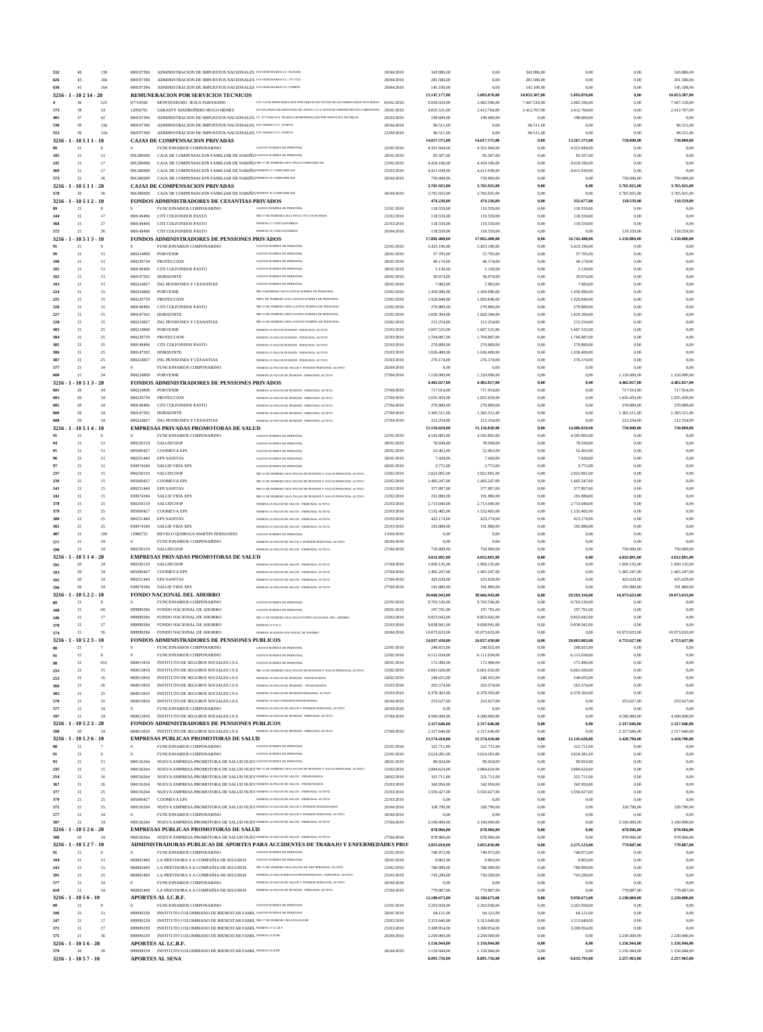| | | | | | | | | | | | |
|---|---|---|---|---|---|---|---|---|---|---|---|
| 532 | 48 | 138 | 800197390 | ADMINISTRACION DE IMPUESTOS NACIONALES | IVA HONORARIOS CC 3918268 | 20/04/2010 | 343.986,00 | 0,00 | 343.986,00 | 0,00 | 0,00 | 343.986,00 |
| 626 | 43 | 166 | 800197390 | ADMINISTRACION DE IMPUESTOS NACIONALES | IVA HONORARIOS CC 27177522 | 29/04/2010 | 281.586,00 | 0,00 | 281.586,00 | 0,00 | 0,00 | 281.586,00 |
| 630 | 41 | 164 | 800197390 | ADMINISTRACION DE IMPUESTOS NACIONALES | IVA HONORARIOS CC 37088081 | 29/04/2010 | 145.109,00 | 0,00 | 145.109,00 | 0,00 | 0,00 | 145.109,00 |
| 3216 - 1 - 10 2 14 - 20 | | | | **REMUNERACION POR SERVICIOS TECNICOS** | | | 15.147.177,00 | 5.093.870,00 | 10.053.307,00 | 5.093.870,00 | 0,00 | 10.053.307,00 |
| 4 | 36 | 521 | 87710566 | MONTENEGRO JESUS FERNANDO | CTT 521/09 REMUNERACION POR SERVICIOS TECNICOS (ACUERDO 028/09 AUTORIZAC | 02/01/2010 | 9.930.024,00 | 2.482.506,00 | 7.447.518,00 | 2.482.506,00 | 0,00 | 7.447.518,00 |
| 173 | 38 | 54 | 12956791 | SARASTY MADROÑERO HUGO HENRY | (6VA20) PRESTAR SERVICIOS DE APOYO A LA GESTION ADMINISTRATIVA MEDIANTE | 29/01/2010 | 4.825.531,00 | 2.412.764,00 | 2.412.767,00 | 2.412.764,00 | 0,00 | 2.412.767,00 |
| 405 | 37 | 42 | 800197390 | ADMINISTRACION DE IMPUESTOS NACIONALES | CC 87710566 IVA TEORICO REMUNERACION POR SERVICIOS TECNICOS | 26/03/2010 | 198.600,00 | 198.600,00 | 0,00 | 198.600,00 | 0,00 | 0,00 |
| 530 | 39 | 136 | 800197390 | ADMINISTRACION DE IMPUESTOS NACIONALES | IVA TEORICO CC 12956791 | 20/04/2010 | 96.511,00 | 0,00 | 96.511,00 | 0,00 | 0,00 | 96.511,00 |
| 553 | 39 | 124 | 800197390 | ADMINISTRACION DE IMPUESTOS NACIONALES | IVA TEORICO CC 12956791 | 21/04/2010 | 96.511,00 | 0,00 | 96.511,00 | 0,00 | 0,00 | 96.511,00 |
| 3216 - 1 - 10 5 1 1 - 10 | | | | **CAJAS DE COMPENSACION PRIVADAS** | | | 14.017.575,00 | 14.017.575,00 | 0,00 | 13.267.575,00 | 750.000,00 | 750.000,00 |
| 89 | 21 | 8 | 0 | FUNCIONARIOS CORPONARINO | GASTOS NOMINA DE PERSONAL | 22/01/2010 | 4.351.944,00 | 4.351.944,00 | 0,00 | 4.351.944,00 | 0,00 | 0,00 |
| 105 | 21 | 51 | 891280008 | CAJA DE COMPENSACION FAMILIAR DE NARIÑO | GASTOS NOMINA DE PERSONAL | 28/01/2010 | 85.507,00 | 85.507,00 | 0,00 | 85.507,00 | 0,00 | 0,00 |
| 245 | 21 | 17 | 891280008 | CAJA DE COMPENSACION FAMILIAR DE NARIÑO | NM 17 DE FEBRERO 2010, PAGO COMFAMILIAR | 23/02/2010 | 4.418.186,00 | 4.418.186,00 | 0,00 | 4.418.186,00 | 0,00 | 0,00 |
| 369 | 21 | 27 | 891280008 | CAJA DE COMPENSACION FAMILIAR DE NARIÑO | NOMINA 27 COMFAMILIAR | 25/03/2010 | 4.411.938,00 | 4.411.938,00 | 0,00 | 4.411.938,00 | 0,00 | 0,00 |
| 573 | 21 | 36 | 891280008 | CAJA DE COMPENSACION FAMILIAR DE NARIÑO | NOMINA 36 COMFAMILIAR | 26/04/2010 | 750.000,00 | 750.000,00 | 0,00 | 0,00 | 750.000,00 | 750.000,00 |
| 3216 - 1 - 10 5 1 1 - 20 | | | | **CAJAS DE COMPENSACION PRIVADAS** | | | 3.765.925,00 | 3.765.925,00 | 0,00 | 0,00 | 3.765.925,00 | 3.765.925,00 |
| 578 | 20 | 36 | 891280008 | CAJA DE COMPENSACION FAMILIAR DE NARIÑO | NOMINA 36 COMFAMILIAR | 26/04/2010 | 3.765.925,00 | 3.765.925,00 | 0,00 | 0,00 | 3.765.925,00 | 3.765.925,00 |
| 3216 - 1 - 10 5 1 2 - 10 | | | | **FONDOS ADMINISTRADORES DE CESANTIAS PRIVADOS** | | | 474.236,00 | 474.236,00 | 0,00 | 355.677,00 | 118.559,00 | 118.559,00 |
| 89 | 21 | 8 | 0 | FUNCIONARIOS CORPONARINO | GASTOS NOMINA DE PERSONAL | 22/01/2010 | 118.559,00 | 118.559,00 | 0,00 | 118.559,00 | 0,00 | 0,00 |
| 244 | 21 | 17 | 800149496 | CITI COLFONDOS PASTO | NM 17 DE FEBRERO 2010, PAGO CITI COLFONDOS | 23/02/2010 | 118.559,00 | 118.559,00 | 0,00 | 118.559,00 | 0,00 | 0,00 |
| 368 | 21 | 27 | 800149496 | CITI COLFONDOS PASTO | NOMINA 27 CITICOLFONDOS | 25/03/2010 | 118.559,00 | 118.559,00 | 0,00 | 118.559,00 | 0,00 | 0,00 |
| 572 | 21 | 36 | 800149496 | CITI COLFONDOS PASTO | NOMINA 36 CITICOLFONDOS | 26/04/2010 | 118.559,00 | 118.559,00 | 0,00 | 0,00 | 118.559,00 | 118.559,00 |
| 3216 - 1 - 10 5 1 3 - 10 | | | | **FONDOS ADMINISTRADORES DE PENSIONES PRIVADOS** | | | 17.892.408,00 | 17.892.408,00 | 0,00 | 16.742.408,00 | 1.150.000,00 | 1.150.000,00 |
| 91 | 21 | 6 | 0 | FUNCIONARIOS CORPONARINO | GASTOS NOMINA DE PERSONAL | 22/01/2010 | 5.423.196,00 | 5.423.196,00 | 0,00 | 5.423.196,00 | 0,00 | 0,00 |
| 99 | 21 | 51 | 800224808 | PORVENIR | GASTOS NOMINA DE PERSONAL | 28/01/2010 | 57.705,00 | 57.705,00 | 0,00 | 57.705,00 | 0,00 | 0,00 |
| 100 | 21 | 51 | 800229739 | PROTECCION | GASTOS NOMINA DE PERSONAL | 28/01/2010 | 40.174,00 | 40.174,00 | 0,00 | 40.174,00 | 0,00 | 0,00 |
| 101 | 21 | 51 | 800149496 | CITI COLFONDOS PASTO | GASTOS NOMINA DE PERSONAL | 28/01/2010 | 5.130,00 | 5.130,00 | 0,00 | 5.130,00 | 0,00 | 0,00 |
| 102 | 21 | 51 | 800147502 | HORIZONTE | GASTOS NOMINA DE PERSONAL | 28/01/2010 | 30.974,00 | 30.974,00 | 0,00 | 30.974,00 | 0,00 | 0,00 |
| 103 | 21 | 51 | 800224827 | ING PENSIONES Y CESANTIAS | GASTOS NOMINA DE PERSONAL | 28/01/2010 | 7.983,00 | 7.983,00 | 0,00 | 7.983,00 | 0,00 | 0,00 |
| 224 | 21 | 15 | 800224808 | PORVENIR | NM 15 FEBRERO 2010 GASTOS NOMINA DE PERSONAL | 23/02/2010 | 1.456.996,00 | 1.456.996,00 | 0,00 | 1.456.996,00 | 0,00 | 0,00 |
| 225 | 21 | 15 | 800229739 | PROTECCION | NM15 DE FEBRERO 2010, GASTOS NOMINA DE PERSONAL | 23/02/2010 | 1.920.848,00 | 1.920.848,00 | 0,00 | 1.920.848,00 | 0,00 | 0,00 |
| 226 | 21 | 15 | 800149496 | CITI COLFONDOS PASTO | NM 15 DE FEBRERO 2009, GASTOS NOMINA DE PERSONAL | 23/02/2010 | 270.889,00 | 270.889,00 | 0,00 | 270.889,00 | 0,00 | 0,00 |
| 227 | 21 | 15 | 800147502 | HORIZONTE | NM 15 DE FEBRERO 2009 GASTOS NOMINA DE PERSONAL | 23/02/2010 | 1.820.384,00 | 1.820.384,00 | 0,00 | 1.820.384,00 | 0,00 | 0,00 |
| 228 | 21 | 15 | 800224827 | ING PENSIONES Y CESANTIAS | NM 15 DE FEBRERO 2009, GASTOS NOMINA DE PERSONAL | 23/02/2010 | 212.254,00 | 212.254,00 | 0,00 | 212.254,00 | 0,00 | 0,00 |
| 383 | 21 | 25 | 800224808 | PORVENIR | NOMINA 25 PAGOS PENSION - PERSONAL ACTIVO | 25/03/2010 | 1.607.525,00 | 1.607.525,00 | 0,00 | 1.607.525,00 | 0,00 | 0,00 |
| 384 | 21 | 25 | 800229739 | PROTECCION | NOMINA 25 PAGOS PENSION - PERSONAL ACTIVO | 25/03/2010 | 1.704.887,00 | 1.704.887,00 | 0,00 | 1.704.887,00 | 0,00 | 0,00 |
| 385 | 21 | 25 | 800149496 | CITI COLFONDOS PASTO | NOMINA 25 PAGOS PENSION - PERSONAL ACTIVO | 25/03/2010 | 270.889,00 | 270.889,00 | 0,00 | 270.889,00 | 0,00 | 0,00 |
| 386 | 21 | 25 | 800147502 | HORIZONTE | NOMINA 25 PAGOS PENSION - PERSONAL ACTIVO | 25/03/2010 | 1.636.400,00 | 1.636.400,00 | 0,00 | 1.636.400,00 | 0,00 | 0,00 |
| 387 | 21 | 25 | 800224827 | ING PENSIONES Y CESANTIAS | NOMINA 25 PAGOS PENSION - PERSONAL ACTIVO | 25/03/2010 | 276.174,00 | 276.174,00 | 0,00 | 276.174,00 | 0,00 | 0,00 |
| 577 | 21 | 34 | 0 | FUNCIONARIOS CORPONARINO | NOMINA 34 PAGOS DE SALUD Y PENSION PERSONAL ACTIVO | 26/04/2010 | 0,00 | 0,00 | 0,00 | 0,00 | 0,00 | 0,00 |
| 600 | 21 | 34 | 800224808 | PORVENIR | NOMINA 34 PAGOS DE PENSION - PERSONAL ACTIVO | 27/04/2010 | 1.150.000,00 | 1.150.000,00 | 0,00 | 0,00 | 1.150.000,00 | 1.150.000,00 |
| 3216 - 1 - 10 5 1 3 - 20 | | | | **FONDOS ADMINISTRADORES DE PENSIONES PRIVADOS** | | | 4.402.027,00 | 4.402.027,00 | 0,00 | 0,00 | 4.402.027,00 | 4.402.027,00 |
| 601 | 20 | 34 | 800224808 | PORVENIR | NOMINA 34 PAGOS DE PENSION - PERSONAL ACTIVO | 27/04/2010 | 717.914,00 | 717.914,00 | 0,00 | 0,00 | 717.914,00 | 717.914,00 |
| 603 | 20 | 34 | 800229739 | PROTECCION | NOMINA 34 PAGOS DE PENSION - PERSONAL ACTIVO | 27/04/2010 | 1.835.459,00 | 1.835.459,00 | 0,00 | 0,00 | 1.835.459,00 | 1.835.459,00 |
| 605 | 20 | 34 | 800149496 | CITI COLFONDOS PASTO | NOMINA 34 PAGOS DE PENSION - PERSONAL ACTIVO | 27/04/2010 | 270.889,00 | 270.889,00 | 0,00 | 0,00 | 270.889,00 | 270.889,00 |
| 606 | 20 | 34 | 800147502 | HORIZONTE | NOMINA 34 PAGOS DE PENSION - PERSONAL ACTIVO | 27/04/2010 | 1.365.511,00 | 1.365.511,00 | 0,00 | 0,00 | 1.365.511,00 | 1.365.511,00 |
| 608 | 20 | 34 | 800224827 | ING PENSIONES Y CESANTIAS | NOMINA 34 PAGOS DE PENSION - PERSONAL ACTIVO | 27/04/2010 | 212.254,00 | 212.254,00 | 0,00 | 0,00 | 212.254,00 | 212.254,00 |
| 3216 - 1 - 10 5 1 4 - 10 | | | | **EMPRESAS PRIVADAS PROMOTORAS DE SALUD** | | | 15.156.820,00 | 15.156.820,00 | 0,00 | 14.406.820,00 | 750.000,00 | 750.000,00 |
| 91 | 21 | 6 | 0 | FUNCIONARIOS CORPONARINO | GASTOS NOMINA DE PERSONAL | 22/01/2010 | 4.545.805,00 | 4.545.805,00 | 0,00 | 4.545.805,00 | 0,00 | 0,00 |
| 94 | 21 | 51 | 800250119 | SALUDCOOP | GASTOS NOMINA DE PERSONAL | 28/01/2010 | 78.938,00 | 78.938,00 | 0,00 | 78.938,00 | 0,00 | 0,00 |
| 95 | 21 | 51 | 805000427 | COOMEVA EPS | GASTOS NOMINA DE PERSONAL | 28/01/2010 | 52.463,00 | 52.463,00 | 0,00 | 52.463,00 | 0,00 | 0,00 |
| 96 | 21 | 51 | 800251440 | EPS SANITAS | GASTOS NOMINA DE PERSONAL | 28/01/2010 | 7.428,00 | 7.428,00 | 0,00 | 7.428,00 | 0,00 | 0,00 |
| 97 | 21 | 51 | 830074184 | SALUD VIDA EPS | GASTOS NOMINA DE PERSONAL | 28/01/2010 | 3.772,00 | 3.772,00 | 0,00 | 3.772,00 | 0,00 | 0,00 |
| 237 | 21 | 15 | 800250119 | SALUDCOOP | NM 15 DE FEBRERO 2010, PAGOS DE PENSION Y SALUD PERSONAL ACTIVO | 23/02/2010 | 2.822.891,00 | 2.822.891,00 | 0,00 | 2.822.891,00 | 0,00 | 0,00 |
| 239 | 21 | 15 | 805000427 | COOMEVA EPS | NM 15 DE FEBRERO 2010, PAGOS DE PENSION Y SALUD PERSONAL ACTIVO | 23/02/2010 | 1.465.247,00 | 1.465.247,00 | 0,00 | 1.465.247,00 | 0,00 | 0,00 |
| 241 | 21 | 15 | 800251440 | EPS SANITAS | NM 15 DE FEBRERO 2010, PAGOS DE PENSION Y SALUD PERSONAL ACTIVO | 23/02/2010 | 377.897,00 | 377.897,00 | 0,00 | 377.897,00 | 0,00 | 0,00 |
| 242 | 21 | 15 | 830074184 | SALUD VIDA EPS | NM 15 DE FEBRERO 2010, PAGOS DE PENSION Y SALUD PERSONAL ACTIVO | 23/02/2010 | 191.880,00 | 191.880,00 | 0,00 | 191.880,00 | 0,00 | 0,00 |
| 378 | 21 | 25 | 800250119 | SALUDCOOP | NOMINA 25 PAGOS DE SALUD - PERSONAL ACTIVO | 25/03/2010 | 2.713.040,00 | 2.713.040,00 | 0,00 | 2.713.040,00 | 0,00 | 0,00 |
| 379 | 21 | 25 | 805000427 | COOMEVA EPS | NOMINA 25 PAGOS DE SALUD - PERSONAL ACTIVO | 25/03/2010 | 1.532.405,00 | 1.532.405,00 | 0,00 | 1.532.405,00 | 0,00 | 0,00 |
| 380 | 21 | 25 | 800251440 | EPS SANITAS | NOMINA 25 PAGOS DE SALUD - PERSONAL ACTIVO | 25/03/2010 | 423.174,00 | 423.174,00 | 0,00 | 423.174,00 | 0,00 | 0,00 |
| 381 | 21 | 25 | 830074184 | SALUD VIDA EPS | NOMINA 25 PAGOS DE SALUD - PERSONAL ACTIVO | 25/03/2010 | 191.880,00 | 191.880,00 | 0,00 | 191.880,00 | 0,00 | 0,00 |
| 487 | 21 | 100 | 12986752 | REVELO QUIROGA MARTIN FERNANDO | GASTOS NOMINA DE PERSONAL | 13/04/2010 | 0,00 | 0,00 | 0,00 | 0,00 | 0,00 | 0,00 |
| 577 | 21 | 34 | 0 | FUNCIONARIOS CORPONARINO | NOMINA 34 PAGOS DE SALUD Y PENSION PERSONAL ACTIVO | 26/04/2010 | 0,00 | 0,00 | 0,00 | 0,00 | 0,00 | 0,00 |
| 590 | 21 | 34 | 800250119 | SALUDCOOP | NOMINA 34 PAGOS DE SALUD - PERSONAL ACTIVO | 27/04/2010 | 750.000,00 | 750.000,00 | 0,00 | 0,00 | 750.000,00 | 750.000,00 |
| 3216 - 1 - 10 5 1 4 - 20 | | | | **EMPRESAS PRIVADAS PROMOTORAS DE SALUD** | | | 4.032.891,00 | 4.032.891,00 | 0,00 | 0,00 | 4.032.891,00 | 4.032.891,00 |
| 591 | 20 | 34 | 800250119 | SALUDCOOP | NOMINA 34 PAGOS DE SALUD - PERSONAL ACTIVO | 27/04/2010 | 1.950.135,00 | 1.950.135,00 | 0,00 | 0,00 | 1.950.135,00 | 1.950.135,00 |
| 593 | 20 | 34 | 805000427 | COOMEVA EPS | NOMINA 34 PAGOS DE SALUD - PERSONAL ACTIVO | 27/04/2010 | 1.465.247,00 | 1.465.247,00 | 0,00 | 0,00 | 1.465.247,00 | 1.465.247,00 |
| 595 | 20 | 34 | 800251440 | EPS SANITAS | NOMINA 34 PAGOS DE SALUD - PERSONAL ACTIVO | 27/04/2010 | 425.629,00 | 425.629,00 | 0,00 | 0,00 | 425.629,00 | 425.629,00 |
| 596 | 20 | 34 | 830074184 | SALUD VIDA EPS | NOMINA 34 PAGOS DE SALUD - PERSONAL ACTIVO | 27/04/2010 | 191.880,00 | 191.880,00 | 0,00 | 0,00 | 191.880,00 | 191.880,00 |
| 3216 - 1 - 10 5 2 2 - 10 | | | | **FONDO NACIONAL DEL AHORRO** | | | 39.666.943,00 | 39.666.943,00 | 0,00 | 29.593.310,00 | 10.073.633,00 | 10.073.633,00 |
| 89 | 21 | 8 | 0 | FUNCIONARIOS CORPONARINO | GASTOS NOMINA DE PERSONAL | 22/01/2010 | 9.703.536,00 | 9.703.536,00 | 0,00 | 9.703.536,00 | 0,00 | 0,00 |
| 108 | 21 | 60 | 899999284 | FONDO NACIONAL DE AHORRO | GASTOS NOMINA DE PERSONAL | 29/01/2010 | 197.791,00 | 197.791,00 | 0,00 | 197.791,00 | 0,00 | 0,00 |
| 246 | 21 | 17 | 899999284 | FONDO NACIONAL DE AHORRO | NM 17 DE FEBRERO 2010, PAGO FONDO NACIONAL DEL AHORRO | 23/02/2010 | 9.853.042,00 | 9.853.042,00 | 0,00 | 9.853.042,00 | 0,00 | 0,00 |
| 370 | 21 | 27 | 899999284 | FONDO NACIONAL DE AHORRO | NOMINA 27 F.N.A. | 25/03/2010 | 9.838.941,00 | 9.838.941,00 | 0,00 | 9.838.941,00 | 0,00 | 0,00 |
| 574 | 21 | 36 | 899999284 | FONDO NACIONAL DE AHORRO | NOMINA 36 FONDO NACIONAL DE AHORRO | 26/04/2010 | 10.073.633,00 | 10.073.633,00 | 0,00 | 0,00 | 10.073.633,00 | 10.073.633,00 |
| 3216 - 1 - 10 5 2 3 - 10 | | | | **FONDOS ADMINISTRADORES DE PENSIONES PUBLICOS** | | | 24.837.430,00 | 24.837.430,00 | 0,00 | 20.083.803,00 | 4.753.627,00 | 4.753.627,00 |
| 88 | 21 | 7 | 0 | FUNCIONARIOS CORPONARINO | GASTOS NOMINA DE PERSONAL | 22/01/2010 | 248.655,00 | 248.655,00 | 0,00 | 248.655,00 | 0,00 | 0,00 |
| 91 | 21 | 6 | 0 | FUNCIONARIOS CORPONARINO | GASTOS NOMINA DE PERSONAL | 22/01/2010 | 6.111.034,00 | 6.111.034,00 | 0,00 | 6.111.034,00 | 0,00 | 0,00 |
| 98 | 21 | 051 | 860013816 | INSTITUTO DE SEGUROS SOCIALES I.S.S. | GASTOS NOMINA DE PERSONAL | 28/01/2010 | 172.496,00 | 172.496,00 | 0,00 | 172.496,00 | 0,00 | 0,00 |
| 233 | 21 | 15 | 860013816 | INSTITUTO DE SEGUROS SOCIALES I.S.S. | NM 15 DE FEBRERO 2010, PAGOS DE PENSION Y SALUD PERSONAL ACTIVO | 23/02/2010 | 6.661.026,00 | 6.661.026,00 | 0,00 | 6.661.026,00 | 0,00 | 0,00 |
| 253 | 21 | 16 | 860013816 | INSTITUTO DE SEGUROS SOCIALES I.S.S. | NOMINA 16 PAGOS DE PENSION - PENSIONADOS | 24/02/2010 | 248.655,00 | 248.655,00 | 0,00 | 248.655,00 | 0,00 | 0,00 |
| 366 | 21 | 26 | 860013816 | INSTITUTO DE SEGUROS SOCIALES I.S.S. | NOMINA 26 PAGOS DE PENSION - PENSIONADOS | 25/03/2010 | 263.574,00 | 263.574,00 | 0,00 | 263.574,00 | 0,00 | 0,00 |
| 382 | 21 | 25 | 860013816 | INSTITUTO DE SEGUROS SOCIALES I.S.S. | NOMINA 25 PAGOS DE PENSION - PERSONAL ACTIVO | 25/03/2010 | 6.378.363,00 | 6.378.363,00 | 0,00 | 6.378.363,00 | 0,00 | 0,00 |
| 570 | 21 | 35 | 860013816 | INSTITUTO DE SEGUROS SOCIALES I.S.S. | NOMINA 35 PAGO PENSION PENSIONADOS | 26/04/2010 | 253.627,00 | 253.627,00 | 0,00 | 0,00 | 253.627,00 | 253.627,00 |
| 577 | 21 | 34 | 0 | FUNCIONARIOS CORPONARINO | NOMINA 34 PAGOS DE SALUD Y PENSION PERSONAL ACTIVO | 26/04/2010 | 0,00 | 0,00 | 0,00 | 0,00 | 0,00 | 0,00 |
| 597 | 21 | 34 | 860013816 | INSTITUTO DE SEGUROS SOCIALES I.S.S. | NOMINA 34 PAGOS DE PENSION - PERSONAL ACTIVO | 27/04/2010 | 4.500.000,00 | 4.500.000,00 | 0,00 | 0,00 | 4.500.000,00 | 4.500.000,00 |
| 3216 - 1 - 10 5 2 3 - 20 | | | | **FONDOS ADMINISTRADORES DE PENSIONES PUBLICOS** | | | 2.317.646,00 | 2.317.646,00 | 0,00 | 0,00 | 2.317.646,00 | 2.317.646,00 |
| 598 | 20 | 34 | 860013816 | INSTITUTO DE SEGUROS SOCIALES I.S.S. | NOMINA 34 PAGOS DE PENSION - PERSONAL ACTIVO | 27/04/2010 | 2.317.646,00 | 2.317.646,00 | 0,00 | 0,00 | 2.317.646,00 | 2.317.646,00 |
| 3216 - 1 - 10 5 2 6 - 10 | | | | **EMPRESAS PUBLICAS PROMOTORAS DE SALUD** | | | 15.574.418,00 | 15.574.418,00 | 0,00 | 12.145.628,00 | 3.428.790,00 | 3.428.790,00 |
| 88 | 21 | 7 | 0 | FUNCIONARIOS CORPONARINO | GASTOS NOMINA DE PERSONAL | 22/01/2010 | 321.711,00 | 321.711,00 | 0,00 | 321.711,00 | 0,00 | 0,00 |
| 91 | 21 | 6 | 0 | FUNCIONARIOS CORPONARINO | GASTOS NOMINA DE PERSONAL | 22/01/2010 | 3.624.281,00 | 3.624.281,00 | 0,00 | 3.624.281,00 | 0,00 | 0,00 |
| 93 | 21 | 51 | 900156264 | NUEVA EMPRESA PROMOTORA DE SALUD NUEV | GASTOS NOMINA DE PERSONAL | 28/01/2010 | 99.924,00 | 99.924,00 | 0,00 | 99.924,00 | 0,00 | 0,00 |
| 235 | 21 | 15 | 900156264 | NUEVA EMPRESA PROMOTORA DE SALUD NUEV | NM 15 DE FEBRERO 2010, PAGOS DE PENSION Y SALUD PERSONAL ACTIVO | 23/02/2010 | 3.884.624,00 | 3.884.624,00 | 0,00 | 3.884.624,00 | 0,00 | 0,00 |
| 254 | 21 | 16 | 900156264 | NUEVA EMPRESA PROMOTORA DE SALUD NUEV | NOMINA 16 PAGOS DE SALUD - PENSIONADOS | 24/02/2010 | 321.711,00 | 321.711,00 | 0,00 | 321.711,00 | 0,00 | 0,00 |
| 367 | 21 | 26 | 900156264 | NUEVA EMPRESA PROMOTORA DE SALUD NUEV | NOMINA 26 PAGOS DE SALUD - PENSIONADOS | 25/03/2010 | 342.950,00 | 342.950,00 | 0,00 | 342.950,00 | 0,00 | 0,00 |
| 377 | 21 | 25 | 900156264 | NUEVA EMPRESA PROMOTORA DE SALUD NUEV | NOMINA 25 PAGOS DE SALUD - PERSONAL ACTIVO | 25/03/2010 | 3.550.427,00 | 3.550.427,00 | 0,00 | 3.550.427,00 | 0,00 | 0,00 |
| 379 | 21 | 25 | 805000427 | COOMEVA EPS | NOMINA 25 PAGOS DE SALUD - PERSONAL ACTIVO | 25/03/2010 | 0,00 | 0,00 | 0,00 | 0,00 | 0,00 | 0,00 |
| 571 | 21 | 35 | 900156264 | NUEVA EMPRESA PROMOTORA DE SALUD NUEV | NOMINA 35 PAGOS DE SALUD Y PENSION PENSIONADOS | 26/04/2010 | 328.790,00 | 328.790,00 | 0,00 | 0,00 | 328.790,00 | 328.790,00 |
| 577 | 21 | 34 | 0 | FUNCIONARIOS CORPONARINO | NOMINA 34 PAGOS DE SALUD Y PENSION PERSONAL ACTIVO | 26/04/2010 | 0,00 | 0,00 | 0,00 | 0,00 | 0,00 | 0,00 |
| 587 | 21 | 34 | 900156264 | NUEVA EMPRESA PROMOTORA DE SALUD NUEV | NOMINA 34 PAGOS DE SALUD - PERSONAL ACTIVO | 27/04/2010 | 3.100.000,00 | 3.100.000,00 | 0,00 | 0,00 | 3.100.000,00 | 3.100.000,00 |
| 3216 - 1 - 10 5 2 6 - 20 | | | | **EMPRESAS PUBLICAS PROMOTORAS DE SALUD** | | | 878.966,00 | 878.966,00 | 0,00 | 0,00 | 878.966,00 | 878.966,00 |
| 588 | 20 | 34 | 900156264 | NUEVA EMPRESA PROMOTORA DE SALUD NUEV | NOMINA 34 PAGOS DE SALUD - PERSONAL ACTIVO | 27/04/2010 | 878.966,00 | 878.966,00 | 0,00 | 0,00 | 878.966,00 | 878.966,00 |
| 3216 - 1 - 10 5 2 7 - 10 | | | | **ADMINISTRADORAS PUBLICAS DE APORTES PARA ACCIDENTES DE TRABAJO Y ENFERMEDADES PRO** | | | 3.055.010,00 | 3.055.010,00 | 0,00 | 2.275.123,00 | 779.887,00 | 779.887,00 |
| 91 | 21 | 6 | 0 | FUNCIONARIOS CORPONARINO | GASTOS NOMINA DE PERSONAL | 22/01/2010 | 740.972,00 | 740.972,00 | 0,00 | 740.972,00 | 0,00 | 0,00 |
| 104 | 21 | 51 | 860002400 | LA PREVISORA S A COMPAÑIA DE SEGUROS | GASTOS NOMINA DE PERSONAL | 28/01/2010 | 9.863,00 | 9.863,00 | 0,00 | 9.863,00 | 0,00 | 0,00 |
| 243 | 21 | 15 | 860002400 | LA PREVISORA S A COMPAÑIA DE SEGUROS | NM 15 DE FEBRERO 2010, PAGOS DE ARP PERSONAL ACTIVO | 23/02/2010 | 780.999,00 | 780.999,00 | 0,00 | 780.999,00 | 0,00 | 0,00 |
| 391 | 21 | 25 | 860002400 | LA PREVISORA S A COMPAÑIA DE SEGUROS | NOMINA 25 PAGOS RIESGOS PROFESIONALES - PERSONAL ACTIVO | 25/03/2010 | 743.289,00 | 743.289,00 | 0,00 | 743.289,00 | 0,00 | 0,00 |
| 577 | 21 | 34 | 0 | FUNCIONARIOS CORPONARINO | NOMINA 34 PAGOS DE SALUD Y PENSION PERSONAL ACTIVO | 26/04/2010 | 0,00 | 0,00 | 0,00 | 0,00 | 0,00 | 0,00 |
| 610 | 21 | 34 | 860002400 | LA PREVISORA S A COMPAÑIA DE SEGUROS | NOMINA 34 PAGOS DE PENSION - PERSONAL ACTIVO | 27/04/2010 | 779.887,00 | 779.887,00 | 0,00 | 0,00 | 779.887,00 | 779.887,00 |
| 3216 - 1 - 10 5 6 - 10 | | | | **APORTES AL I.C.B.F.** | | | 12.188.673,00 | 12.188.673,00 | 0,00 | 9.958.673,00 | 2.230.000,00 | 2.230.000,00 |
| 89 | 21 | 8 | 0 | FUNCIONARIOS CORPONARINO | GASTOS NOMINA DE PERSONAL | 22/01/2010 | 3.263.958,00 | 3.263.958,00 | 0,00 | 3.263.958,00 | 0,00 | 0,00 |
| 106 | 21 | 51 | 899999239 | INSTITUTO COLOMBIANO DE BIENESTAR FAMIL | GASTOS NOMINA DE PERSONAL | 28/01/2010 | 64.121,00 | 64.121,00 | 0,00 | 64.121,00 | 0,00 | 0,00 |
| 247 | 21 | 17 | 899999239 | INSTITUTO COLOMBIANO DE BIENESTAR FAMIL | NM 17 DE FEBRERO 2010, PAGO ICBF | 23/02/2010 | 3.313.640,00 | 3.313.640,00 | 0,00 | 3.313.640,00 | 0,00 | 0,00 |
| 371 | 21 | 27 | 899999239 | INSTITUTO COLOMBIANO DE BIENESTAR FAMIL | NOMINA 27 I.C.B.F. | 25/03/2010 | 3.308.954,00 | 3.308.954,00 | 0,00 | 3.308.954,00 | 0,00 | 0,00 |
| 575 | 21 | 36 | 899999239 | INSTITUTO COLOMBIANO DE BIENESTAR FAMIL | NOMINA 36 ICBF | 26/04/2010 | 2.230.000,00 | 2.230.000,00 | 0,00 | 0,00 | 2.230.000,00 | 2.230.000,00 |
| 3216 - 1 - 10 5 6 - 20 | | | | **APORTES AL I.C.B.F.** | | | 1.156.944,00 | 1.156.944,00 | 0,00 | 0,00 | 1.156.944,00 | 1.156.944,00 |
| 579 | 20 | 36 | 899999239 | INSTITUTO COLOMBIANO DE BIENESTAR FAMIL | NOMINA 36 ICBF | 26/04/2010 | 1.156.944,00 | 1.156.944,00 | 0,00 | 0,00 | 1.156.944,00 | 1.156.944,00 |
| 3216 - 1 - 10 5 7 - 10 | | | | **APORTES AL SENA** | | | 8.891.756,00 | 8.891.756,00 | 0,00 | 6.633.793,00 | 2.257.963,00 | 2.257.963,00 |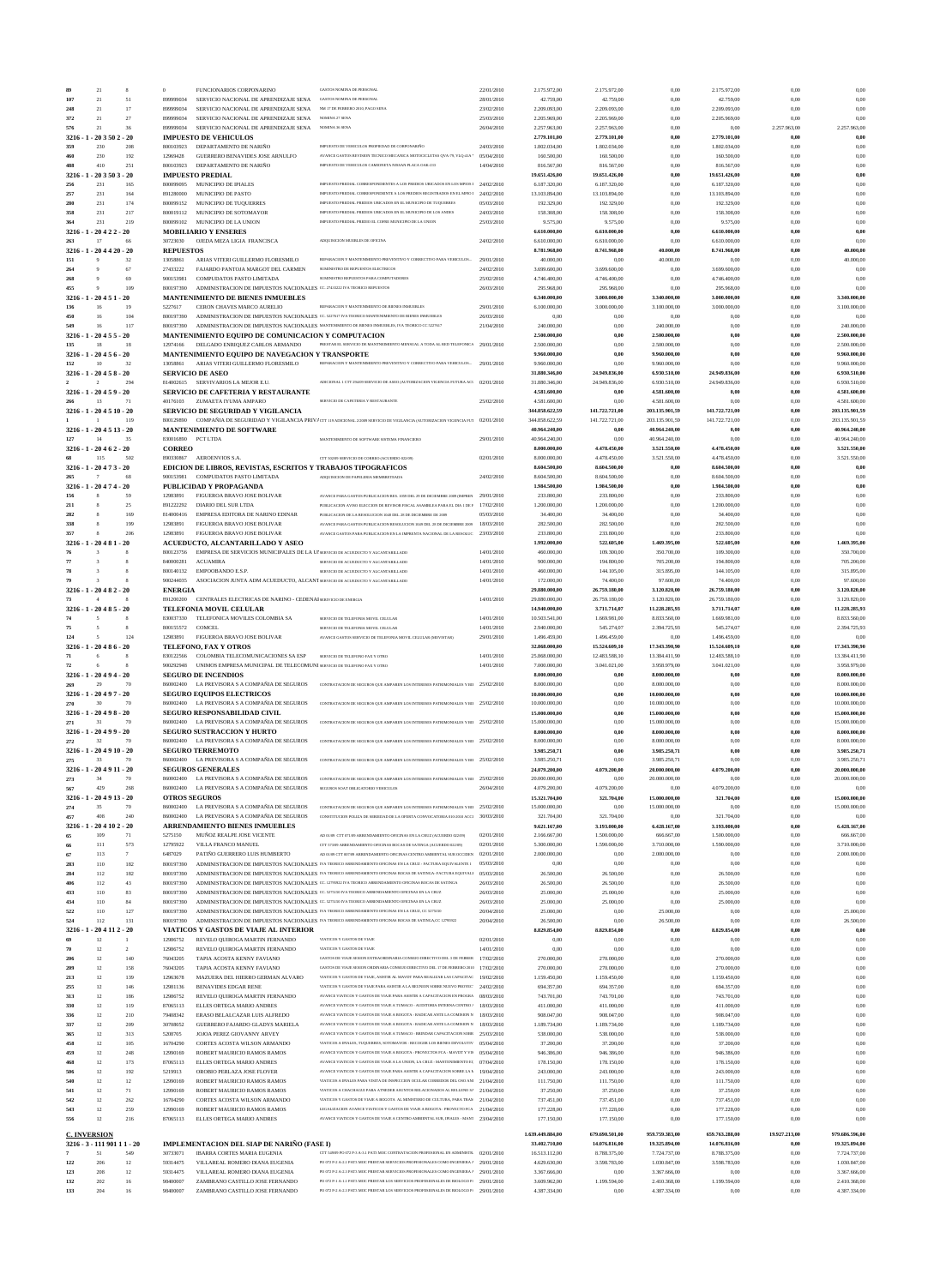| | | | | | | | | | | | | |
|---|---|---|---|---|---|---|---|---|---|---|---|---|
| 89 | 21 | 8 | 0 | FUNCIONARIOS CORPONARINO | GASTOS NOMINA DE PERSONAL | 22/01/2010 | 2.175.972,00 | 2.175.972,00 | 0,00 | 2.175.972,00 | 0,00 | 0,00 |
| 107 | 21 | 51 | 899999034 | SERVICIO NACIONAL DE APRENDIZAJE SENA | GASTOS NOMINA DE PERSONAL | 28/01/2010 | 42.759,00 | 42.759,00 | 0,00 | 42.759,00 | 0,00 | 0,00 |
| 248 | 21 | 17 | 899999034 | SERVICIO NACIONAL DE APRENDIZAJE SENA | NM 17 DE FEBRERO 2010, PAGO SENA | 23/02/2010 | 2.209.093,00 | 2.209.093,00 | 0,00 | 2.209.093,00 | 0,00 | 0,00 |
| 372 | 21 | 27 | 899999034 | SERVICIO NACIONAL DE APRENDIZAJE SENA | NOMINA 27 SENA | 25/03/2010 | 2.205.969,00 | 2.205.969,00 | 0,00 | 2.205.969,00 | 0,00 | 0,00 |
| 576 | 21 | 36 | 899999034 | SERVICIO NACIONAL DE APRENDIZAJE SENA | NOMINA 36 SENA | 26/04/2010 | 2.257.963,00 | 2.257.963,00 | 0,00 | 0,00 | 2.257.963,00 | 2.257.963,00 |
| **3216 - 1 - 20 3 50 2 - 20** | | | | **IMPUESTO DE VEHICULOS** | | | **2.779.101,00** | **2.779.101,00** | **0,00** | **2.779.101,00** | **0,00** | **0,00** |
| 359 | 230 | 208 | 800103923 | DEPARTAMENTO DE NARIÑO | IMPUESTO DE VEHICULOS PROPIEDAD DE CORPONARIÑO | 24/03/2010 | 1.802.034,00 | 1.802.034,00 | 0,00 | 1.802.034,00 | 0,00 | 0,00 |
| 460 | 230 | 192 | 12969428 | GUERRERO BENAVIDES JOSE ARNULFO | AVANCE GASTOS REVISION TECNICO MECANICA MOTOCICLETAS QVA-79, YUQ 43A | 05/04/2010 | 160.500,00 | 160.500,00 | 0,00 | 160.500,00 | 0,00 | 0,00 |
| 488 | 410 | 251 | 800103923 | DEPARTAMENTO DE NARIÑO | IMPUESTO DE VEHICULOS CAMIONETA NISSAN PLACA OAK-215 | 14/04/2010 | 816.567,00 | 816.567,00 | 0,00 | 816.567,00 | 0,00 | 0,00 |
| **3216 - 1 - 20 3 50 3 - 20** | | | | **IMPUESTO PREDIAL** | | | **19.651.426,00** | **19.651.426,00** | **0,00** | **19.651.426,00** | **0,00** | **0,00** |
| 256 | 231 | 165 | 800099095 | MUNICIPIO DE IPIALES | IMPUESTO PREDIAL CORRESPONDIENTES A LOS PREDIOS UBICADOS EN LOS MPIOS I | 24/02/2010 | 6.187.320,00 | 6.187.320,00 | 0,00 | 6.187.320,00 | 0,00 | 0,00 |
| 257 | 231 | 164 | 891280000 | MUNICIPIO DE PASTO | IMPUESTO PREDIAL CORRESPONDIENTE A LOS PREDIOS REGISTRADOS EN EL MPIO | 24/02/2010 | 13.103.894,00 | 13.103.894,00 | 0,00 | 13.103.894,00 | 0,00 | 0,00 |
| 280 | 231 | 174 | 800099152 | MUNICIPIO DE TUQUERRES | IMPUESTO PREDIAL PREDIOS UBICADOS EN EL MUNICIPIO DE TUQUERRES | 05/03/2010 | 192.329,00 | 192.329,00 | 0,00 | 192.329,00 | 0,00 | 0,00 |
| 358 | 231 | 217 | 800019112 | MUNICIPIO DE SOTOMAYOR | IMPUESTO PREDIAL PREDIOS UBICADOS EN EL MUNICIPIO DE LOS ANDES | 24/03/2010 | 158.308,00 | 158.308,00 | 0,00 | 158.308,00 | 0,00 | 0,00 |
| 364 | 231 | 219 | 800099102 | MUNICIPIO DE LA UNION | IMPUESTO PREDIAL PREDIO EL CORSO MUNICIPIO DE LA UNION | 25/03/2010 | 9.575,00 | 9.575,00 | 0,00 | 9.575,00 | 0,00 | 0,00 |
| **3216 - 1 - 20 4 2 2 - 20** | | | | **MOBILIARIO Y ENSERES** | | | **6.610.000,00** | **6.610.000,00** | **0,00** | **6.610.000,00** | **0,00** | **0,00** |
| 263 | 17 | 66 | 30723030 | OJEDA MEZA LIGIA FRANCISCA | ADQUISICION MUEBLES DE OFICINA | 24/02/2010 | 6.610.000,00 | 6.610.000,00 | 0,00 | 6.610.000,00 | 0,00 | 0,00 |
| **3216 - 1 - 20 4 4 20 - 20** | | | | **REPUESTOS** | | | **8.781.968,00** | **8.741.968,00** | **40.000,00** | **8.741.968,00** | **0,00** | **40.000,00** |
| 151 | 9 | 32 | 13058861 | ARIAS VITERI GUILLERMO FLORESMILO | REPARACION Y MANTENIMIENTO PREVENTIVO Y CORRECTIVO PARA VEHICULOS | 29/01/2010 | 40.000,00 | 0,00 | 40.000,00 | 0,00 | 0,00 | 40.000,00 |
| 264 | 9 | 67 | 27433222 | FAJARDO PANTOJA MARGOT DEL CARMEN | SUMINISTRO DE REPUESTOS ELECTRICOS | 24/02/2010 | 3.699.600,00 | 3.699.600,00 | 0,00 | 3.699.600,00 | 0,00 | 0,00 |
| 268 | 9 | 69 | 900153981 | COMPUDATOS PASTO LIMITADA | SUMINISTRO REPUESTOS PARA COMPUTADORES | 25/02/2010 | 4.746.400,00 | 4.746.400,00 | 0,00 | 4.746.400,00 | 0,00 | 0,00 |
| 455 | 9 | 109 | 800197390 | ADMINISTRACION DE IMPUESTOS NACIONALES | CC. 27433222 IVA TEORICO REPUESTOS | 26/03/2010 | 295.968,00 | 295.968,00 | 0,00 | 295.968,00 | 0,00 | 0,00 |
| **3216 - 1 - 20 4 5 1 - 20** | | | | **MANTENIMIENTO DE BIENES INMUEBLES** | | | **6.340.000,00** | **3.000.000,00** | **3.340.000,00** | **3.000.000,00** | **0,00** | **3.340.000,00** |
| 136 | 16 | 19 | 5227617 | CERON CHAVES MARCO AURELIO | REPARACION Y MANTENIMIENTO DE BIENES INMUEBLES | 29/01/2010 | 6.100.000,00 | 3.000.000,00 | 3.100.000,00 | 3.000.000,00 | 0,00 | 3.100.000,00 |
| 450 | 16 | 104 | 800197390 | ADMINISTRACION DE IMPUESTOS NACIONALES | CC. 5227617 IVA TEORICO MANTENIMIENTO DE BIENES INMUEBLES | 26/03/2010 | 0,00 | 0,00 | 0,00 | 0,00 | 0,00 | 0,00 |
| 549 | 16 | 117 | 800197390 | ADMINISTRACION DE IMPUESTOS NACIONALES | MANTENIMIENTO DE BIENES INMUEBLES, IVA TEORICO CC 5227617 | 21/04/2010 | 240.000,00 | 0,00 | 240.000,00 | 0,00 | 0,00 | 240.000,00 |
| **3216 - 1 - 20 4 5 5 - 20** | | | | **MANTENIMIENTO EQUIPO DE COMUNICACION Y COMPUTACION** | | | **2.500.000,00** | **0,00** | **2.500.000,00** | **0,00** | **0,00** | **2.500.000,00** |
| 135 | 18 | 18 | 12974166 | DELGADO ENRIQUEZ CARLOS ARMANDO | PRESTAR EL SERVICIO DE MANTENIMIENTO MENSUAL A TODA AL RED TELEFONICA | 29/01/2010 | 2.500.000,00 | 0,00 | 2.500.000,00 | 0,00 | 0,00 | 2.500.000,00 |
| **3216 - 1 - 20 4 5 6 - 20** | | | | **MANTENIMIENTO EQUIPO DE NAVEGACION Y TRANSPORTE** | | | **9.960.000,00** | **0,00** | **9.960.000,00** | **0,00** | **0,00** | **9.960.000,00** |
| 152 | 10 | 32 | 13058861 | ARIAS VITERI GUILLERMO FLORESMILO | REPARACION Y MANTENIMIENTO PREVENTIVO Y CORRECTIVO PARA VEHICULOS | 29/01/2010 | 9.960.000,00 | 0,00 | 9.960.000,00 | 0,00 | 0,00 | 9.960.000,00 |
| **3216 - 1 - 20 4 5 8 - 20** | | | | **SERVICIO DE ASEO** | | | **31.880.346,00** | **24.949.836,00** | **6.930.510,00** | **24.949.836,00** | **0,00** | **6.930.510,00** |
| 2 | 2 | 294 | 814002615 | SERVIVARIOS LA MEJOR E.U. | ADICIONAL 1 CTT 294209 SERVICIO DE ASEO (AUTORIZACION VIGENCIA FUTURA ACU | 02/01/2010 | 31.880.346,00 | 24.949.836,00 | 6.930.510,00 | 24.949.836,00 | 0,00 | 6.930.510,00 |
| **3216 - 1 - 20 4 5 9 - 20** | | | | **SERVICIO DE CAFETERIA Y RESTAURANTE** | | | **4.581.600,00** | **0,00** | **4.581.600,00** | **0,00** | **0,00** | **4.581.600,00** |
| 266 | 13 | 71 | 40176103 | ZUMAETA IYUMA AMPARO | SERVICIO DE CAFETERIA Y RESTAURANTE | 25/02/2010 | 4.581.600,00 | 0,00 | 4.581.600,00 | 0,00 | 0,00 | 4.581.600,00 |
| **3216 - 1 - 20 4 5 10 - 20** | | | | **SERVICIO DE SEGURIDAD Y VIGILANCIA** | | | **344.858.622,59** | **141.722.721,00** | **203.135.901,59** | **141.722.721,00** | **0,00** | **203.135.901,59** |
| 1 | 1 | 119 | 800129890 | COMPAÑIA DE SEGURIDAD Y VIGILANCIA PRIVADA | CTT 119 ADICIONAL 2/2009 SERVICIO DE VIGILANCIA (AUTORIZACION VIGENCIA FUTU | 02/01/2010 | 344.858.622,59 | 141.722.721,00 | 203.135.901,59 | 141.722.721,00 | 0,00 | 203.135.901,59 |
| **3216 - 1 - 20 4 5 13 - 20** | | | | **MANTENIMIENTO DE SOFTWARE** | | | **40.964.240,00** | **0,00** | **40.964.240,00** | **0,00** | **0,00** | **40.964.240,00** |
| 127 | 14 | 35 | 830016890 | PCT LTDA | MANTENIMIENTO DE SOFTWARE SISTEMA FINANCIERO | 29/01/2010 | 40.964.240,00 | 0,00 | 40.964.240,00 | 0,00 | 0,00 | 40.964.240,00 |
| **3216 - 1 - 20 4 6 2 - 20** | | | | **CORREO** | | | **8.000.000,00** | **4.478.450,00** | **3.521.550,00** | **4.478.450,00** | **0,00** | **3.521.550,00** |
| 68 | 115 | 502 | 890330867 | AEROENVIOS S.A. | CTT 502/09 SERVICIO DE CORREO (ACUERDO 022/09) | 02/01/2010 | 8.000.000,00 | 4.478.450,00 | 3.521.550,00 | 4.478.450,00 | 0,00 | 3.521.550,00 |
| **3216 - 1 - 20 4 7 3 - 20** | | | | **EDICION DE LIBROS, REVISTAS, ESCRITOS Y TRABAJOS TIPOGRAFICOS** | | | **8.604.500,00** | **8.604.500,00** | **0,00** | **8.604.500,00** | **0,00** | **0,00** |
| 265 | 7 | 68 | 900153981 | COMPUDATOS PASTO LIMITADA | ADQUISICION DE PAPELERIA MEMBRETEADA | 24/02/2010 | 8.604.500,00 | 8.604.500,00 | 0,00 | 8.604.500,00 | 0,00 | 0,00 |
| **3216 - 1 - 20 4 7 4 - 20** | | | | **PUBLICIDAD Y PROPAGANDA** | | | **1.984.500,00** | **1.984.500,00** | **0,00** | **1.984.500,00** | **0,00** | **0,00** |
| 156 | 8 | 59 | 12983891 | FIGUEROA BRAVO JOSE BOLIVAR | AVANCE PARA GASTOS PUBLICACION RES. 1000 DEL 29 DE DICIEMBRE 2009 (IMPREN | 29/01/2010 | 233.800,00 | 233.800,00 | 0,00 | 233.800,00 | 0,00 | 0,00 |
| 211 | 8 | 25 | 891222292 | DIARIO DEL SUR LTDA | PUBLICACION AVISO ELECCION DE REVISOR FISCAL ASAMBLEA PARA EL DIA 1 DE F | 17/02/2010 | 1.200.000,00 | 1.200.000,00 | 0,00 | 1.200.000,00 | 0,00 | 0,00 |
| 282 | 8 | 169 | 814000416 | EMPRESA EDITORA DE NARINO EDINAR | PUBLICACION DE LA RESOLUCION 1049 DEL 29 DE DICIEMBRE DE 2009 | 05/03/2010 | 34.400,00 | 34.400,00 | 0,00 | 34.400,00 | 0,00 | 0,00 |
| 338 | 8 | 199 | 12983891 | FIGUEROA BRAVO JOSE BOLIVAR | AVANCE PARA GASTOS PUBLICACION RESOLUCION 1049 DEL 28 DE DICIEMBRE 2009 | 18/03/2010 | 282.500,00 | 282.500,00 | 0,00 | 282.500,00 | 0,00 | 0,00 |
| 357 | 8 | 206 | 12983891 | FIGUEROA BRAVO JOSE BOLIVAR | AVANCE GASTOS PARA PUBLICACION EN LA IMPRENTA NACIONAL DE LA RESOLUC | 23/03/2010 | 233.800,00 | 233.800,00 | 0,00 | 233.800,00 | 0,00 | 0,00 |
| **3216 - 1 - 20 4 8 1 - 20** | | | | **ACUEDUCTO, ALCANTARILLADO Y ASEO** | | | **1.992.000,00** | **522.605,00** | **1.469.395,00** | **522.605,00** | **0,00** | **1.469.395,00** |
| 76 | 3 | 8 | 800123756 | EMPRESA DE SERVICIOS MUNICIPALES DE LA U | SERVICIO DE ACUEDUCTO Y ALCANTARILLADO | 14/01/2010 | 460.000,00 | 109.300,00 | 350.700,00 | 109.300,00 | 0,00 | 350.700,00 |
| 77 | 3 | 8 | 840000281 | ACUAMIRA | SERVICIO DE ACUEDUCTO Y ALCANTARILLADO | 14/01/2010 | 900.000,00 | 194.800,00 | 705.200,00 | 194.800,00 | 0,00 | 705.200,00 |
| 78 | 3 | 8 | 800140132 | EMPOOBANDO E.S.P. | SERVICIO DE ACUEDUCTO Y ALCANTARILLADO | 14/01/2010 | 460.000,00 | 144.105,00 | 315.895,00 | 144.105,00 | 0,00 | 315.895,00 |
| 79 | 3 | 8 | 900244035 | ASOCIACION JUNTA ADM ACUEDUCTO, ALCANT | SERVICIO DE ACUEDUCTO Y ALCANTARILLADO | 14/01/2010 | 172.000,00 | 74.400,00 | 97.600,00 | 74.400,00 | 0,00 | 97.600,00 |
| **3216 - 1 - 20 4 8 2 - 20** | | | | **ENERGIA** | | | **29.880.000,00** | **26.759.180,00** | **3.120.820,00** | **26.759.180,00** | **0,00** | **3.120.820,00** |
| 73 | 4 | 8 | 891200200 | CENTRALES ELECTRICAS DE NARINO - CEDENAR | SERVICIO DE ENERGIA | 14/01/2010 | 29.880.000,00 | 26.759.180,00 | 3.120.820,00 | 26.759.180,00 | 0,00 | 3.120.820,00 |
| **3216 - 1 - 20 4 8 5 - 20** | | | | **TELEFONIA MOVIL CELULAR** | | | **14.940.000,00** | **3.711.714,07** | **11.228.285,93** | **3.711.714,07** | **0,00** | **11.228.285,93** |
| 74 | 5 | 8 | 830037330 | TELEFONICA MOVILES COLOMBIA SA | SERVICIO DE TELEFONIA MOVIL CELULAR | 14/01/2010 | 10.503.541,00 | 1.669.981,00 | 8.833.560,00 | 1.669.981,00 | 0,00 | 8.833.560,00 |
| 75 | 5 | 8 | 800153572 | COMCEL | SERVICIO DE TELEFONIA MOVIL CELULAR | 14/01/2010 | 2.940.000,00 | 545.274,07 | 2.394.725,93 | 545.274,07 | 0,00 | 2.394.725,93 |
| 124 | 5 | 124 | 12983891 | FIGUEROA BRAVO JOSE BOLIVAR | AVANCE GASTOS SERVICIO DE TELEFONIA MOVIL CELULAR (MOVISTAR) | 29/01/2010 | 1.496.459,00 | 1.496.459,00 | 0,00 | 1.496.459,00 | 0,00 | 0,00 |
| **3216 - 1 - 20 4 8 6 - 20** | | | | **TELEFONO, FAX Y OTROS** | | | **32.868.000,00** | **15.524.609,10** | **17.343.390,90** | **15.524.609,10** | **0,00** | **17.343.390,90** |
| 71 | 6 | 8 | 830122566 | COLOMBIA TELECOMUNICACIONES SA ESP | SERVICIO DE TELEFONO FAX Y OTRO | 14/01/2010 | 25.868.000,00 | 12.483.588,10 | 13.384.411,90 | 12.483.588,10 | 0,00 | 13.384.411,90 |
| 72 | 6 | 8 | 900292948 | UNIMOS EMPRESA MUNICIPAL DE TELECOMUNI | SERVICIO DE TELEFONO FAX Y OTRO | 14/01/2010 | 7.000.000,00 | 3.041.021,00 | 3.958.979,00 | 3.041.021,00 | 0,00 | 3.958.979,00 |
| **3216 - 1 - 20 4 9 4 - 20** | | | | **SEGURO DE INCENDIOS** | | | **8.000.000,00** | **0,00** | **8.000.000,00** | **0,00** | **0,00** | **8.000.000,00** |
| 269 | 29 | 70 | 860002400 | LA PREVISORA S A COMPAÑIA DE SEGUROS | CONTRATACION DE SEGUROS QUE AMPAREN LOS INTERESES PATRIMONIALES Y BIE | 25/02/2010 | 8.000.000,00 | 0,00 | 8.000.000,00 | 0,00 | 0,00 | 8.000.000,00 |
| **3216 - 1 - 20 4 9 7 - 20** | | | | **SEGURO EQUIPOS ELECTRICOS** | | | **10.000.000,00** | **0,00** | **10.000.000,00** | **0,00** | **0,00** | **10.000.000,00** |
| 270 | 30 | 70 | 860002400 | LA PREVISORA S A COMPAÑIA DE SEGUROS | CONTRATACION DE SEGUROS QUE AMPAREN LOS INTERESES PATRIMONIALES Y BIE | 25/02/2010 | 10.000.000,00 | 0,00 | 10.000.000,00 | 0,00 | 0,00 | 10.000.000,00 |
| **3216 - 1 - 20 4 9 8 - 20** | | | | **SEGURO RESPONSABILIDAD CIVIL** | | | **15.000.000,00** | **0,00** | **15.000.000,00** | **0,00** | **0,00** | **15.000.000,00** |
| 271 | 31 | 70 | 860002400 | LA PREVISORA S A COMPAÑIA DE SEGUROS | CONTRATACION DE SEGUROS QUE AMPAREN LOS INTERESES PATRIMONIALES Y BIE | 25/02/2010 | 15.000.000,00 | 0,00 | 15.000.000,00 | 0,00 | 0,00 | 15.000.000,00 |
| **3216 - 1 - 20 4 9 9 - 20** | | | | **SEGURO SUSTRACCION Y HURTO** | | | **8.000.000,00** | **0,00** | **8.000.000,00** | **0,00** | **0,00** | **8.000.000,00** |
| 272 | 32 | 70 | 860002400 | LA PREVISORA S A COMPAÑIA DE SEGUROS | CONTRATACION DE SEGUROS QUE AMPAREN LOS INTERESES PATRIMONIALES Y BIE | 25/02/2010 | 8.000.000,00 | 0,00 | 8.000.000,00 | 0,00 | 0,00 | 8.000.000,00 |
| **3216 - 1 - 20 4 9 10 - 20** | | | | **SEGURO TERREMOTO** | | | **3.985.250,71** | **0,00** | **3.985.250,71** | **0,00** | **0,00** | **3.985.250,71** |
| 275 | 33 | 70 | 860002400 | LA PREVISORA S A COMPAÑIA DE SEGUROS | CONTRATACION DE SEGUROS QUE AMPAREN LOS INTERESES PATRIMONIALES Y BIE | 25/02/2010 | 3.985.250,71 | 0,00 | 3.985.250,71 | 0,00 | 0,00 | 3.985.250,71 |
| **3216 - 1 - 20 4 9 11 - 20** | | | | **SEGUROS GENERALES** | | | **24.079.200,00** | **4.079.200,00** | **20.000.000,00** | **4.079.200,00** | **0,00** | **20.000.000,00** |
| 273 | 34 | 70 | 860002400 | LA PREVISORA S A COMPAÑIA DE SEGUROS | CONTRATACION DE SEGUROS QUE AMPAREN LOS INTERESES PATRIMONIALES Y BIE | 25/02/2010 | 20.000.000,00 | 0,00 | 20.000.000,00 | 0,00 | 0,00 | 20.000.000,00 |
| 567 | 429 | 268 | 860002400 | LA PREVISORA S A COMPAÑIA DE SEGUROS | SEGUROS SOAT OBLIGATORIO VEHICULOS | 26/04/2010 | 4.079.200,00 | 4.079.200,00 | 0,00 | 4.079.200,00 | 0,00 | 0,00 |
| **3216 - 1 - 20 4 9 13 - 20** | | | | **OTROS SEGUROS** | | | **15.321.704,00** | **321.704,00** | **15.000.000,00** | **321.704,00** | **0,00** | **15.000.000,00** |
| 274 | 35 | 70 | 860002400 | LA PREVISORA S A COMPAÑIA DE SEGUROS | CONTRATACION DE SEGUROS QUE AMPAREN LOS INTERESES PATRIMONIALES Y BIE | 25/02/2010 | 15.000.000,00 | 0,00 | 15.000.000,00 | 0,00 | 0,00 | 15.000.000,00 |
| 457 | 408 | 240 | 860002400 | LA PREVISORA S A COMPAÑIA DE SEGUROS | CONSTITUCION POLIZA DE SERIEDAD DE LA OFERTA CONVOCATORIA 019 2010 ACCI | 30/03/2010 | 321.704,00 | 321.704,00 | 0,00 | 321.704,00 | 0,00 | 0,00 |
| **3216 - 1 - 20 4 10 2 - 20** | | | | **ARRENDAMIENTO BIENES INMUEBLES** | | | **9.621.167,00** | **3.193.000,00** | **6.428.167,00** | **3.193.000,00** | **0,00** | **6.428.167,00** |
| 65 | 109 | 71 | 5275150 | MUÑOZ REALPE JOSE VICENTE | AD 01/09 CTT 071/09 ARRENDAMIENTO OFICINAS EN LA CRUZ (ACUERDO 022/09) | 02/01/2010 | 2.166.667,00 | 1.500.000,00 | 666.667,00 | 1.500.000,00 | 0,00 | 666.667,00 |
| 66 | 111 | 573 | 12795922 | VILLA FRANCO MANUEL | CTT 573/09 ARRENDAMIENTO OFICINAS BOCAS DE SATINGA (ACUERDO 022/09) | 02/01/2010 | 5.300.000,00 | 1.590.000,00 | 3.710.000,00 | 1.590.000,00 | 0,00 | 3.710.000,00 |
| 67 | 113 | 7 | 6487029 | PATIÑO GUERRERO LUIS HUMBERTO | AD 01/09 CTT 007/09 ARRENDAMIENTO OFICINAS CENTRO AMBIENTAL SUR OCCIDEN | 02/01/2010 | 2.000.000,00 | 0,00 | 2.000.000,00 | 0,00 | 0,00 | 2.000.000,00 |
| 283 | 110 | 182 | 800197390 | ADMINISTRACION DE IMPUESTOS NACIONALES | IVA TEORICO ARRENDAMIENTO OFICINAS EN LA CRUZ - FACTURA EQUIVALENTE | 05/03/2010 | 0,00 | 0,00 | 0,00 | 0,00 | 0,00 | 0,00 |
| 284 | 112 | 182 | 800197390 | ADMINISTRACION DE IMPUESTOS NACIONALES | IVA TEORICO ARRENDAMIENTO OFICINAS BOCAS DE SATINGA- FACTURA EQUIVALE | 05/03/2010 | 26.500,00 | 26.500,00 | 0,00 | 26.500,00 | 0,00 | 0,00 |
| 406 | 112 | 43 | 800197390 | ADMINISTRACION DE IMPUESTOS NACIONALES | CC. 12795922 IVA TEORICO ARRENDAMIENTO OFICINAS BOCAS DE SATINGA | 26/03/2010 | 26.500,00 | 26.500,00 | 0,00 | 26.500,00 | 0,00 | 0,00 |
| 433 | 110 | 83 | 800197390 | ADMINISTRACION DE IMPUESTOS NACIONALES | CC. 5275150 IVA TEORICO ARRENDAMIENTO OFICINAS EN LA CRUZ | 26/03/2010 | 25.000,00 | 25.000,00 | 0,00 | 25.000,00 | 0,00 | 0,00 |
| 434 | 110 | 84 | 800197390 | ADMINISTRACION DE IMPUESTOS NACIONALES | CC. 5275150 IVA TEORICO ARRENDAMIENTO OFICINAS EN LA CRUZ | 26/03/2010 | 25.000,00 | 25.000,00 | 0,00 | 25.000,00 | 0,00 | 0,00 |
| 522 | 110 | 127 | 800197390 | ADMINISTRACION DE IMPUESTOS NACIONALES | IVA TEORICO ARRENDAMIENTO OFICINAS EN LA CRUZ, CC 5275150 | 20/04/2010 | 25.000,00 | 0,00 | 25.000,00 | 0,00 | 0,00 | 25.000,00 |
| 524 | 112 | 131 | 800197390 | ADMINISTRACION DE IMPUESTOS NACIONALES | IVA TEORICO ARRENDAMIENTO OFICINAS BOCAS DE SATINGA,CC 12795922 | 20/04/2010 | 26.500,00 | 0,00 | 26.500,00 | 0,00 | 0,00 | 26.500,00 |
| **3216 - 1 - 20 4 11 2 - 20** | | | | **VIATICOS Y GASTOS DE VIAJE AL INTERIOR** | | | **8.829.854,00** | **8.829.854,00** | **0,00** | **8.829.854,00** | **0,00** | **0,00** |
| 69 | 12 | 1 | 12986752 | REVELO QUIROGA MARTIN FERNANDO | VIATICOS Y GASTOS DE VIAJE | 02/01/2010 | 0,00 | 0,00 | 0,00 | 0,00 | 0,00 | 0,00 |
| 70 | 12 | 2 | 12986752 | REVELO QUIROGA MARTIN FERNANDO | VIATICOS Y GASTOS DE VIAJE | 14/01/2010 | 0,00 | 0,00 | 0,00 | 0,00 | 0,00 | 0,00 |
| 206 | 12 | 140 | 76043205 | TAPIA ACOSTA KENNY FAVIANO | GASTOS DE VIAJE SESION EXTRAORDINARIA CONSEJO DIRECTIVO DEL 3 DE FEBRER | 17/02/2010 | 270.000,00 | 270.000,00 | 0,00 | 270.000,00 | 0,00 | 0,00 |
| 209 | 12 | 158 | 76043205 | TAPIA ACOSTA KENNY FAVIANO | GASTOS DE VIAJE SESION ORDINARIA CONSEJO DIRECTIVO DEL 17 DE FEBRERO 2010 | 17/02/2010 | 270.000,00 | 270.000,00 | 0,00 | 270.000,00 | 0,00 | 0,00 |
| 213 | 12 | 139 | 12963678 | MAZUERA DEL HIERRO GERMAN ALVARO | VIATICOS Y GASTOS DE VIAJE, ASISTIR AL MAVDT PARA REALIZAR LAS CAPACITAC | 19/02/2010 | 1.159.450,00 | 1.159.450,00 | 0,00 | 1.159.450,00 | 0,00 | 0,00 |
| 255 | 12 | 146 | 12981136 | BENAVIDES EDGAR RENE | VIATICOS Y GASTOS DE VIAJE PARA ASISTIR A LA REUNION SOBRE NUEVO PROYECT | 24/02/2010 | 694.357,00 | 694.357,00 | 0,00 | 694.357,00 | 0,00 | 0,00 |
| 313 | 12 | 186 | 12986752 | REVELO QUIROGA MARTIN FERNANDO | AVANCE VIATICOS Y GASTOS DE VIAJE PARA ASISTIR A CAPACITACION EN PROGRA | 08/03/2010 | 743.701,00 | 743.701,00 | 0,00 | 743.701,00 | 0,00 | 0,00 |
| 316 | 12 | 119 | 87065113 | ELLES ORTEGA MARIO ANDRES | AVANCE VIATICOS Y GASTOS DE VIAJE A TUMACO - AUDITORIA INTERNA CENTRO | 18/03/2010 | 411.000,00 | 411.000,00 | 0,00 | 411.000,00 | 0,00 | 0,00 |
| 336 | 12 | 210 | 79408342 | ERASO BELALCAZAR LUIS ALFREDO | AVANCE VIATICOS Y GASTOS DE VIAJE A BOGOTA - RADICAR ANTE LA COMISION N | 18/03/2010 | 908.047,00 | 908.047,00 | 0,00 | 908.047,00 | 0,00 | 0,00 |
| 337 | 12 | 209 | 30708052 | GUERRERO FAJARDO GLADYS MARIELA | AVANCE VIATICOS Y GASTOS DE VIAJE A BOGOTA - RADICAR ANTE LA COMISION N | 18/03/2010 | 1.189.734,00 | 1.189.734,00 | 0,00 | 1.189.734,00 | 0,00 | 0,00 |
| 365 | 12 | 313 | 5208705 | JOJOA PEREZ GIOVANNY ARVEY | AVANCE VIATICOS Y GASTOS DE VIAJE A TUMACO - BRINDAR CAPACITACION SOBR | 25/03/2010 | 538.000,00 | 538.000,00 | 0,00 | 538.000,00 | 0,00 | 0,00 |
| 458 | 12 | 105 | 16704290 | CORTES ACOSTA WILSON ARMANDO | VIATICOS A IPIALES, TUQUERRES, SOTOMAYOR - RECOGER LOS BIENES DEVOLUTIV | 05/04/2010 | 37.200,00 | 37.200,00 | 0,00 | 37.200,00 | 0,00 | 0,00 |
| 459 | 12 | 248 | 12990169 | ROBERT MAURICIO RAMOS RAMOS | AVANCE VIATICOS Y GASTOS DE VIAJE A BOGOTA - PROYECTOS FCA - MAVDT Y FB | 05/04/2010 | 946.386,00 | 946.386,00 | 0,00 | 946.386,00 | 0,00 | 0,00 |
| 468 | 12 | 173 | 87065113 | ELLES ORTEGA MARIO ANDRES | AVANCE VIATICOS Y GASTOS DE VIAJE A LA UNION, LA CRUZ - MANTENIMIENTO EL | 07/04/2010 | 178.150,00 | 178.150,00 | 0,00 | 178.150,00 | 0,00 | 0,00 |
| 506 | 12 | 192 | 5219913 | OROBIO PERLAZA JOSE FLOVER | AVANCE VIATICOS Y GASTOS DE VIAJE PARA ASISTIR A CAPACITACION SOBRE LA | 19/04/2010 | 243.000,00 | 243.000,00 | 0,00 | 243.000,00 | 0,00 | 0,00 |
| 540 | 12 | 12 | 12990169 | ROBERT MAURICIO RAMOS RAMOS | VIATICOS A IPIALES PARA VISITA DE INSPECCION OCULAR CORREDOR DEL OSO AN | 21/04/2010 | 111.750,00 | 111.750,00 | 0,00 | 111.750,00 | 0,00 | 0,00 |
| 541 | 12 | 71 | 12990169 | ROBERT MAURICIO RAMOS RAMOS | VIATICOS A CHACHAGUI PARA ATENDER ASUNTOS RELACIONADOS AL RELLENO S | 21/04/2010 | 37.250,00 | 37.250,00 | 0,00 | 37.250,00 | 0,00 | 0,00 |
| 542 | 12 | 262 | 16704290 | CORTES ACOSTA WILSON ARMANDO | VIATICOS Y GASTOS DE VIAJE A BOGOTA AL MINISTERIO DE CULTURA, PARA TRAM | 21/04/2010 | 737.451,00 | 737.451,00 | 0,00 | 737.451,00 | 0,00 | 0,00 |
| 543 | 12 | 259 | 12990169 | ROBERT MAURICIO RAMOS RAMOS | LEGALIZACION AVANCE VIATICOS Y GASTOS DE VIAJE A BOGOTA - PROYECTO FCA | 21/04/2010 | 177.228,00 | 177.228,00 | 0,00 | 177.228,00 | 0,00 | 0,00 |
| 556 | 12 | 216 | 87065113 | ELLES ORTEGA MARIO ANDRES | AVANCE VIATICOS Y GASTOS DE VIAJE A CENTRO AMBIENTAL SUR, IPIALES - MANT | 23/04/2010 | 177.150,00 | 177.150,00 | 0,00 | 177.150,00 | 0,00 | 0,00 |
| **C. INVERSION** | | | | | | | **1.639.449.884,00** | **679.690.501,00** | **959.759.383,00** | **659.763.288,00** | **19.927.213,00** | **979.686.596,00** |
| **3216 - 3 - 111 901 1 1 - 20** | | | | **IMPLEMENTACION DEL SIAP DE NARIÑO (FASE I)** | | | **33.402.710,00** | **14.076.816,00** | **19.325.894,00** | **14.076.816,00** | **0,00** | **19.325.894,00** |
| 7 | 51 | 549 | 30733071 | IBARRA CORTES MARIA EUGENIA | CTT 549/09 PO 072 P-1 A-1.1 PAT1 MDE CONTRATACION PROFESIONAL EN ADMINISTR | 02/01/2010 | 16.513.112,00 | 8.788.375,00 | 7.724.737,00 | 8.788.375,00 | 0,00 | 7.724.737,00 |
| 122 | 206 | 12 | 59314475 | VILLAREAL ROMERO DIANA EUGENIA | PO 072 P-1 A-1.1 PAT1 MDE PRESTAR SERVICIOS PROFESIONALES COMO INGENIERA A | 29/01/2010 | 4.629.630,00 | 3.598.783,00 | 1.030.847,00 | 3.598.783,00 | 0,00 | 1.030.847,00 |
| 123 | 208 | 12 | 59314475 | VILLAREAL ROMERO DIANA EUGENIA | PO 072 P-1 A-1.1 PAT1 MDE PRESTAR SERVICIOS PROFESIONALES COMO INGENIERA A | 29/01/2010 | 3.367.666,00 | 0,00 | 3.367.666,00 | 0,00 | 0,00 | 3.367.666,00 |
| 132 | 202 | 16 | 98400007 | ZAMBRANO CASTILLO JOSE FERNANDO | PO 072 P-1 A-1.1 PAT1 MDE PRESTAR LOS SERVICIOS PROFESIONALES DE BIOLOGO P | 29/01/2010 | 3.609.962,00 | 1.199.594,00 | 2.410.368,00 | 1.199.594,00 | 0,00 | 2.410.368,00 |
| 133 | 204 | 16 | 98400007 | ZAMBRANO CASTILLO JOSE FERNANDO | PO 072 P-1 A-1.1 PAT1 MDE PRESTAR LOS SERVICIOS PROFESIONALES DE BIOLOGO P | 29/01/2010 | 4.387.334,00 | 0,00 | 4.387.334,00 | 0,00 | 0,00 | 4.387.334,00 |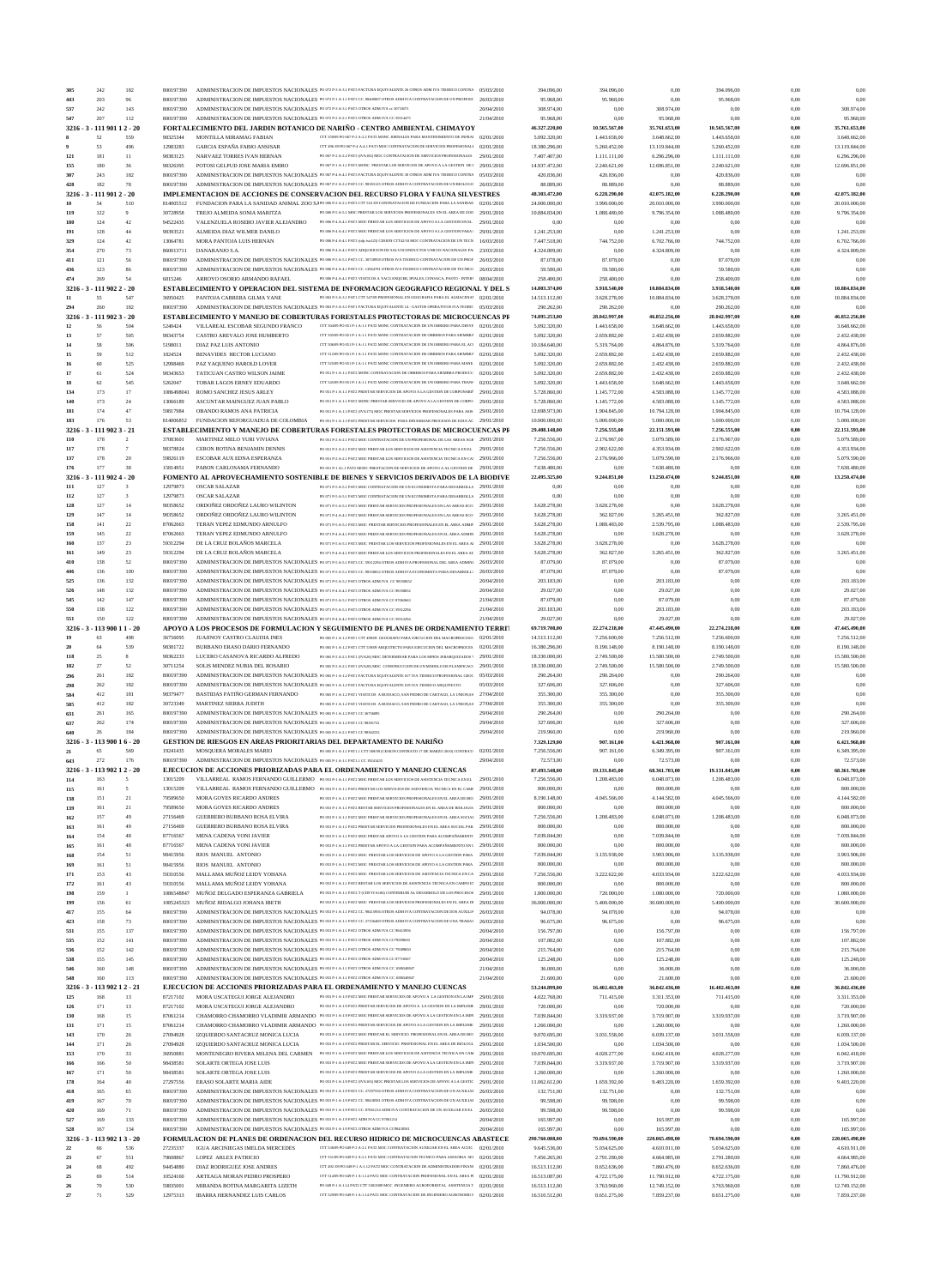| | | | | | | | | | | | | |
|---|---|---|---|---|---|---|---|---|---|---|---|---|
| 305 | 242 | 182 | 800197390 | ADMINISTRACION DE IMPUESTOS NACIONALES | PO 072 P/1-A-3.1 PAT1 FACTURA EQUIVALENTE 20 OTROS ADM IVA TEORICO CONTRA | 05/03/2010 | 394.096,00 | 394.096,00 | 0,00 | 394.096,00 | 0,00 | 0,00 |
| 443 | 203 | 96 | 800197390 | ADMINISTRACION DE IMPUESTOS NACIONALES | PO 072 P/1-A-3.1 PAT1 CC 96660807 OTROS ADM IVA CONTRATACION DE UN PROFESIO | 26/03/2010 | 95.968,00 | 95.968,00 | 0,00 | 95.968,00 | 0,00 | 0,00 |
| 537 | 242 | 143 | 800197390 | ADMINISTRACION DE IMPUESTOS NACIONALES | PO 072 P/1-A-3.1 PAT1 OTROS ADM IVA cc 30733071 | 20/04/2010 | 308.974,00 | 0,00 | 308.974,00 | 0,00 | 0,00 | 308.974,00 |
| 547 | 207 | 112 | 800197390 | ADMINISTRACION DE IMPUESTOS NACIONALES | PO 072 P/1-A-3.1 PAT1 OTROS ADM IVA CC 59314475 | 21/04/2010 | 95.968,00 | 0,00 | 95.968,00 | 0,00 | 0,00 | 95.968,00 |
| **3216 - 3 - 111 901 1 2 - 20** | | | | **FORTALECIMIENTO DEL JARDIN BOTANICO DE NARIÑO - CENTRO AMBIENTAL CHIMAYOY** | | | **46.327.220,00** | **10.565.567,00** | **35.761.653,00** | **10.565.567,00** | **0,00** | **35.761.653,00** |
| 8 | 52 | 559 | 98325344 | MONTILLA MIRAMAG FABIAN | CTT 5/0089 PO 067 P-2 A-2.2 PAT1 MINC JORNALES PARA MANTENIMIENTO DE INFRAE | 02/01/2010 | 5.092.320,00 | 1.443.658,00 | 3.648.662,00 | 1.443.658,00 | 0,00 | 3.648.662,00 |
| 9 | 53 | 496 | 12983283 | GARCIA ESPAÑA FABIO ANSISAR | CTT 496 PO 067 P-2 A-4.1 PAT1 MINC CONTRATACION DE SERVICIOS PROFESIONALES | 02/01/2010 | 18.380.296,00 | 5.260.452,00 | 13.119.844,00 | 5.260.452,00 | 0,00 | 13.119.844,00 |
| 121 | 181 | 11 | 98383125 | NARVAEZ TORRES IVAN HERNAN | PO 067 P-2 A-2.2 PAT1 MINC CONTRATACION DE SERVICIOS PROFESIONALES | 29/01/2010 | 7.407.407,00 | 1.111.111,00 | 6.296.296,00 | 1.111.111,00 | 0,00 | 6.296.296,00 |
| 155 | 180 | 36 | 98326395 | POTOSI GELPUD JOSE MARIA EMIRO | PO 067 P-1 A-1.1 PAT1 MINC PRESTAR LOS SERVICIOS DE APOYO A LA GESTION DE | 29/01/2010 | 14.937.472,00 | 2.240.621,00 | 12.696.851,00 | 2.240.621,00 | 0,00 | 12.696.851,00 |
| 307 | 243 | 182 | 800197390 | ADMINISTRACION DE IMPUESTOS NACIONALES | PO 067 P-1 A-1.1 PAT1 FACTURA EQUIVALENTE 16 OTROS ADM IVA TEORICO CONTRA | 05/03/2010 | 420.836,00 | 420.836,00 | 0,00 | 420.836,00 | 0,00 | 0,00 |
| 428 | 182 | 78 | 800197390 | ADMINISTRACION DE IMPUESTOS NACIONALES | PO 067 P-2 A-2.2 PAT1 CC 98383125 OTROS ADM IVA CONTRATACION DE UN BIOLOGO | 26/03/2010 | 88.889,00 | 88.889,00 | 0,00 | 88.889,00 | 0,00 | 0,00 |
| **3216 - 3 - 111 901 2 1 - 20** | | | | **IMPLEMENTACION DE ACCIONES DE CONSERVACION DEL RECURSO FLORA Y FAUNA SILVESTRES** | | | **48.303.472,00** | **6.228.290,00** | **42.075.182,00** | **6.228.290,00** | **0,00** | **42.075.182,00** |
| 10 | 54 | 519 | 814005512 | FUNDACION PARA LA SANIDAD ANIMAL ZOO SANI | PO 088 P-1 A-2.1 PAT1 CTT 519 CONTRATACION DE FUNDACION PARA LA SANIDAD | 02/01/2010 | 24.000.000,00 | 3.990.000,00 | 20.010.000,00 | 3.990.000,00 | 0,00 | 20.010.000,00 |
| 119 | 122 | 9 | 30728958 | TREJO ALMEIDA SONIA MARITZA | PO 088 P-1 A-5.1 MINC PRESTAR LOS SERVICIOS PROFESIONALES EN EL AREA DE ZOO | 29/01/2010 | 10.884.834,00 | 1.088.480,00 | 9.796.354,00 | 1.088.480,00 | 0,00 | 9.796.354,00 |
| 180 | 124 | 42 | 94522435 | VALENZUELA ROSERO JAVIER ALEJANDRO | PO 088 P-1 A-4.1 PAT1 MINC PRESTAR LOS SERVICIOS DE APOYO A LA GESTION EN EL | 29/01/2010 | 0,00 | 0,00 | 0,00 | 0,00 | 0,00 | 0,00 |
| 191 | 128 | 44 | 98393121 | ALMEIDA DIAZ WILMER DANILO | PO 088 P-1 A-4.1 PAT1 MINC PRESTAR LOS SERVICIOS DE APOYO A LA GESTION PARA | 29/01/2010 | 1.241.253,00 | 0,00 | 1.241.253,00 | 0,00 | 0,00 | 1.241.253,00 |
| 329 | 124 | 42 | 13064781 | MORA PANTOJA LUIS HERNAN | PO 088 P-1 A-4.1 PAT1 MINC CONTRATACION DE UN TECN | 16/03/2010 | 7.447.518,00 | 744.752,00 | 6.702.766,00 | 744.752,00 | 0,00 | 6.702.766,00 |
| 354 | 270 | 73 | 860013711 | DANARANJO S.A. | PO 088 P-1 A-4.1 PAT1 ADQUISICION DE SALVICONDUCTOS UNICOS NACIONALES PA | 23/03/2010 | 4.324.809,00 | 0,00 | 4.324.809,00 | 0,00 | 0,00 | 4.324.809,00 |
| 411 | 121 | 56 | 800197390 | ADMINISTRACION DE IMPUESTOS NACIONALES | PO 088 P-1 A-5.1 PAT1 CC 30728958 OTROS IVA TEORICO CONTRATACION DE UN PROF | 26/03/2010 | 87.078,00 | 87.078,00 | 0,00 | 87.078,00 | 0,00 | 0,00 |
| 436 | 123 | 86 | 800197390 | ADMINISTRACION DE IMPUESTOS NACIONALES | PO 088 P-1 A-4.1 PAT1 CC 13064781 OTROS IVA CONTRATACION DE TECNICO | 26/03/2010 | 59.580,00 | 59.580,00 | 0,00 | 59.580,00 | 0,00 | 0,00 |
| 474 | 269 | 54 | 6815246 | ARROYO OSORIO ARMANDO RAFAEL | PO 088 P-1 A-4.1 PAT1 VIATICOS A YACUANQUER, IPIALES, CONSACA, PASTO - INTER | 08/04/2010 | 258.400,00 | 258.400,00 | 0,00 | 258.400,00 | 0,00 | 0,00 |
| **3216 - 3 - 111 902 2 - 20** | | | | **ESTABLECIMIENTO Y OPERACION DEL SISTEMA DE INFORMACION GEOGRAFICO REGIONAL Y DEL S** | | | **14.803.374,00** | **3.918.540,00** | **10.884.834,00** | **3.918.540,00** | **0,00** | **10.884.834,00** |
| 11 | 55 | 547 | 36950425 | PANTOJA CABRERA GILMA YANE | PO 083 P-1 A-3.1 PAT1 CTT 547/09 PROFESIONAL EN GEOGRAFIA PARA EL ALMACENAJ | 02/01/2010 | 14.513.112,00 | 3.628.278,00 | 10.884.834,00 | 3.628.278,00 | 0,00 | 10.884.834,00 |
| 294 | 260 | 182 | 800197390 | ADMINISTRACION DE IMPUESTOS NACIONALES | PO 083 P-1 A-3.1 PAT1 FACTURA EQUIVALENTE 14 - GASTOS OPERATIVOS IVA TEORIC | 05/03/2010 | 290.262,00 | 290.262,00 | 0,00 | 290.262,00 | 0,00 | 0,00 |
| **3216 - 3 - 111 902 3 - 20** | | | | **ESTABLECIMIENTO Y MANEJO DE COBERTURAS FORESTALES PROTECTORAS DE MICROCUENCAS PR** | | | **74.895.253,00** | **28.042.997,00** | **46.852.256,00** | **28.042.997,00** | **0,00** | **46.852.256,00** |
| 12 | 56 | 504 | 5240424 | VILLAREAL ESCOBAR SEGUNDO FRANCO | CTT 504/09 PO 051 P-1 A-1.1 PAT1 MINC CONTRATACION DE UN OBRERO PARA DESYE | 02/01/2010 | 5.092.320,00 | 1.443.658,00 | 3.648.662,00 | 1.443.658,00 | 0,00 | 3.648.662,00 |
| 13 | 57 | 505 | 98343754 | CASTRO AREVALO JOSE HUMBERTO | CTT 505/09 PO 051 P-1 A-1.1 PAT1 MINC CONTRATACION DE OBREROS PARA HEMBRA | 02/01/2010 | 5.092.320,00 | 2.659.882,00 | 2.432.438,00 | 2.659.882,00 | 0,00 | 2.432.438,00 |
| 14 | 58 | 506 | 5188011 | DIAZ PAZ LUIS ANTONIO | CTT 506/09 PO 051 P-1 A-1.1 PAT1 MINC CONTRATACION DE UN OBRERO PARA EL AC | 02/01/2010 | 10.184.640,00 | 5.319.764,00 | 4.864.876,00 | 5.319.764,00 | 0,00 | 4.864.876,00 |
| 15 | 59 | 512 | 1824524 | BENAVIDES HECTOR LUCIANO | CTT 512/09 PO 051 P-1 A-1.1 PAT1 MINC CONTRATACION DE OBREROS PARA HEMBRA | 02/01/2010 | 5.092.320,00 | 2.659.882,00 | 2.432.438,00 | 2.659.882,00 | 0,00 | 2.432.438,00 |
| 16 | 60 | 525 | 12998469 | PAZ YAQUENO HAROLD LOVER | CTT 525/09 PO 051 P-1 A-1.1 PAT1 MINC CONTRATACION DE UN OBRERO PARA MANE | 02/01/2010 | 5.092.320,00 | 2.659.882,00 | 2.432.438,00 | 2.659.882,00 | 0,00 | 2.432.438,00 |
| 17 | 61 | 524 | 98343653 | TATICUAN CASTRO WILSON JAIME | CTT 524/09 PO 051 P-1 A-1.1 PAT2 MINC CONTRATACION DE OBREROS PARA PRODUCC | 02/01/2010 | 5.092.320,00 | 2.659.882,00 | 2.432.438,00 | 2.659.882,00 | 0,00 | 2.432.438,00 |
| 18 | 62 | 545 | 5262047 | TOBAR LAGOS ERNEY EDUARDO | CTT 545/09 PO 051 P-1 A-1.1 PAT1 MINC CONTRATACION DE UN OBRERO PARA TRANS | 02/01/2010 | 5.092.320,00 | 1.443.658,00 | 3.648.662,00 | 1.443.658,00 | 0,00 | 3.648.662,00 |
| 134 | 173 | 17 | 1086498041 | ROMO SANCHEZ JESUS ARLEY | PO 051 P-1 A-1.1 PAT1 PRESTAR SERVICIOS DE APOYO A LA GESTION DE CORPONARIÑ | 29/01/2010 | 5.728.860,00 | 1.145.772,00 | 4.583.088,00 | 1.145.772,00 | 0,00 | 4.583.088,00 |
| 140 | 173 | 24 | 13066189 | ASCUNTAR MAINGUEZ JUAN PABLO | PO 051 P-1 A-1.1 PAT1 MINC PRESTAR SERVICIO DE APOYO A LA GESTION DE CORPO | 29/01/2010 | 5.728.860,00 | 1.145.772,00 | 4.583.088,00 | 1.145.772,00 | 0,00 | 4.583.088,00 |
| 181 | 174 | 47 | 59817984 | OBANDO RAMOS ANA PATRICIA | PO 051 P-1 A-1.1 PAT2 (IVA 5%) MINC PRESTAR SERVICIOS PROFESIONALES PARA ASE | 29/01/2010 | 12.698.973,00 | 1.904.845,00 | 10.794.128,00 | 1.904.845,00 | 0,00 | 10.794.128,00 |
| 183 | 176 | 53 | 814006852 | FUNDACION REFORGUADUA DE COLOMBIA | PO 051 P-1 A-1.1 PAT1 PRESTAR SUS SERVICIOS PARA DESARROLLAR PROCESOS DE EDUCAC | 29/01/2010 | 10.000.000,00 | 5.000.000,00 | 5.000.000,00 | 5.000.000,00 | 0,00 | 5.000.000,00 |
| **3216 - 3 - 111 902 3 - 21** | | | | **ESTABLECIMIENTO Y MANEJO DE COBERTURAS FORESTALES PROTECTORAS DE MICROCUENCAS PF** | | | **29.408.140,00** | **7.256.555,00** | **22.151.593,00** | **7.256.555,00** | **0,00** | **22.151.593,00** |
| 110 | 178 | 2 | 37083601 | MARTINEZ MELO YURI VIVIANA | PO 051 P-1 A-1.1 PAT1 MINC CONTRATACION DE UN PROFESIONAL EN LAS AREAS AGR | 29/01/2010 | 7.256.556,00 | 2.176.967,00 | 5.079.589,00 | 2.176.967,00 | 0,00 | 5.079.589,00 |
| 117 | 178 | 7 | 98378824 | CERON BOTINA BENJAMIN DENNIS | PO 051 P-1 A-1.1 PAT1 MINC PRESTAR LOS SERVICIOS DE ASISTENCIA TECNICA EN EL | 29/01/2010 | 7.256.556,00 | 2.902.622,00 | 4.353.934,00 | 2.902.622,00 | 0,00 | 4.353.934,00 |
| 137 | 178 | 20 | 59826119 | ESCOBAR AUX EDNA ESPERANZA | PO 051 P-1 A-1.1 PAT1 MINC PRESTAR LOS SERVICIOS DE ASISTENCIA TECNICA EN CA | 29/01/2010 | 7.256.556,00 | 2.176.966,00 | 5.079.590,00 | 2.176.966,00 | 0,00 | 5.079.590,00 |
| 176 | 177 | 38 | 15814951 | PABON CARLOSAMA FERNANDO | PO 051 P-1 A-1.1 PAT2 MINC PRESTACION DE SERVICIOS DE APOYO A AL GESTION DE | 29/01/2010 | 7.638.480,00 | 0,00 | 7.638.480,00 | 0,00 | 0,00 | 7.638.480,00 |
| **3216 - 3 - 111 902 4 - 20** | | | | **FOMENTO AL APROVECHAMIENTO SOSTENIBLE DE BIENES Y SERVICIOS DERIVADOS DE LA BIODIVE** | | | **22.495.325,00** | **9.244.851,00** | **13.250.474,00** | **9.244.851,00** | **0,00** | **13.250.474,00** |
| 111 | 127 | 3 | 12979873 | OSCAR SALAZAR | PO 071 P/1-A-5.1 PAT1 MINC CONTRATACION DE UN ECONOMISTA PARA DESARROLLA | 29/01/2010 | 0,00 | 0,00 | 0,00 | 0,00 | 0,00 | 0,00 |
| 112 | 127 | 3 | 12979873 | OSCAR SALAZAR | PO 071 P/1-A-5.1 PAT1 MINC CONTRATACION DE UN ECONOMISTA PARA DESARROLLA | 29/01/2010 | 0,00 | 0,00 | 0,00 | 0,00 | 0,00 | 0,00 |
| 128 | 127 | 14 | 98358652 | ORDOÑEZ ORDOÑEZ LAURO WILINTON | PO 071 P/1-A-5.1 PAT1 MINC PRESTAR SERVICIOS PROFESIONALES EN LAS AREAS ECO | 29/01/2010 | 3.628.278,00 | 3.628.278,00 | 0,00 | 3.628.278,00 | 0,00 | 0,00 |
| 129 | 147 | 14 | 98358652 | ORDOÑEZ ORDOÑEZ LAURO WILINTON | PO 071 P/1-A-4.1 PAT1 MINC PRESTAR SERVICIOS PROFESIONALES EN LAS AREAS ECO | 29/01/2010 | 3.628.278,00 | 362.827,00 | 3.265.451,00 | 362.827,00 | 0,00 | 3.265.451,00 |
| 158 | 141 | 22 | 87062663 | TERAN YEPEZ EDMUNDO ARNULFO | PO 071 P/1-A-5.1 PAT1 MINC PRESTAR SERVICIOS PROFESIONALES EN EL AREA ADMI | 29/01/2010 | 3.628.278,00 | 1.088.483,00 | 2.539.795,00 | 1.088.483,00 | 0,00 | 2.539.795,00 |
| 159 | 145 | 22 | 87062663 | TERAN YEPEZ EDMUNDO ARNULFO | PO 071 P/1-A-4.1 PAT1 MINC PRESTAR SERVICIOS PROFESIONALES EN EL AREA ADMIN | 29/01/2010 | 3.628.278,00 | 0,00 | 3.628.278,00 | 0,00 | 0,00 | 3.628.278,00 |
| 160 | 137 | 23 | 59312294 | DE LA CRUZ BOLAÑOS MARCELA | PO 071 P/1-A-5.1 PAT1 MINC PRESTAR LOS SERVICIOS PROFESIONALES EN EL AREA AI | 29/01/2010 | 3.628.278,00 | 3.628.278,00 | 0,00 | 3.628.278,00 | 0,00 | 0,00 |
| 161 | 149 | 23 | 59312294 | DE LA CRUZ BOLAÑOS MARCELA | PO 071 P/1-A-4.1 PAT1 MINC PRESTAR LOS SERVICIOS PROFESIONALES EN EL AREA AI | 29/01/2010 | 3.628.278,00 | 362.827,00 | 3.265.451,00 | 362.827,00 | 0,00 | 3.265.451,00 |
| 410 | 138 | 52 | 800197390 | ADMINISTRACION DE IMPUESTOS NACIONALES | PO 071 P/1-A-5.1 PAT1 CC 59312294 OTROS ADM IVA PROFESIONAL DEL AREA ADMINI | 26/03/2010 | 87.079,00 | 87.079,00 | 0,00 | 87.079,00 | 0,00 | 0,00 |
| 446 | 136 | 100 | 800197390 | ADMINISTRACION DE IMPUESTOS NACIONALES | PO 071 P/1-A-5.1 PAT1 CC 98358652 OTROS ADM IVA ECONOMISTA PARA DESARROLLA | 26/03/2010 | 87.079,00 | 87.079,00 | 0,00 | 87.079,00 | 0,00 | 0,00 |
| 525 | 136 | 132 | 800197390 | ADMINISTRACION DE IMPUESTOS NACIONALES | PO 071 P/1-A-5.1 PAT1 OTROS ADM IVA CC 98358652 | 20/04/2010 | 203.183,00 | 0,00 | 203.183,00 | 0,00 | 0,00 | 203.183,00 |
| 526 | 148 | 132 | 800197390 | ADMINISTRACION DE IMPUESTOS NACIONALES | PO 071 P/1-A-4.1 PAT1 OTROS ADM IVA CC 98358652 | 20/04/2010 | 29.027,00 | 0,00 | 29.027,00 | 0,00 | 0,00 | 29.027,00 |
| 545 | 142 | 147 | 800197390 | ADMINISTRACION DE IMPUESTOS NACIONALES | PO 071 P/1-A-5.1 PAT1 OTROS ADM IVA CC 87062663 | 21/04/2010 | 87.079,00 | 0,00 | 87.079,00 | 0,00 | 0,00 | 87.079,00 |
| 550 | 138 | 122 | 800197390 | ADMINISTRACION DE IMPUESTOS NACIONALES | PO 071 P/1-A-5.1 PAT1 OTROS ADM IVA CC 59312294 | 21/04/2010 | 203.183,00 | 0,00 | 203.183,00 | 0,00 | 0,00 | 203.183,00 |
| 551 | 150 | 122 | 800197390 | ADMINISTRACION DE IMPUESTOS NACIONALES | PO 071 P/1-A-4.1 PAT1 OTROS ADM IVA CC 59312294 | 21/04/2010 | 29.027,00 | 0,00 | 29.027,00 | 0,00 | 0,00 | 29.027,00 |
| **3216 - 3 - 113 900 1 1 - 20** | | | | **APOYO A LOS PROCESOS DE FORMULACION Y SEGUIMIENTO DE PLANES DE ORDENAMIENTO TERRIT** | | | **69.719.708,00** | **22.274.218,00** | **47.445.490,00** | **22.274.218,00** | **0,00** | **47.445.490,00** |
| 19 | 63 | 498 | 36750095 | JUAJINOY CASTRO CLAUDIA INES | PO 060 P/1-A-1.2 PAT1 CTT 498/09 GEOGRAFO PARA EJECUCION DEL MACROPROCESO | 02/01/2010 | 14.513.112,00 | 7.256.600,00 | 7.256.512,00 | 7.256.600,00 | 0,00 | 7.256.512,00 |
| 20 | 64 | 539 | 98381722 | BURBANO ERASO DARIO FERNANDO | PO 060 P/1-A-1.2 PAT1 CTT 539/09 ARQUITECTO PARA EJECUCION DEL MACROPROCES | 02/01/2010 | 16.380.296,00 | 8.190.148,00 | 8.190.148,00 | 8.190.148,00 | 0,00 | 8.190.148,00 |
| 118 | 25 | 8 | 98362233 | LUCERO CASANOVA RICARDO ALFREDO | PO 060 P/1-A-2.1 PAT1 (IVA26) MINC DETERMINAR PARA LOS MPIOS ARMONIZADOS | 29/01/2010 | 18.330.000,00 | 2.749.500,00 | 15.580.500,00 | 2.749.500,00 | 0,00 | 15.580.500,00 |
| 182 | 27 | 52 | 30711254 | SOLIS MENDEZ NUBIA DEL ROSARIO | PO 060 P/1-A-2.1 PAT1 (IVA26) MINC CONSTRUCCION DE UN MODELO DE PLANIFICAC | 29/01/2010 | 18.330.000,00 | 2.749.500,00 | 15.580.500,00 | 2.749.500,00 | 0,00 | 15.580.500,00 |
| 296 | 261 | 182 | 800197390 | ADMINISTRACION DE IMPUESTOS NACIONALES | PO 060 P/1-A-1.2 PAT1 FACTURA EQUIVALENTE 017 IVA TEORICO PROFESIONAL GEOG | 05/03/2010 | 290.264,00 | 290.264,00 | 0,00 | 290.264,00 | 0,00 | 0,00 |
| 298 | 262 | 182 | 800197390 | ADMINISTRACION DE IMPUESTOS NACIONALES | PO 060 P/1-A-1.2 PAT1 FACTURA EQUIVALENTE 018 IVA TEORICO ARQUITECTO | 05/03/2010 | 327.606,00 | 327.606,00 | 0,00 | 327.606,00 | 0,00 | 0,00 |
| 584 | 412 | 181 | 98379477 | BASTIDAS PATIÑO GERMAN FERNANDO | PO 060 P/1-A-1.2 PAT1 VIATICOS A RESGUARDO, SAN PEDRO DE CARTAGO, LA UNION, SA | 27/04/2010 | 355.300,00 | 355.300,00 | 0,00 | 355.300,00 | 0,00 | 0,00 |
| 585 | 412 | 182 | 30723349 | MARTINEZ SIERRA JUDITH | PO 060 P/1-A-1.2 PAT1 VIATICOS A RESGUARDO, SAN PEDRO DE CARTAGO, LA UNION, SA | 27/04/2010 | 355.300,00 | 355.300,00 | 0,00 | 355.300,00 | 0,00 | 0,00 |
| 631 | 261 | 165 | 800197390 | ADMINISTRACION DE IMPUESTOS NACIONALES | PO 060 P/1-A-1.2 PAT1 CC 36750095 | 29/04/2010 | 290.264,00 | 0,00 | 290.264,00 | 0,00 | 0,00 | 290.264,00 |
| 637 | 262 | 174 | 800197390 | ADMINISTRACION DE IMPUESTOS NACIONALES | PO 060 P/1-A-1.2 PAT1 CC 98381722 | 29/04/2010 | 327.606,00 | 0,00 | 327.606,00 | 0,00 | 0,00 | 327.606,00 |
| 640 | 26 | 184 | 800197390 | ADMINISTRACION DE IMPUESTOS NACIONALES | PO 060 P/1-A-2.1 PAT1 CC 98362233 | 29/04/2010 | 219.960,00 | 0,00 | 219.960,00 | 0,00 | 0,00 | 219.960,00 |
| **3216 - 3 - 113 900 1 6 - 20** | | | | **GESTION DE RIESGOS EN AREAS PRIORITARIAS DEL DEPARTAMENTO DE NARIÑO** | | | **7.329.129,00** | **907.161,00** | **6.421.968,00** | **907.161,00** | **0,00** | **6.421.968,00** |
| 21 | 65 | 569 | 19241435 | MOSQUERA MORALES MARIO | PO 080 P/1-A-1.1 PAT1.1 CTT 569/09 (CESION CONTRATO 17 DE MARZO 2010) CONTRATO | 02/01/2010 | 7.256.556,00 | 907.161,00 | 6.349.395,00 | 907.161,00 | 0,00 | 6.349.395,00 |
| 643 | 272 | 176 | 800197390 | ADMINISTRACION DE IMPUESTOS NACIONALES | PO 080 P/1-A-1.1 PAT1.1 CC 19241435 | 29/04/2010 | 72.573,00 | 0,00 | 72.573,00 | 0,00 | 0,00 | 72.573,00 |
| **3216 - 3 - 113 900 1 2 - 20** | | | | **EJECUCION DE ACCIONES PRIORIZADAS PARA EL ORDENAMIENTO Y MANEJO CUENCAS** | | | **87.493.548,00** | **19.131.845,00** | **68.361.703,00** | **19.131.845,00** | **0,00** | **68.361.703,00** |
| 114 | 163 | 5 | 13015209 | VILLARREAL RAMOS FERNANDO GUILLERMO | PO 053 P/1-A-1.1 PAT2 MINC PRESTAR LOS SERVICIOS DE ASISTENCIA TECNICA EN EL | 29/01/2010 | 7.256.556,00 | 1.208.483,00 | 6.048.073,00 | 1.208.483,00 | 0,00 | 6.048.073,00 |
| 115 | 161 | 5 | 13015209 | VILLARREAL RAMOS FERNANDO GUILLERMO | PO 053 P/1-A-1.1 PAT2 PRESTAR LOS SERVICIOS DE ASISTENCIA TECNICA EN EL CAMP | 29/01/2010 | 800.000,00 | 0,00 | 800.000,00 | 0,00 | 0,00 | 800.000,00 |
| 138 | 151 | 21 | 79589650 | MORA GOYES RICARDO ANDRES | PO 053 P/1-A-1.1 PAT2 MINC PRESTAR SERVICIOS PROFESIONALES EN EL AREA DE BIO | 29/01/2010 | 8.190.148,00 | 4.045.566,00 | 4.144.582,00 | 4.045.566,00 | 0,00 | 4.144.582,00 |
| 139 | 161 | 21 | 79589650 | MORA GOYES RICARDO ANDRES | PO 053 P/1-A-1.1 PAT2 RESTAR SERVICIOS PROFESIONALES EN EL AREA DE BIOLOGIA | 29/01/2010 | 800.000,00 | 0,00 | 800.000,00 | 0,00 | 0,00 | 800.000,00 |
| 162 | 157 | 49 | 27156469 | GUERRERO BURBANO ROSA ELVIRA | PO 053 P/1-A-1.1 PAT2 MINC PRESTAR LOS SERVICIOS PROFESIONALES EN EL AREA SOCIAL | 29/01/2010 | 7.256.556,00 | 1.208.483,00 | 6.048.073,00 | 1.208.483,00 | 0,00 | 6.048.073,00 |
| 163 | 161 | 49 | 27156469 | GUERRERO BURBANO ROSA ELVIRA | PO 053 P/1-A-1.1 PAT2 PRESTAR SERVICIOS PROFESIONALES EN EL AREA SOCIAL PAR | 29/01/2010 | 800.000,00 | 0,00 | 800.000,00 | 0,00 | 0,00 | 800.000,00 |
| 164 | 154 | 48 | 87716567 | MENA CADENA YONI JAVIER | PO 053 P/1-A-1.1 PAT2 MINC PRESTAR APOYO A LA GESTION PARA ACOMPAÑAMIENTO | 29/01/2010 | 7.039.844,00 | 0,00 | 7.039.844,00 | 0,00 | 0,00 | 7.039.844,00 |
| 165 | 161 | 48 | 87716567 | MENA CADENA YONI JAVIER | PO 053 P/1-A-1.1 PAT2 PRESTAR APOYO A LA GESTION PARA ACOMPAÑAMIENTO EN L | 29/01/2010 | 800.000,00 | 0,00 | 800.000,00 | 0,00 | 0,00 | 800.000,00 |
| 168 | 154 | 51 | 98415956 | RIOS MANUEL ANTONIO | PO 053 P/1-A-1.1 PAT2 MINC PRESTAR LOS SERVICIOS DE APOYO A LA GESTION PARA | 29/01/2010 | 7.039.844,00 | 3.135.938,00 | 3.903.906,00 | 3.135.938,00 | 0,00 | 3.903.906,00 |
| 169 | 161 | 51 | 98415956 | RIOS MANUEL ANTONIO | PO 053 P/1-A-1.1 PAT2 PRESTAR LOS SERVICIOS DE APOYO A LA GESTION PARA | 29/01/2010 | 800.000,00 | 0,00 | 800.000,00 | 0,00 | 0,00 | 800.000,00 |
| 171 | 153 | 43 | 59310556 | MALLAMA MUÑOZ LEIDY YOHANA | PO 053 P/1-A-1.1 PAT2 MINC PRESTAR LOS SERVICIOS DE ASISTENCIA TECNICA EN CA | 29/01/2010 | 7.256.556,00 | 3.222.622,00 | 4.033.934,00 | 3.222.622,00 | 0,00 | 4.033.934,00 |
| 172 | 161 | 43 | 59310556 | MALLAMA MUÑOZ LEIDY YOHANA | PO 053 P/1-A-1.1 PAT2 RESTAR LOS SERVICIOS DE ASISTENCIA TECNICA EN CAMPO ET | 29/01/2010 | 800.000,00 | 0,00 | 800.000,00 | 0,00 | 0,00 | 800.000,00 |
| 198 | 159 | 1 | 1086548847 | MUÑOZ DELGADO ESPERANZA GABRIELA | PO 053 P/1-A-1.1 PAT2 T/(CDP IVA160) CONTRIBUIR AL DESARROLLO DE LOS PROCESOS | 29/01/2010 | 1.800.000,00 | 720.000,00 | 1.080.000,00 | 720.000,00 | 0,00 | 1.080.000,00 |
| 199 | 156 | 61 | 1085245323 | MUÑOZ HIDALGO JOHANA IBETH | PO 053 P/1-A-1.1 PAT2 MINC PRESTAR LOS SERVICIOS PROFESIONALES EN EL AREA DI | 29/01/2010 | 36.000.000,00 | 5.400.000,00 | 30.600.000,00 | 5.400.000,00 | 0,00 | 30.600.000,00 |
| 417 | 155 | 64 | 800197390 | ADMINISTRACION DE IMPUESTOS NACIONALES | PO 053 P/1-A-1.1 PAT2 CC 98415956 OTROS ADM IVA CONTRATACION DE DOS AUXILIA | 26/03/2010 | 94.078,00 | 94.078,00 | 0,00 | 94.078,00 | 0,00 | 0,00 |
| 423 | 158 | 73 | 800197390 | ADMINISTRACION DE IMPUESTOS NACIONALES | PO 053 P/1-A-1.1 PAT2 CC 27156469 OTROS ADM IVA CONTRATACION DE UNA TRABAJ | 26/03/2010 | 96.675,00 | 96.675,00 | 0,00 | 96.675,00 | 0,00 | 0,00 |
| 531 | 155 | 137 | 800197390 | ADMINISTRACION DE IMPUESTOS NACIONALES | PO 053 P/1-A-1.1 PAT2 OTROS ADM IVA CC 98415956 | 20/04/2010 | 156.797,00 | 0,00 | 156.797,00 | 0,00 | 0,00 | 156.797,00 |
| 535 | 152 | 141 | 800197390 | ADMINISTRACION DE IMPUESTOS NACIONALES | PO 053 P/1-A-1.1 PAT2 OTROS ADM IVA CC 79589650 | 20/04/2010 | 107.882,00 | 0,00 | 107.882,00 | 0,00 | 0,00 | 107.882,00 |
| 536 | 152 | 142 | 800197390 | ADMINISTRACION DE IMPUESTOS NACIONALES | PO 053 P/1-A-1.1 PAT2 OTROS ADM IVA CC 79589650 | 20/04/2010 | 215.764,00 | 0,00 | 215.764,00 | 0,00 | 0,00 | 215.764,00 |
| 538 | 155 | 145 | 800197390 | ADMINISTRACION DE IMPUESTOS NACIONALES | PO 053 P/1-A-1.1 PAT2 OTROS ADM IVA CC 87716567 | 20/04/2010 | 125.248,00 | 0,00 | 125.248,00 | 0,00 | 0,00 | 125.248,00 |
| 546 | 160 | 148 | 800197390 | ADMINISTRACION DE IMPUESTOS NACIONALES | PO 053 P/1-A-1.1 PAT2 OTROS ADM IVA CC 1086548847 | 21/04/2010 | 36.000,00 | 0,00 | 36.000,00 | 0,00 | 0,00 | 36.000,00 |
| 548 | 160 | 113 | 800197390 | ADMINISTRACION DE IMPUESTOS NACIONALES | PO 053 P/1-A-1.1 PAT2 OTROS ADM IVA CC 1086548847 | 21/04/2010 | 21.600,00 | 0,00 | 21.600,00 | 0,00 | 0,00 | 21.600,00 |
| **3216 - 3 - 113 900 1 2 - 21** | | | | **EJECUCION DE ACCIONES PRIORIZADAS PARA EL ORDENAMIENTO Y MANEJO CUENCAS** | | | **53.244.899,00** | **16.402.463,00** | **36.842.436,00** | **16.402.463,00** | **0,00** | **36.842.436,00** |
| 125 | 168 | 13 | 87217102 | MORA USCATEGUI JORGE ALEJANDRO | PO 053 P/1-A-1.9 PAT2 MINC PRESTAR SERVICIOS DE APOYO A LA GESTION EN LA IMPL | 29/01/2010 | 4.022.768,00 | 711.415,00 | 3.311.353,00 | 711.415,00 | 0,00 | 3.311.353,00 |
| 126 | 171 | 13 | 87217102 | MORA USCATEGUI JORGE ALEJANDRO | PO 053 P/1-A-1.9 PAT2 PRESTAR SERVICIOS DE APOYO A LA GESTION EN LA IMPLEME | 29/01/2010 | 720.000,00 | 0,00 | 720.000,00 | 0,00 | 0,00 | 720.000,00 |
| 130 | 168 | 15 | 87061214 | CHAMORRO CHAMORRO VLADIMIR ARMANDO | PO 053 P/1-A-1.9 PAT2 MINC PRESTAR SERVICIOS DE APOYO A LA GESTION EN LA IMPI | 29/01/2010 | 7.039.844,00 | 3.319.937,00 | 3.719.907,00 | 3.319.937,00 | 0,00 | 3.719.907,00 |
| 131 | 171 | 15 | 87061214 | CHAMORRO CHAMORRO VLADIMIR ARMANDO | PO 053 P/1-A-1.9 PAT2 PRESTAR SERVICIOS DE APOYO A LA GESTION EN LA IMPLEME | 29/01/2010 | 1.260.000,00 | 0,00 | 1.260.000,00 | 0,00 | 0,00 | 1.260.000,00 |
| 143 | 170 | 26 | 27094928 | IZQUIERDO SANTACRUZ MONICA LUCIA | PO 053 P/1-A-1.9 PAT2 MINC PRESTAR EL SERVICIO PROFESIONAL EN EL AREA DE BIO | 29/01/2010 | 9.070.695,00 | 3.031.558,00 | 6.039.137,00 | 3.031.558,00 | 0,00 | 6.039.137,00 |
| 144 | 171 | 26 | 27094928 | IZQUIERDO SANTACRUZ MONICA LUCIA | PO 053 P/1-A-1.9 PAT2 PRESTAR EL SERVICIO PROFESIONAL EN EL AREA DE BIOLOGIA | 29/01/2010 | 1.034.500,00 | 0,00 | 1.034.500,00 | 0,00 | 0,00 | 1.034.500,00 |
| 153 | 170 | 33 | 36950881 | MONTENEGRO RIVERA MILENA DEL CARMEN | PO 053 P/1-A-1.9 PAT2 MINC PRESTAR LOS SERVICIOS DE ASISTENCIA TECNICA EN CAM | 29/01/2010 | 10.070.695,00 | 4.028.277,00 | 6.042.418,00 | 4.028.277,00 | 0,00 | 6.042.418,00 |
| 166 | 166 | 50 | 98438581 | SOLARTE ORTEGA JOSE LUIS | PO 053 P/1-A-1.9 PAT2 MINC PRESTAR SERVICIOS DE APOYO A LA GESTION EN LA IMPL | 29/01/2010 | 7.039.844,00 | 3.319.937,00 | 3.719.907,00 | 3.319.937,00 | 0,00 | 3.719.907,00 |
| 167 | 171 | 50 | 98438581 | SOLARTE ORTEGA JOSE LUIS | PO 053 P/1-A-1.9 PAT2 PRESTAR SERVICIOS DE APOYO A LA GESTION EN LA IMPLEME | 29/01/2010 | 1.260.000,00 | 0,00 | 1.260.000,00 | 0,00 | 0,00 | 1.260.000,00 |
| 178 | 164 | 40 | 27297556 | ERASO SOLARTE MARIA AIDE | PO 053 P/1-A-1.9 PAT2 (IVA 6%) MINC PRESTAR LOS SERVICIOS DE APOYO A LA GESTIC | 29/01/2010 | 11.062.612,00 | 1.659.392,00 | 9.403.220,00 | 1.659.392,00 | 0,00 | 9.403.220,00 |
| 418 | 165 | 65 | 800197390 | ADMINISTRACION DE IMPUESTOS NACIONALES | PO 053 P/1-A-1.9 PAT2 CC 27297556 OTROS ADM IVA CONTRATACION DE UN AUXILIAR | 26/03/2010 | 132.751,00 | 132.751,00 | 0,00 | 132.751,00 | 0,00 | 0,00 |
| 419 | 167 | 70 | 800197390 | ADMINISTRACION DE IMPUESTOS NACIONALES | PO 053 P/1-A-1.9 PAT2 CC 98438581 OTROS ADM IVA CONTRATACION DE UN AUXILIAR | 26/03/2010 | 99.598,00 | 99.598,00 | 0,00 | 99.598,00 | 0,00 | 0,00 |
| 420 | 169 | 71 | 800197390 | ADMINISTRACION DE IMPUESTOS NACIONALES | PO 053 P/1-A-1.9 PAT2 CC 87061214 ADM IVA CONTRATACION DE UN AUXILIAR EN EL | 26/03/2010 | 99.598,00 | 99.598,00 | 0,00 | 99.598,00 | 0,00 | 0,00 |
| 527 | 169 | 133 | 800197390 | ADMINISTRACION DE IMPUESTOS NACIONALES | PO 053 P/1-A-1.9 PAT2 ADM IVA CC 87061214 | 20/04/2010 | 165.997,00 | 0,00 | 165.997,00 | 0,00 | 0,00 | 165.997,00 |
| 528 | 167 | 134 | 800197390 | ADMINISTRACION DE IMPUESTOS NACIONALES | PO 053 P/1-A-1.9 PAT2 OTROS ADM IVA CC 98438581 | 20/04/2010 | 165.997,00 | 0,00 | 165.997,00 | 0,00 | 0,00 | 165.997,00 |
| **3216 - 3 - 113 902 1 3 - 20** | | | | **FORMULACION DE PLANES DE ORDENACION DEL RECURSO HIDRICO DE MICROCUENCAS ABASTECE** | | | **290.760.088,00** | **70.694.590,00** | **220.065.498,00** | **70.694.590,00** | **0,00** | **220.065.498,00** |
| 22 | 66 | 536 | 27235337 | IGUA ARCINIEGAS IMELDA MERCEDES | CTT 536/09 PO 049 P-1 A-2.1 PAT2 MINC CONTRATACION AUXILIAR EN EL AREA AGRIC | 02/01/2010 | 9.645.536,00 | 5.034.625,00 | 4.610.911,00 | 5.034.625,00 | 0,00 | 4.610.911,00 |
| 23 | 67 | 551 | 79608867 | LOPEZ ABLEX PATRICIO | CTT 551/09 PO 049 P-1 A-2.1 PAT2 MINC CONTRATACION TECNICO PARA ASESORIA SO | 02/01/2010 | 7.456.265,00 | 2.791.280,00 | 4.664.985,00 | 2.791.280,00 | 0,00 | 4.664.985,00 |
| 24 | 68 | 492 | 94454880 | DIAZ RODRIGUEZ JOSE ANDRES | CTT 492/09 PO 049 P-1 A-1.2 PAT2 MINC CONTRATACION DE ADMINISTRADOR FINAN | 02/01/2010 | 16.513.112,00 | 8.652.636,00 | 7.860.476,00 | 8.652.636,00 | 0,00 | 7.860.476,00 |
| 25 | 69 | 514 | 10524160 | ARTEAGA MORAN PEDRO PROSPERO | CTT 514/09 PO 049 P-1 A-1.4 PAT2 MINC CONTRATACION PROFESIONAL EN EL AREA D | 02/01/2010 | 16.513.887,00 | 4.722.175,00 | 11.790.912,00 | 4.722.175,00 | 0,00 | 11.790.912,00 |
| 26 | 70 | 530 | 59835001 | MIRANDA BOTINA MARGARITA LIZETH | PO 049 P-1 A-1.4 PAT2 CTT 530/09 MINC INGENIERO AGROFORESTAL ASISTENCIA T | 02/01/2010 | 16.513.112,00 | 3.763.960,00 | 12.749.152,00 | 3.763.960,00 | 0,00 | 12.749.152,00 |
| 27 | 71 | 529 | 12975313 | IBARRA HERNANDEZ LUIS CARLOS | CTT 529/09 PO 049 P-1 A-1.4 PAT2 MINC CONTRATACION DE INGENIERO AGRONOMO | 02/01/2010 | 16.510.512,00 | 8.651.275,00 | 7.859.237,00 | 8.651.275,00 | 0,00 | 7.859.237,00 |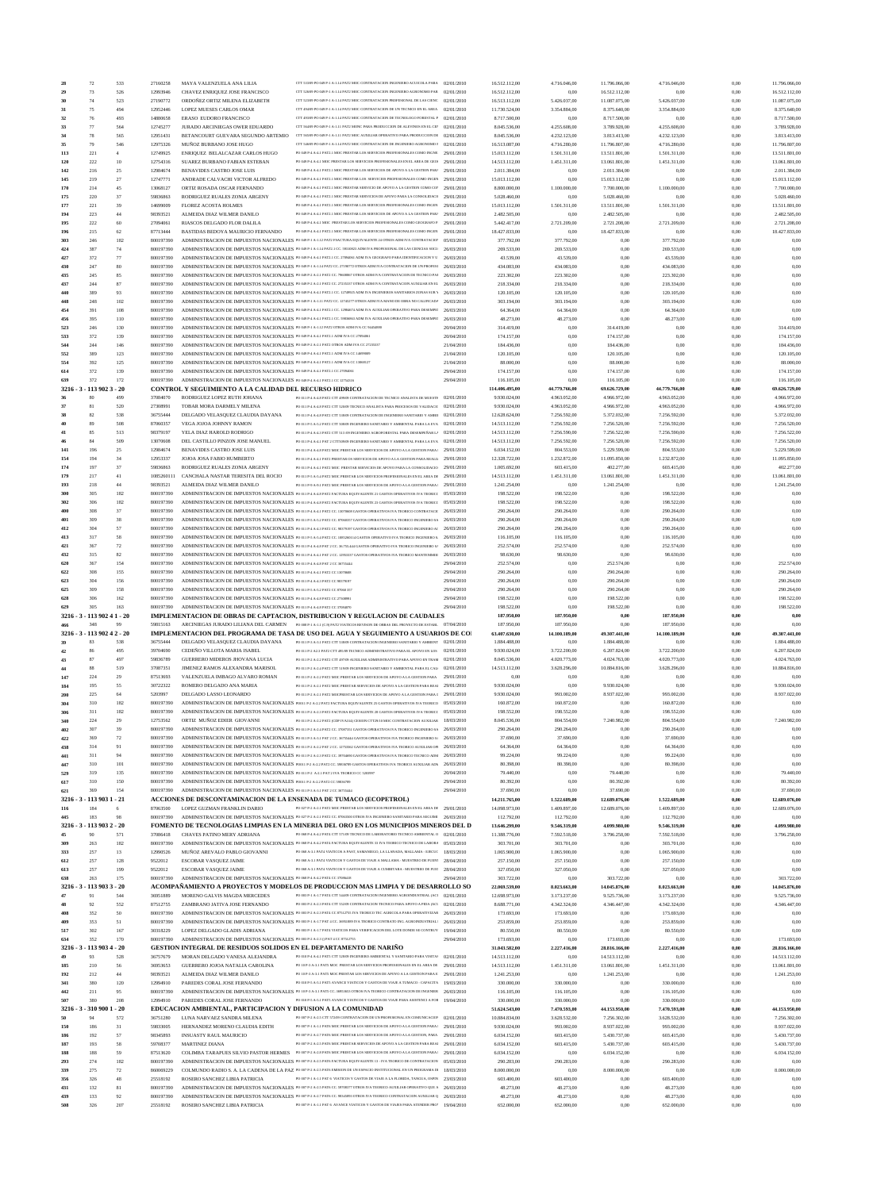| | | | | | | | | | | | | |
|---|---|---|---|---|---|---|---|---|---|---|---|---|
| 28 | 72 | 533 | 27160258 | MAYA VALENZUELA ANA LILIA | CTT 51569 P0 049 P-1.4-1.1.4 PAT2 MDC CONTRATACION INGENIERO ACUICOLA PARA | 02/01/2010 | 16.512.112,00 | 4.716.046,00 | 11.796.066,00 | 4.716.046,00 | 0,00 | 11.796.066,00 |
| 29 | 73 | 526 | 12993946 | CHAVEZ ENRIQUEZ JOSE FRANCISCO | CTT 52009 P0 049 P-1.4-1.1.4 PAT2 MDC CONTRATACION INGENIERO AGRONOMO PAR | 02/01/2010 | 16.512.112,00 | 0,00 | 16.512.112,00 | 0,00 | 0,00 | 16.512.112,00 |
| 30 | 74 | 523 | 27190772 | ORDOÑEZ ORTIZ MILENA ELIZABETH | CTT 52009 P0 049 P-1.4-1.1.4 PAT2 MDC CONTRATACION PROFESIONAL DE LAS CIENC | 02/01/2010 | 16.513.112,00 | 5.426.037,00 | 11.087.075,00 | 5.426.037,00 | 0,00 | 11.087.075,00 |
| 31 | 75 | 494 | 12952446 | LOPEZ MUESES CARLOS OMAR | CTT 49409 P0 049 P-1.4-1.1.4 PAT2 MDC CONTRATACION DE UN TECNICO EN EL AREA | 02/01/2010 | 11.730.524,00 | 3.354.884,00 | 8.375.640,00 | 3.354.884,00 | 0,00 | 8.375.640,00 |
| 32 | 76 | 493 | 14880658 | ERASO EUDORO FRANCISCO | CTT 49309 P0 049 P-1.4-1.1.4 PAT2 MDC CONTRATACION DE TECNOLOGO FORESTAL P | 02/01/2010 | 8.717.500,00 | 0,00 | 8.717.500,00 | 0,00 | 0,00 | 8.717.500,00 |
| 33 | 77 | 564 | 12745277 | JURADO ARCINIEGAS OWER EDUARDO | CTT 56409 P0 049 P-1.4-1.1 PAT2 MDC PARA PRODUCCION DE ALEVINOS EN EL CEN | 02/01/2010 | 8.045.536,00 | 4.255.608,00 | 3.789.928,00 | 4.255.608,00 | 0,00 | 3.789.928,00 |
| 34 | 78 | 565 | 12951431 | BETANCOURT GUEVARA SEGUNDO ARTEMIO | CTT 56509 P0 049 P-1.4-1.1.4 PAT2 MDC AUXILIAR OPERATIVO PARA PRODUCCION DE | 02/01/2010 | 8.045.536,00 | 4.232.123,00 | 3.813.413,00 | 4.232.123,00 | 0,00 | 3.813.413,00 |
| 35 | 79 | 546 | 12975326 | MUÑOZ BURBANO JOSE HUGO | CTT 54609 P0 049 P-1.4-1.1.4 PAT2 MDC CONTRATACION DE INGENIERO AGRONOMO | 02/01/2010 | 16.513.087,00 | 4.716.280,00 | 11.796.807,00 | 4.716.280,00 | 0,00 | 11.796.807,00 |
| 113 | 221 | 4 | 12749925 | ENRIQUEZ BELALCAZAR CARLOS HUGO | P0 049 P-1.4-1.1 PAT2.1 MDC PRESTAR LOS SERVICIOS PROFESIONALES COMO INGENI | 28/01/2010 | 15.013.112,00 | 1.501.311,00 | 13.511.801,00 | 1.501.311,00 | 0,00 | 13.511.801,00 |
| 120 | 222 | 10 | 12754316 | SUAREZ BURBANO FABIAN ESTEBAN | P0 049 P-1.4-1.1 PAT2.1 MDC PRESTAR LOS SERVICIOS PROFESIONALES COMO INGENI | 29/01/2010 | 14.513.112,00 | 1.451.311,00 | 13.061.801,00 | 1.451.311,00 | 0,00 | 13.061.801,00 |
| 142 | 216 | 25 | 12984674 | BENAVIDES CASTRO JOSE LUIS | P0 049 P-1.4-1.1 PAT2.1 MDC PRESTAR LOS SERVICIOS DE APOYO A LA GESTION PARA | 29/01/2010 | 2.011.384,00 | 0,00 | 2.011.384,00 | 0,00 | 0,00 | 2.011.384,00 |
| 145 | 219 | 27 | 12747771 | ANDRADE CALVACHI VICTOR ALFREDO | P0 049 P-1.4-1.1 PAT2.1 MDC PRESTAR LOS SERVICIOS PROFESIONALES COMO INGEN | 29/01/2010 | 15.013.112,00 | 0,00 | 15.013.112,00 | 0,00 | 0,00 | 15.013.112,00 |
| 170 | 214 | 45 | 13068127 | ORTIZ ROSADA OSCAR FERNANDO | P0 049 P-1.4-1.1 PAT2.1 MDC PRESTAR LOS SERVICIOS DE APOYO A LA GESTION COMO | 29/01/2010 | 8.800.000,00 | 1.100.000,00 | 7.700.000,00 | 1.100.000,00 | 0,00 | 7.700.000,00 |
| 175 | 220 | 37 | 59836863 | RODRIGUEZ RUALES ZONIA ARGENY | P0 049 P-1.4-1.1 PAT2.1 MDC PRESTAR SERVICIOS DE APOYO PARA LA CONSOLIDACIO | 29/01/2010 | 5.028.460,00 | 0,00 | 5.028.460,00 | 0,00 | 0,00 | 5.028.460,00 |
| 177 | 221 | 39 | 14699009 | FLOREZ ACOSTA HOLMES | P0 049 P-1.4-1.1 PAT2.1 MDC PRESTAR LOS SERVICIOS PROFESIONALES COMO INGEN | 29/01/2010 | 15.013.112,00 | 1.501.311,00 | 13.511.801,00 | 1.501.311,00 | 0,00 | 13.511.801,00 |
| 194 | 223 | 44 | 98393521 | ALMEIDA DIAZ WILMER DANILO | P0 049 P-1.4-1.1 PAT2.1 MDC PRESTAR LOS SERVICIOS DE APOYO A LA GESTION PARA | 29/01/2010 | 2.482.505,00 | 0,00 | 2.482.505,00 | 0,00 | 0,00 | 2.482.505,00 |
| 195 | 222 | 60 | 27094061 | RIASCOS DELGADO FLOR DALILA | P0 049 P-1.4-1.1 PAT2.1 MDC PRESTAR LOS SERVICIOS PROFESIONALES COMO GEOGRAFO P | 29/01/2010 | 5.442.417,00 | 2.721.209,00 | 2.721.208,00 | 2.721.209,00 | 0,00 | 2.721.208,00 |
| 196 | 215 | 62 | 87713444 | BASTIDAS BEDOYA MAURICIO FERNANDO | P0 049 P-1.4-1.1 PAT2.1 MDC PRESTAR LOS SERVICIOS PROFESIONALES COMO INGEN | 29/01/2010 | 18.427.833,00 | 0,00 | 18.427.833,00 | 0,00 | 0,00 | 18.427.833,00 |
| 303 | 246 | 182 | 800197390 | ADMINISTRACION DE IMPUESTOS NACIONALES | P0 049 P-1.4-1.1.2 PAT2 PAGO FACTURA EQUIVALENTE 22 OTROS ADM IVA CONTRATACION | 05/03/2010 | 377.792,00 | 377.792,00 | 0,00 | 377.792,00 | 0,00 | 0,00 |
| 424 | 387 | 74 | 800197390 | ADMINISTRACION DE IMPUESTOS NACIONALES | P0 049 P-1.4-1.1 PAT2.1 CC. 5818923 ADM IVA PROFESIONAL DE LAS CIENCIAS SOCIA | 26/03/2010 | 269.533,00 | 269.533,00 | 0,00 | 269.533,00 | 0,00 | 0,00 |
| 427 | 372 | 77 | 800197390 | ADMINISTRACION DE IMPUESTOS NACIONALES | P0 049 P-1.4-1.1 PAT2.1 CC. 27094061 ADM IVA GEOGRAFO PARA IDENTIFICACION Y U | 26/03/2010 | 43.539,00 | 43.539,00 | 0,00 | 43.539,00 | 0,00 | 0,00 |
| 430 | 247 | 80 | 800197390 | ADMINISTRACION DE IMPUESTOS NACIONALES | P0 049 P-1.4-1.1.2 PAT2 CC. 27190772 OTROS ADM IVA CONTRATACION DE UN PROFESI | 26/03/2010 | 434.083,00 | 434.083,00 | 0,00 | 434.083,00 | 0,00 | 0,00 |
| 435 | 245 | 85 | 800197390 | ADMINISTRACION DE IMPUESTOS NACIONALES | P0 049 P-1.4-1.1.2 PAT2 CC. 79608867 OTROS ADM IVA CONTRATACION DE TECNICO PAS | 26/03/2010 | 223.302,00 | 223.302,00 | 0,00 | 223.302,00 | 0,00 | 0,00 |
| 437 | 244 | 87 | 800197390 | ADMINISTRACION DE IMPUESTOS NACIONALES | P0 049 P-1.4-1.1.2 PAT2 CC. 27231017 OTROS ADM IVA CONTRATACION AUXILIAR EN EL | 26/03/2010 | 218.334,00 | 218.334,00 | 0,00 | 218.334,00 | 0,00 | 0,00 |
| 440 | 389 | 93 | 800197390 | ADMINISTRACION DE IMPUESTOS NACIONALES | P0 049 P-1.4-1.1 PAT2.1 CC. 12749925 ADM IVA INGENIEROS SANITARIOS ZONAS SUR Y | 26/03/2010 | 120.105,00 | 120.105,00 | 0,00 | 120.105,00 | 0,00 | 0,00 |
| 448 | 248 | 102 | 800197390 | ADMINISTRACION DE IMPUESTOS NACIONALES | P0 049 P-1.4-1.1.2 PAT2 CC. 12745277 OTROS ADM IVA MANO DE OBRA NO CALIFICADA | 26/03/2010 | 303.194,00 | 303.194,00 | 0,00 | 303.194,00 | 0,00 | 0,00 |
| 454 | 391 | 108 | 800197390 | ADMINISTRACION DE IMPUESTOS NACIONALES | P0 049 P-1.4-1.1 PAT2.1 CC. 12984674 ADM IVA AUXILIAR OPERATIVO PARA DESEMPE | 26/03/2010 | 64.364,00 | 64.364,00 | 0,00 | 64.364,00 | 0,00 | 0,00 |
| 456 | 395 | 110 | 800197390 | ADMINISTRACION DE IMPUESTOS NACIONALES | P0 049 P-1.4-1.1 PAT2.1 CC. 59836863 ADM IVA AUXILIAR OPERATIVO PARA DESEMPE | 26/03/2010 | 48.273,00 | 48.273,00 | 0,00 | 48.273,00 | 0,00 | 0,00 |
| 523 | 246 | 130 | 800197390 | ADMINISTRACION DE IMPUESTOS NACIONALES | P0 049 P-1.4-1.1.2 PAT2 OTROS ADM IVA CC 56454898 | 20/04/2010 | 314.419,00 | 0,00 | 314.419,00 | 0,00 | 0,00 | 314.419,00 |
| 533 | 372 | 139 | 800197390 | ADMINISTRACION DE IMPUESTOS NACIONALES | P0 049 P-1.4-1.1 PAT2.1 ADM IVA CC 27094061 | 20/04/2010 | 174.157,00 | 0,00 | 174.157,00 | 0,00 | 0,00 | 174.157,00 |
| 544 | 244 | 146 | 800197390 | ADMINISTRACION DE IMPUESTOS NACIONALES | P0 049 P-1.4-1.1.2 PAT2 OTROS ADM IVA CC 27231017 | 21/04/2010 | 184.436,00 | 0,00 | 184.436,00 | 0,00 | 0,00 | 184.436,00 |
| 552 | 389 | 123 | 800197390 | ADMINISTRACION DE IMPUESTOS NACIONALES | P0 049 P-1.4-1.1 PAT2.1 ADM IVA CC 12749925 | 21/04/2010 | 120.105,00 | 0,00 | 120.105,00 | 0,00 | 0,00 | 120.105,00 |
| 554 | 392 | 125 | 800197390 | ADMINISTRACION DE IMPUESTOS NACIONALES | P0 049 P-1.4-1.1 PAT2.1 ADM IVA CC 13068127 | 21/04/2010 | 88.000,00 | 0,00 | 88.000,00 | 0,00 | 0,00 | 88.000,00 |
| 614 | 372 | 139 | 800197390 | ADMINISTRACION DE IMPUESTOS NACIONALES | P0 049 P-1.4-1.1 PAT2.1 CC 27094061 | 29/04/2010 | 174.157,00 | 0,00 | 174.157,00 | 0,00 | 0,00 | 174.157,00 |
| 639 | 372 | 172 | 800197390 | ADMINISTRACION DE IMPUESTOS NACIONALES | P0 049 P-1.4-1.1 PAT2.1 CC 12754316 | 29/04/2010 | 116.105,00 | 0,00 | 116.105,00 | 0,00 | 0,00 | 116.105,00 |
| **3216 - 3 - 113 902 3 - 20** | | | | **CONTROL Y SEGUIMIENTO A LA CALIDAD DEL RECURSO HIDRICO** | | | **114.406.495,00** | **44.779.766,00** | **69.626.729,00** | **44.779.766,00** | **0,00** | **69.626.729,00** |
| 36 | 80 | 499 | 37084670 | RODRIGUEZ LOPEZ RUTH JOHANA | P0 013 P-1.4-4.0 PAT2 CTT 49909 CONTRATACION DE TECNICO ANALISTA DE MUESTR | 02/01/2010 | 9.930.024,00 | 4.963.052,00 | 4.966.972,00 | 4.963.052,00 | 0,00 | 4.966.972,00 |
| 37 | 81 | 520 | 27308991 | TOBAR MORA DARMELY MILENA | P0 013 P-1.4-4.0 PAT2 CTT 52009 TECNICO ANALISTA PARA PROCESOS DE VALIDACIO | 02/01/2010 | 9.930.024,00 | 4.963.052,00 | 4.966.972,00 | 4.963.052,00 | 0,00 | 4.966.972,00 |
| 38 | 82 | 538 | 36755444 | DELGADO VELASQUEZ CLAUDIA DAYANA | P0 013 P-1.4-4.0 PAT2 CTT 53809 CONTRATACION DE INGENIERO SANITARIO Y AMBIE | 02/01/2010 | 12.628.624,00 | 7.256.592,00 | 5.372.032,00 | 7.256.592,00 | 0,00 | 5.372.032,00 |
| 40 | 89 | 508 | 87060357 | VEGA JOJOA JOHNNY RAMON | P0 013 P-1.4-4.0 PAT2 CTT 50809 INGENIERO SANITARIO Y AMBIENTAL PARA LA EVA | 02/01/2010 | 14.513.112,00 | 7.256.592,00 | 7.256.520,00 | 7.256.592,00 | 0,00 | 7.256.520,00 |
| 41 | 85 | 513 | 98379197 | YELA DIAZ HAROLD RODRIGO | P0 013 P-1.4-4.0 PAT2 CTT 513 09 INGENIERO AGROFORESTAL PARA DESEMPEÑAR LA | 02/01/2010 | 14.513.112,00 | 7.256.590,00 | 7.256.522,00 | 7.256.590,00 | 0,00 | 7.256.522,00 |
| 46 | 84 | 509 | 13070608 | DEL CASTILLO PINZON JOSE MANUEL | P0 013 P-1.4-4.0 PAT 2 CTT50909 INGENIERO SANITARIO Y AMBIENTAL PARA LA EVA | 02/01/2010 | 14.513.112,00 | 7.256.592,00 | 7.256.520,00 | 7.256.592,00 | 0,00 | 7.256.520,00 |
| 141 | 196 | 25 | 12984674 | BENAVIDES CASTRO JOSE LUIS | P0 013 P-1.4-4.1 PAT2 MDC PRESTAR LOS SERVICIOS DE APOYO A LA GESTION PARA | 29/01/2010 | 6.034.152,00 | 804.553,00 | 5.229.599,00 | 804.553,00 | 0,00 | 5.229.599,00 |
| 154 | 194 | 34 | 12953337 | JOJOA JOSA FABIO HUMBERTO | P0 013 P-1.4-4.1 PAT2 PRESTAR LOS SERVICIOS DE APOYO A LA GESTION PARA REALIZ | 29/01/2010 | 12.328.722,00 | 1.232.872,00 | 11.095.850,00 | 1.232.872,00 | 0,00 | 11.095.850,00 |
| 174 | 197 | 37 | 59836863 | RODRIGUEZ RUALES ZONIA ARGENY | P0 013 P-1.4-4.1 PAT2 MDC PRESTAR SERVICIOS DE APOYO PARA LA CONSOLIDACIO | 29/01/2010 | 1.005.692,00 | 603.415,00 | 402.277,00 | 603.415,00 | 0,00 | 402.277,00 |
| 179 | 217 | 41 | 1085260111 | CANCHALA NASTAR TERESITA DEL ROCIO | P0 013 P-1.4-4.1 PAT2 MDC PRESTAR LOS SERVICIOS PROFESIONALES EN EL AREA DE | 29/01/2010 | 14.513.112,00 | 1.451.311,00 | 13.061.801,00 | 1.451.311,00 | 0,00 | 13.061.801,00 |
| 193 | 218 | 44 | 98393521 | ALMEIDA DIAZ WILMER DANILO | P0 013 P-1.4-4.1 PAT2 MDC PRESTAR LOS SERVICIOS DE APOYO A LA GESTION PARA | 29/01/2010 | 1.241.254,00 | 0,00 | 1.241.254,00 | 0,00 | 0,00 | 1.241.254,00 |
| 300 | 305 | 182 | 800197390 | ADMINISTRACION DE IMPUESTOS NACIONALES | P0 013 P-1.4-4.0 PAT2 FACTURA EQUIVALENTE 21 GASTOS OPERATIVOS IVA TECNICO | 05/03/2010 | 198.522,00 | 198.522,00 | 0,00 | 198.522,00 | 0,00 | 0,00 |
| 302 | 306 | 182 | 800197390 | ADMINISTRACION DE IMPUESTOS NACIONALES | P0 013 P-1.4-4.0 PAT2 FACTURA EQUIVALENTE 21 GASTOS OPERATIVOS IVA TECNICO | 05/03/2010 | 198.522,00 | 198.522,00 | 0,00 | 198.522,00 | 0,00 | 0,00 |
| 400 | 308 | 37 | 800197390 | ADMINISTRACION DE IMPUESTOS NACIONALES | P0 013 P-1.4-4.0 PAT2 CC. 13070608 GASTOS OPERATIVOS IVA TECNICO CONTRATACIO | 26/03/2010 | 290.264,00 | 290.264,00 | 0,00 | 290.264,00 | 0,00 | 0,00 |
| 401 | 309 | 38 | 800197390 | ADMINISTRACION DE IMPUESTOS NACIONALES | P0 013 P-1.4-4.0 PAT2 CC. 87060357 GASTOS OPERATIVOS IVA TECNICO INGENIERO SA | 26/03/2010 | 290.264,00 | 290.264,00 | 0,00 | 290.264,00 | 0,00 | 0,00 |
| 412 | 304 | 57 | 800197390 | ADMINISTRACION DE IMPUESTOS NACIONALES | P0 013 P-1.4-4.0 PAT2 CC. 98379197 GASTOS OPERATIVOS IVA TECNICO INGENIERO AG | 26/03/2010 | 290.264,00 | 290.264,00 | 0,00 | 290.264,00 | 0,00 | 0,00 |
| 413 | 317 | 58 | 800197390 | ADMINISTRACION DE IMPUESTOS NACIONALES | P0 013 P-1.4-4.1 PAT2 CC. 1085260111 GASTOS OPERATIVOS IVA TECNICO INGENIERO S | 26/03/2010 | 116.105,00 | 116.105,00 | 0,00 | 116.105,00 | 0,00 | 0,00 |
| 421 | 367 | 72 | 800197390 | ADMINISTRACION DE IMPUESTOS NACIONALES | P0 013 P-1.4-4.0 PAT 2 CC. 36755444 GASTOS OPERATIVOS IVA TECNICO INGENIERO S | 26/03/2010 | 252.574,00 | 252.574,00 | 0,00 | 252.574,00 | 0,00 | 0,00 |
| 432 | 315 | 82 | 800197390 | ADMINISTRACION DE IMPUESTOS NACIONALES | P0 013 P-1.4-4.1 PAT 2 CC. 12953337 GASTOS OPERATIVOS IVA TECNICO MANTENIMIE | 26/03/2010 | 98.630,00 | 98.630,00 | 0,00 | 98.630,00 | 0,00 | 0,00 |
| 620 | 367 | 154 | 800197390 | ADMINISTRACION DE IMPUESTOS NACIONALES | P0 013 P-1.4-4.0 PAT 2 CC 36755444 | 29/04/2010 | 252.574,00 | 0,00 | 252.574,00 | 0,00 | 0,00 | 252.574,00 |
| 622 | 308 | 155 | 800197390 | ADMINISTRACION DE IMPUESTOS NACIONALES | P0 013 P-1.4-4.0 PAT2 CC 13070608 | 29/04/2010 | 290.264,00 | 0,00 | 290.264,00 | 0,00 | 0,00 | 290.264,00 |
| 623 | 304 | 156 | 800197390 | ADMINISTRACION DE IMPUESTOS NACIONALES | P0 013 P-1.4-4.0 PAT2 CC 98379197 | 29/04/2010 | 290.264,00 | 0,00 | 290.264,00 | 0,00 | 0,00 | 290.264,00 |
| 625 | 309 | 158 | 800197390 | ADMINISTRACION DE IMPUESTOS NACIONALES | P0 013 P-1.4-4.0 PAT2 CC 87060357 | 29/04/2010 | 290.264,00 | 0,00 | 290.264,00 | 0,00 | 0,00 | 290.264,00 |
| 628 | 306 | 162 | 800197390 | ADMINISTRACION DE IMPUESTOS NACIONALES | P0 013 P-1.4-4.0 PAT2 CC 27308991 | 29/04/2010 | 198.522,00 | 0,00 | 198.522,00 | 0,00 | 0,00 | 198.522,00 |
| 629 | 305 | 163 | 800197390 | ADMINISTRACION DE IMPUESTOS NACIONALES | P0 013 P-1.4-4.0 PAT2 CC 37084670 | 29/04/2010 | 198.522,00 | 0,00 | 198.522,00 | 0,00 | 0,00 | 198.522,00 |
| **3216 - 3 - 113 902 4 1 - 20** | | | | **IMPLEMENTACION DE OBRAS DE CAPTACION, DISTRIBUCION Y REGULACION DE CAUDALES** | | | **187.950,00** | **187.950,00** | **0,00** | **187.950,00** | **0,00** | **0,00** |
| 466 | 348 | 99 | 59815163 | ARCINIEGAS JURADO LILIANA DEL CARMEN | P0 088 P-1.6-1.1 (CH) PAT2 VIATICOS REVISION DE OBRAS DEL PROYECTO DE ESTABL | 07/04/2010 | 187.950,00 | 187.950,00 | 0,00 | 187.950,00 | 0,00 | 0,00 |
| **3216 - 3 - 113 902 4 2 - 20** | | | | **IMPLEMENTACION DEL PROGRAMA DE TASA DE USO DEL AGUA Y SEGUIMIENTO A USUARIOS DE CO** | | | **63.407.630,00** | **14.100.189,00** | **49.307.441,00** | **14.100.189,00** | **0,00** | **49.307.441,00** |
| 39 | 83 | 538 | 36755444 | DELGADO VELASQUEZ CLAUDIA DAYANA | P0 013 P-1.6-3.1 PAT2 CTT 53809 CONTRATACION INGENIERO SANITARIO Y AMBIENT | 02/01/2010 | 1.884.488,00 | 0,00 | 1.884.488,00 | 0,00 | 0,00 | 1.884.488,00 |
| 42 | 86 | 495 | 39704690 | CEDEÑO VILLOTA MARIA ISABEL | P0 013 P-1.6-2.1 PAT2 CTT 49509 TECNICO ADMINISTRATIVO PARA EL APOYO EN LOS | 02/01/2010 | 9.930.024,00 | 3.722.200,00 | 6.207.824,00 | 3.722.200,00 | 0,00 | 6.207.824,00 |
| 43 | 87 | 497 | 59836789 | GUERRERO MIDEROS JHOVANA LUCIA | P0 013 P-1.6-2.2 PAT2 CTT 49709 AUXILIAR ADMINISTRATIVO PARA APOYO EN TRAM | 02/01/2010 | 8.045.536,00 | 4.020.773,00 | 4.024.763,00 | 4.020.773,00 | 0,00 | 4.024.763,00 |
| 44 | 88 | 519 | 37087351 | JIMENEZ RAMOS ALEXANDRA MARISOL | P0 013 P-1.6-2.2 PAT2 CTT 51909 INGENIERO SANITARIO Y AMBIENTAL PARA EL CAL | 02/01/2010 | 14.513.112,00 | 3.628.296,00 | 10.884.816,00 | 3.628.296,00 | 0,00 | 10.884.816,00 |
| 147 | 224 | 29 | 87513693 | VALENZUELA IMBAGO ALVARO ROMAN | P0 013 P-1.6-2.2 PAT2 MDC PRESTAR LOS SERVICIOS DE APOYO A LA GESTION | 29/01/2010 | 0,00 | 0,00 | 0,00 | 0,00 | 0,00 | 0,00 |
| 184 | 195 | 55 | 30722322 | ROMERO DELGADO ANA MARIA | P0 013 P-1.6-2.1 PAT2 MDC PRESTAR SERVICIOS DE APOYO A LA GESTION PARA REAL | 29/01/2010 | 9.930.024,00 | 0,00 | 9.930.024,00 | 0,00 | 0,00 | 9.930.024,00 |
| 200 | 225 | 64 | 5203997 | DELGADO LASSO LEONARDO | P0 013 P-1.6-2.1 PAT2 MDCPRESTAR LOS SERVICIOS DE APOYO A LA GESTION PARA L | 29/01/2010 | 9.930.024,00 | 993.002,00 | 8.937.022,00 | 993.002,00 | 0,00 | 8.937.022,00 |
| 304 | 310 | 182 | 800197390 | ADMINISTRACION DE IMPUESTOS NACIONALES | P0013 P-1.6-2.2 PAT2 FACTURA EQUIVALENTE 20 GASTOS OPERATIVOS IVA TECNICO | 05/03/2010 | 160.872,00 | 160.872,00 | 0,00 | 160.872,00 | 0,00 | 0,00 |
| 306 | 311 | 182 | 800197390 | ADMINISTRACION DE IMPUESTOS NACIONALES | P0 013 P-1.6-2.2 PAT2 FACTURA EQUIVALENTE 20 GASTOS OPERATIVOS IVA TECNICO | 05/03/2010 | 198.552,00 | 198.552,00 | 0,00 | 198.552,00 | 0,00 | 0,00 |
| 340 | 224 | 29 | 12753562 | ORTIZ MUÑOZ EDIER GIOVANNI | P0 013 P-1.6-2.2 PAT2 (CDP 97) ANULACION CTT29/10 MDC CONTRATACION AUXILIAR | 18/03/2010 | 8.045.536,00 | 804.554,00 | 7.240.982,00 | 804.554,00 | 0,00 | 7.240.982,00 |
| 402 | 307 | 39 | 800197390 | ADMINISTRACION DE IMPUESTOS NACIONALES | P0 013 P-1.6-2.2 PAT 2 CC. 37087351 GASTOS OPERATIVOS IVA TECNICO INGENIERO SA | 26/03/2010 | 290.264,00 | 290.264,00 | 0,00 | 290.264,00 | 0,00 | 0,00 |
| 422 | 369 | 72 | 800197390 | ADMINISTRACION DE IMPUESTOS NACIONALES | P0 013 P-1.6-3.1 PAT 2 CC. 36755444 GASTOS OPERATIVOS IVA TECNICO INGENIERO S | 26/03/2010 | 37.690,00 | 37.690,00 | 0,00 | 37.690,00 | 0,00 | 0,00 |
| 428 | 314 | 91 | 800197390 | ADMINISTRACION DE IMPUESTOS NACIONALES | P0 013 P-1.6-2.2 PAT 2 CC. 12753562 GASTOS OPERATIVOS IVA TECNICO AUXILIAR OPE | 26/03/2010 | 64.364,00 | 64.364,00 | 0,00 | 64.364,00 | 0,00 | 0,00 |
| 441 | 311 | 94 | 800197390 | ADMINISTRACION DE IMPUESTOS NACIONALES | P0 013 P-1.6-2.1 PAT 2 CC. 39704690 GASTOS OPERATIVOS IVA TECNICO TECNICO ADM | 26/03/2010 | 99.224,00 | 99.224,00 | 0,00 | 99.224,00 | 0,00 | 0,00 |
| 447 | 310 | 101 | 800197390 | ADMINISTRACION DE IMPUESTOS NACIONALES | P0013 P-1.6-2.2 PAT 2 CC. 59836789 GASTOS OPERATIVOS IVA TECNICO AUXILIAR ADM | 26/03/2010 | 80.398,00 | 80.398,00 | 0,00 | 80.398,00 | 0,00 | 0,00 |
| 529 | 319 | 135 | 800197390 | ADMINISTRACION DE IMPUESTOS NACIONALES | P0 013 P-1.6-2.1 PAT2 IVA TECNICO CC 5203997 | 20/04/2010 | 79.440,00 | 0,00 | 79.440,00 | 0,00 | 0,00 | 79.440,00 |
| 617 | 310 | 150 | 800197390 | ADMINISTRACION DE IMPUESTOS NACIONALES | P0013 P-1.6-2.2 PAT2 CC 59836789 | 29/04/2010 | 80.392,00 | 0,00 | 80.392,00 | 0,00 | 0,00 | 80.392,00 |
| 621 | 369 | 154 | 800197390 | ADMINISTRACION DE IMPUESTOS NACIONALES | P0 013 P-1.6-3.1 PAT 2 CC 36755444 | 29/04/2010 | 37.690,00 | 0,00 | 37.690,00 | 0,00 | 0,00 | 37.690,00 |
| **3216 - 3 - 113 903 1 - 21** | | | | **ACCIONES DE DESCONTAMINACION DE LA ENSENADA DE TUMACO (ECOPETROL)** | | | **14.211.765,00** | **1.522.689,00** | **12.689.076,00** | **1.522.689,00** | **0,00** | **12.689.076,00** |
| 116 | 184 | 6 | 87063500 | LOPEZ GUZMAN FRANKLIN DARIO | P0 027 P-1.9-2.1 PAT2 MDC PRESTAR LOS SERVICIOS PROFESIONALES EN EL AREA DE | 29/01/2010 | 14.098.973,00 | 1.409.897,00 | 12.689.076,00 | 1.409.897,00 | 0,00 | 12.689.076,00 |
| 445 | 183 | 98 | 800197390 | ADMINISTRACION DE IMPUESTOS NACIONALES | P0 027 P-1.9-2.1 PAT2 CC. 87063500 IVA INGENIERO SANITARIO PARA SEGUIMI | 26/03/2010 | 112.792,00 | 112.792,00 | 0,00 | 112.792,00 | 0,00 | 0,00 |
| **3216 - 3 - 113 903 2 - 20** | | | | **FOMENTO DE TECNOLOGIAS LIMPIAS EN LA MINERIA DEL ORO EN LOS MUNICIPIOS MINEROS DEL D** | | | **13.646.299,00** | **9.546.319,00** | **4.099.980,00** | **9.546.319,00** | **0,00** | **4.099.980,00** |
| 45 | 90 | 571 | 37086418 | CHAVES PATIÑO MERY ADRIANA | P0 068 P-1.6-4.2 PAT1 CTT 57109 TECNICO DE LABORATORIO TECNICO AMBIENTAL | 02/01/2010 | 11.388.776,00 | 7.592.518,00 | 3.796.258,00 | 7.592.518,00 | 0,00 | 3.796.258,00 |
| 309 | 263 | 182 | 800197390 | ADMINISTRACION DE IMPUESTOS NACIONALES | P0 068 P-1.6-4.2 PAT1 FACTURA EQUIVALENTE 19 IVA TECNICO TECNICO DE LABORA | 05/03/2010 | 303.701,00 | 303.701,00 | 0,00 | 303.701,00 | 0,00 | 0,00 |
| 333 | 257 | 13 | 12990526 | MUÑOZ AREVALO PABLO GIOVANNI | P0 068 A-1.1 PAT1 VIATICOS A PAST, SAMANIEGO, LA LLANADA, MALLAMA - SUBCOC | 18/03/2010 | 1.065.900,00 | 1.065.900,00 | 0,00 | 1.065.900,00 | 0,00 | 0,00 |
| 612 | 257 | 128 | 9522012 | ESCOBAR VASQUEZ JAIME | P0 068 A-1.1 PAT1 VIATICOS Y GASTOS DE VIAJE A MALLAMA - MUESTREO DE FUENT | 28/04/2010 | 257.150,00 | 257.150,00 | 0,00 | 257.150,00 | 0,00 | 0,00 |
| 613 | 257 | 199 | 9522012 | ESCOBAR VASQUEZ JAIME | P0 068 A-1.1 PAT1 VIATICOS Y GASTOS DE VIAJE A CUMBITARA - MUESTREO DE FUEN | 28/04/2010 | 327.050,00 | 327.050,00 | 0,00 | 327.050,00 | 0,00 | 0,00 |
| 638 | 263 | 175 | 800197390 | ADMINISTRACION DE IMPUESTOS NACIONALES | P0 068 P-1.6-4.2 PAT1 CC 37086418 | 29/04/2010 | 303.722,00 | 0,00 | 303.722,00 | 0,00 | 0,00 | 303.722,00 |
| **3216 - 3 - 113 903 3 - 20** | | | | **ACOMPAÑAMIENTO A PROYECTOS Y MODELOS DE PRODUCCION MAS LIMPIA Y DE DESARROLLO SO** | | | **22.069.539,00** | **8.023.663,00** | **14.045.876,00** | **8.023.663,00** | **0,00** | **14.045.876,00** |
| 47 | 91 | 544 | 36951889 | MORENO GALVIS MAGDA MERCEDES | P0 003 P-1.9-1.7 PAT4 CTT 54409 CONTRATACION INGENIERO AGROINDUSTRIAL (ACC | 02/01/2010 | 12.698.973,00 | 3.173.237,00 | 9.525.736,00 | 3.173.237,00 | 0,00 | 9.525.736,00 |
| 48 | 92 | 552 | 87512755 | ZAMBRANO JATIVA JOSE FERNANDO | P0 003 P-1.9-2.1 PAT4 CTT 55209 CONTRATACION TECNICO PARA APOYO A PDA (ACC | 02/01/2010 | 8.688.771,00 | 4.342.324,00 | 4.346.447,00 | 4.342.324,00 | 0,00 | 4.346.447,00 |
| 408 | 352 | 50 | 800197390 | ADMINISTRACION DE IMPUESTOS NACIONALES | P0 003 P-1.9-2.1 PAT4 CC 87512755 IVA TECNICO TEC AGRICOLA PARA OPERATIVIDAD | 26/03/2010 | 173.693,00 | 173.693,00 | 0,00 | 173.693,00 | 0,00 | 0,00 |
| 409 | 353 | 51 | 800197390 | ADMINISTRACION DE IMPUESTOS NACIONALES | P0 003 P-1.9-1.7 PAT 4 CC. 36951889 IVA TECNICO CONTRATO ING. AGROINDUSTRIAL | 26/03/2010 | 253.859,00 | 253.859,00 | 0,00 | 253.859,00 | 0,00 | 0,00 |
| 517 | 362 | 167 | 30318229 | LOPEZ DELGADO GLADIS ADRIANA | P0 003 P-1.9-1.7 PAT4 VIATICOS PARA VERIFICACION DEL LOTE DONDE SE CONSTRUY | 19/04/2010 | 80.550,00 | 80.550,00 | 0,00 | 80.550,00 | 0,00 | 0,00 |
| 634 | 352 | 170 | 800197390 | ADMINISTRACION DE IMPUESTOS NACIONALES | P0 003 P-1.9-2.1 PAT4 CC 87512755 | 29/04/2010 | 173.693,00 | 0,00 | 173.693,00 | 0,00 | 0,00 | 173.693,00 |
| **3216 - 3 - 113 903 4 - 20** | | | | **GESTION INTEGRAL DE RESIDUOS SOLIDOS EN EL DEPARTAMENTO DE NARIÑO** | | | **31.043.582,00** | **2.227.416,00** | **28.816.166,00** | **2.227.416,00** | **0,00** | **28.816.166,00** |
| 49 | 93 | 528 | 36757679 | MORAN DELGADO VANESA ALEJANDRA | P0 024 P-1.9-4.1 PAT5 CTT 52809 INGENIERO AMBIENTAL Y SANITARIO PARA VISITAS | 02/01/2010 | 14.513.112,00 | 0,00 | 14.513.112,00 | 0,00 | 0,00 | 14.513.112,00 |
| 185 | 210 | 56 | 36953653 | GUERRERO JOJOA NATALIA CAROLINA | P0 024 P-1.9-4.1 PAT5 MDC PRESTAR LOS SERVICIOS PROFESIONALES EN EL AREA DE | 29/01/2010 | 14.513.112,00 | 1.451.311,00 | 13.061.801,00 | 1.451.311,00 | 0,00 | 13.061.801,00 |
| 192 | 212 | 44 | 98393521 | ALMEIDA DIAZ WILMER DANILO | P0 10 P-1.9-3.1 PAT5 MDC PRESTAR LOS SERVICIOS DE APOYO A LA GESTION PARA R | 29/01/2010 | 1.241.253,00 | 0,00 | 1.241.253,00 | 0,00 | 0,00 | 1.241.253,00 |
| 341 | 380 | 120 | 12994910 | PAREDES CORAL JOSE FERNANDO | P0 024 P-1.9-4.1 PAT5 AVANCE VIATICOS Y GASTOS DE VIAJE A TUMACO - CAPACITA | 19/03/2010 | 330.000,00 | 330.000,00 | 0,00 | 330.000,00 | 0,00 | 0,00 |
| 442 | 211 | 95 | 800197390 | ADMINISTRACION DE IMPUESTOS NACIONALES | P0 10 P-1.9-3.1 PAT5 CC. 36953653 OTROS IVA TECNICO CONTRATACION DE INGENIE | 26/03/2010 | 116.105,00 | 116.105,00 | 0,00 | 116.105,00 | 0,00 | 0,00 |
| 507 | 380 | 208 | 12994910 | PAREDES CORAL JOSE FERNANDO | P0 024 P-1.9-4.1 PAT5 AVANCE VIATICOS Y GASTOS DE VIAJE PARA ASISTENCIA A FOR | 19/04/2010 | 330.000,00 | 330.000,00 | 0,00 | 330.000,00 | 0,00 | 0,00 |
| **3216 - 3 - 310 901 1 - 20** | | | | **EDUCACION AMBIENTAL, PARTICIPACION Y DIFUSION A LA COMUNIDAD** | | | **51.624.543,00** | **7.470.593,00** | **44.153.950,00** | **7.470.593,00** | **0,00** | **44.153.950,00** |
| 50 | 94 | 572 | 36751280 | LUNA NARVAEZ SANDRA MILENA | P0 007 P-1.6-2.5 CTT 57209 CONTRATACION DE UN PROFESIONAL EN COMUNICACION | 02/01/2010 | 10.884.834,00 | 3.628.532,00 | 7.256.302,00 | 3.628.532,00 | 0,00 | 7.256.302,00 |
| 150 | 186 | 31 | 59833005 | HERNANDEZ MORENO CLAUDIA EDITH | P0 007 P-1.6-2.5 PAT6 MDC PRESTAR LOS SERVICIOS DE APOYO A LA GESTION PARA | 29/01/2010 | 9.930.024,00 | 993.002,00 | 8.937.022,00 | 993.002,00 | 0,00 | 8.937.022,00 |
| 186 | 192 | 57 | 98345893 | INSUASTY RAUL MAURICIO | P0 007 P-1.6-2.7 PAT6 MDC PRESTAR LOS SERVICIOS DE APOYO A LA GESTION, PARA | 29/01/2010 | 6.034.152,00 | 603.415,00 | 5.430.737,00 | 603.415,00 | 0,00 | 5.430.737,00 |
| 187 | 193 | 58 | 59708377 | MARTINEZ DIANA | P0 007 P-1.6-2.3 PAT6 MDC PRESTAR LOS SERVICIOS DE APOYO A LA GESTION PARA | 29/01/2010 | 6.034.152,00 | 603.415,00 | 5.430.737,00 | 603.415,00 | 0,00 | 5.430.737,00 |
| 188 | 188 | 59 | 87513620 | COLIMBA TARAPUES SILVIO PASTOR HERMES | P0 007 P-1.6-2.5 PAT6 MDC PRESTAR LOS SERVICIOS DE APOYO A LA GESTION PARA | 29/01/2010 | 6.034.152,00 | 0,00 | 6.034.152,00 | 0,00 | 0,00 | 6.034.152,00 |
| 293 | 274 | 182 | 800197390 | ADMINISTRACION DE IMPUESTOS NACIONALES | P0 007 P-1.6-2.5 PAT6 FACTURA EQUIVALENTE 13 - IVA TECNICO DE CONTRATACION | 05/03/2010 | 290.283,00 | 290.283,00 | 0,00 | 290.283,00 | 0,00 | 0,00 |
| 339 | 275 | 72 | 860069229 | COLMUNDO RADIO S. A. LA CADENA DE LA PAZ | P0 007 P-1.6-2.5 PAT6 EMISION DE UN ESPACIO INSTITUCIONAL EN UN PROGRAMA DE | 18/03/2010 | 8.000.000,00 | 0,00 | 8.000.000,00 | 0,00 | 0,00 | 8.000.000,00 |
| 356 | 326 | 48 | 25518192 | ROSERO SANCHEZ LIBIA PATRICIA | P0 007 P-1.6-2.1 PAT 6 VIATICOS Y GASTOS DE VIAJE A LA FLORIDA, TANGUA, IMPIN | 23/03/2010 | 603.400,00 | 603.400,00 | 0,00 | 603.400,00 | 0,00 | 0,00 |
| 431 | 132 | 81 | 800197390 | ADMINISTRACION DE IMPUESTOS NACIONALES | P0 007 P-1.6-2.7 PAT6 CC. 98345893 OTROS IVA TECNICO AUXILIAR OPERATIVO QUE A | 26/03/2010 | 48.273,00 | 48.273,00 | 0,00 | 48.273,00 | 0,00 | 0,00 |
| 439 | 133 | 92 | 800197390 | ADMINISTRACION DE IMPUESTOS NACIONALES | P0 007 P-1.6-2.7 PAT6 CC. 98345893 OTROS IVA TECNICO CONTRATACION AUXILIAR Q | 26/03/2010 | 48.273,00 | 48.273,00 | 0,00 | 48.273,00 | 0,00 | 0,00 |
| 508 | 326 | 207 | 25518192 | ROSERO SANCHEZ LIBIA PATRICIA | P0 007 P-1.6-2.1 PAT 6 AVANCE VIATICOS Y GASTOS DE VIAJE PARA ATENDER PRO | 19/04/2010 | 652.000,00 | 652.000,00 | 0,00 | 652.000,00 | 0,00 | 0,00 |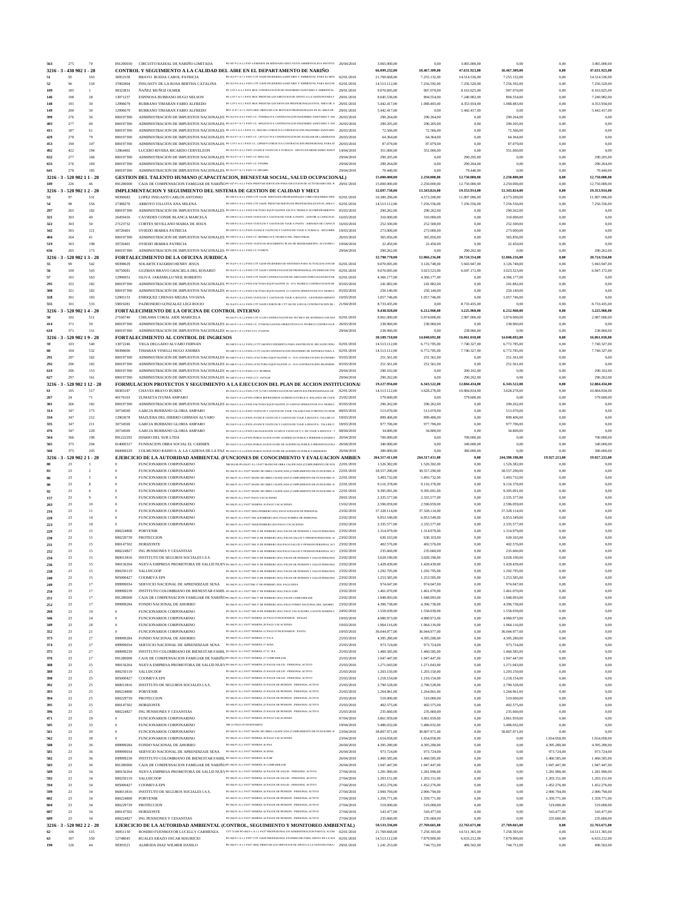| | | | | | | | | | | | | |
|---|---|---|---|---|---|---|---|---|---|---|---|---|
| 563 | 275 | 74 | 891200030 | CIRCUITO RADIAL DE NARIÑO LIMITADA | | 26/04/2010 | 3.065.000,00 | 0,00 | 3.065.000,00 | 0,00 | 0,00 | 3.065.000,00 |
| **3216 - 3 - 430 902 1 - 20** | | | | **CONTROL Y SEGUIMIENTO A LA CALIDAD DEL AIRE EN EL DEPARTAMENTO DE NARIÑO** | | | **66.099.232,00** | **18.467.309,00** | **47.631.923,00** | **18.467.309,00** | **0,00** | **47.631.923,00** |
| 51 | 95 | 503 | 36952558 | BRAVO RUEDA CAROL PATRICIA | | 02/01/2010 | 21.769.668,00 | 7.255.132,00 | 14.514.536,00 | 7.255.132,00 | 0,00 | 14.514.536,00 |
| 52 | 96 | 518 | 37082804 | INSUASTY DE LA ROSA BERTHA CATALINA | | 02/01/2010 | 14.513.112,00 | 7.256.592,00 | 7.256.520,00 | 7.256.592,00 | 0,00 | 7.256.520,00 |
| 109 | 185 | 1 | 98323831 | ÑAÑEZ MUÑOZ OLMER | | 29/01/2010 | 9.070.695,00 | 907.070,00 | 8.163.625,00 | 907.070,00 | 0,00 | 8.163.625,00 |
| 146 | 198 | 28 | 13071237 | ESPINOSA BURBANO HUGO NELSON | | 29/01/2010 | 8.045.536,00 | 804.554,00 | 7.240.982,00 | 804.554,00 | 0,00 | 7.240.982,00 |
| 148 | 191 | 30 | 12996679 | BURBANO TIMARAN FABIO ALFREDO | | 29/01/2010 | 5.442.417,00 | 1.088.483,00 | 4.353.934,00 | 1.088.483,00 | 0,00 | 4.353.934,00 |
| 149 | 200 | 30 | 12996679 | BURBANO TIMARAN FABIO ALFREDO | | 29/01/2010 | 5.442.417,00 | 0,00 | 5.442.417,00 | 0,00 | 0,00 | 5.442.417,00 |
| 390 | 276 | 36 | 800197390 | ADMINISTRACION DE IMPUESTOS NACIONALES | | 26/03/2010 | 290.264,00 | 290.264,00 | 0,00 | 290.264,00 | 0,00 | 0,00 |
| 403 | 277 | 40 | 800197390 | ADMINISTRACION DE IMPUESTOS NACIONALES | | 26/03/2010 | 290.205,00 | 290.205,00 | 0,00 | 290.205,00 | 0,00 | 0,00 |
| 415 | 187 | 61 | 800197390 | ADMINISTRACION DE IMPUESTOS NACIONALES | | 26/03/2010 | 72.566,00 | 72.566,00 | 0,00 | 72.566,00 | 0,00 | 0,00 |
| 429 | 278 | 79 | 800197390 | ADMINISTRACION DE IMPUESTOS NACIONALES | | 26/03/2010 | 64.364,00 | 64.364,00 | 0,00 | 64.364,00 | 0,00 | 0,00 |
| 453 | 190 | 107 | 800197390 | ADMINISTRACION DE IMPUESTOS NACIONALES | | 26/03/2010 | 87.079,00 | 87.079,00 | 0,00 | 87.079,00 | 0,00 | 0,00 |
| 492 | 422 | 194 | 12964402 | LUCERO RIVERA RICARDO CERVELEON | | 14/04/2010 | 351.000,00 | 351.000,00 | 0,00 | 351.000,00 | 0,00 | 0,00 |
| 632 | 277 | 168 | 800197390 | ADMINISTRACION DE IMPUESTOS NACIONALES | | 29/04/2010 | 290.205,00 | 0,00 | 290.205,00 | 0,00 | 0,00 | 290.205,00 |
| 633 | 276 | 169 | 800197390 | ADMINISTRACION DE IMPUESTOS NACIONALES | | 29/04/2010 | 290.264,00 | 0,00 | 290.264,00 | 0,00 | 0,00 | 290.264,00 |
| 641 | 278 | 185 | 800197390 | ADMINISTRACION DE IMPUESTOS NACIONALES | | 29/04/2010 | 79.440,00 | 0,00 | 79.440,00 | 0,00 | 0,00 | 79.440,00 |
| **3216 - 3 - 520 902 1 1 - 20** | | | | **GESTION DEL TALENTO HUMANO (CAPACITACION, BIENESTAR SOCIAL, SALUD OCUPACIONAL)** | | | **15.000.000,00** | **2.250.000,00** | **12.750.000,00** | **2.250.000,00** | **0,00** | **12.750.000,00** |
| 189 | 226 | 46 | 891280008 | CAJA DE COMPENSACION FAMILIAR DE NARIÑO | | 29/01/2010 | 15.000.000,00 | 2.250.000,00 | 12.750.000,00 | 2.250.000,00 | 0,00 | 12.750.000,00 |
| **3216 - 3 - 520 902 1 2 - 20** | | | | **IMPLEMENTACION Y SEGUIMIENTO DEL SISTEMA DE GESTION DE CALIDAD Y MECI** | | | **32.697.738,00** | **13.343.824,00** | **19.353.914,00** | **13.343.824,00** | **0,00** | **19.353.914,00** |
| 53 | 97 | 531 | 98390683 | LOPEZ INSUASTI CARLOS ANTONIO | | 02/01/2010 | 16.380.296,00 | 4.573.200,00 | 11.807.096,00 | 4.573.200,00 | 0,00 | 11.807.096,00 |
| 54 | 98 | 556 | 27388276 | ARROYO VILLOTA ANA MILENA | | 02/01/2010 | 14.513.112,00 | 7.256.556,00 | 7.256.556,00 | 7.256.556,00 | 0,00 | 7.256.556,00 |
| 297 | 265 | 182 | 800197390 | ADMINISTRACION DE IMPUESTOS NACIONALES | | 05/03/2010 | 290.262,00 | 290.262,00 | 0,00 | 290.262,00 | 0,00 | 0,00 |
| 321 | 303 | 49 | 26459416 | CAVIEDES CONDE BLANCA MARCELA | | 16/03/2010 | 310.000,00 | 310.000,00 | 0,00 | 310.000,00 | 0,00 | 0,00 |
| 322 | 303 | 50 | 27123732 | CORTES SEVILLANO MARIA DE JESUS | | 16/03/2010 | 252.500,00 | 252.500,00 | 0,00 | 252.500,00 | 0,00 | 0,00 |
| 342 | 303 | 121 | 30720401 | OVIEDO IBARRA PATRICIA | | 19/03/2010 | 273.000,00 | 273.000,00 | 0,00 | 273.000,00 | 0,00 | 0,00 |
| 404 | 264 | 41 | 800197390 | ADMINISTRACION DE IMPUESTOS NACIONALES | | 26/03/2010 | 365.856,00 | 365.856,00 | 0,00 | 365.856,00 | 0,00 | 0,00 |
| 519 | 303 | 198 | 30720401 | OVIEDO IBARRA PATRICIA | | 19/04/2010 | 22.450,00 | 22.450,00 | 0,00 | 22.450,00 | 0,00 | 0,00 |
| 636 | 265 | 173 | 800197390 | ADMINISTRACION DE IMPUESTOS NACIONALES | | 29/04/2010 | 290.262,00 | 0,00 | 290.262,00 | 0,00 | 0,00 | 290.262,00 |
| **3216 - 3 - 520 902 1 3 - 20** | | | | **FORTALECIMIENTO DE LA OFICINA JURIDICA** | | | **32.790.770,00** | **12.066.216,00** | **20.724.554,00** | **12.066.216,00** | **0,00** | **20.724.554,00** |
| 55 | 99 | 542 | 98398629 | SOLARTE FAJARDO HENRY JESUS | | 02/01/2010 | 9.070.695,00 | 3.126.748,00 | 5.943.947,00 | 3.126.748,00 | 0,00 | 5.943.947,00 |
| 56 | 100 | 543 | 36750681 | GUZMAN BRAVO GRACIELA DEL ROSARIO | | 02/01/2010 | 9.070.695,00 | 3.023.523,00 | 6.047.172,00 | 3.023.523,00 | 0,00 | 6.047.172,00 |
| 57 | 101 | 563 | 12996951 | OLIVA JARAMILLO NEIL ROBERTO | | 02/01/2010 | 4.366.177,00 | 4.366.177,00 | 0,00 | 4.366.177,00 | 0,00 | 0,00 |
| 295 | 322 | 182 | 800197390 | ADMINISTRACION DE IMPUESTOS NACIONALES | | 05/03/2010 | 241.882,00 | 241.882,00 | 0,00 | 241.882,00 | 0,00 | 0,00 |
| 308 | 321 | 182 | 800197390 | ADMINISTRACION DE IMPUESTOS NACIONALES | | 05/03/2010 | 250.140,00 | 250.140,00 | 0,00 | 250.140,00 | 0,00 | 0,00 |
| 328 | 301 | 183 | 52805153 | ENRIQUEZ CHENAS MELBA VIVIANA | | 16/03/2010 | 1.057.746,00 | 1.057.746,00 | 0,00 | 1.057.746,00 | 0,00 | 0,00 |
| 555 | 101 | 535 | 59819281 | PAZROSERO GONZALEZ LEGI ROCIO | | 21/04/2010 | 8.733.435,00 | 0,00 | 8.733.435,00 | 0,00 | 0,00 | 8.733.435,00 |
| **3216 - 3 - 520 902 1 4 - 20** | | | | **FORTALECIMIENTO DE LA OFICINA DE CONTROL INTERNO** | | | **9.438.920,00** | **6.212.960,00** | **3.225.960,00** | **6.212.960,00** | **0,00** | **3.225.960,00** |
| 58 | 102 | 511 | 27160740 | CHILAMA CORAL AIDE MARICELA | | 02/01/2010 | 8.961.000,00 | 5.974.000,00 | 2.987.000,00 | 5.974.000,00 | 0,00 | 2.987.000,00 |
| 414 | 371 | 59 | 800197390 | ADMINISTRACION DE IMPUESTOS NACIONALES | | 26/03/2010 | 238.960,00 | 238.960,00 | 0,00 | 238.960,00 | 0,00 | 0,00 |
| 618 | 371 | 151 | 800197390 | ADMINISTRACION DE IMPUESTOS NACIONALES | | 29/04/2010 | 238.960,00 | 0,00 | 238.960,00 | 0,00 | 0,00 | 238.960,00 |
| **3216 - 3 - 520 902 1 9 - 20** | | | | **FORTALECIMIENTO AL CONTROL DE INGRESOS** | | | **30.109.710,00** | **14.048.692,00** | **16.061.018,00** | **14.048.692,00** | **0,00** | **16.061.018,00** |
| 59 | 103 | 540 | 13072246 | VEGA DELGADO ALVARO FERNAN | | 02/01/2010 | 14.513.112,00 | 6.772.785,00 | 7.740.327,00 | 6.772.785,00 | 0,00 | 7.740.327,00 |
| 60 | 104 | 532 | 98398006 | TIMARAN VINELLI HUGO ANDRES | | 02/01/2010 | 14.513.112,00 | 6.772.785,00 | 7.740.327,00 | 6.772.785,00 | 0,00 | 7.740.327,00 |
| 291 | 297 | 182 | 800197390 | ADMINISTRACION DE IMPUESTOS NACIONALES | | 05/03/2010 | 251.561,00 | 251.561,00 | 0,00 | 251.561,00 | 0,00 | 0,00 |
| 292 | 296 | 182 | 800197390 | ADMINISTRACION DE IMPUESTOS NACIONALES | | 05/03/2010 | 251.561,00 | 251.561,00 | 0,00 | 251.561,00 | 0,00 | 0,00 |
| 619 | 296 | 153 | 800197390 | ADMINISTRACION DE IMPUESTOS NACIONALES | | 29/04/2010 | 290.102,00 | 0,00 | 290.102,00 | 0,00 | 0,00 | 290.102,00 |
| 627 | 297 | 161 | 800197390 | ADMINISTRACION DE IMPUESTOS NACIONALES | | 29/04/2010 | 290.262,00 | 0,00 | 290.262,00 | 0,00 | 0,00 | 290.262,00 |
| **3216 - 3 - 520 902 1 12 - 20** | | | | **FORMULACION PROYECTOS Y SEGUIMIENTO A LA EJECUCION DEL PLAN DE ACCION INSTITUCIONAL** | | | **19.227.956,00** | **6.343.522,00** | **12.884.434,00** | **6.343.522,00** | **0,00** | **12.884.434,00** |
| 61 | 105 | 517 | 98383187 | CHAVES BRAVO RUBEN | | 02/01/2010 | 14.513.112,00 | 3.628.278,00 | 10.884.834,00 | 3.628.278,00 | 0,00 | 10.884.834,00 |
| 267 | 24 | 71 | 40176103 | ZUMAETA IVUMA AMPARO | | 25/02/2010 | 579.600,00 | 0,00 | 579.600,00 | 0,00 | 0,00 | 579.600,00 |
| 301 | 266 | 182 | 800197390 | ADMINISTRACION DE IMPUESTOS NACIONALES | | 05/03/2010 | 290.262,00 | 290.262,00 | 0,00 | 290.262,00 | 0,00 | 0,00 |
| 314 | 347 | 175 | 30734569 | GARCIA BURBANO GLORIA AMPARO | | 08/03/2010 | 513.070,00 | 513.070,00 | 0,00 | 513.070,00 | 0,00 | 0,00 |
| 334 | 347 | 212 | 12963678 | MAZUERA DEL HIERRO GERMAN ALVARO | | 18/03/2010 | 899.406,00 | 899.406,00 | 0,00 | 899.406,00 | 0,00 | 0,00 |
| 335 | 347 | 211 | 30734569 | GARCIA BURBANO GLORIA AMPARO | | 18/03/2010 | 977.706,00 | 977.706,00 | 0,00 | 977.706,00 | 0,00 | 0,00 |
| 476 | 347 | 228 | 30734569 | GARCIA BURBANO GLORIA AMPARO | | 08/04/2010 | 34.800,00 | 34.800,00 | 0,00 | 34.800,00 | 0,00 | 0,00 |
| 564 | 366 | 198 | 891222292 | DIARIO DEL SUR LTDA | | 26/04/2010 | 700.000,00 | 0,00 | 700.000,00 | 0,00 | 0,00 | 700.000,00 |
| 565 | 375 | 204 | 814000317 | FUNDACION OBRA SOCIAL EL CARMEN | | 26/04/2010 | 340.000,00 | 0,00 | 340.000,00 | 0,00 | 0,00 | 340.000,00 |
| 566 | 375 | 205 | 860069229 | COLMUNDO RADIO S. A. LA CADENA DE LA PAZ | | 26/04/2010 | 380.000,00 | 0,00 | 380.000,00 | 0,00 | 0,00 | 380.000,00 |
| **3216 - 3 - 520 902 2 1 - 20** | | | | **EJERCICIO DE LA AUTORIDAD AMBIENTAL (FUNCIONES DE CONOCIMIENTO Y EVALUACION AMBIENTAL)** | | | **264.317.411,00** | **264.317.411,00** | **0,00** | **244.390.198,00** | **19.927.213,00** | **0,00** |
| 80 | 23 | 1 | 0 | FUNCIONARIOS CORPONARIÑO | | 22/01/2010 | 1.526.382,00 | 1.526.382,00 | 0,00 | 1.526.382,00 | 0,00 | 0,00 |
| 83 | 23 | 2 | 0 | FUNCIONARIOS CORPONARIÑO | | 22/01/2010 | 38.557.290,00 | 38.557.290,00 | 0,00 | 38.557.290,00 | 0,00 | 0,00 |
| 86 | 23 | 5 | 0 | FUNCIONARIOS CORPONARIÑO | | 22/01/2010 | 5.493.732,00 | 5.493.732,00 | 0,00 | 5.493.732,00 | 0,00 | 0,00 |
| 90 | 23 | 8 | 0 | FUNCIONARIOS CORPONARIÑO | | 22/01/2010 | 9.116.378,00 | 9.116.378,00 | 0,00 | 9.116.378,00 | 0,00 | 0,00 |
| 92 | 23 | 6 | 0 | FUNCIONARIOS CORPONARIÑO | | 22/01/2010 | 9.395.091,00 | 9.395.091,00 | 0,00 | 9.395.091,00 | 0,00 | 0,00 |
| 157 | 23 | 9 | 0 | FUNCIONARIOS CORPONARIÑO | | 29/01/2010 | 2.335.577,00 | 2.335.577,00 | 0,00 | 2.335.577,00 | 0,00 | 0,00 |
| 203 | 23 | 10 | 0 | FUNCIONARIOS CORPONARIÑO | | 15/02/2010 | 2.596.059,00 | 2.596.059,00 | 0,00 | 2.596.059,00 | 0,00 | 0,00 |
| 216 | 23 | 11 | 0 | FUNCIONARIOS CORPONARIÑO | | 23/02/2010 | 37.328.114,00 | 37.328.114,00 | 0,00 | 37.328.114,00 | 0,00 | 0,00 |
| 220 | 23 | 14 | 0 | FUNCIONARIOS CORPONARIÑO | | 23/02/2010 | 6.953.549,00 | 6.953.549,00 | 0,00 | 6.953.549,00 | 0,00 | 0,00 |
| 223 | 23 | 18 | 0 | FUNCIONARIOS CORPONARIÑO | | 23/02/2010 | 2.335.577,00 | 2.335.577,00 | 0,00 | 2.335.577,00 | 0,00 | 0,00 |
| 229 | 23 | 15 | 800224808 | PORVENIR | | 23/02/2010 | 1.314.979,00 | 1.314.979,00 | 0,00 | 1.314.979,00 | 0,00 | 0,00 |
| 230 | 23 | 15 | 800229739 | PROTECCION | | 23/02/2010 | 630.103,00 | 630.103,00 | 0,00 | 630.103,00 | 0,00 | 0,00 |
| 231 | 23 | 15 | 800147502 | HORIZONTE | | 23/02/2010 | 402.576,00 | 402.576,00 | 0,00 | 402.576,00 | 0,00 | 0,00 |
| 232 | 23 | 15 | 800224827 | ING PENSIONES Y CESANTIAS | | 23/02/2010 | 235.660,00 | 235.660,00 | 0,00 | 235.660,00 | 0,00 | 0,00 |
| 234 | 23 | 15 | 860013816 | INSTITUTO DE SEGUROS SOCIALES I.S.S. | | 23/02/2010 | 3.028.190,00 | 3.028.190,00 | 0,00 | 3.028.190,00 | 0,00 | 0,00 |
| 236 | 23 | 15 | 900156264 | NUEVA EMPRESA PROMOTORA DE SALUD NUEVA | | 23/02/2010 | 1.428.439,00 | 1.428.439,00 | 0,00 | 1.428.439,00 | 0,00 | 0,00 |
| 238 | 23 | 15 | 800250119 | SALUDCOOP | | 23/02/2010 | 1.292.795,00 | 1.292.795,00 | 0,00 | 1.292.795,00 | 0,00 | 0,00 |
| 240 | 23 | 15 | 805000427 | COOMEVA EPS | | 23/02/2010 | 1.253.585,00 | 1.253.585,00 | 0,00 | 1.253.585,00 | 0,00 | 0,00 |
| 249 | 23 | 17 | 899999034 | SERVICIO NACIONAL DE APRENDIZAJE SENA | | 23/02/2010 | 974.047,00 | 974.047,00 | 0,00 | 974.047,00 | 0,00 | 0,00 |
| 250 | 23 | 17 | 899999239 | INSTITUTO COLOMBIANO DE BIENESTAR FAMILIAR | | 23/02/2010 | 1.461.070,00 | 1.461.070,00 | 0,00 | 1.461.070,00 | 0,00 | 0,00 |
| 251 | 23 | 17 | 891280008 | CAJA DE COMPENSACION FAMILIAR DE NARIÑO | | 23/02/2010 | 1.948.093,00 | 1.948.093,00 | 0,00 | 1.948.093,00 | 0,00 | 0,00 |
| 252 | 23 | 17 | 899999284 | FONDO NACIONAL DE AHORRO | | 23/02/2010 | 4.396.738,00 | 4.396.738,00 | 0,00 | 4.396.738,00 | 0,00 | 0,00 |
| 260 | 23 | 19 | 0 | FUNCIONARIOS CORPONARIÑO | | 24/02/2010 | 1.558.039,00 | 1.558.039,00 | 0,00 | 1.558.039,00 | 0,00 | 0,00 |
| 346 | 23 | 24 | 0 | FUNCIONARIOS CORPONARIÑO | | 19/03/2010 | 4.980.973,00 | 4.980.973,00 | 0,00 | 4.980.973,00 | 0,00 | 0,00 |
| 349 | 23 | 28 | 0 | FUNCIONARIOS CORPONARIÑO | | 19/03/2010 | 1.964.116,00 | 1.964.116,00 | 0,00 | 1.964.116,00 | 0,00 | 0,00 |
| 352 | 23 | 21 | 0 | FUNCIONARIOS CORPONARIÑO | | 19/03/2010 | 36.044.977,00 | 36.044.977,00 | 0,00 | 36.044.977,00 | 0,00 | 0,00 |
| 373 | 23 | 27 | 899999284 | FONDO NACIONAL DE AHORRO | | 25/03/2010 | 4.395.280,00 | 4.395.280,00 | 0,00 | 4.395.280,00 | 0,00 | 0,00 |
| 374 | 23 | 27 | 899999034 | SERVICIO NACIONAL DE APRENDIZAJE SENA | | 25/03/2010 | 973.724,00 | 973.724,00 | 0,00 | 973.724,00 | 0,00 | 0,00 |
| 375 | 23 | 27 | 899999239 | INSTITUTO COLOMBIANO DE BIENESTAR FAMILIAR | | 25/03/2010 | 1.460.585,00 | 1.460.585,00 | 0,00 | 1.460.585,00 | 0,00 | 0,00 |
| 376 | 23 | 27 | 891280008 | CAJA DE COMPENSACION FAMILIAR DE NARIÑO | | 25/03/2010 | 1.947.447,00 | 1.947.447,00 | 0,00 | 1.947.447,00 | 0,00 | 0,00 |
| 388 | 23 | 25 | 900156264 | NUEVA EMPRESA PROMOTORA DE SALUD NUEVA | | 25/03/2010 | 1.271.043,00 | 1.271.043,00 | 0,00 | 1.271.043,00 | 0,00 | 0,00 |
| 389 | 23 | 25 | 800250119 | SALUDCOOP | | 25/03/2010 | 1.203.150,00 | 1.203.150,00 | 0,00 | 1.203.150,00 | 0,00 | 0,00 |
| 390 | 23 | 25 | 805000427 | COOMEVA EPS | | 25/03/2010 | 1.218.154,00 | 1.218.154,00 | 0,00 | 1.218.154,00 | 0,00 | 0,00 |
| 392 | 23 | 25 | 860013816 | INSTITUTO DE SEGUROS SOCIALES I.S.S. | | 25/03/2010 | 2.790.528,00 | 2.790.528,00 | 0,00 | 2.790.528,00 | 0,00 | 0,00 |
| 393 | 23 | 25 | 800224808 | PORVENIR | | 25/03/2010 | 1.264.061,00 | 1.264.061,00 | 0,00 | 1.264.061,00 | 0,00 | 0,00 |
| 394 | 23 | 25 | 800229739 | PROTECCION | | 25/03/2010 | 519.000,00 | 519.000,00 | 0,00 | 519.000,00 | 0,00 | 0,00 |
| 395 | 23 | 25 | 800147502 | HORIZONTE | | 25/03/2010 | 402.575,00 | 402.575,00 | 0,00 | 402.575,00 | 0,00 | 0,00 |
| 396 | 23 | 25 | 800224827 | ING PENSIONES Y CESANTIAS | | 25/03/2010 | 235.660,00 | 235.660,00 | 0,00 | 235.660,00 | 0,00 | 0,00 |
| 471 | 23 | 29 | 0 | FUNCIONARIOS CORPONARIÑO | | 07/04/2010 | 3.861.959,00 | 3.861.959,00 | 0,00 | 3.861.959,00 | 0,00 | 0,00 |
| 505 | 23 | 33 | 0 | FUNCIONARIOS CORPONARIÑO | | 19/04/2010 | 5.486.032,00 | 5.486.032,00 | 0,00 | 5.486.032,00 | 0,00 | 0,00 |
| 561 | 23 | 30 | 0 | FUNCIONARIOS CORPONARIÑO | | 23/04/2010 | 38.807.971,00 | 38.807.971,00 | 0,00 | 38.807.971,00 | 0,00 | 0,00 |
| 562 | 23 | 38 | 0 | FUNCIONARIOS CORPONARIÑO | | 23/04/2010 | 1.654.058,00 | 1.654.058,00 | 0,00 | 0,00 | 1.654.058,00 | 0,00 |
| 580 | 23 | 36 | 899999284 | FONDO NACIONAL DE AHORRO | | 26/04/2010 | 4.395.280,00 | 4.395.280,00 | 0,00 | 0,00 | 4.395.280,00 | 0,00 |
| 581 | 23 | 36 | 899999034 | SERVICIO NACIONAL DE APRENDIZAJE SENA | | 26/04/2010 | 973.724,00 | 973.724,00 | 0,00 | 0,00 | 973.724,00 | 0,00 |
| 582 | 23 | 36 | 899999239 | INSTITUTO COLOMBIANO DE BIENESTAR FAMILIAR | | 26/04/2010 | 1.460.585,00 | 1.460.585,00 | 0,00 | 0,00 | 1.460.585,00 | 0,00 |
| 583 | 23 | 36 | 891280008 | CAJA DE COMPENSACION FAMILIAR DE NARIÑO | | 26/04/2010 | 1.947.447,00 | 1.947.447,00 | 0,00 | 0,00 | 1.947.447,00 | 0,00 |
| 589 | 23 | 34 | 900156264 | NUEVA EMPRESA PROMOTORA DE SALUD NUEVA | | 27/04/2010 | 1.281.990,00 | 1.281.990,00 | 0,00 | 0,00 | 1.281.990,00 | 0,00 |
| 592 | 23 | 34 | 800250119 | SALUDCOOP | | 27/04/2010 | 1.203.151,00 | 1.203.151,00 | 0,00 | 0,00 | 1.203.151,00 | 0,00 |
| 594 | 23 | 34 | 805000427 | COOMEVA EPS | | 27/04/2010 | 1.452.276,00 | 1.452.276,00 | 0,00 | 0,00 | 1.452.276,00 | 0,00 |
| 599 | 23 | 34 | 860013816 | INSTITUTO DE SEGUROS SOCIALES I.S.S. | | 27/04/2010 | 2.900.794,00 | 2.900.794,00 | 0,00 | 0,00 | 2.900.794,00 | 0,00 |
| 602 | 23 | 34 | 800224808 | PORVENIR | | 27/04/2010 | 1.359.771,00 | 1.359.771,00 | 0,00 | 0,00 | 1.359.771,00 | 0,00 |
| 604 | 23 | 34 | 800229739 | PROTECCION | | 27/04/2010 | 519.000,00 | 519.000,00 | 0,00 | 0,00 | 519.000,00 | 0,00 |
| 607 | 23 | 34 | 800147502 | HORIZONTE | | 27/04/2010 | 543.477,00 | 543.477,00 | 0,00 | 0,00 | 543.477,00 | 0,00 |
| 609 | 23 | 34 | 800224827 | ING PENSIONES Y CESANTIAS | | 27/04/2010 | 235.660,00 | 235.660,00 | 0,00 | 0,00 | 235.660,00 | 0,00 |
| **3216 - 3 - 520 902 2 2 - 20** | | | | **EJERCICIO DE LA AUTORIDAD AMBIENTAL (CONTROL, SEGUIMIENTO Y MONITOREO AMBIENTAL)** | | | **50.533.336,00** | **27.769.665,00** | **22.763.671,00** | **27.769.665,00** | **0,00** | **22.763.671,00** |
| 62 | 106 | 515 | 36951130 | ROSERO FUENMAYOR LUCELLY CARMENZA | | 02/01/2010 | 21.769.668,00 | 7.258.303,00 | 14.511.365,00 | 7.258.303,00 | 0,00 | 14.511.365,00 |
| 63 | 107 | 550 | 12748045 | RUALES ERAZO OSCAR MAURICIO | | 02/01/2010 | 14.513.112,00 | 7.879.900,00 | 6.633.212,00 | 7.879.900,00 | 0,00 | 6.633.212,00 |
| 190 | 126 | 44 | 98393521 | ALMEIDA DIAZ WILMER DANILO | | 29/01/2010 | 1.241.253,00 | 744.751,00 | 496.502,00 | 744.751,00 | 0,00 | 496.502,00 |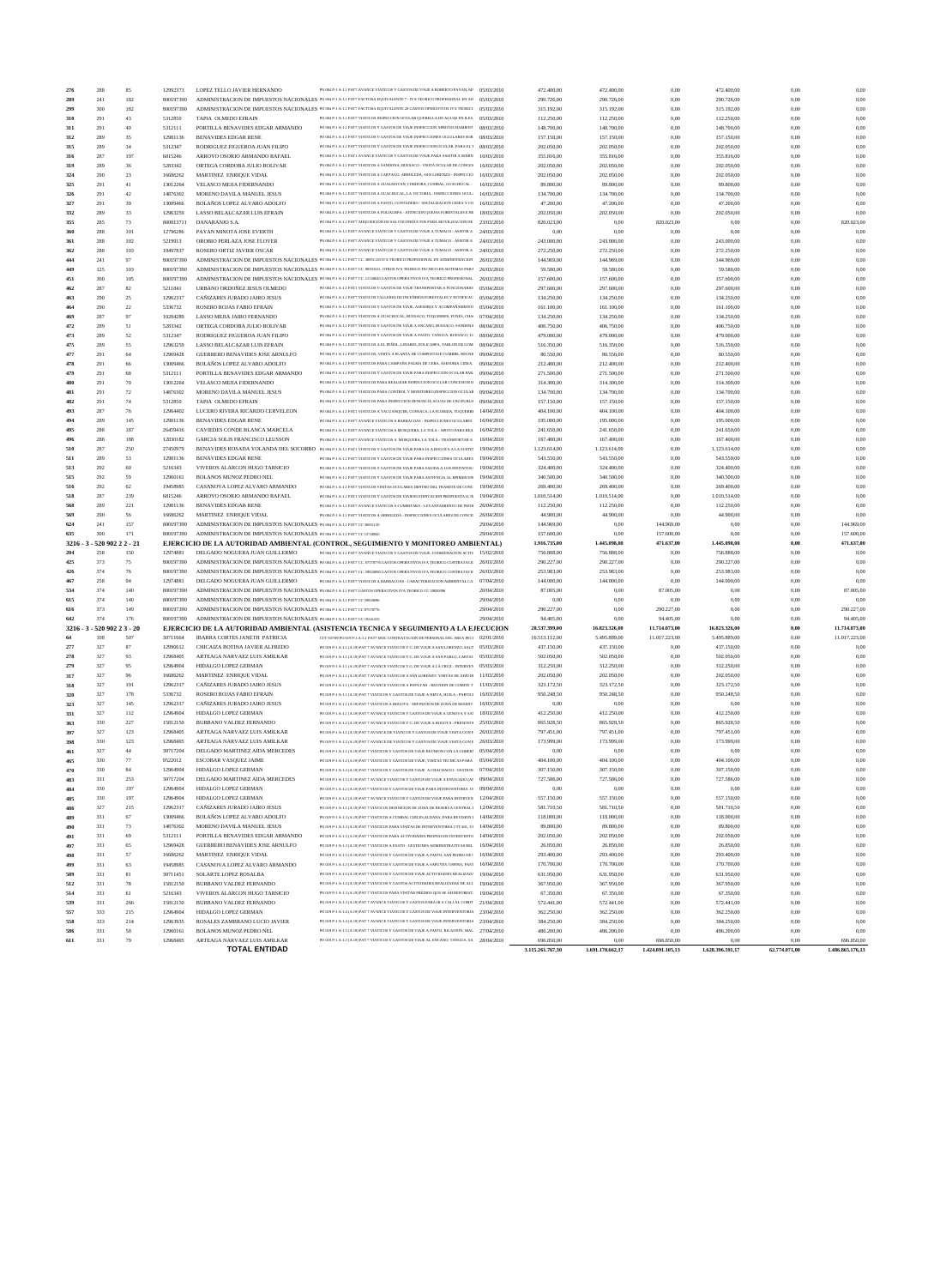| | | | | | | | | | | | | |
|---|---|---|---|---|---|---|---|---|---|---|---|---|
| 276 | 288 | 85 | 12992373 | LOPEZ TELLO JAVIER HERNANDO | PO 084 P-1 A-1.1 P457 AVANCE VIATICOS Y GASTOS DE VIAJE A ROBERTO PAYAN, MA | 05/03/2010 | 472.400,00 | 472.400,00 | 0,00 | 472.400,00 | 0,00 | 0,00 |
| 289 | 241 | 182 | 800197390 | ADMINISTRACION DE IMPUESTOS NACIONALES | PO 084 P-1 A-1.1 P457 FACTURA EQUIVALENTE 7 - IVA TEORICO PROFESIONAL EN AD | 05/03/2010 | 290.726,00 | 290.726,00 | 0,00 | 290.726,00 | 0,00 | 0,00 |
| 299 | 300 | 182 | 800197390 | ADMINISTRACION DE IMPUESTOS NACIONALES | PO 084 P-1 A-1.1 P457 FACTURA EQUIVALENTE 18 GASTOS OPERATIVOS IVA TEORICO | 05/03/2010 | 315.192,00 | 315.192,00 | 0,00 | 315.192,00 | 0,00 | 0,00 |
| 310 | 291 | 43 | 5312850 | TAPIA OLMEDO EFRAIN | PO 084 P-1 A-1.1 P457 VIATICOS INSPECCION OCULAR QUEBRADA DE AGUAS EN ILES, | 05/03/2010 | 112.250,00 | 112.250,00 | 0,00 | 112.250,00 | 0,00 | 0,00 |
| 311 | 291 | 40 | 5312111 | PORTILLA BENAVIDES EDGAR ARMANDO | PO 084 P-1 A-1.1 P457 VIATICOS Y GASTOS DE VIAJE INSPECCION APROVECHAMIENT | 08/03/2010 | 148.700,00 | 148.700,00 | 0,00 | 148.700,00 | 0,00 | 0,00 |
| 312 | 289 | 35 | 12981136 | BENAVIDES EDGAR RENE | PO 084 P-1 A-1.1 P457 VIATICOS Y GASTOS DE VIAJE INSPECCIONES OCULARES SOB | 08/03/2010 | 157.150,00 | 157.150,00 | 0,00 | 157.150,00 | 0,00 | 0,00 |
| 315 | 289 | 34 | 5312347 | RODRIGUEZ FIGUEROA JUAN FILIPO | PO 084 P-1 A-1.1 P457 VIATICOS Y GASTOS DE VIAJE INSPECCION OCULAR, PARA EL T | 08/03/2010 | 202.050,00 | 202.050,00 | 0,00 | 202.050,00 | 0,00 | 0,00 |
| 316 | 287 | 197 | 6015246 | ARROYO OSORIO ARMANDO RAFAEL | PO 084 P-1 A-1.1 P457 AVANCE VIATICOS Y GASTOS DE VIAJE PARA ASISTIR A SEMIN | 10/03/2010 | 355.816,00 | 355.816,00 | 0,00 | 355.816,00 | 0,00 | 0,00 |
| 319 | 289 | 36 | 5283342 | ORTEGA CORDOBA JULIO BOLIVAR | PO 084 P-1 A-1.1 P457 VIATICOS A SANDONA, BUESACO - VISITA OCULAR DE CONCES | 16/03/2010 | 202.050,00 | 202.050,00 | 0,00 | 202.050,00 | 0,00 | 0,00 |
| 324 | 290 | 23 | 16686262 | MARTINEZ ENRIQUE VIDAL | PO 084 P-1 A-1.1 P457 VIATICOS A CARTAGO, ARBOLEDA, SAN LORENZO - INSPECCIO | 16/03/2010 | 202.050,00 | 202.050,00 | 0,00 | 202.050,00 | 0,00 | 0,00 |
| 325 | 291 | 41 | 13012264 | VELASCO MEJIA FIDERNANDO | PO 084 P-1 A-1.1 P457 VIATICOS A IGUALMATAN, CORDOBA, CUMBAL, GUACHUCAL - | 16/03/2010 | 89.800,00 | 89.800,00 | 0,00 | 89.800,00 | 0,00 | 0,00 |
| 326 | 291 | 42 | 14876302 | MORENO DAVILA MANUEL JESUS | PO 084 P-1 A-1.1 P457 VIATICOS A GUACHUCAL, LA VICTORIA - INSPECCIONES OCUL | 16/03/2010 | 134.700,00 | 134.700,00 | 0,00 | 134.700,00 | 0,00 | 0,00 |
| 327 | 291 | 39 | 13009466 | BOLAÑOS LOPEZ ALVARO ADOLFO | PO 084 P-1 A-1.1 P457 VIATICOS A PASTO, CONTADERO - SOCIALIZACION CIDEA Y CU | 16/03/2010 | 47.200,00 | 47.200,00 | 0,00 | 47.200,00 | 0,00 | 0,00 |
| 332 | 289 | 33 | 12963259 | LASSO BELALCAZAR LUIS EFRAIN | PO 084 P-1 A-1.1 P457 VIATICOS A POLICARPA - ATENCION QUEJAS FORESTALES E IM | 18/03/2010 | 202.050,00 | 202.050,00 | 0,00 | 202.050,00 | 0,00 | 0,00 |
| 355 | 285 | 73 | 860013711 | DANABRANIO S.A. | PO 084 P-1 A-1.1 P457 ADQUISICION DE SALVOCONDUCTOS PARA MOVILIZACION DE | 23/03/2010 | 820.023,00 | 0,00 | 820.023,00 | 0,00 | 0,00 | 820.023,00 |
| 360 | 288 | 101 | 12796286 | PAYAN MINOTA JOSE EVERTH | PO 084 P-1 A-1.1 P457 AVANCE VIATICOS Y GASTOS DE VIAJE A TUMACO - ASISTIR A | 24/03/2010 | 0,00 | 0,00 | 0,00 | 0,00 | 0,00 | 0,00 |
| 361 | 288 | 102 | 5219913 | OROBIO PERLAZA JOSE FLOVER | PO 084 P-1 A-1.1 P457 AVANCE VIATICOS Y GASTOS DE VIAJE A TUMACO - ASISTIR A | 24/03/2010 | 243.000,00 | 243.000,00 | 0,00 | 243.000,00 | 0,00 | 0,00 |
| 362 | 288 | 103 | 19497837 | ROSERO ORTIZ JAVIER OSCAR | PO 084 P-1 A-1.1 P457 AVANCE VIATICOS Y GASTOS DE VIAJE A TUMACO - ASISTIR A | 24/03/2010 | 272.250,00 | 272.250,00 | 0,00 | 272.250,00 | 0,00 | 0,00 |
| 444 | 241 | 97 | 800197390 | ADMINISTRACION DE IMPUESTOS NACIONALES | PO 084 P-1 A-1.1 P457 CC 30951230 IVA TEORICO PROFESIONAL EN ADMINISTRACION | 26/03/2010 | 144.969,00 | 144.969,00 | 0,00 | 144.969,00 | 0,00 | 0,00 |
| 449 | 125 | 103 | 800197390 | ADMINISTRACION DE IMPUESTOS NACIONALES | PO 084 P-1 A-1.1 P457 CC 3810321 OTROS IVA TEORICO TECNICO EN SISTEMAS PARA | 26/03/2010 | 59.580,00 | 59.580,00 | 0,00 | 59.580,00 | 0,00 | 0,00 |
| 451 | 300 | 105 | 800197390 | ADMINISTRACION DE IMPUESTOS NACIONALES | PO 084 P-1 A-1.1 P457 CC 12748643 GASTOS OPERATIVOS IVA TEORICO PROFESIONAL | 26/03/2010 | 157.600,00 | 157.600,00 | 0,00 | 157.600,00 | 0,00 | 0,00 |
| 462 | 287 | 82 | 5211841 | URBANO ORDOÑEZ JESUS OLMEDO | PO 084 P-1 A-1.1 P457 VIATICOS Y GASTOS DE VIAJE TRANSPORTAR A FUNCIONARIO | 05/04/2010 | 297.600,00 | 297.600,00 | 0,00 | 297.600,00 | 0,00 | 0,00 |
| 463 | 290 | 25 | 12962317 | CAÑIZARES JURADO JAIRO JESUS | PO 084 P-1 A-1.1 P457 VIATICOS TALLERES DE INCENDIOS FORESTALES Y NOTIFICAC | 05/04/2010 | 134.250,00 | 134.250,00 | 0,00 | 134.250,00 | 0,00 | 0,00 |
| 464 | 290 | 22 | 5336732 | ROSERO ROJAS FABIO EFRAIN | PO 084 P-1 A-1.1 P457 VIATICOS Y GASTOS DE VIAJE, SANDONA Y ACOMPAÑAMIENTO | 05/04/2010 | 161.100,00 | 161.100,00 | 0,00 | 161.100,00 | 0,00 | 0,00 |
| 469 | 287 | 97 | 10284289 | LASSO MEJIA JAIRO FERNANDO | PO 084 P-1 A-1.1 P457 VIATICOS A GUACHUCAL, BUESACO, TUQUERRES, FUNES, CHA | 07/04/2010 | 134.250,00 | 134.250,00 | 0,00 | 134.250,00 | 0,00 | 0,00 |
| 472 | 289 | 51 | 5283342 | ORTEGA CORDOBA JULIO BOLIVAR | PO 084 P-1 A-1.1 P457 VIATICOS Y GASTOS DE VIAJE A ENCANO, BUESACO, SANDONA | 08/04/2010 | 406.750,00 | 406.750,00 | 0,00 | 406.750,00 | 0,00 | 0,00 |
| 473 | 289 | 52 | 5312347 | RODRIGUEZ FIGUEROA JUAN FILIPO | PO 084 P-1 A-1.1 P457 VIATICOS Y GASTOS DE VIAJE A PASTO, TANGUA, BUESACO, LA | 08/04/2010 | 479.000,00 | 479.000,00 | 0,00 | 479.000,00 | 0,00 | 0,00 |
| 475 | 289 | 55 | 12963259 | LASSO BELALCAZAR LUIS EFRAIN | PO 084 P-1 A-1.1 P457 VIATICOS A EL PEÑOL, LINARES, POLICARPA, TABLON DE GOM | 08/04/2010 | 516.350,00 | 516.350,00 | 0,00 | 516.350,00 | 0,00 | 0,00 |
| 477 | 291 | 64 | 12969428 | GUERRERO BENAVIDES JOSE ARNULFO | PO 084 P-1 A-1.1 P457 VIATICOS, VISITA A PLANTA DE COMPOSTAJE CUMBRE, REUNI | 09/04/2010 | 80.550,00 | 80.550,00 | 0,00 | 80.550,00 | 0,00 | 0,00 |
| 478 | 291 | 66 | 13009466 | BOLAÑOS LOPEZ ALVARO ADOLFO | PO 084 P-1 A-1.1 P457 VIATICOS PARA CAMPAÑA PALMA DE CERA, ASESORIA CIDEA, | 09/04/2010 | 212.400,00 | 212.400,00 | 0,00 | 212.400,00 | 0,00 | 0,00 |
| 479 | 291 | 68 | 5312111 | PORTILLA BENAVIDES EDGAR ARMANDO | PO 084 P-1 A-1.1 P457 VIATICOS Y GASTOS DE VIAJE PARA INSPECCION OCULAR PAR | 09/04/2010 | 271.500,00 | 271.500,00 | 0,00 | 271.500,00 | 0,00 | 0,00 |
| 480 | 291 | 70 | 13012264 | VELASCO MEJIA FIDERNANDO | PO 084 P-1 A-1.1 P457 VIATICOS PARA REALIZAR INSPECCION OCULAR CONCESION D | 09/04/2010 | 314.300,00 | 314.300,00 | 0,00 | 314.300,00 | 0,00 | 0,00 |
| 481 | 291 | 72 | 14876302 | MORENO DAVILA MANUEL JESUS | PO 084 P-1 A-1.1 P457 VIATICOS PARA CONTROL Y MONITOREO,INSPECCION OCULAR | 09/04/2010 | 134.700,00 | 134.700,00 | 0,00 | 134.700,00 | 0,00 | 0,00 |
| 482 | 291 | 74 | 5312850 | TAPIA OLMEDO EFRAIN | PO 084 P-1 A-1.1 P457 VIATICOS PARA INSPECCION DENUNCIA AGUAS DE USO PUBLI | 09/04/2010 | 157.150,00 | 157.150,00 | 0,00 | 157.150,00 | 0,00 | 0,00 |
| 493 | 287 | 76 | 12964402 | LUCERO RIVERA RICARDO CERVELEON | PO 084 P-1 A-1.1 P457 VIATICOS A YACUANQUER, CONSACA, LA FLORIDA, TUQUERRE | 14/04/2010 | 404.100,00 | 404.100,00 | 0,00 | 404.100,00 | 0,00 | 0,00 |
| 494 | 289 | 145 | 12981136 | BENAVIDES EDGAR RENE | PO 084 P-1 A-1.1 P457 AVANCE VIATICOS A BARBACOAS - INSPECCIONES OCULARES | 16/04/2010 | 195.000,00 | 195.000,00 | 0,00 | 195.000,00 | 0,00 | 0,00 |
| 495 | 288 | 187 | 26459416 | CAVIEDES CONDE BLANCA MARCELA | PO 084 P-1 A-1.1 P457 AVANCE VIATICOS A MOSQUERA, LA TOLA - APOYO PARA REA | 16/04/2010 | 241.650,00 | 241.650,00 | 0,00 | 241.650,00 | 0,00 | 0,00 |
| 496 | 288 | 188 | 12830182 | GARCIA SOLIS FRANCISCO LEUSSON | PO 084 P-1 A-1.1 P457 AVANCE VIATICOS A MOSQUERA, LA TOLA - TRANSPORTAR A | 16/04/2010 | 167.400,00 | 167.400,00 | 0,00 | 167.400,00 | 0,00 | 0,00 |
| 510 | 287 | 250 | 27450979 | BENAVIDES ROSADA YOLANDA DEL SOCORRO | PO 084 P-1 A-1.1 P457 VIATICOS Y GASTOS DE VIAJE PARA IR A BOGOTA A LA SUSTE | 19/04/2010 | 1.123.614,00 | 1.123.614,00 | 0,00 | 1.123.614,00 | 0,00 | 0,00 |
| 511 | 289 | 53 | 12981136 | BENAVIDES EDGAR RENE | PO 084 P-1 A-1.1 P457 VIATICOS Y GASTOS DE VIAJE PARA INSPECCIONES OCULARES | 19/04/2010 | 543.550,00 | 543.550,00 | 0,00 | 543.550,00 | 0,00 | 0,00 |
| 513 | 292 | 60 | 5216343 | VIVEROS ALARCON HUGO TARSICIO | PO 084 P-1 A-1.1 P457 VIATICOS Y GASTOS DE VIAJE PARA SALIDA A LOS DISTINTOS | 19/04/2010 | 324.400,00 | 324.400,00 | 0,00 | 324.400,00 | 0,00 | 0,00 |
| 515 | 292 | 59 | 12960161 | BOLANOS MUNOZ PEDRO NEL | PO 084 P-1 A-1.1 P457 VIATICOS Y GASTOS DE VIAJE PARA ASITENCIA AL EPMMS EN | 19/04/2010 | 340.500,00 | 340.500,00 | 0,00 | 340.500,00 | 0,00 | 0,00 |
| 516 | 292 | 62 | 19458985 | CASANOVA LOPEZ ALVARO ARMANDO | PO 084 P-1 A-1.1 P457 VIATICOS VISITAS OCULARES DENTRO DEL TRAMITE DE CONC | 19/04/2010 | 269.400,00 | 269.400,00 | 0,00 | 269.400,00 | 0,00 | 0,00 |
| 518 | 287 | 239 | 6015246 | ARROYO OSORIO ARMANDO RAFAEL | PO 084 P-1 A-1.1 P457 VIATICOS Y GASTOS DE VIAJE(SUSTENTACION PROPUESTA IL IN | 19/04/2010 | 1.010.514,00 | 1.010.514,00 | 0,00 | 1.010.514,00 | 0,00 | 0,00 |
| 568 | 289 | 221 | 12981136 | BENAVIDES EDGAR RENE | PO 084 P-1 A-1.1 P457 AVANCE VIATICOS A CUMBITARA - LEVANTAMIENTO DE INFOR | 26/04/2010 | 112.250,00 | 112.250,00 | 0,00 | 112.250,00 | 0,00 | 0,00 |
| 569 | 290 | 56 | 16686262 | MARTINEZ ENRIQUE VIDAL | PO 084 P-1 A-1.1 P457 VIATICOS A ARBOLEDA - INSPECCIONES OCULARES DE CONCE | 26/04/2010 | 44.900,00 | 44.900,00 | 0,00 | 44.900,00 | 0,00 | 0,00 |
| 624 | 241 | 157 | 800197390 | ADMINISTRACION DE IMPUESTOS NACIONALES | PO 084 P-1 A-1.1 P457 CC 30951230 | 29/04/2010 | 144.969,00 | 0,00 | 144.969,00 | 0,00 | 0,00 | 144.969,00 |
| 635 | 300 | 171 | 800197390 | ADMINISTRACION DE IMPUESTOS NACIONALES | PO 084 P-1 A-1.1 P457 CC 12748643 | 29/04/2010 | 157.600,00 | 0,00 | 157.600,00 | 0,00 | 0,00 | 157.600,00 |
| **3216 - 3 - 520 902 2 2 - 21** | | | | **EJERCICIO DE LA AUTORIDAD AMBIENTAL (CONTROL, SEGUIMIENTO Y MONITOREO AMBIENTAL)** | | | **1.916.735,00** | **1.445.098,00** | **471.637,00** | **1.445.098,00** | **0,00** | **471.637,00** |
| 204 | 258 | 150 | 12974881 | DELGADO NOGUERA JUAN GUILLERMO | PO 084 P-1 A-1.1 P457 AVANCE VIATICOS Y GASTOS DE VIAJE, COORDINACION ACTIV | 15/02/2010 | 756.888,00 | 756.888,00 | 0,00 | 756.888,00 | 0,00 | 0,00 |
| 425 | 373 | 75 | 800197390 | ADMINISTRACION DE IMPUESTOS NACIONALES | PO 084 P-1 A-1.1 P457 CC 87570776 GASTOS OPERATIVOS IVA TEORICO CONTRATACIO | 26/03/2010 | 290.227,00 | 290.227,00 | 0,00 | 290.227,00 | 0,00 | 0,00 |
| 426 | 374 | 76 | 800197390 | ADMINISTRACION DE IMPUESTOS NACIONALES | PO 084 P-1 A-1.1 P457 CC 59820896 GASTOS OPERATIVOS IVA TEORICO CONTRATACIO | 26/03/2010 | 253.983,00 | 253.983,00 | 0,00 | 253.983,00 | 0,00 | 0,00 |
| 467 | 258 | 94 | 12974881 | DELGADO NOGUERA JUAN GUILLERMO | PO 084 P-1 A-1.1 P457 VIATICOS A BARBACOAS - CARACTERIZACION AMBIENTAL CA | 07/04/2010 | 144.000,00 | 144.000,00 | 0,00 | 144.000,00 | 0,00 | 0,00 |
| 534 | 374 | 140 | 800197390 | ADMINISTRACION DE IMPUESTOS NACIONALES | PO 084 P-1 A-1.1 P457 GASTOS OPERATIVOS IVA TEORICO CC 59820896 | 20/04/2010 | 87.005,00 | 0,00 | 87.005,00 | 0,00 | 0,00 | 87.005,00 |
| 615 | 374 | 140 | 800197390 | ADMINISTRACION DE IMPUESTOS NACIONALES | PO 084 P-1 A-1.1 P457 CC 59820896 | 29/04/2010 | 0,00 | 0,00 | 0,00 | 0,00 | 0,00 | 0,00 |
| 616 | 373 | 149 | 800197390 | ADMINISTRACION DE IMPUESTOS NACIONALES | PO 084 P-1 A-1.1 P457 CC 87570776 | 29/04/2010 | 290.227,00 | 0,00 | 290.227,00 | 0,00 | 0,00 | 290.227,00 |
| 642 | 374 | 176 | 800197390 | ADMINISTRACION DE IMPUESTOS NACIONALES | PO 084 P-1 A-1.1 P457 CC 59242235 | 29/04/2010 | 94.405,00 | 0,00 | 94.405,00 | 0,00 | 0,00 | 94.405,00 |
| **3216 - 3 - 520 902 2 3 - 20** | | | | **EJERCICIO DE LA AUTORIDAD AMBIENTAL (ASISTENCIA TECNICA Y SEGUIMIENTO A LA EJECUCION** | | | **28.537.399,00** | **16.823.326,00** | **11.714.073,00** | **16.823.326,00** | **0,00** | **11.714.073,00** |
| 64 | 108 | 507 | 30711664 | IBARRA CORTES JANETH PATRICIA | CTT 507/09 PO 029 P-1 A-1.1 P457 MOD CONTRATACION DE PERSONAL DEL AREA PECI | 02/01/2010 | 16.513.112,00 | 5.495.889,00 | 11.017.223,00 | 5.495.889,00 | 0,00 | 11.017.223,00 |
| 277 | 327 | 87 | 12990612 | CHICAIZA ROTINA JAVIER ALFREDO | PO 029 P-1 A-1.1 (4,18) P457 AVANCE VIATICOS Y G. DE VIAJE A SAN LORENZO, SALE | 05/03/2010 | 437.150,00 | 437.150,00 | 0,00 | 437.150,00 | 0,00 | 0,00 |
| 278 | 327 | 93 | 12968405 | ARTEAGA NARVAEZ LUIS AMILKAR | PO 029 P-1 A-1.1 (4,18) P457 AVANCE VIATICOS Y G. DE VIAJE A SAN PABLO, CARTAG | 05/03/2010 | 502.050,00 | 502.050,00 | 0,00 | 502.050,00 | 0,00 | 0,00 |
| 279 | 327 | 95 | 12964904 | HIDALGO LOPEZ GERMAN | PO 029 P-1 A-1.1 (4,18) P457 AVANCE VIATICOS Y G. DE VIAJE A LA CRUZ - INTERVEN | 05/03/2010 | 312.250,00 | 312.250,00 | 0,00 | 312.250,00 | 0,00 | 0,00 |
| 317 | 327 | 96 | 16686262 | MARTINEZ ENRIQUE VIDAL | PO 029 P-1 A-1.1 (4,18) P457 AVANCE VIATICOS A SAN LORENZO- VISITAS DE ASESORI | 11/03/2010 | 202.050,00 | 202.050,00 | 0,00 | 202.050,00 | 0,00 | 0,00 |
| 318 | 327 | 191 | 12962317 | CAÑIZARES JURADO JAIRO JESUS | PO 029 P-1 A-1.1 (4,18) P457 AVANCE VIATICOS A POPAYAN - REUNION DE COMITE T | 11/03/2010 | 323.172,50 | 323.172,50 | 0,00 | 323.172,50 | 0,00 | 0,00 |
| 320 | 327 | 178 | 5336732 | ROSERO ROJAS FABIO EFRAIN | PO 029 P-1 A-1.1 (4,18) P457 VIATICOS Y GASTOS DE VIAJE A NEIVA, HUILA - PARTICI | 16/03/2010 | 950.248,50 | 950.248,50 | 0,00 | 950.248,50 | 0,00 | 0,00 |
| 323 | 327 | 145 | 12962317 | CAÑIZARES JURADO JAIRO JESUS | PO 029 P-1 A-1.1 (4,18) P457 VIATICOS A BOGOTA - DEFINICION DE ZONA DE RESERV | 16/03/2010 | 0,00 | 0,00 | 0,00 | 0,00 | 0,00 | 0,00 |
| 331 | 327 | 112 | 12964904 | HIDALGO LOPEZ GERMAN | PO 029 P-1 A-1.1 (4,18) P457 AVANCE VIATICOS Y GASTOS DE VIAJE A GENEVA Y SA | 18/03/2010 | 412.250,00 | 412.250,00 | 0,00 | 412.250,00 | 0,00 | 0,00 |
| 363 | 330 | 227 | 15812150 | BURBANO VALDEZ FERNANDO | PO 029 P-1 A-1.1 (4,18) P457 AVANCE VIATICOS Y G. DE VIAJE A BOGOTA - PRESENTA | 25/03/2010 | 865.928,50 | 865.928,50 | 0,00 | 865.928,50 | 0,00 | 0,00 |
| 397 | 327 | 123 | 12968405 | ARTEAGA NARVAEZ LUIS AMILKAR | PO 029 P-1 A-1.1 (4,18) P457 AVANCE DE VIATICOS Y GASTOS DE VIAJE VISITA CONV | 26/03/2010 | 797.451,00 | 797.451,00 | 0,00 | 797.451,00 | 0,00 | 0,00 |
| 398 | 330 | 123 | 12968405 | ARTEAGA NARVAEZ LUIS AMILKAR | PO 029 P-1 A-1.2 (4,18) P457 AVANCE DE VIATICOS Y GASTOS DE VIAJE VISITA CON | 26/03/2010 | 173.999,00 | 173.999,00 | 0,00 | 173.999,00 | 0,00 | 0,00 |
| 461 | 327 | 44 | 30717204 | DELGADO MARTINEZ AIDA MERCEDES | PO 029 P-1 A-1.1 (4,18) P457 VIATICOS Y GASTOS DE VIAJE REUNION CON LA GOBERN | 05/04/2010 | 0,00 | 0,00 | 0,00 | 0,00 | 0,00 | 0,00 |
| 465 | 330 | 77 | 9522012 | ESCOBAR VASQUEZ JAIME | PO 029 P-1 A-1.2 (4,18) P457 VIATICOS Y GASTOS DE VIAJE, VISITAS TECNICAS PARA | 05/04/2010 | 404.100,00 | 404.100,00 | 0,00 | 404.100,00 | 0,00 | 0,00 |
| 470 | 330 | 84 | 12964904 | HIDALGO LOPEZ GERMAN | PO 029 P-1 A-1.2 (4,18) P457 VIATICOS Y GASTOS DE VIAJE A CHACHAGUI - GESTION | 07/04/2010 | 307.150,00 | 307.150,00 | 0,00 | 307.150,00 | 0,00 | 0,00 |
| 483 | 331 | 253 | 30717204 | DELGADO MARTINEZ AIDA MERCEDES | PO 029 P-1 A-1.3 (4,18) P457 AVANCE VIATICOS Y GASTOS DE VIAJE A ENVIGADO (AN | 09/04/2010 | 727.586,00 | 727.586,00 | 0,00 | 727.586,00 | 0,00 | 0,00 |
| 484 | 330 | 197 | 12964904 | HIDALGO LOPEZ GERMAN | PO 029 P-1 A-1.2 (4,18) P457 VIATICOS Y GASTOS DE VIAJE PARA INTERVENTORIA TE | 09/04/2010 | 0,00 | 0,00 | 0,00 | 0,00 | 0,00 | 0,00 |
| 485 | 330 | 197 | 12964904 | HIDALGO LOPEZ GERMAN | PO 029 P-1 A-1.2 (4,18) P457 AVANCE VIATICOS Y GASTOS DE VIAJE PARA INTERVEN | 12/04/2010 | 557.150,00 | 557.150,00 | 0,00 | 557.150,00 | 0,00 | 0,00 |
| 486 | 327 | 215 | 12962317 | CAÑIZARES JURADO JAIRO JESUS | PO 029 P-1 A-1.1 (4,18) P457 VIATICOS DEFINICION DE ZONA DE RESERVA CENTRAL I | 12/04/2010 | 581.710,50 | 581.710,50 | 0,00 | 581.710,50 | 0,00 | 0,00 |
| 489 | 331 | 67 | 13009466 | BOLAÑOS LOPEZ ALVARO ADOLFO | PO 029 P-1 A-1.3 (4,18) P457 VIATICOS A CUMBAL CHILES ALDANA, PARA REVISION I | 14/04/2010 | 118.000,00 | 118.000,00 | 0,00 | 118.000,00 | 0,00 | 0,00 |
| 490 | 331 | 73 | 14876302 | MORENO DAVILA MANUEL JESUS | PO 029 P-1 A-1.3 (4,18) P457 VIATICOS PARA VISITAS DE INTERVENTORIA CTT 431, Y3 | 14/04/2010 | 89.800,00 | 89.800,00 | 0,00 | 89.800,00 | 0,00 | 0,00 |
| 491 | 331 | 69 | 5312111 | PORTILLA BENAVIDES EDGAR ARMANDO | PO 029 P-1 A-1.3 (4,18) P457 VIATICOS PARA ACTIVIDADES PROPIAS DE INTERVENTO | 14/04/2010 | 202.050,00 | 202.050,00 | 0,00 | 202.050,00 | 0,00 | 0,00 |
| 497 | 331 | 65 | 12969428 | GUERRERO BENAVIDES JOSE ARNULFO | PO 029 P-1 A-1.3 (4,18) P457 VIATICOS A PASTO - GESTIONES ADMINISTRATIVAS REL | 16/04/2010 | 26.850,00 | 26.850,00 | 0,00 | 26.850,00 | 0,00 | 0,00 |
| 498 | 331 | 57 | 16686262 | MARTINEZ ENRIQUE VIDAL | PO 029 P-1 A-1.3 (4,18) P457 VIATICOS Y GASTOS DE VIAJE A PASTO, SAN PEDRO DE C | 16/04/2010 | 293.400,00 | 293.400,00 | 0,00 | 293.400,00 | 0,00 | 0,00 |
| 499 | 331 | 63 | 19458985 | CASANOVA LOPEZ ALVARO ARMANDO | PO 029 P-1 A-1.3 (4,18) P457 VIATICOS Y GASTOS DE VIAJE A SAPUYES, OSPINA, PAS | 16/04/2010 | 170.700,00 | 170.700,00 | 0,00 | 170.700,00 | 0,00 | 0,00 |
| 509 | 331 | 81 | 30711451 | SOLARTE LOPEZ ROSALBA | PO 029 P-1 A-1.3 (4,18) P457 VIATICOS Y GASTOS DE VIAJE ACTIVIDADES REALIZADAS | 19/04/2010 | 631.950,00 | 631.950,00 | 0,00 | 631.950,00 | 0,00 | 0,00 |
| 512 | 331 | 78 | 15812150 | BURBANO VALDEZ FERNANDO | PO 029 P-1 A-1.3 (4,18) P457 VIATICOS Y GASTOS ACTIVIDADES REALIZADAS DE ACU | 19/04/2010 | 367.950,00 | 367.950,00 | 0,00 | 367.950,00 | 0,00 | 0,00 |
| 514 | 331 | 61 | 5216343 | VIVEROS ALARCON HUGO TARSICIO | PO 029 P-1 A-1.3 (4,18) P457 VIATICOS PARA VISITAR PREDIOS QUE SE AH REFOREST | 19/04/2010 | 67.350,00 | 67.350,00 | 0,00 | 67.350,00 | 0,00 | 0,00 |
| 539 | 331 | 266 | 15812150 | BURBANO VALDEZ FERNANDO | PO 029 P-1 A-1.3 (4,18) P457 AVANCE VIATICOS Y GASTOS PARA IR A CALI AL COMIT | 21/04/2010 | 572.441,00 | 572.441,00 | 0,00 | 572.441,00 | 0,00 | 0,00 |
| 557 | 333 | 215 | 12964904 | HIDALGO LOPEZ GERMAN | PO 029 P-1 A-1.4 (4,18) P457 AVANCE VIATICOS Y GASTOS DE VIAJE INTERVENTORIA | 23/04/2010 | 362.250,00 | 362.250,00 | 0,00 | 362.250,00 | 0,00 | 0,00 |
| 558 | 333 | 214 | 12963935 | ROSALES ZAMBRANO LUCIO JAVIER | PO 029 P-1 A-1.4 (4,18) P457 AVANCE VIATICOS Y GASTOS DE VIAJE INTERVENTORIA | 23/04/2010 | 384.250,00 | 384.250,00 | 0,00 | 384.250,00 | 0,00 | 0,00 |
| 586 | 331 | 58 | 12960161 | BOLANOS MUNOZ PEDRO NEL | PO 029 P-1 A-1.3 (4,18) P457 VIATICOS Y GASTOS DE VIAJE A PASTO, RICAURTE, MAL | 27/04/2010 | 486.200,00 | 486.200,00 | 0,00 | 486.200,00 | 0,00 | 0,00 |
| 611 | 331 | 79 | 12968405 | ARTEAGA NARVAEZ LUIS AMILKAR | PO 029 P-1 A-1.3 (4,18) P457 AVANCE VIATICOS Y GASTOS DE VIAJE AL ENCANO, TANGUA, SA | 28/04/2010 | 696.850,00 | 0,00 | 696.850,00 | 0,00 | 0,00 | 696.850,00 |
| | | | | **TOTAL ENTIDAD** | | | **3.115.261.767,30** | **1.691.170.662,17** | **1.424.091.105,13** | **1.628.396.591,17** | **62.774.071,00** | **1.486.865.176,13** |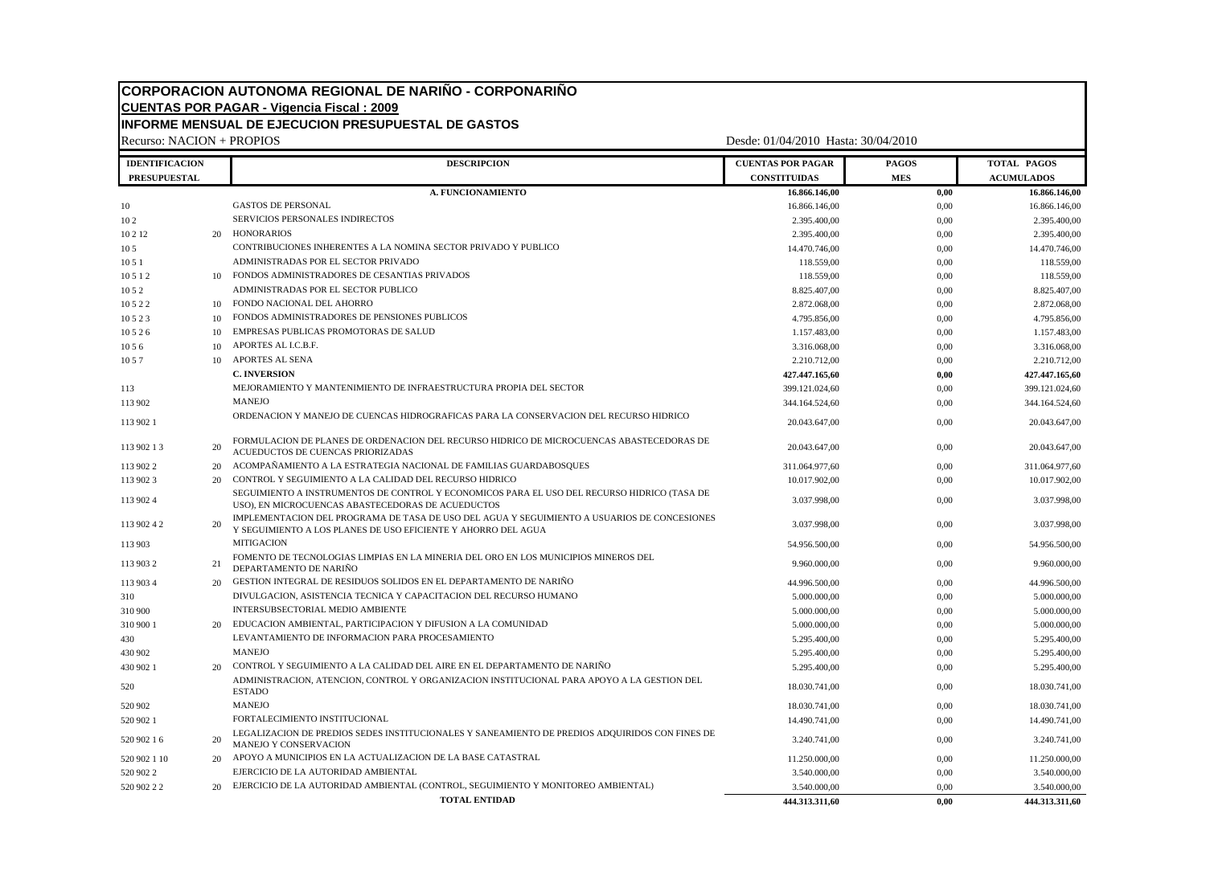# CORPORACION AUTONOMA REGIONAL DE NARIÑO - CORPONARIÑO

## CUENTAS POR PAGAR - Vigencia Fiscal : 2009

## INFORME MENSUAL DE EJECUCION PRESUPUESTAL DE GASTOS

Recurso: NACION + PROPIOS

Desde: 01/04/2010 Hasta: 30/04/2010

| IDENTIFICACION PRESUPUESTAL | | DESCRIPCION | CUENTAS POR PAGAR CONSTITUIDAS | PAGOS MES | TOTAL PAGOS ACUMULADOS |
|---|---|---|---|---|---|
| | | **A. FUNCIONAMIENTO** | **16.866.146,00** | **0,00** | **16.866.146,00** |
| 10 | | GASTOS DE PERSONAL | 16.866.146,00 | 0,00 | 16.866.146,00 |
| 10 2 | | SERVICIOS PERSONALES INDIRECTOS | 2.395.400,00 | 0,00 | 2.395.400,00 |
| 10 2 12 | 20 | HONORARIOS | 2.395.400,00 | 0,00 | 2.395.400,00 |
| 10 5 | | CONTRIBUCIONES INHERENTES A LA NOMINA SECTOR PRIVADO Y PUBLICO | 14.470.746,00 | 0,00 | 14.470.746,00 |
| 10 5 1 | | ADMINISTRADAS POR EL SECTOR PRIVADO | 118.559,00 | 0,00 | 118.559,00 |
| 10 5 1 2 | 10 | FONDOS ADMINISTRADORES DE CESANTIAS PRIVADOS | 118.559,00 | 0,00 | 118.559,00 |
| 10 5 2 | | ADMINISTRADAS POR EL SECTOR PUBLICO | 8.825.407,00 | 0,00 | 8.825.407,00 |
| 10 5 2 2 | 10 | FONDO NACIONAL DEL AHORRO | 2.872.068,00 | 0,00 | 2.872.068,00 |
| 10 5 2 3 | 10 | FONDOS ADMINISTRADORES DE PENSIONES PUBLICOS | 4.795.856,00 | 0,00 | 4.795.856,00 |
| 10 5 2 6 | 10 | EMPRESAS PUBLICAS PROMOTORAS DE SALUD | 1.157.483,00 | 0,00 | 1.157.483,00 |
| 10 5 6 | 10 | APORTES AL I.C.B.F. | 3.316.068,00 | 0,00 | 3.316.068,00 |
| 10 5 7 | 10 | APORTES AL SENA | 2.210.712,00 | 0,00 | 2.210.712,00 |
| | | **C. INVERSION** | **427.447.165,60** | **0,00** | **427.447.165,60** |
| 113 | | MEJORAMIENTO Y MANTENIMIENTO DE INFRAESTRUCTURA PROPIA DEL SECTOR | 399.121.024,60 | 0,00 | 399.121.024,60 |
| 113 902 | | MANEJO | 344.164.524,60 | 0,00 | 344.164.524,60 |
| 113 902 1 | | ORDENACION Y MANEJO DE CUENCAS HIDROGRAFICAS PARA LA CONSERVACION DEL RECURSO HIDRICO | 20.043.647,00 | 0,00 | 20.043.647,00 |
| 113 902 1 3 | 20 | FORMULACION DE PLANES DE ORDENACION DEL RECURSO HIDRICO DE MICROCUENCAS ABASTECEDORAS DE ACUEDUCTOS DE CUENCAS PRIORIZADAS | 20.043.647,00 | 0,00 | 20.043.647,00 |
| 113 902 2 | 20 | ACOMPAÑAMIENTO A LA ESTRATEGIA NACIONAL DE FAMILIAS GUARDABOSQUES | 311.064.977,60 | 0,00 | 311.064.977,60 |
| 113 902 3 | 20 | CONTROL Y SEGUIMIENTO A LA CALIDAD DEL RECURSO HIDRICO | 10.017.902,00 | 0,00 | 10.017.902,00 |
| 113 902 4 | | SEGUIMIENTO A INSTRUMENTOS DE CONTROL Y ECONOMICOS PARA EL USO DEL RECURSO HIDRICO (TASA DE USO), EN MICROCUENCAS ABASTECEDORAS DE ACUEDUCTOS | 3.037.998,00 | 0,00 | 3.037.998,00 |
| 113 902 4 2 | 20 | IMPLEMENTACION DEL PROGRAMA DE TASA DE USO DEL AGUA Y SEGUIMIENTO A USUARIOS DE CONCESIONES Y SEGUIMIENTO A LOS PLANES DE USO EFICIENTE Y AHORRO DEL AGUA | 3.037.998,00 | 0,00 | 3.037.998,00 |
| 113 903 | | MITIGACION | 54.956.500,00 | 0,00 | 54.956.500,00 |
| 113 903 2 | 21 | FOMENTO DE TECNOLOGIAS LIMPIAS EN LA MINERIA DEL ORO EN LOS MUNICIPIOS MINEROS DEL DEPARTAMENTO DE NARIÑO | 9.960.000,00 | 0,00 | 9.960.000,00 |
| 113 903 4 | 20 | GESTION INTEGRAL DE RESIDUOS SOLIDOS EN EL DEPARTAMENTO DE NARIÑO | 44.996.500,00 | 0,00 | 44.996.500,00 |
| 310 | | DIVULGACION, ASISTENCIA TECNICA Y CAPACITACION DEL RECURSO HUMANO | 5.000.000,00 | 0,00 | 5.000.000,00 |
| 310 900 | | INTERSUBSECTORIAL MEDIO AMBIENTE | 5.000.000,00 | 0,00 | 5.000.000,00 |
| 310 900 1 | 20 | EDUCACION AMBIENTAL, PARTICIPACION Y DIFUSION A LA COMUNIDAD | 5.000.000,00 | 0,00 | 5.000.000,00 |
| 430 | | LEVANTAMIENTO DE INFORMACION PARA PROCESAMIENTO | 5.295.400,00 | 0,00 | 5.295.400,00 |
| 430 902 | | MANEJO | 5.295.400,00 | 0,00 | 5.295.400,00 |
| 430 902 1 | 20 | CONTROL Y SEGUIMIENTO A LA CALIDAD DEL AIRE EN EL DEPARTAMENTO DE NARIÑO | 5.295.400,00 | 0,00 | 5.295.400,00 |
| 520 | | ADMINISTRACION, ATENCION, CONTROL Y ORGANIZACION INSTITUCIONAL PARA APOYO A LA GESTION DEL ESTADO | 18.030.741,00 | 0,00 | 18.030.741,00 |
| 520 902 | | MANEJO | 18.030.741,00 | 0,00 | 18.030.741,00 |
| 520 902 1 | | FORTALECIMIENTO INSTITUCIONAL | 14.490.741,00 | 0,00 | 14.490.741,00 |
| 520 902 1 6 | 20 | LEGALIZACION DE PREDIOS SEDES INSTITUCIONALES Y SANEAMIENTO DE PREDIOS ADQUIRIDOS CON FINES DE MANEJO Y CONSERVACION | 3.240.741,00 | 0,00 | 3.240.741,00 |
| 520 902 1 10 | 20 | APOYO A MUNICIPIOS EN LA ACTUALIZACION DE LA BASE CATASTRAL | 11.250.000,00 | 0,00 | 11.250.000,00 |
| 520 902 2 | | EJERCICIO DE LA AUTORIDAD AMBIENTAL | 3.540.000,00 | 0,00 | 3.540.000,00 |
| 520 902 2 2 | 20 | EJERCICIO DE LA AUTORIDAD AMBIENTAL (CONTROL, SEGUIMIENTO Y MONITOREO AMBIENTAL) | 3.540.000,00 | 0,00 | 3.540.000,00 |
| | | **TOTAL ENTIDAD** | **444.313.311,60** | **0,00** | **444.313.311,60** |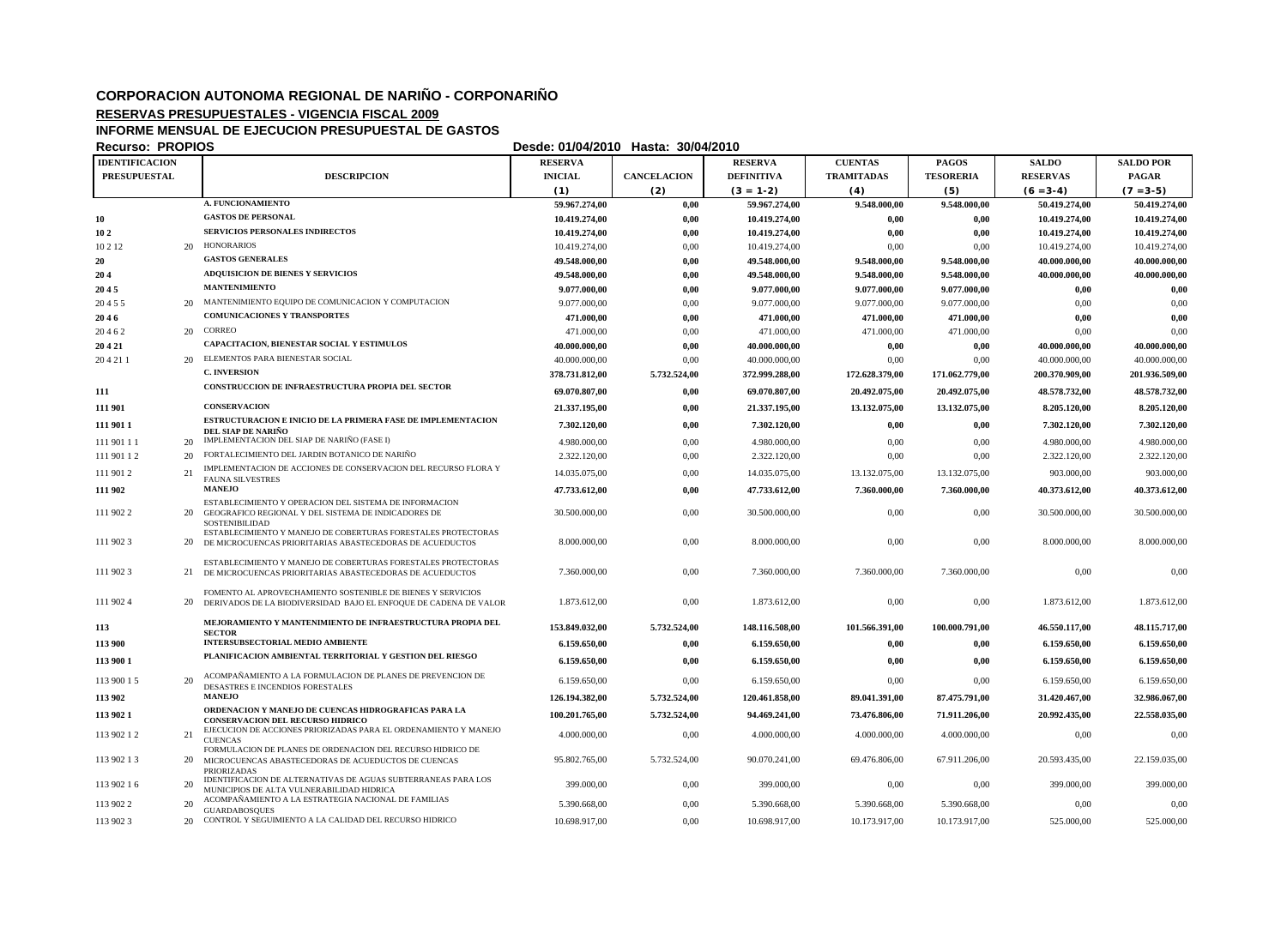## CORPORACION AUTONOMA REGIONAL DE NARIÑO - CORPONARIÑO

**RESERVAS PRESUPUESTALES - VIGENCIA FISCAL 2009**

**INFORME MENSUAL DE EJECUCION PRESUPUESTAL DE GASTOS**

**Recurso: PROPIOS** **Desde: 01/04/2010 Hasta: 30/04/2010**

| IDENTIFICACION PRESUPUESTAL | | DESCRIPCION | RESERVA INICIAL (1) | CANCELACION (2) | RESERVA DEFINITIVA (3 = 1-2) | CUENTAS TRAMITADAS (4) | PAGOS TESORERIA (5) | SALDO RESERVAS (6 =3-4) | SALDO POR PAGAR (7 =3-5) |
|---|---|---|---|---|---|---|---|---|---|
| | | **A. FUNCIONAMIENTO** | **59.967.274,00** | **0,00** | **59.967.274,00** | **9.548.000,00** | **9.548.000,00** | **50.419.274,00** | **50.419.274,00** |
| **10** | | **GASTOS DE PERSONAL** | **10.419.274,00** | **0,00** | **10.419.274,00** | **0,00** | **0,00** | **10.419.274,00** | **10.419.274,00** |
| **10 2** | | **SERVICIOS PERSONALES INDIRECTOS** | **10.419.274,00** | **0,00** | **10.419.274,00** | **0,00** | **0,00** | **10.419.274,00** | **10.419.274,00** |
| 10 2 12 | 20 | HONORARIOS | 10.419.274,00 | 0,00 | 10.419.274,00 | 0,00 | 0,00 | 10.419.274,00 | 10.419.274,00 |
| **20** | | **GASTOS GENERALES** | **49.548.000,00** | **0,00** | **49.548.000,00** | **9.548.000,00** | **9.548.000,00** | **40.000.000,00** | **40.000.000,00** |
| **20 4** | | **ADQUISICION DE BIENES Y SERVICIOS** | **49.548.000,00** | **0,00** | **49.548.000,00** | **9.548.000,00** | **9.548.000,00** | **40.000.000,00** | **40.000.000,00** |
| **20 4 5** | | **MANTENIMIENTO** | **9.077.000,00** | **0,00** | **9.077.000,00** | **9.077.000,00** | **9.077.000,00** | **0,00** | **0,00** |
| 20 4 5 5 | 20 | MANTENIMIENTO EQUIPO DE COMUNICACION Y COMPUTACION | 9.077.000,00 | 0,00 | 9.077.000,00 | 9.077.000,00 | 9.077.000,00 | 0,00 | 0,00 |
| **20 4 6** | | **COMUNICACIONES Y TRANSPORTES** | **471.000,00** | **0,00** | **471.000,00** | **471.000,00** | **471.000,00** | **0,00** | **0,00** |
| 20 4 6 2 | 20 | CORREO | 471.000,00 | 0,00 | 471.000,00 | 471.000,00 | 471.000,00 | 0,00 | 0,00 |
| **20 4 21** | | **CAPACITACION, BIENESTAR SOCIAL Y ESTIMULOS** | **40.000.000,00** | **0,00** | **40.000.000,00** | **0,00** | **0,00** | **40.000.000,00** | **40.000.000,00** |
| 20 4 21 1 | 20 | ELEMENTOS PARA BIENESTAR SOCIAL | 40.000.000,00 | 0,00 | 40.000.000,00 | 0,00 | 0,00 | 40.000.000,00 | 40.000.000,00 |
| | | **C. INVERSION** | **378.731.812,00** | **5.732.524,00** | **372.999.288,00** | **172.628.379,00** | **171.062.779,00** | **200.370.909,00** | **201.936.509,00** |
| **111** | | **CONSTRUCCION DE INFRAESTRUCTURA PROPIA DEL SECTOR** | **69.070.807,00** | **0,00** | **69.070.807,00** | **20.492.075,00** | **20.492.075,00** | **48.578.732,00** | **48.578.732,00** |
| **111 901** | | **CONSERVACION** | **21.337.195,00** | **0,00** | **21.337.195,00** | **13.132.075,00** | **13.132.075,00** | **8.205.120,00** | **8.205.120,00** |
| **111 901 1** | | **ESTRUCTURACION E INICIO DE LA PRIMERA FASE DE IMPLEMENTACION DEL SIAP DE NARIÑO** | **7.302.120,00** | **0,00** | **7.302.120,00** | **0,00** | **0,00** | **7.302.120,00** | **7.302.120,00** |
| 111 901 1 1 | 20 | IMPLEMENTACION DEL SIAP DE NARIÑO (FASE I) | 4.980.000,00 | 0,00 | 4.980.000,00 | 0,00 | 0,00 | 4.980.000,00 | 4.980.000,00 |
| 111 901 1 2 | 20 | FORTALECIMIENTO DEL JARDIN BOTANICO DE NARIÑO | 2.322.120,00 | 0,00 | 2.322.120,00 | 0,00 | 0,00 | 2.322.120,00 | 2.322.120,00 |
| 111 901 2 | 21 | IMPLEMENTACION DE ACCIONES DE CONSERVACION DEL RECURSO FLORA Y FAUNA SILVESTRES | 14.035.075,00 | 0,00 | 14.035.075,00 | 13.132.075,00 | 13.132.075,00 | 903.000,00 | 903.000,00 |
| **111 902** | | **MANEJO** | **47.733.612,00** | **0,00** | **47.733.612,00** | **7.360.000,00** | **7.360.000,00** | **40.373.612,00** | **40.373.612,00** |
| 111 902 2 | 20 | ESTABLECIMIENTO Y OPERACION DEL SISTEMA DE INFORMACION GEOGRAFICO REGIONAL Y DEL SISTEMA DE INDICADORES DE SOSTENIBILIDAD | 30.500.000,00 | 0,00 | 30.500.000,00 | 0,00 | 0,00 | 30.500.000,00 | 30.500.000,00 |
| 111 902 3 | 20 | ESTABLECIMIENTO Y MANEJO DE COBERTURAS FORESTALES PROTECTORAS DE MICROCUENCAS PRIORITARIAS ABASTECEDORAS DE ACUEDUCTOS | 8.000.000,00 | 0,00 | 8.000.000,00 | 0,00 | 0,00 | 8.000.000,00 | 8.000.000,00 |
| 111 902 3 | 21 | ESTABLECIMIENTO Y MANEJO DE COBERTURAS FORESTALES PROTECTORAS DE MICROCUENCAS PRIORITARIAS ABASTECEDORAS DE ACUEDUCTOS | 7.360.000,00 | 0,00 | 7.360.000,00 | 7.360.000,00 | 7.360.000,00 | 0,00 | 0,00 |
| 111 902 4 | 20 | FOMENTO AL APROVECHAMIENTO SOSTENIBLE DE BIENES Y SERVICIOS DERIVADOS DE LA BIODIVERSIDAD BAJO EL ENFOQUE DE CADENA DE VALOR | 1.873.612,00 | 0,00 | 1.873.612,00 | 0,00 | 0,00 | 1.873.612,00 | 1.873.612,00 |
| **113** | | **MEJORAMIENTO Y MANTENIMIENTO DE INFRAESTRUCTURA PROPIA DEL SECTOR** | **153.849.032,00** | **5.732.524,00** | **148.116.508,00** | **101.566.391,00** | **100.000.791,00** | **46.550.117,00** | **48.115.717,00** |
| **113 900** | | **INTERSUBSECTORIAL MEDIO AMBIENTE** | **6.159.650,00** | **0,00** | **6.159.650,00** | **0,00** | **0,00** | **6.159.650,00** | **6.159.650,00** |
| **113 900 1** | | **PLANIFICACION AMBIENTAL TERRITORIAL Y GESTION DEL RIESGO** | **6.159.650,00** | **0,00** | **6.159.650,00** | **0,00** | **0,00** | **6.159.650,00** | **6.159.650,00** |
| 113 900 1 5 | 20 | ACOMPAÑAMIENTO A LA FORMULACION DE PLANES DE PREVENCION DE DESASTRES E INCENDIOS FORESTALES | 6.159.650,00 | 0,00 | 6.159.650,00 | 0,00 | 0,00 | 6.159.650,00 | 6.159.650,00 |
| **113 902** | | **MANEJO** | **126.194.382,00** | **5.732.524,00** | **120.461.858,00** | **89.041.391,00** | **87.475.791,00** | **31.420.467,00** | **32.986.067,00** |
| **113 902 1** | | **ORDENACION Y MANEJO DE CUENCAS HIDROGRAFICAS PARA LA CONSERVACION DEL RECURSO HIDRICO** | **100.201.765,00** | **5.732.524,00** | **94.469.241,00** | **73.476.806,00** | **71.911.206,00** | **20.992.435,00** | **22.558.035,00** |
| 113 902 1 2 | 21 | EJECUCION DE ACCIONES PRIORIZADAS PARA EL ORDENAMIENTO Y MANEJO CUENCAS | 4.000.000,00 | 0,00 | 4.000.000,00 | 4.000.000,00 | 4.000.000,00 | 0,00 | 0,00 |
| 113 902 1 3 | 20 | FORMULACION DE PLANES DE ORDENACION DEL RECURSO HIDRICO DE MICROCUENCAS ABASTECEDORAS DE ACUEDUCTOS DE CUENCAS PRIORIZADAS | 95.802.765,00 | 5.732.524,00 | 90.070.241,00 | 69.476.806,00 | 67.911.206,00 | 20.593.435,00 | 22.159.035,00 |
| 113 902 1 6 | 20 | IDENTIFICACION DE ALTERNATIVAS DE AGUAS SUBTERRANEAS PARA LOS MUNICIPIOS DE ALTA VULNERABILIDAD HIDRICA | 399.000,00 | 0,00 | 399.000,00 | 0,00 | 0,00 | 399.000,00 | 399.000,00 |
| 113 902 2 | 20 | ACOMPAÑAMIENTO A LA ESTRATEGIA NACIONAL DE FAMILIAS GUARDABOSQUES | 5.390.668,00 | 0,00 | 5.390.668,00 | 5.390.668,00 | 5.390.668,00 | 0,00 | 0,00 |
| 113 902 3 | 20 | CONTROL Y SEGUIMIENTO A LA CALIDAD DEL RECURSO HIDRICO | 10.698.917,00 | 0,00 | 10.698.917,00 | 10.173.917,00 | 10.173.917,00 | 525.000,00 | 525.000,00 |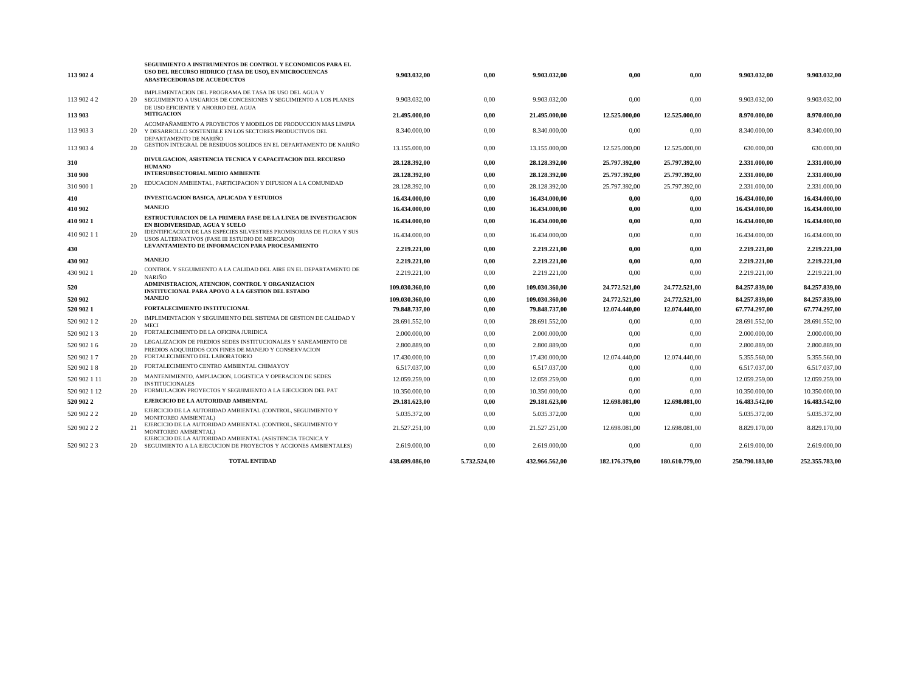| | | | | | | | | | |
|---|---|---|---|---|---|---|---|---|---|
| **113 902 4** | | **SEGUIMIENTO A INSTRUMENTOS DE CONTROL Y ECONOMICOS PARA EL USO DEL RECURSO HIDRICO (TASA DE USO), EN MICROCUENCAS ABASTECEDORAS DE ACUEDUCTOS** | **9.903.032,00** | **0,00** | **9.903.032,00** | **0,00** | **0,00** | **9.903.032,00** | **9.903.032,00** |
| 113 902 4 2 | 20 | IMPLEMENTACION DEL PROGRAMA DE TASA DE USO DEL AGUA Y SEGUIMIENTO A USUARIOS DE CONCESIONES Y SEGUIMIENTO A LOS PLANES DE USO EFICIENTE Y AHORRO DEL AGUA | 9.903.032,00 | 0,00 | 9.903.032,00 | 0,00 | 0,00 | 9.903.032,00 | 9.903.032,00 |
| **113 903** | | **MITIGACION** | **21.495.000,00** | **0,00** | **21.495.000,00** | **12.525.000,00** | **12.525.000,00** | **8.970.000,00** | **8.970.000,00** |
| 113 903 3 | 20 | ACOMPAÑAMIENTO A PROYECTOS Y MODELOS DE PRODUCCION MAS LIMPIA Y DESARROLLO SOSTENIBLE EN LOS SECTORES PRODUCTIVOS DEL DEPARTAMENTO DE NARIÑO | 8.340.000,00 | 0,00 | 8.340.000,00 | 0,00 | 0,00 | 8.340.000,00 | 8.340.000,00 |
| 113 903 4 | 20 | GESTION INTEGRAL DE RESIDUOS SOLIDOS EN EL DEPARTAMENTO DE NARIÑO | 13.155.000,00 | 0,00 | 13.155.000,00 | 12.525.000,00 | 12.525.000,00 | 630.000,00 | 630.000,00 |
| **310** | | **DIVULGACION, ASISTENCIA TECNICA Y CAPACITACION DEL RECURSO HUMANO** | **28.128.392,00** | **0,00** | **28.128.392,00** | **25.797.392,00** | **25.797.392,00** | **2.331.000,00** | **2.331.000,00** |
| **310 900** | | **INTERSUBSECTORIAL MEDIO AMBIENTE** | **28.128.392,00** | **0,00** | **28.128.392,00** | **25.797.392,00** | **25.797.392,00** | **2.331.000,00** | **2.331.000,00** |
| 310 900 1 | 20 | EDUCACION AMBIENTAL, PARTICIPACION Y DIFUSION A LA COMUNIDAD | 28.128.392,00 | 0,00 | 28.128.392,00 | 25.797.392,00 | 25.797.392,00 | 2.331.000,00 | 2.331.000,00 |
| **410** | | **INVESTIGACION BASICA, APLICADA Y ESTUDIOS** | **16.434.000,00** | **0,00** | **16.434.000,00** | **0,00** | **0,00** | **16.434.000,00** | **16.434.000,00** |
| **410 902** | | **MANEJO** | **16.434.000,00** | **0,00** | **16.434.000,00** | **0,00** | **0,00** | **16.434.000,00** | **16.434.000,00** |
| **410 902 1** | | **ESTRUCTURACION DE LA PRIMERA FASE DE LA LINEA DE INVESTIGACION EN BIODIVERSIDAD, AGUA Y SUELO** | **16.434.000,00** | **0,00** | **16.434.000,00** | **0,00** | **0,00** | **16.434.000,00** | **16.434.000,00** |
| 410 902 1 1 | 20 | IDENTIFICACION DE LAS ESPECIES SILVESTRES PROMISORIAS DE FLORA Y SUS USOS ALTERNATIVOS (FASE III ESTUDIO DE MERCADO) | 16.434.000,00 | 0,00 | 16.434.000,00 | 0,00 | 0,00 | 16.434.000,00 | 16.434.000,00 |
| **430** | | **LEVANTAMIENTO DE INFORMACION PARA PROCESAMIENTO** | **2.219.221,00** | **0,00** | **2.219.221,00** | **0,00** | **0,00** | **2.219.221,00** | **2.219.221,00** |
| **430 902** | | **MANEJO** | **2.219.221,00** | **0,00** | **2.219.221,00** | **0,00** | **0,00** | **2.219.221,00** | **2.219.221,00** |
| 430 902 1 | 20 | CONTROL Y SEGUIMIENTO A LA CALIDAD DEL AIRE EN EL DEPARTAMENTO DE NARIÑO | 2.219.221,00 | 0,00 | 2.219.221,00 | 0,00 | 0,00 | 2.219.221,00 | 2.219.221,00 |
| **520** | | **ADMINISTRACION, ATENCION, CONTROL Y ORGANIZACION INSTITUCIONAL PARA APOYO A LA GESTION DEL ESTADO** | **109.030.360,00** | **0,00** | **109.030.360,00** | **24.772.521,00** | **24.772.521,00** | **84.257.839,00** | **84.257.839,00** |
| **520 902** | | **MANEJO** | **109.030.360,00** | **0,00** | **109.030.360,00** | **24.772.521,00** | **24.772.521,00** | **84.257.839,00** | **84.257.839,00** |
| **520 902 1** | | **FORTALECIMIENTO INSTITUCIONAL** | **79.848.737,00** | **0,00** | **79.848.737,00** | **12.074.440,00** | **12.074.440,00** | **67.774.297,00** | **67.774.297,00** |
| 520 902 1 2 | 20 | IMPLEMENTACION Y SEGUIMIENTO DEL SISTEMA DE GESTION DE CALIDAD Y MECI | 28.691.552,00 | 0,00 | 28.691.552,00 | 0,00 | 0,00 | 28.691.552,00 | 28.691.552,00 |
| 520 902 1 3 | 20 | FORTALECIMIENTO DE LA OFICINA JURIDICA | 2.000.000,00 | 0,00 | 2.000.000,00 | 0,00 | 0,00 | 2.000.000,00 | 2.000.000,00 |
| 520 902 1 6 | 20 | LEGALIZACION DE PREDIOS SEDES INSTITUCIONALES Y SANEAMIENTO DE PREDIOS ADQUIRIDOS CON FINES DE MANEJO Y CONSERVACION | 2.800.889,00 | 0,00 | 2.800.889,00 | 0,00 | 0,00 | 2.800.889,00 | 2.800.889,00 |
| 520 902 1 7 | 20 | FORTALECIMIENTO DEL LABORATORIO | 17.430.000,00 | 0,00 | 17.430.000,00 | 12.074.440,00 | 12.074.440,00 | 5.355.560,00 | 5.355.560,00 |
| 520 902 1 8 | 20 | FORTALECIMIENTO CENTRO AMBIENTAL CHIMAYOY | 6.517.037,00 | 0,00 | 6.517.037,00 | 0,00 | 0,00 | 6.517.037,00 | 6.517.037,00 |
| 520 902 1 11 | 20 | MANTENIMIENTO, AMPLIACION, LOGISTICA Y OPERACION DE SEDES INSTITUCIONALES | 12.059.259,00 | 0,00 | 12.059.259,00 | 0,00 | 0,00 | 12.059.259,00 | 12.059.259,00 |
| 520 902 1 12 | 20 | FORMULACION PROYECTOS Y SEGUIMIENTO A LA EJECUCION DEL PAT | 10.350.000,00 | 0,00 | 10.350.000,00 | 0,00 | 0,00 | 10.350.000,00 | 10.350.000,00 |
| **520 902 2** | | **EJERCICIO DE LA AUTORIDAD AMBIENTAL** | **29.181.623,00** | **0,00** | **29.181.623,00** | **12.698.081,00** | **12.698.081,00** | **16.483.542,00** | **16.483.542,00** |
| 520 902 2 2 | 20 | EJERCICIO DE LA AUTORIDAD AMBIENTAL (CONTROL, SEGUIMIENTO Y MONITOREO AMBIENTAL) | 5.035.372,00 | 0,00 | 5.035.372,00 | 0,00 | 0,00 | 5.035.372,00 | 5.035.372,00 |
| 520 902 2 2 | 21 | EJERCICIO DE LA AUTORIDAD AMBIENTAL (CONTROL, SEGUIMIENTO Y MONITOREO AMBIENTAL) | 21.527.251,00 | 0,00 | 21.527.251,00 | 12.698.081,00 | 12.698.081,00 | 8.829.170,00 | 8.829.170,00 |
| 520 902 2 3 | 20 | EJERCICIO DE LA AUTORIDAD AMBIENTAL (ASISTENCIA TECNICA Y SEGUIMIENTO A LA EJECUCION DE PROYECTOS Y ACCIONES AMBIENTALES) | 2.619.000,00 | 0,00 | 2.619.000,00 | 0,00 | 0,00 | 2.619.000,00 | 2.619.000,00 |
| | | **TOTAL ENTIDAD** | **438.699.086,00** | **5.732.524,00** | **432.966.562,00** | **182.176.379,00** | **180.610.779,00** | **250.790.183,00** | **252.355.783,00** |